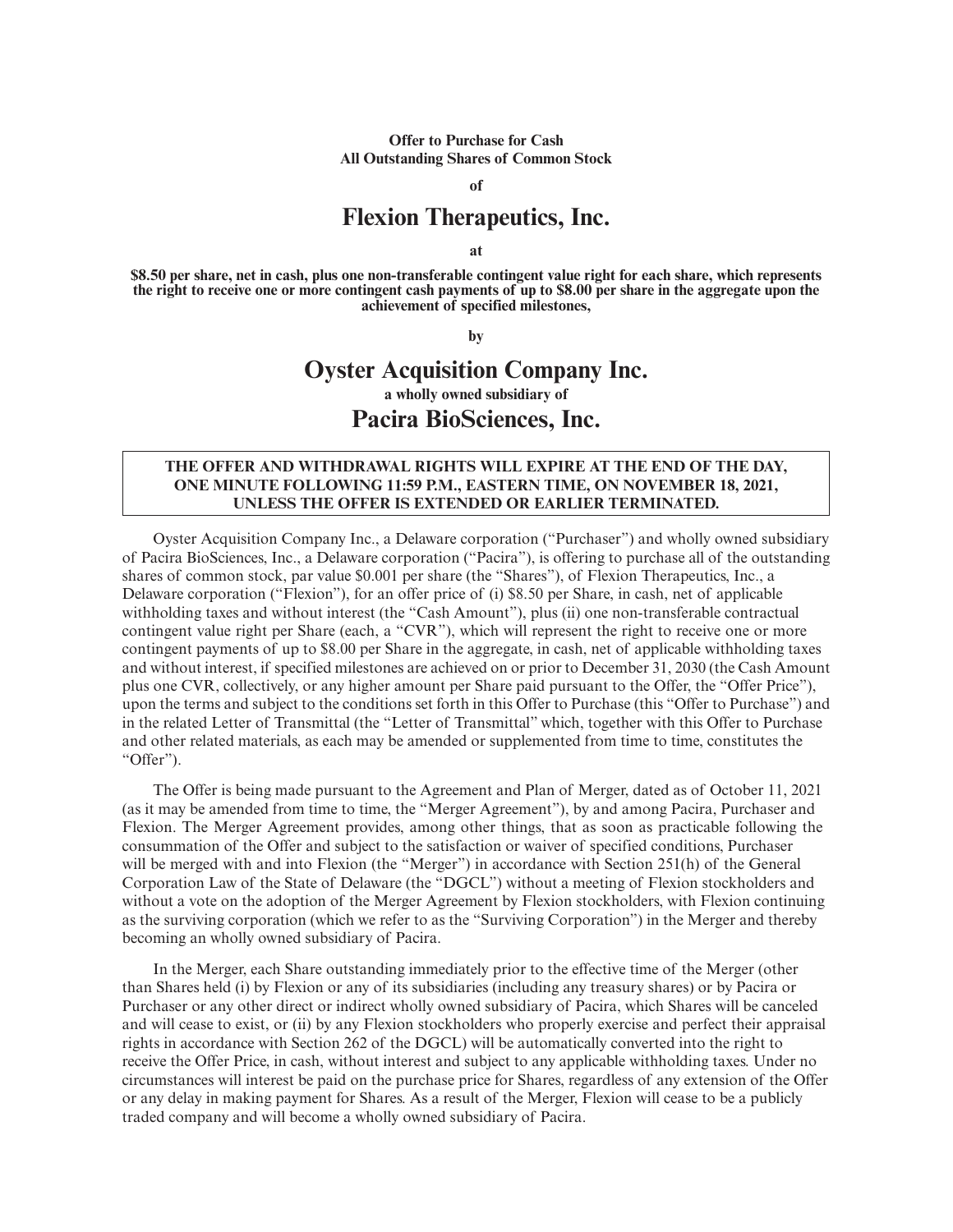**Offer to Purchase for Cash**
**All Outstanding Shares of Common Stock**

**of**

# Flexion Therapeutics, Inc.

**at**

**$8.50 per share, net in cash, plus one non-transferable contingent value right for each share, which represents the right to receive one or more contingent cash payments of up to $8.00 per share in the aggregate upon the achievement of specified milestones,**

**by**

# Oyster Acquisition Company Inc.

**a wholly owned subsidiary of**

# Pacira BioSciences, Inc.

**THE OFFER AND WITHDRAWAL RIGHTS WILL EXPIRE AT THE END OF THE DAY, ONE MINUTE FOLLOWING 11:59 P.M., EASTERN TIME, ON NOVEMBER 18, 2021, UNLESS THE OFFER IS EXTENDED OR EARLIER TERMINATED.**

Oyster Acquisition Company Inc., a Delaware corporation ("Purchaser") and wholly owned subsidiary of Pacira BioSciences, Inc., a Delaware corporation ("Pacira"), is offering to purchase all of the outstanding shares of common stock, par value $0.001 per share (the "Shares"), of Flexion Therapeutics, Inc., a Delaware corporation ("Flexion"), for an offer price of (i) $8.50 per Share, in cash, net of applicable withholding taxes and without interest (the "Cash Amount"), plus (ii) one non-transferable contractual contingent value right per Share (each, a "CVR"), which will represent the right to receive one or more contingent payments of up to $8.00 per Share in the aggregate, in cash, net of applicable withholding taxes and without interest, if specified milestones are achieved on or prior to December 31, 2030 (the Cash Amount plus one CVR, collectively, or any higher amount per Share paid pursuant to the Offer, the "Offer Price"), upon the terms and subject to the conditions set forth in this Offer to Purchase (this "Offer to Purchase") and in the related Letter of Transmittal (the "Letter of Transmittal" which, together with this Offer to Purchase and other related materials, as each may be amended or supplemented from time to time, constitutes the "Offer").

The Offer is being made pursuant to the Agreement and Plan of Merger, dated as of October 11, 2021 (as it may be amended from time to time, the "Merger Agreement"), by and among Pacira, Purchaser and Flexion. The Merger Agreement provides, among other things, that as soon as practicable following the consummation of the Offer and subject to the satisfaction or waiver of specified conditions, Purchaser will be merged with and into Flexion (the "Merger") in accordance with Section 251(h) of the General Corporation Law of the State of Delaware (the "DGCL") without a meeting of Flexion stockholders and without a vote on the adoption of the Merger Agreement by Flexion stockholders, with Flexion continuing as the surviving corporation (which we refer to as the "Surviving Corporation") in the Merger and thereby becoming an wholly owned subsidiary of Pacira.

In the Merger, each Share outstanding immediately prior to the effective time of the Merger (other than Shares held (i) by Flexion or any of its subsidiaries (including any treasury shares) or by Pacira or Purchaser or any other direct or indirect wholly owned subsidiary of Pacira, which Shares will be canceled and will cease to exist, or (ii) by any Flexion stockholders who properly exercise and perfect their appraisal rights in accordance with Section 262 of the DGCL) will be automatically converted into the right to receive the Offer Price, in cash, without interest and subject to any applicable withholding taxes. Under no circumstances will interest be paid on the purchase price for Shares, regardless of any extension of the Offer or any delay in making payment for Shares. As a result of the Merger, Flexion will cease to be a publicly traded company and will become a wholly owned subsidiary of Pacira.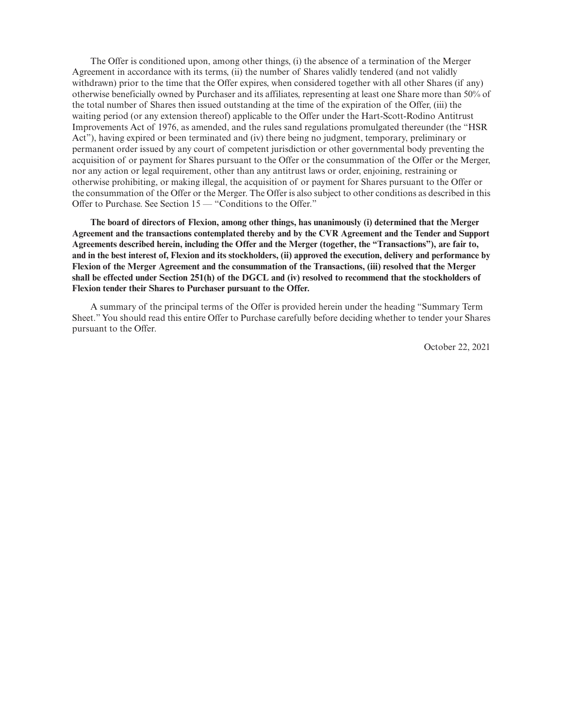The Offer is conditioned upon, among other things, (i) the absence of a termination of the Merger Agreement in accordance with its terms, (ii) the number of Shares validly tendered (and not validly withdrawn) prior to the time that the Offer expires, when considered together with all other Shares (if any) otherwise beneficially owned by Purchaser and its affiliates, representing at least one Share more than 50% of the total number of Shares then issued outstanding at the time of the expiration of the Offer, (iii) the waiting period (or any extension thereof) applicable to the Offer under the Hart-Scott-Rodino Antitrust Improvements Act of 1976, as amended, and the rules sand regulations promulgated thereunder (the "HSR Act"), having expired or been terminated and (iv) there being no judgment, temporary, preliminary or permanent order issued by any court of competent jurisdiction or other governmental body preventing the acquisition of or payment for Shares pursuant to the Offer or the consummation of the Offer or the Merger, nor any action or legal requirement, other than any antitrust laws or order, enjoining, restraining or otherwise prohibiting, or making illegal, the acquisition of or payment for Shares pursuant to the Offer or the consummation of the Offer or the Merger. The Offer is also subject to other conditions as described in this Offer to Purchase. See Section 15 — "Conditions to the Offer."

**The board of directors of Flexion, among other things, has unanimously (i) determined that the Merger Agreement and the transactions contemplated thereby and by the CVR Agreement and the Tender and Support Agreements described herein, including the Offer and the Merger (together, the "Transactions"), are fair to, and in the best interest of, Flexion and its stockholders, (ii) approved the execution, delivery and performance by Flexion of the Merger Agreement and the consummation of the Transactions, (iii) resolved that the Merger shall be effected under Section 251(h) of the DGCL and (iv) resolved to recommend that the stockholders of Flexion tender their Shares to Purchaser pursuant to the Offer.**

A summary of the principal terms of the Offer is provided herein under the heading "Summary Term Sheet." You should read this entire Offer to Purchase carefully before deciding whether to tender your Shares pursuant to the Offer.

October 22, 2021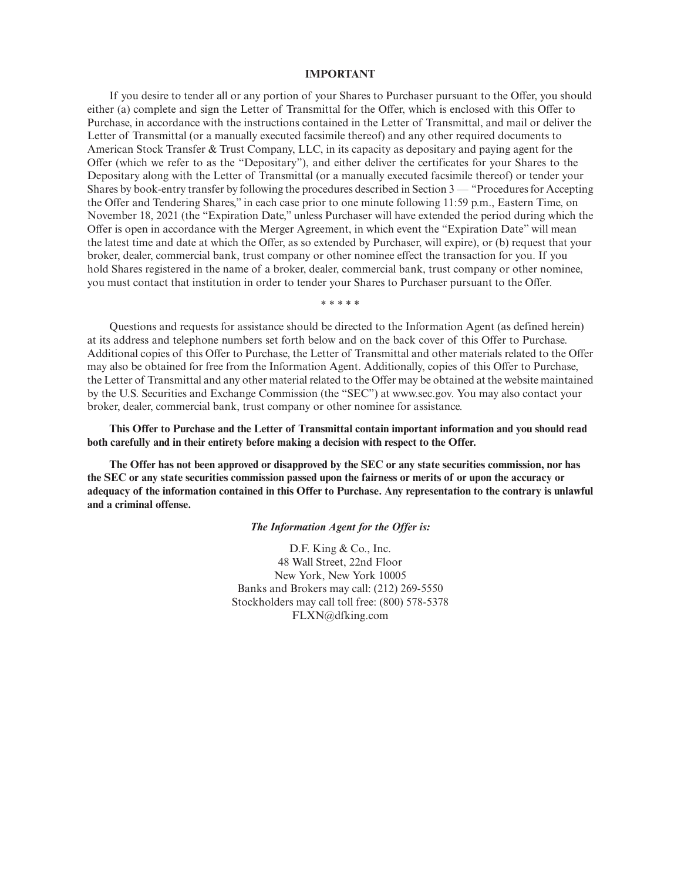# IMPORTANT

If you desire to tender all or any portion of your Shares to Purchaser pursuant to the Offer, you should either (a) complete and sign the Letter of Transmittal for the Offer, which is enclosed with this Offer to Purchase, in accordance with the instructions contained in the Letter of Transmittal, and mail or deliver the Letter of Transmittal (or a manually executed facsimile thereof) and any other required documents to American Stock Transfer & Trust Company, LLC, in its capacity as depositary and paying agent for the Offer (which we refer to as the "Depositary"), and either deliver the certificates for your Shares to the Depositary along with the Letter of Transmittal (or a manually executed facsimile thereof) or tender your Shares by book-entry transfer by following the procedures described in Section 3 — "Procedures for Accepting the Offer and Tendering Shares," in each case prior to one minute following 11:59 p.m., Eastern Time, on November 18, 2021 (the "Expiration Date," unless Purchaser will have extended the period during which the Offer is open in accordance with the Merger Agreement, in which event the "Expiration Date" will mean the latest time and date at which the Offer, as so extended by Purchaser, will expire), or (b) request that your broker, dealer, commercial bank, trust company or other nominee effect the transaction for you. If you hold Shares registered in the name of a broker, dealer, commercial bank, trust company or other nominee, you must contact that institution in order to tender your Shares to Purchaser pursuant to the Offer.

\* \* \* \* \*

Questions and requests for assistance should be directed to the Information Agent (as defined herein) at its address and telephone numbers set forth below and on the back cover of this Offer to Purchase. Additional copies of this Offer to Purchase, the Letter of Transmittal and other materials related to the Offer may also be obtained for free from the Information Agent. Additionally, copies of this Offer to Purchase, the Letter of Transmittal and any other material related to the Offer may be obtained at the website maintained by the U.S. Securities and Exchange Commission (the "SEC") at www.sec.gov. You may also contact your broker, dealer, commercial bank, trust company or other nominee for assistance.

**This Offer to Purchase and the Letter of Transmittal contain important information and you should read both carefully and in their entirety before making a decision with respect to the Offer.**

**The Offer has not been approved or disapproved by the SEC or any state securities commission, nor has the SEC or any state securities commission passed upon the fairness or merits of or upon the accuracy or adequacy of the information contained in this Offer to Purchase. Any representation to the contrary is unlawful and a criminal offense.**

***The Information Agent for the Offer is:***

D.F. King & Co., Inc.
48 Wall Street, 22nd Floor
New York, New York 10005
Banks and Brokers may call: (212) 269-5550
Stockholders may call toll free: (800) 578-5378
FLXN@dfking.com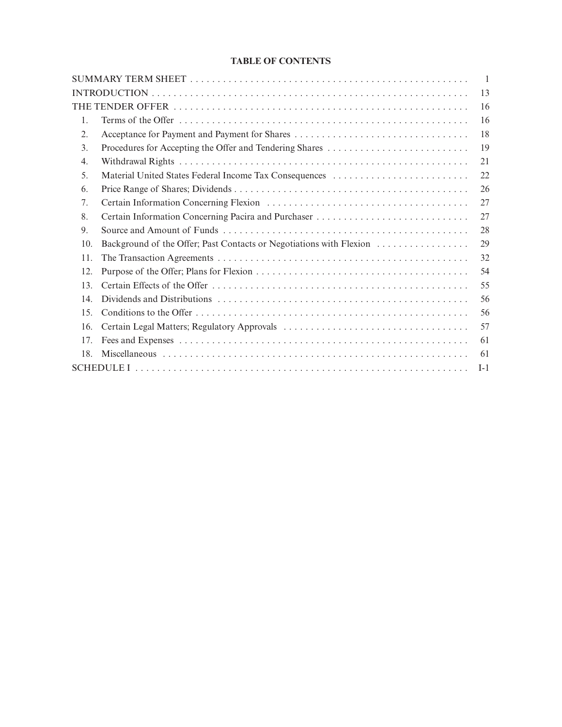# TABLE OF CONTENTS

| | | |
|---|---|---|
| SUMMARY TERM SHEET | | 1 |
| INTRODUCTION | | 13 |
| THE TENDER OFFER | | 16 |
| 1. | Terms of the Offer | 16 |
| 2. | Acceptance for Payment and Payment for Shares | 18 |
| 3. | Procedures for Accepting the Offer and Tendering Shares | 19 |
| 4. | Withdrawal Rights | 21 |
| 5. | Material United States Federal Income Tax Consequences | 22 |
| 6. | Price Range of Shares; Dividends | 26 |
| 7. | Certain Information Concerning Flexion | 27 |
| 8. | Certain Information Concerning Pacira and Purchaser | 27 |
| 9. | Source and Amount of Funds | 28 |
| 10. | Background of the Offer; Past Contacts or Negotiations with Flexion | 29 |
| 11. | The Transaction Agreements | 32 |
| 12. | Purpose of the Offer; Plans for Flexion | 54 |
| 13. | Certain Effects of the Offer | 55 |
| 14. | Dividends and Distributions | 56 |
| 15. | Conditions to the Offer | 56 |
| 16. | Certain Legal Matters; Regulatory Approvals | 57 |
| 17. | Fees and Expenses | 61 |
| 18. | Miscellaneous | 61 |
| SCHEDULE I | | I-1 |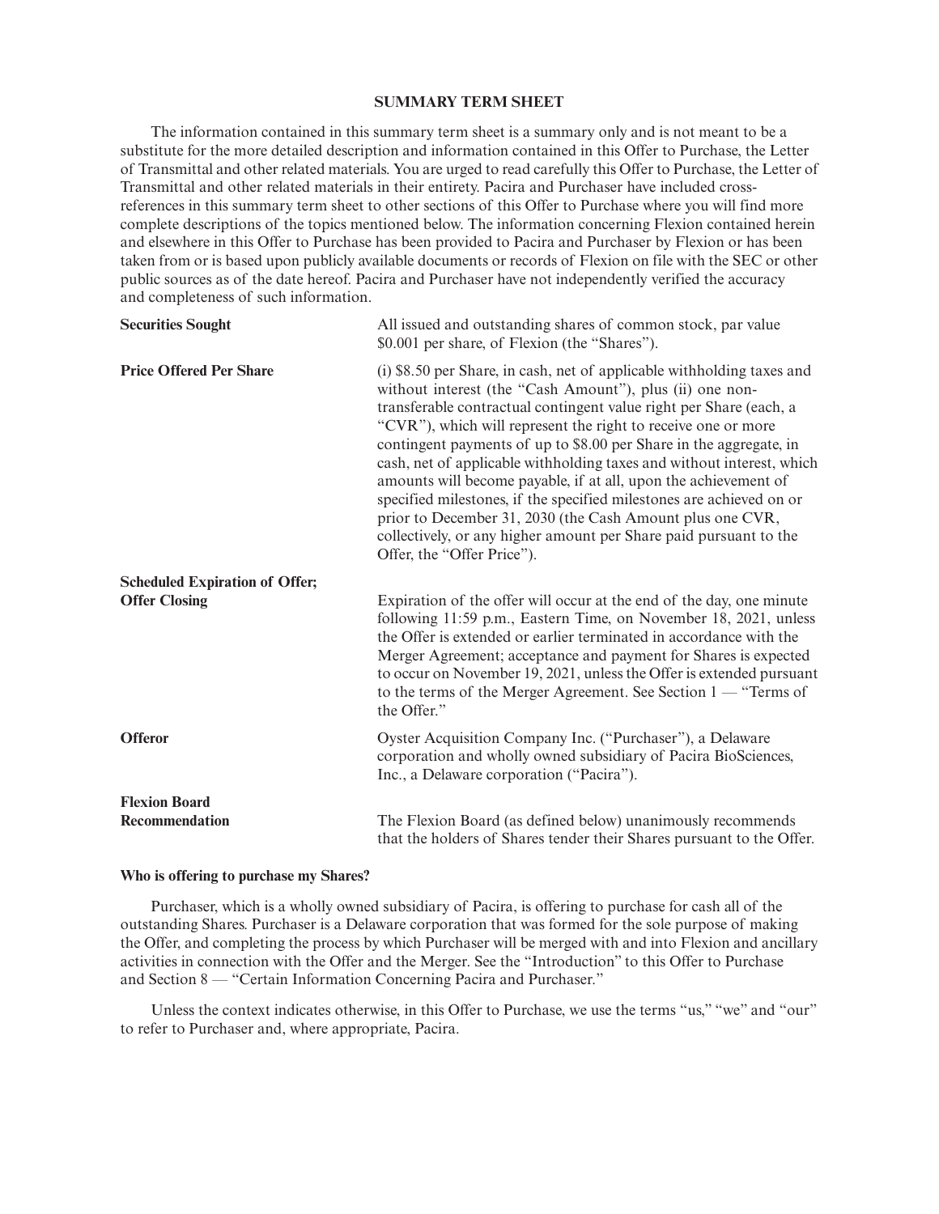## SUMMARY TERM SHEET

The information contained in this summary term sheet is a summary only and is not meant to be a substitute for the more detailed description and information contained in this Offer to Purchase, the Letter of Transmittal and other related materials. You are urged to read carefully this Offer to Purchase, the Letter of Transmittal and other related materials in their entirety. Pacira and Purchaser have included cross-references in this summary term sheet to other sections of this Offer to Purchase where you will find more complete descriptions of the topics mentioned below. The information concerning Flexion contained herein and elsewhere in this Offer to Purchase has been provided to Pacira and Purchaser by Flexion or has been taken from or is based upon publicly available documents or records of Flexion on file with the SEC or other public sources as of the date hereof. Pacira and Purchaser have not independently verified the accuracy and completeness of such information.

| | |
|---|---|
| **Securities Sought** | All issued and outstanding shares of common stock, par value $0.001 per share, of Flexion (the "Shares"). |
| **Price Offered Per Share** | (i) $8.50 per Share, in cash, net of applicable withholding taxes and without interest (the "Cash Amount"), plus (ii) one non-transferable contractual contingent value right per Share (each, a "CVR"), which will represent the right to receive one or more contingent payments of up to $8.00 per Share in the aggregate, in cash, net of applicable withholding taxes and without interest, which amounts will become payable, if at all, upon the achievement of specified milestones, if the specified milestones are achieved on or prior to December 31, 2030 (the Cash Amount plus one CVR, collectively, or any higher amount per Share paid pursuant to the Offer, the "Offer Price"). |
| **Scheduled Expiration of Offer; Offer Closing** | Expiration of the offer will occur at the end of the day, one minute following 11:59 p.m., Eastern Time, on November 18, 2021, unless the Offer is extended or earlier terminated in accordance with the Merger Agreement; acceptance and payment for Shares is expected to occur on November 19, 2021, unless the Offer is extended pursuant to the terms of the Merger Agreement. See Section 1 — "Terms of the Offer." |
| **Offeror** | Oyster Acquisition Company Inc. ("Purchaser"), a Delaware corporation and wholly owned subsidiary of Pacira BioSciences, Inc., a Delaware corporation ("Pacira"). |
| **Flexion Board Recommendation** | The Flexion Board (as defined below) unanimously recommends that the holders of Shares tender their Shares pursuant to the Offer. |

### Who is offering to purchase my Shares?

Purchaser, which is a wholly owned subsidiary of Pacira, is offering to purchase for cash all of the outstanding Shares. Purchaser is a Delaware corporation that was formed for the sole purpose of making the Offer, and completing the process by which Purchaser will be merged with and into Flexion and ancillary activities in connection with the Offer and the Merger. See the "Introduction" to this Offer to Purchase and Section 8 — "Certain Information Concerning Pacira and Purchaser."

Unless the context indicates otherwise, in this Offer to Purchase, we use the terms "us," "we" and "our" to refer to Purchaser and, where appropriate, Pacira.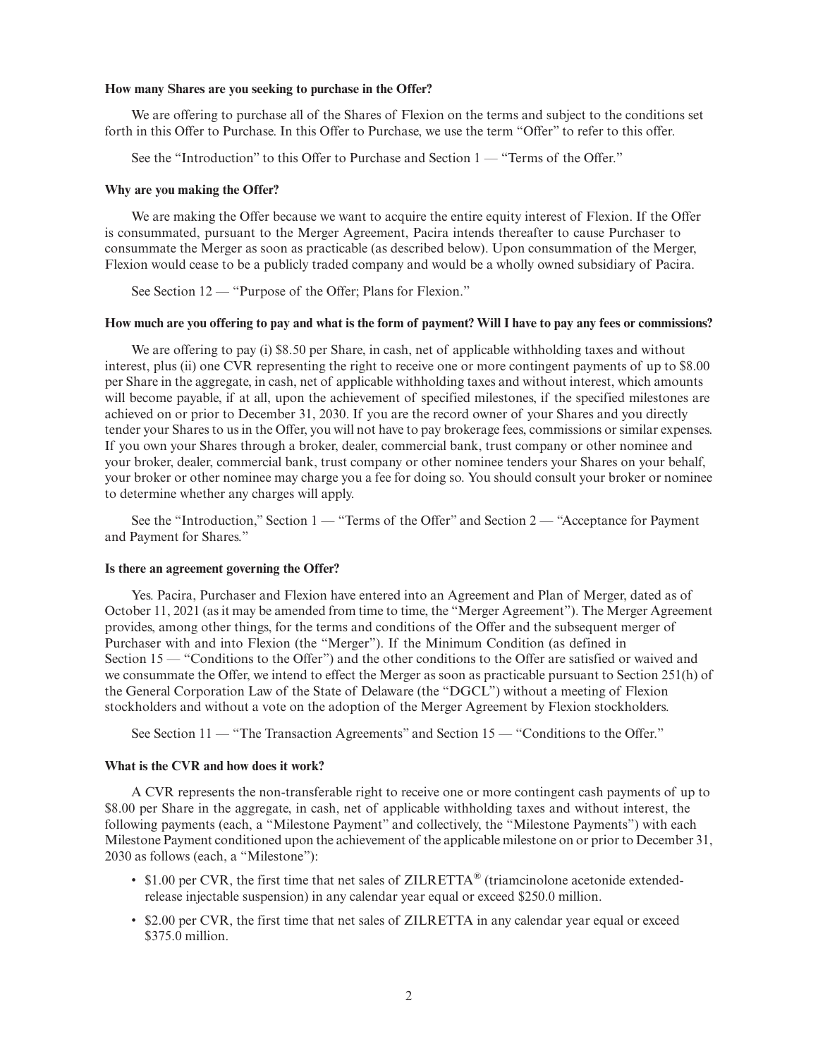**How many Shares are you seeking to purchase in the Offer?**

We are offering to purchase all of the Shares of Flexion on the terms and subject to the conditions set forth in this Offer to Purchase. In this Offer to Purchase, we use the term "Offer" to refer to this offer.

See the "Introduction" to this Offer to Purchase and Section 1 — "Terms of the Offer."

**Why are you making the Offer?**

We are making the Offer because we want to acquire the entire equity interest of Flexion. If the Offer is consummated, pursuant to the Merger Agreement, Pacira intends thereafter to cause Purchaser to consummate the Merger as soon as practicable (as described below). Upon consummation of the Merger, Flexion would cease to be a publicly traded company and would be a wholly owned subsidiary of Pacira.

See Section 12 — "Purpose of the Offer; Plans for Flexion."

**How much are you offering to pay and what is the form of payment? Will I have to pay any fees or commissions?**

We are offering to pay (i) $8.50 per Share, in cash, net of applicable withholding taxes and without interest, plus (ii) one CVR representing the right to receive one or more contingent payments of up to $8.00 per Share in the aggregate, in cash, net of applicable withholding taxes and without interest, which amounts will become payable, if at all, upon the achievement of specified milestones, if the specified milestones are achieved on or prior to December 31, 2030. If you are the record owner of your Shares and you directly tender your Shares to us in the Offer, you will not have to pay brokerage fees, commissions or similar expenses. If you own your Shares through a broker, dealer, commercial bank, trust company or other nominee and your broker, dealer, commercial bank, trust company or other nominee tenders your Shares on your behalf, your broker or other nominee may charge you a fee for doing so. You should consult your broker or nominee to determine whether any charges will apply.

See the "Introduction," Section 1 — "Terms of the Offer" and Section 2 — "Acceptance for Payment and Payment for Shares."

**Is there an agreement governing the Offer?**

Yes. Pacira, Purchaser and Flexion have entered into an Agreement and Plan of Merger, dated as of October 11, 2021 (as it may be amended from time to time, the "Merger Agreement"). The Merger Agreement provides, among other things, for the terms and conditions of the Offer and the subsequent merger of Purchaser with and into Flexion (the "Merger"). If the Minimum Condition (as defined in Section 15 — "Conditions to the Offer") and the other conditions to the Offer are satisfied or waived and we consummate the Offer, we intend to effect the Merger as soon as practicable pursuant to Section 251(h) of the General Corporation Law of the State of Delaware (the "DGCL") without a meeting of Flexion stockholders and without a vote on the adoption of the Merger Agreement by Flexion stockholders.

See Section 11 — "The Transaction Agreements" and Section 15 — "Conditions to the Offer."

**What is the CVR and how does it work?**

A CVR represents the non-transferable right to receive one or more contingent cash payments of up to $8.00 per Share in the aggregate, in cash, net of applicable withholding taxes and without interest, the following payments (each, a "Milestone Payment" and collectively, the "Milestone Payments") with each Milestone Payment conditioned upon the achievement of the applicable milestone on or prior to December 31, 2030 as follows (each, a "Milestone"):

- $1.00 per CVR, the first time that net sales of ZILRETTA® (triamcinolone acetonide extended-release injectable suspension) in any calendar year equal or exceed $250.0 million.
- $2.00 per CVR, the first time that net sales of ZILRETTA in any calendar year equal or exceed $375.0 million.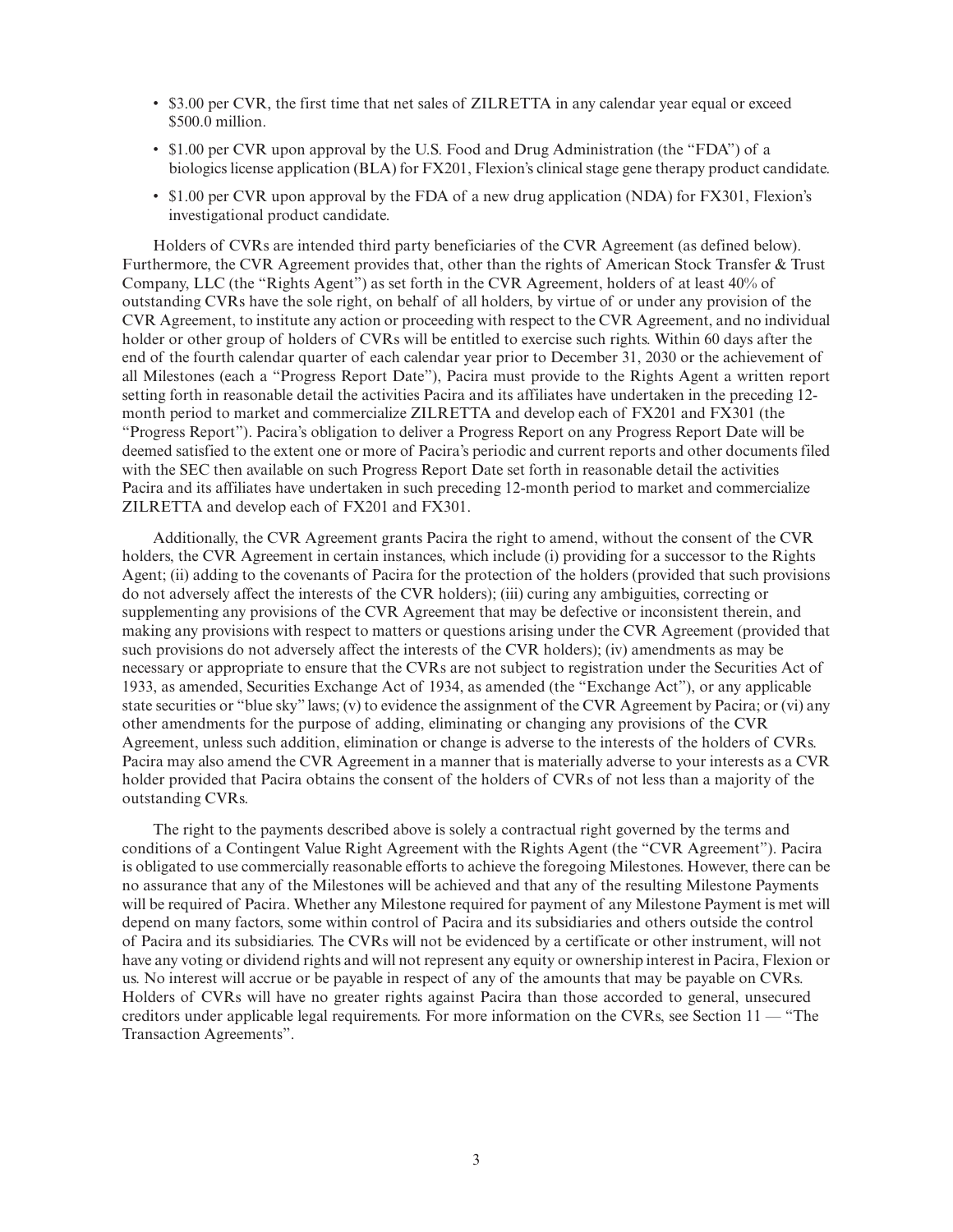- $3.00 per CVR, the first time that net sales of ZILRETTA in any calendar year equal or exceed $500.0 million.
- $1.00 per CVR upon approval by the U.S. Food and Drug Administration (the "FDA") of a biologics license application (BLA) for FX201, Flexion's clinical stage gene therapy product candidate.
- $1.00 per CVR upon approval by the FDA of a new drug application (NDA) for FX301, Flexion's investigational product candidate.

Holders of CVRs are intended third party beneficiaries of the CVR Agreement (as defined below). Furthermore, the CVR Agreement provides that, other than the rights of American Stock Transfer & Trust Company, LLC (the "Rights Agent") as set forth in the CVR Agreement, holders of at least 40% of outstanding CVRs have the sole right, on behalf of all holders, by virtue of or under any provision of the CVR Agreement, to institute any action or proceeding with respect to the CVR Agreement, and no individual holder or other group of holders of CVRs will be entitled to exercise such rights. Within 60 days after the end of the fourth calendar quarter of each calendar year prior to December 31, 2030 or the achievement of all Milestones (each a "Progress Report Date"), Pacira must provide to the Rights Agent a written report setting forth in reasonable detail the activities Pacira and its affiliates have undertaken in the preceding 12-month period to market and commercialize ZILRETTA and develop each of FX201 and FX301 (the "Progress Report"). Pacira's obligation to deliver a Progress Report on any Progress Report Date will be deemed satisfied to the extent one or more of Pacira's periodic and current reports and other documents filed with the SEC then available on such Progress Report Date set forth in reasonable detail the activities Pacira and its affiliates have undertaken in such preceding 12-month period to market and commercialize ZILRETTA and develop each of FX201 and FX301.

Additionally, the CVR Agreement grants Pacira the right to amend, without the consent of the CVR holders, the CVR Agreement in certain instances, which include (i) providing for a successor to the Rights Agent; (ii) adding to the covenants of Pacira for the protection of the holders (provided that such provisions do not adversely affect the interests of the CVR holders); (iii) curing any ambiguities, correcting or supplementing any provisions of the CVR Agreement that may be defective or inconsistent therein, and making any provisions with respect to matters or questions arising under the CVR Agreement (provided that such provisions do not adversely affect the interests of the CVR holders); (iv) amendments as may be necessary or appropriate to ensure that the CVRs are not subject to registration under the Securities Act of 1933, as amended, Securities Exchange Act of 1934, as amended (the "Exchange Act"), or any applicable state securities or "blue sky" laws; (v) to evidence the assignment of the CVR Agreement by Pacira; or (vi) any other amendments for the purpose of adding, eliminating or changing any provisions of the CVR Agreement, unless such addition, elimination or change is adverse to the interests of the holders of CVRs. Pacira may also amend the CVR Agreement in a manner that is materially adverse to your interests as a CVR holder provided that Pacira obtains the consent of the holders of CVRs of not less than a majority of the outstanding CVRs.

The right to the payments described above is solely a contractual right governed by the terms and conditions of a Contingent Value Right Agreement with the Rights Agent (the "CVR Agreement"). Pacira is obligated to use commercially reasonable efforts to achieve the foregoing Milestones. However, there can be no assurance that any of the Milestones will be achieved and that any of the resulting Milestone Payments will be required of Pacira. Whether any Milestone required for payment of any Milestone Payment is met will depend on many factors, some within control of Pacira and its subsidiaries and others outside the control of Pacira and its subsidiaries. The CVRs will not be evidenced by a certificate or other instrument, will not have any voting or dividend rights and will not represent any equity or ownership interest in Pacira, Flexion or us. No interest will accrue or be payable in respect of any of the amounts that may be payable on CVRs. Holders of CVRs will have no greater rights against Pacira than those accorded to general, unsecured creditors under applicable legal requirements. For more information on the CVRs, see Section 11 — "The Transaction Agreements".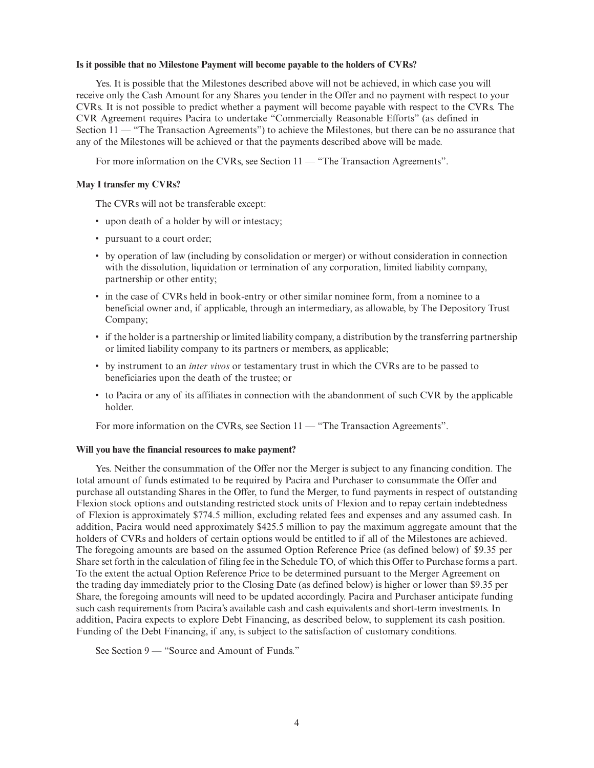**Is it possible that no Milestone Payment will become payable to the holders of CVRs?**

Yes. It is possible that the Milestones described above will not be achieved, in which case you will receive only the Cash Amount for any Shares you tender in the Offer and no payment with respect to your CVRs. It is not possible to predict whether a payment will become payable with respect to the CVRs. The CVR Agreement requires Pacira to undertake "Commercially Reasonable Efforts" (as defined in Section 11 — "The Transaction Agreements") to achieve the Milestones, but there can be no assurance that any of the Milestones will be achieved or that the payments described above will be made.

For more information on the CVRs, see Section 11 — "The Transaction Agreements".

**May I transfer my CVRs?**

The CVRs will not be transferable except:

- upon death of a holder by will or intestacy;
- pursuant to a court order;
- by operation of law (including by consolidation or merger) or without consideration in connection with the dissolution, liquidation or termination of any corporation, limited liability company, partnership or other entity;
- in the case of CVRs held in book-entry or other similar nominee form, from a nominee to a beneficial owner and, if applicable, through an intermediary, as allowable, by The Depository Trust Company;
- if the holder is a partnership or limited liability company, a distribution by the transferring partnership or limited liability company to its partners or members, as applicable;
- by instrument to an *inter vivos* or testamentary trust in which the CVRs are to be passed to beneficiaries upon the death of the trustee; or
- to Pacira or any of its affiliates in connection with the abandonment of such CVR by the applicable holder.

For more information on the CVRs, see Section 11 — "The Transaction Agreements".

**Will you have the financial resources to make payment?**

Yes. Neither the consummation of the Offer nor the Merger is subject to any financing condition. The total amount of funds estimated to be required by Pacira and Purchaser to consummate the Offer and purchase all outstanding Shares in the Offer, to fund the Merger, to fund payments in respect of outstanding Flexion stock options and outstanding restricted stock units of Flexion and to repay certain indebtedness of Flexion is approximately $774.5 million, excluding related fees and expenses and any assumed cash. In addition, Pacira would need approximately $425.5 million to pay the maximum aggregate amount that the holders of CVRs and holders of certain options would be entitled to if all of the Milestones are achieved. The foregoing amounts are based on the assumed Option Reference Price (as defined below) of $9.35 per Share set forth in the calculation of filing fee in the Schedule TO, of which this Offer to Purchase forms a part. To the extent the actual Option Reference Price to be determined pursuant to the Merger Agreement on the trading day immediately prior to the Closing Date (as defined below) is higher or lower than $9.35 per Share, the foregoing amounts will need to be updated accordingly. Pacira and Purchaser anticipate funding such cash requirements from Pacira's available cash and cash equivalents and short-term investments. In addition, Pacira expects to explore Debt Financing, as described below, to supplement its cash position. Funding of the Debt Financing, if any, is subject to the satisfaction of customary conditions.

See Section 9 — "Source and Amount of Funds."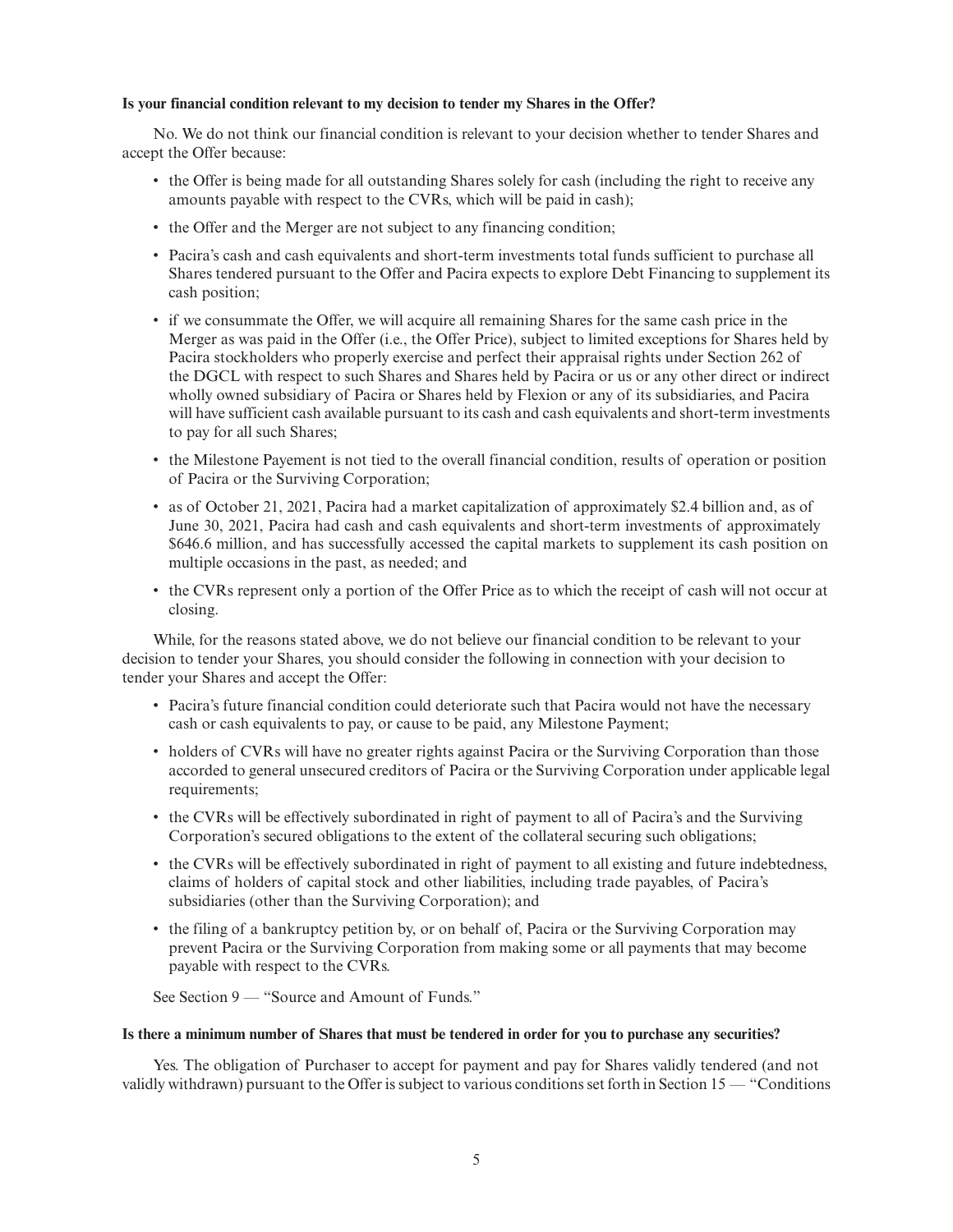**Is your financial condition relevant to my decision to tender my Shares in the Offer?**

No. We do not think our financial condition is relevant to your decision whether to tender Shares and accept the Offer because:

- the Offer is being made for all outstanding Shares solely for cash (including the right to receive any amounts payable with respect to the CVRs, which will be paid in cash);
- the Offer and the Merger are not subject to any financing condition;
- Pacira's cash and cash equivalents and short-term investments total funds sufficient to purchase all Shares tendered pursuant to the Offer and Pacira expects to explore Debt Financing to supplement its cash position;
- if we consummate the Offer, we will acquire all remaining Shares for the same cash price in the Merger as was paid in the Offer (i.e., the Offer Price), subject to limited exceptions for Shares held by Pacira stockholders who properly exercise and perfect their appraisal rights under Section 262 of the DGCL with respect to such Shares and Shares held by Pacira or us or any other direct or indirect wholly owned subsidiary of Pacira or Shares held by Flexion or any of its subsidiaries, and Pacira will have sufficient cash available pursuant to its cash and cash equivalents and short-term investments to pay for all such Shares;
- the Milestone Payement is not tied to the overall financial condition, results of operation or position of Pacira or the Surviving Corporation;
- as of October 21, 2021, Pacira had a market capitalization of approximately $2.4 billion and, as of June 30, 2021, Pacira had cash and cash equivalents and short-term investments of approximately $646.6 million, and has successfully accessed the capital markets to supplement its cash position on multiple occasions in the past, as needed; and
- the CVRs represent only a portion of the Offer Price as to which the receipt of cash will not occur at closing.

While, for the reasons stated above, we do not believe our financial condition to be relevant to your decision to tender your Shares, you should consider the following in connection with your decision to tender your Shares and accept the Offer:

- Pacira's future financial condition could deteriorate such that Pacira would not have the necessary cash or cash equivalents to pay, or cause to be paid, any Milestone Payment;
- holders of CVRs will have no greater rights against Pacira or the Surviving Corporation than those accorded to general unsecured creditors of Pacira or the Surviving Corporation under applicable legal requirements;
- the CVRs will be effectively subordinated in right of payment to all of Pacira's and the Surviving Corporation's secured obligations to the extent of the collateral securing such obligations;
- the CVRs will be effectively subordinated in right of payment to all existing and future indebtedness, claims of holders of capital stock and other liabilities, including trade payables, of Pacira's subsidiaries (other than the Surviving Corporation); and
- the filing of a bankruptcy petition by, or on behalf of, Pacira or the Surviving Corporation may prevent Pacira or the Surviving Corporation from making some or all payments that may become payable with respect to the CVRs.

See Section 9 — "Source and Amount of Funds."

**Is there a minimum number of Shares that must be tendered in order for you to purchase any securities?**

Yes. The obligation of Purchaser to accept for payment and pay for Shares validly tendered (and not validly withdrawn) pursuant to the Offer is subject to various conditions set forth in Section 15 — "Conditions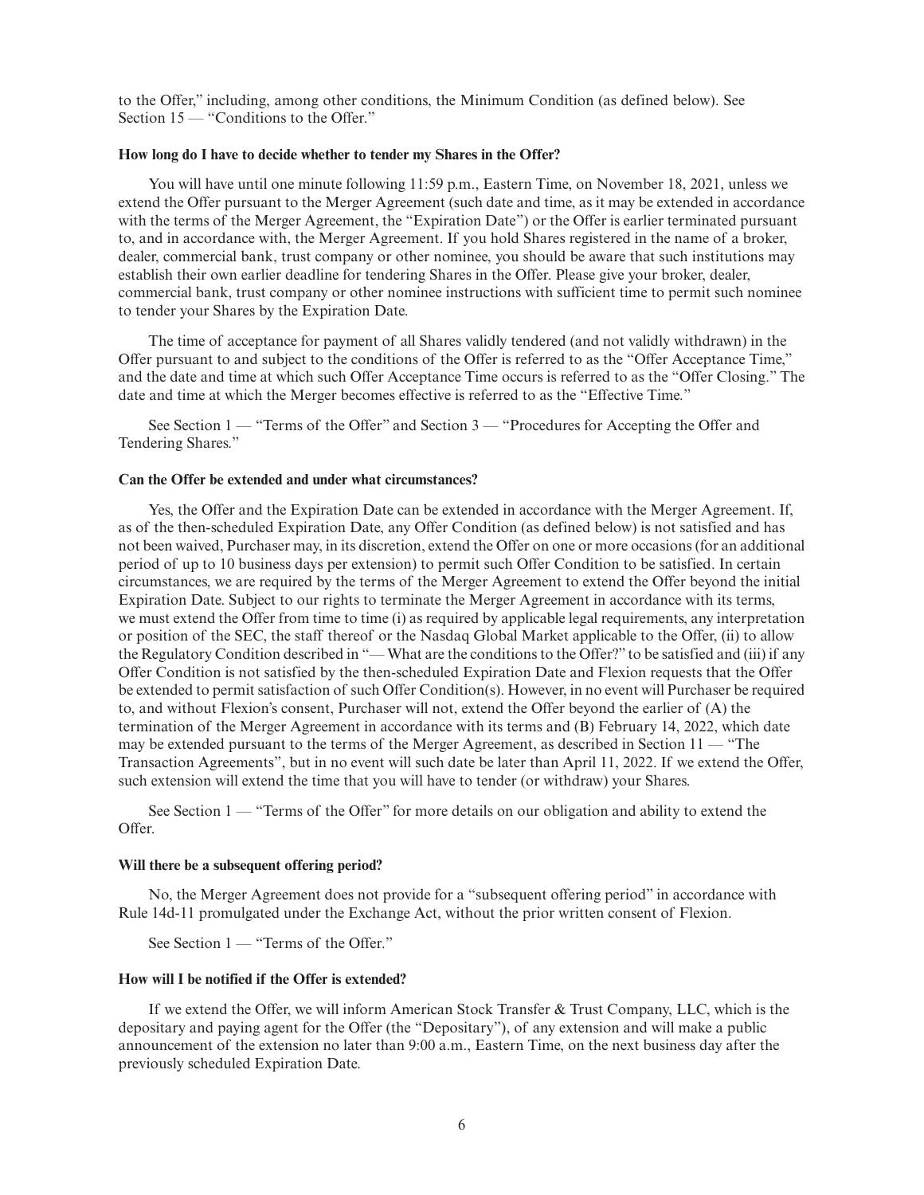to the Offer," including, among other conditions, the Minimum Condition (as defined below). See Section 15 — "Conditions to the Offer."

**How long do I have to decide whether to tender my Shares in the Offer?**

You will have until one minute following 11:59 p.m., Eastern Time, on November 18, 2021, unless we extend the Offer pursuant to the Merger Agreement (such date and time, as it may be extended in accordance with the terms of the Merger Agreement, the "Expiration Date") or the Offer is earlier terminated pursuant to, and in accordance with, the Merger Agreement. If you hold Shares registered in the name of a broker, dealer, commercial bank, trust company or other nominee, you should be aware that such institutions may establish their own earlier deadline for tendering Shares in the Offer. Please give your broker, dealer, commercial bank, trust company or other nominee instructions with sufficient time to permit such nominee to tender your Shares by the Expiration Date.

The time of acceptance for payment of all Shares validly tendered (and not validly withdrawn) in the Offer pursuant to and subject to the conditions of the Offer is referred to as the "Offer Acceptance Time," and the date and time at which such Offer Acceptance Time occurs is referred to as the "Offer Closing." The date and time at which the Merger becomes effective is referred to as the "Effective Time."

See Section 1 — "Terms of the Offer" and Section 3 — "Procedures for Accepting the Offer and Tendering Shares."

**Can the Offer be extended and under what circumstances?**

Yes, the Offer and the Expiration Date can be extended in accordance with the Merger Agreement. If, as of the then-scheduled Expiration Date, any Offer Condition (as defined below) is not satisfied and has not been waived, Purchaser may, in its discretion, extend the Offer on one or more occasions (for an additional period of up to 10 business days per extension) to permit such Offer Condition to be satisfied. In certain circumstances, we are required by the terms of the Merger Agreement to extend the Offer beyond the initial Expiration Date. Subject to our rights to terminate the Merger Agreement in accordance with its terms, we must extend the Offer from time to time (i) as required by applicable legal requirements, any interpretation or position of the SEC, the staff thereof or the Nasdaq Global Market applicable to the Offer, (ii) to allow the Regulatory Condition described in "— What are the conditions to the Offer?" to be satisfied and (iii) if any Offer Condition is not satisfied by the then-scheduled Expiration Date and Flexion requests that the Offer be extended to permit satisfaction of such Offer Condition(s). However, in no event will Purchaser be required to, and without Flexion's consent, Purchaser will not, extend the Offer beyond the earlier of (A) the termination of the Merger Agreement in accordance with its terms and (B) February 14, 2022, which date may be extended pursuant to the terms of the Merger Agreement, as described in Section 11 — "The Transaction Agreements", but in no event will such date be later than April 11, 2022. If we extend the Offer, such extension will extend the time that you will have to tender (or withdraw) your Shares.

See Section 1 — "Terms of the Offer" for more details on our obligation and ability to extend the Offer.

**Will there be a subsequent offering period?**

No, the Merger Agreement does not provide for a "subsequent offering period" in accordance with Rule 14d-11 promulgated under the Exchange Act, without the prior written consent of Flexion.

See Section 1 — "Terms of the Offer."

**How will I be notified if the Offer is extended?**

If we extend the Offer, we will inform American Stock Transfer & Trust Company, LLC, which is the depositary and paying agent for the Offer (the "Depositary"), of any extension and will make a public announcement of the extension no later than 9:00 a.m., Eastern Time, on the next business day after the previously scheduled Expiration Date.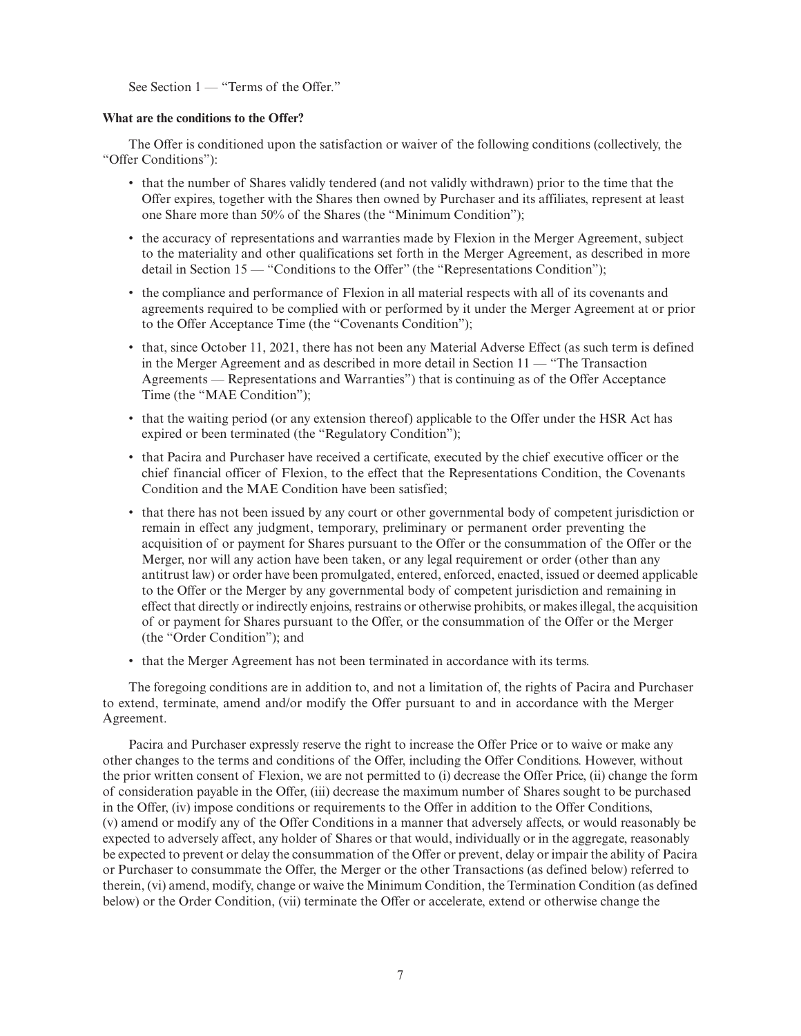See Section 1 — "Terms of the Offer."

**What are the conditions to the Offer?**

The Offer is conditioned upon the satisfaction or waiver of the following conditions (collectively, the "Offer Conditions"):

- that the number of Shares validly tendered (and not validly withdrawn) prior to the time that the Offer expires, together with the Shares then owned by Purchaser and its affiliates, represent at least one Share more than 50% of the Shares (the "Minimum Condition");
- the accuracy of representations and warranties made by Flexion in the Merger Agreement, subject to the materiality and other qualifications set forth in the Merger Agreement, as described in more detail in Section 15 — "Conditions to the Offer" (the "Representations Condition");
- the compliance and performance of Flexion in all material respects with all of its covenants and agreements required to be complied with or performed by it under the Merger Agreement at or prior to the Offer Acceptance Time (the "Covenants Condition");
- that, since October 11, 2021, there has not been any Material Adverse Effect (as such term is defined in the Merger Agreement and as described in more detail in Section 11 — "The Transaction Agreements — Representations and Warranties") that is continuing as of the Offer Acceptance Time (the "MAE Condition");
- that the waiting period (or any extension thereof) applicable to the Offer under the HSR Act has expired or been terminated (the "Regulatory Condition");
- that Pacira and Purchaser have received a certificate, executed by the chief executive officer or the chief financial officer of Flexion, to the effect that the Representations Condition, the Covenants Condition and the MAE Condition have been satisfied;
- that there has not been issued by any court or other governmental body of competent jurisdiction or remain in effect any judgment, temporary, preliminary or permanent order preventing the acquisition of or payment for Shares pursuant to the Offer or the consummation of the Offer or the Merger, nor will any action have been taken, or any legal requirement or order (other than any antitrust law) or order have been promulgated, entered, enforced, enacted, issued or deemed applicable to the Offer or the Merger by any governmental body of competent jurisdiction and remaining in effect that directly or indirectly enjoins, restrains or otherwise prohibits, or makes illegal, the acquisition of or payment for Shares pursuant to the Offer, or the consummation of the Offer or the Merger (the "Order Condition"); and
- that the Merger Agreement has not been terminated in accordance with its terms.

The foregoing conditions are in addition to, and not a limitation of, the rights of Pacira and Purchaser to extend, terminate, amend and/or modify the Offer pursuant to and in accordance with the Merger Agreement.

Pacira and Purchaser expressly reserve the right to increase the Offer Price or to waive or make any other changes to the terms and conditions of the Offer, including the Offer Conditions. However, without the prior written consent of Flexion, we are not permitted to (i) decrease the Offer Price, (ii) change the form of consideration payable in the Offer, (iii) decrease the maximum number of Shares sought to be purchased in the Offer, (iv) impose conditions or requirements to the Offer in addition to the Offer Conditions, (v) amend or modify any of the Offer Conditions in a manner that adversely affects, or would reasonably be expected to adversely affect, any holder of Shares or that would, individually or in the aggregate, reasonably be expected to prevent or delay the consummation of the Offer or prevent, delay or impair the ability of Pacira or Purchaser to consummate the Offer, the Merger or the other Transactions (as defined below) referred to therein, (vi) amend, modify, change or waive the Minimum Condition, the Termination Condition (as defined below) or the Order Condition, (vii) terminate the Offer or accelerate, extend or otherwise change the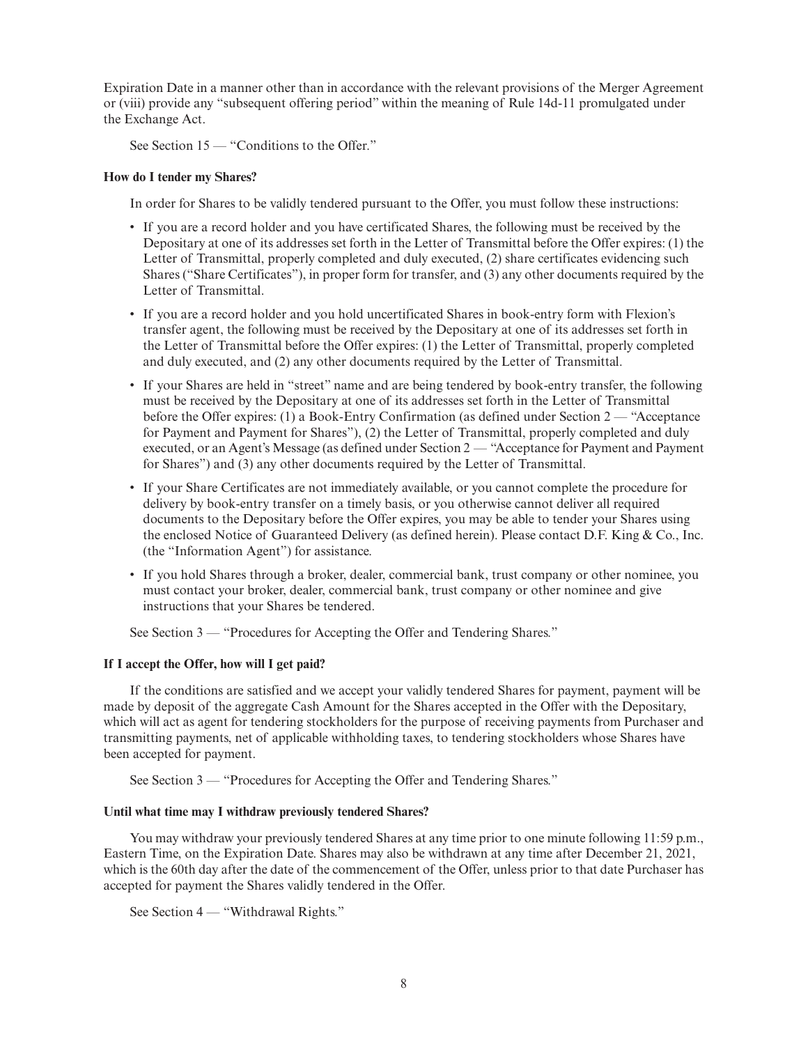Expiration Date in a manner other than in accordance with the relevant provisions of the Merger Agreement or (viii) provide any "subsequent offering period" within the meaning of Rule 14d-11 promulgated under the Exchange Act.

See Section 15 — "Conditions to the Offer."

**How do I tender my Shares?**

In order for Shares to be validly tendered pursuant to the Offer, you must follow these instructions:

- If you are a record holder and you have certificated Shares, the following must be received by the Depositary at one of its addresses set forth in the Letter of Transmittal before the Offer expires: (1) the Letter of Transmittal, properly completed and duly executed, (2) share certificates evidencing such Shares ("Share Certificates"), in proper form for transfer, and (3) any other documents required by the Letter of Transmittal.
- If you are a record holder and you hold uncertificated Shares in book-entry form with Flexion's transfer agent, the following must be received by the Depositary at one of its addresses set forth in the Letter of Transmittal before the Offer expires: (1) the Letter of Transmittal, properly completed and duly executed, and (2) any other documents required by the Letter of Transmittal.
- If your Shares are held in "street" name and are being tendered by book-entry transfer, the following must be received by the Depositary at one of its addresses set forth in the Letter of Transmittal before the Offer expires: (1) a Book-Entry Confirmation (as defined under Section 2 — "Acceptance for Payment and Payment for Shares"), (2) the Letter of Transmittal, properly completed and duly executed, or an Agent's Message (as defined under Section 2 — "Acceptance for Payment and Payment for Shares") and (3) any other documents required by the Letter of Transmittal.
- If your Share Certificates are not immediately available, or you cannot complete the procedure for delivery by book-entry transfer on a timely basis, or you otherwise cannot deliver all required documents to the Depositary before the Offer expires, you may be able to tender your Shares using the enclosed Notice of Guaranteed Delivery (as defined herein). Please contact D.F. King & Co., Inc. (the "Information Agent") for assistance.
- If you hold Shares through a broker, dealer, commercial bank, trust company or other nominee, you must contact your broker, dealer, commercial bank, trust company or other nominee and give instructions that your Shares be tendered.

See Section 3 — "Procedures for Accepting the Offer and Tendering Shares."

**If I accept the Offer, how will I get paid?**

If the conditions are satisfied and we accept your validly tendered Shares for payment, payment will be made by deposit of the aggregate Cash Amount for the Shares accepted in the Offer with the Depositary, which will act as agent for tendering stockholders for the purpose of receiving payments from Purchaser and transmitting payments, net of applicable withholding taxes, to tendering stockholders whose Shares have been accepted for payment.

See Section 3 — "Procedures for Accepting the Offer and Tendering Shares."

**Until what time may I withdraw previously tendered Shares?**

You may withdraw your previously tendered Shares at any time prior to one minute following 11:59 p.m., Eastern Time, on the Expiration Date. Shares may also be withdrawn at any time after December 21, 2021, which is the 60th day after the date of the commencement of the Offer, unless prior to that date Purchaser has accepted for payment the Shares validly tendered in the Offer.

See Section 4 — "Withdrawal Rights."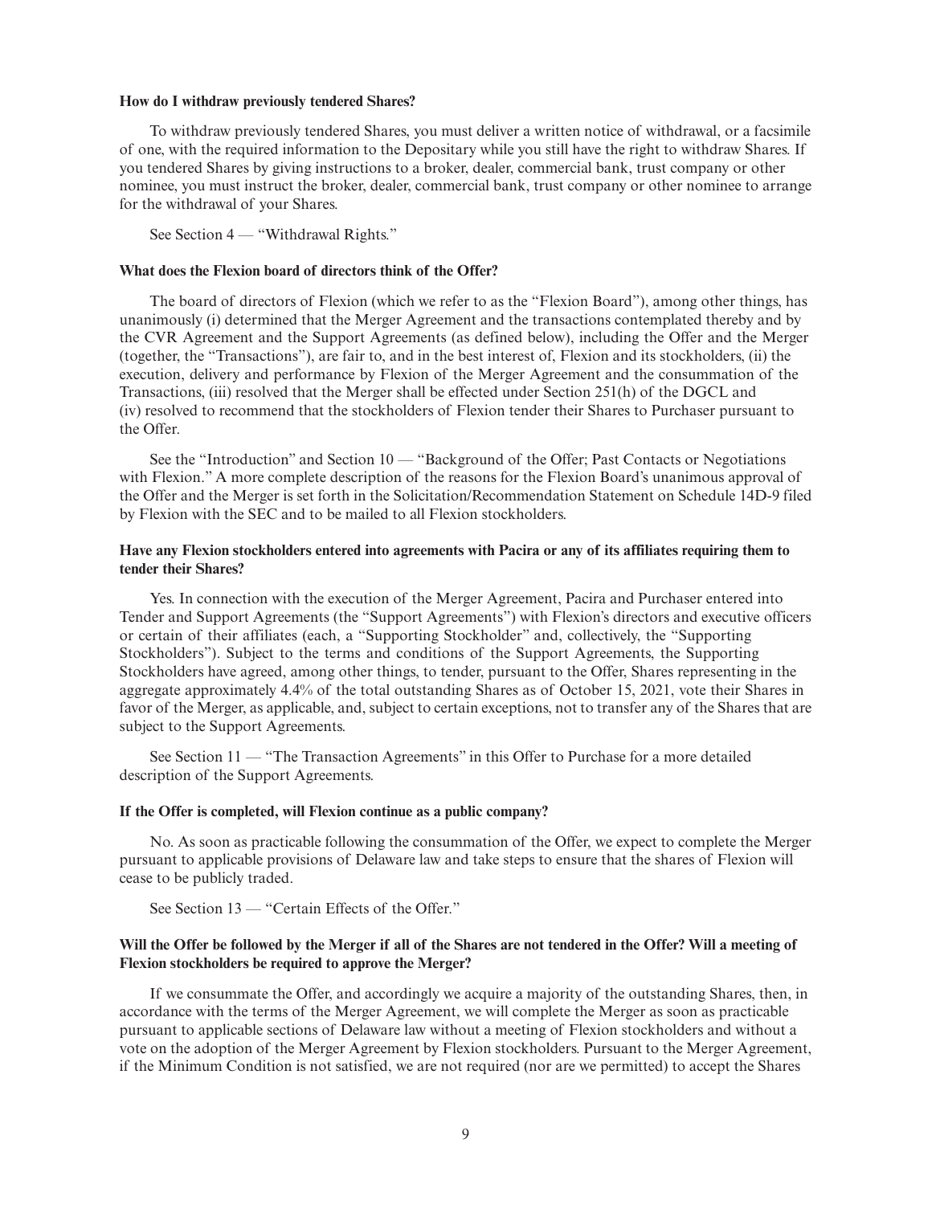**How do I withdraw previously tendered Shares?**

To withdraw previously tendered Shares, you must deliver a written notice of withdrawal, or a facsimile of one, with the required information to the Depositary while you still have the right to withdraw Shares. If you tendered Shares by giving instructions to a broker, dealer, commercial bank, trust company or other nominee, you must instruct the broker, dealer, commercial bank, trust company or other nominee to arrange for the withdrawal of your Shares.

See Section 4 — "Withdrawal Rights."

**What does the Flexion board of directors think of the Offer?**

The board of directors of Flexion (which we refer to as the "Flexion Board"), among other things, has unanimously (i) determined that the Merger Agreement and the transactions contemplated thereby and by the CVR Agreement and the Support Agreements (as defined below), including the Offer and the Merger (together, the "Transactions"), are fair to, and in the best interest of, Flexion and its stockholders, (ii) the execution, delivery and performance by Flexion of the Merger Agreement and the consummation of the Transactions, (iii) resolved that the Merger shall be effected under Section 251(h) of the DGCL and (iv) resolved to recommend that the stockholders of Flexion tender their Shares to Purchaser pursuant to the Offer.

See the "Introduction" and Section 10 — "Background of the Offer; Past Contacts or Negotiations with Flexion." A more complete description of the reasons for the Flexion Board's unanimous approval of the Offer and the Merger is set forth in the Solicitation/Recommendation Statement on Schedule 14D-9 filed by Flexion with the SEC and to be mailed to all Flexion stockholders.

**Have any Flexion stockholders entered into agreements with Pacira or any of its affiliates requiring them to tender their Shares?**

Yes. In connection with the execution of the Merger Agreement, Pacira and Purchaser entered into Tender and Support Agreements (the "Support Agreements") with Flexion's directors and executive officers or certain of their affiliates (each, a "Supporting Stockholder" and, collectively, the "Supporting Stockholders"). Subject to the terms and conditions of the Support Agreements, the Supporting Stockholders have agreed, among other things, to tender, pursuant to the Offer, Shares representing in the aggregate approximately 4.4% of the total outstanding Shares as of October 15, 2021, vote their Shares in favor of the Merger, as applicable, and, subject to certain exceptions, not to transfer any of the Shares that are subject to the Support Agreements.

See Section 11 — "The Transaction Agreements" in this Offer to Purchase for a more detailed description of the Support Agreements.

**If the Offer is completed, will Flexion continue as a public company?**

No. As soon as practicable following the consummation of the Offer, we expect to complete the Merger pursuant to applicable provisions of Delaware law and take steps to ensure that the shares of Flexion will cease to be publicly traded.

See Section 13 — "Certain Effects of the Offer."

**Will the Offer be followed by the Merger if all of the Shares are not tendered in the Offer? Will a meeting of Flexion stockholders be required to approve the Merger?**

If we consummate the Offer, and accordingly we acquire a majority of the outstanding Shares, then, in accordance with the terms of the Merger Agreement, we will complete the Merger as soon as practicable pursuant to applicable sections of Delaware law without a meeting of Flexion stockholders and without a vote on the adoption of the Merger Agreement by Flexion stockholders. Pursuant to the Merger Agreement, if the Minimum Condition is not satisfied, we are not required (nor are we permitted) to accept the Shares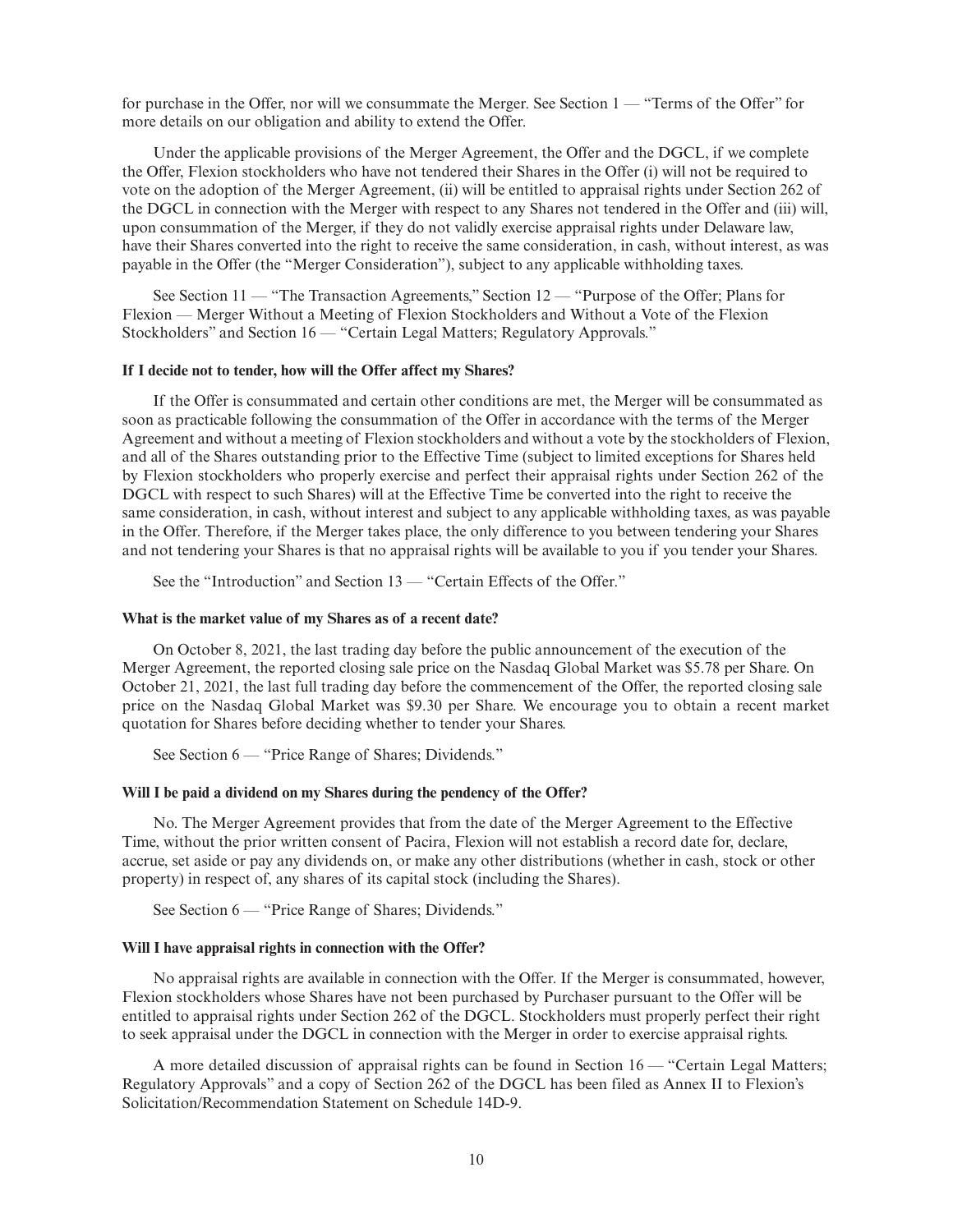for purchase in the Offer, nor will we consummate the Merger. See Section 1 — "Terms of the Offer" for more details on our obligation and ability to extend the Offer.

Under the applicable provisions of the Merger Agreement, the Offer and the DGCL, if we complete the Offer, Flexion stockholders who have not tendered their Shares in the Offer (i) will not be required to vote on the adoption of the Merger Agreement, (ii) will be entitled to appraisal rights under Section 262 of the DGCL in connection with the Merger with respect to any Shares not tendered in the Offer and (iii) will, upon consummation of the Merger, if they do not validly exercise appraisal rights under Delaware law, have their Shares converted into the right to receive the same consideration, in cash, without interest, as was payable in the Offer (the "Merger Consideration"), subject to any applicable withholding taxes.

See Section 11 — "The Transaction Agreements," Section 12 — "Purpose of the Offer; Plans for Flexion — Merger Without a Meeting of Flexion Stockholders and Without a Vote of the Flexion Stockholders" and Section 16 — "Certain Legal Matters; Regulatory Approvals."

**If I decide not to tender, how will the Offer affect my Shares?**

If the Offer is consummated and certain other conditions are met, the Merger will be consummated as soon as practicable following the consummation of the Offer in accordance with the terms of the Merger Agreement and without a meeting of Flexion stockholders and without a vote by the stockholders of Flexion, and all of the Shares outstanding prior to the Effective Time (subject to limited exceptions for Shares held by Flexion stockholders who properly exercise and perfect their appraisal rights under Section 262 of the DGCL with respect to such Shares) will at the Effective Time be converted into the right to receive the same consideration, in cash, without interest and subject to any applicable withholding taxes, as was payable in the Offer. Therefore, if the Merger takes place, the only difference to you between tendering your Shares and not tendering your Shares is that no appraisal rights will be available to you if you tender your Shares.

See the "Introduction" and Section 13 — "Certain Effects of the Offer."

**What is the market value of my Shares as of a recent date?**

On October 8, 2021, the last trading day before the public announcement of the execution of the Merger Agreement, the reported closing sale price on the Nasdaq Global Market was $5.78 per Share. On October 21, 2021, the last full trading day before the commencement of the Offer, the reported closing sale price on the Nasdaq Global Market was $9.30 per Share. We encourage you to obtain a recent market quotation for Shares before deciding whether to tender your Shares.

See Section 6 — "Price Range of Shares; Dividends."

**Will I be paid a dividend on my Shares during the pendency of the Offer?**

No. The Merger Agreement provides that from the date of the Merger Agreement to the Effective Time, without the prior written consent of Pacira, Flexion will not establish a record date for, declare, accrue, set aside or pay any dividends on, or make any other distributions (whether in cash, stock or other property) in respect of, any shares of its capital stock (including the Shares).

See Section 6 — "Price Range of Shares; Dividends."

**Will I have appraisal rights in connection with the Offer?**

No appraisal rights are available in connection with the Offer. If the Merger is consummated, however, Flexion stockholders whose Shares have not been purchased by Purchaser pursuant to the Offer will be entitled to appraisal rights under Section 262 of the DGCL. Stockholders must properly perfect their right to seek appraisal under the DGCL in connection with the Merger in order to exercise appraisal rights.

A more detailed discussion of appraisal rights can be found in Section 16 — "Certain Legal Matters; Regulatory Approvals" and a copy of Section 262 of the DGCL has been filed as Annex II to Flexion's Solicitation/Recommendation Statement on Schedule 14D-9.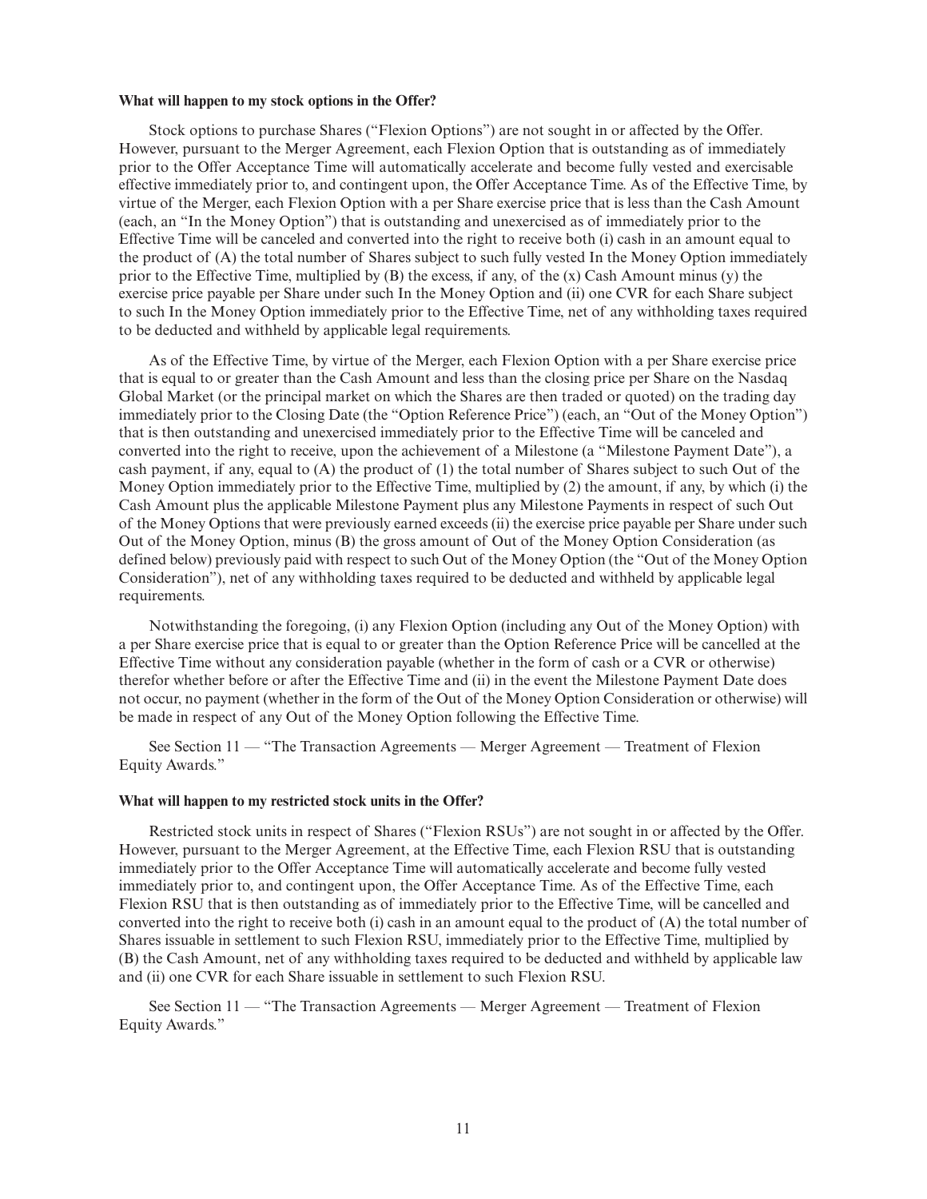**What will happen to my stock options in the Offer?**

Stock options to purchase Shares ("Flexion Options") are not sought in or affected by the Offer. However, pursuant to the Merger Agreement, each Flexion Option that is outstanding as of immediately prior to the Offer Acceptance Time will automatically accelerate and become fully vested and exercisable effective immediately prior to, and contingent upon, the Offer Acceptance Time. As of the Effective Time, by virtue of the Merger, each Flexion Option with a per Share exercise price that is less than the Cash Amount (each, an "In the Money Option") that is outstanding and unexercised as of immediately prior to the Effective Time will be canceled and converted into the right to receive both (i) cash in an amount equal to the product of (A) the total number of Shares subject to such fully vested In the Money Option immediately prior to the Effective Time, multiplied by (B) the excess, if any, of the (x) Cash Amount minus (y) the exercise price payable per Share under such In the Money Option and (ii) one CVR for each Share subject to such In the Money Option immediately prior to the Effective Time, net of any withholding taxes required to be deducted and withheld by applicable legal requirements.

As of the Effective Time, by virtue of the Merger, each Flexion Option with a per Share exercise price that is equal to or greater than the Cash Amount and less than the closing price per Share on the Nasdaq Global Market (or the principal market on which the Shares are then traded or quoted) on the trading day immediately prior to the Closing Date (the "Option Reference Price") (each, an "Out of the Money Option") that is then outstanding and unexercised immediately prior to the Effective Time will be canceled and converted into the right to receive, upon the achievement of a Milestone (a "Milestone Payment Date"), a cash payment, if any, equal to (A) the product of (1) the total number of Shares subject to such Out of the Money Option immediately prior to the Effective Time, multiplied by (2) the amount, if any, by which (i) the Cash Amount plus the applicable Milestone Payment plus any Milestone Payments in respect of such Out of the Money Options that were previously earned exceeds (ii) the exercise price payable per Share under such Out of the Money Option, minus (B) the gross amount of Out of the Money Option Consideration (as defined below) previously paid with respect to such Out of the Money Option (the "Out of the Money Option Consideration"), net of any withholding taxes required to be deducted and withheld by applicable legal requirements.

Notwithstanding the foregoing, (i) any Flexion Option (including any Out of the Money Option) with a per Share exercise price that is equal to or greater than the Option Reference Price will be cancelled at the Effective Time without any consideration payable (whether in the form of cash or a CVR or otherwise) therefor whether before or after the Effective Time and (ii) in the event the Milestone Payment Date does not occur, no payment (whether in the form of the Out of the Money Option Consideration or otherwise) will be made in respect of any Out of the Money Option following the Effective Time.

See Section 11 — "The Transaction Agreements — Merger Agreement — Treatment of Flexion Equity Awards."

**What will happen to my restricted stock units in the Offer?**

Restricted stock units in respect of Shares ("Flexion RSUs") are not sought in or affected by the Offer. However, pursuant to the Merger Agreement, at the Effective Time, each Flexion RSU that is outstanding immediately prior to the Offer Acceptance Time will automatically accelerate and become fully vested immediately prior to, and contingent upon, the Offer Acceptance Time. As of the Effective Time, each Flexion RSU that is then outstanding as of immediately prior to the Effective Time, will be cancelled and converted into the right to receive both (i) cash in an amount equal to the product of (A) the total number of Shares issuable in settlement to such Flexion RSU, immediately prior to the Effective Time, multiplied by (B) the Cash Amount, net of any withholding taxes required to be deducted and withheld by applicable law and (ii) one CVR for each Share issuable in settlement to such Flexion RSU.

See Section 11 — "The Transaction Agreements — Merger Agreement — Treatment of Flexion Equity Awards."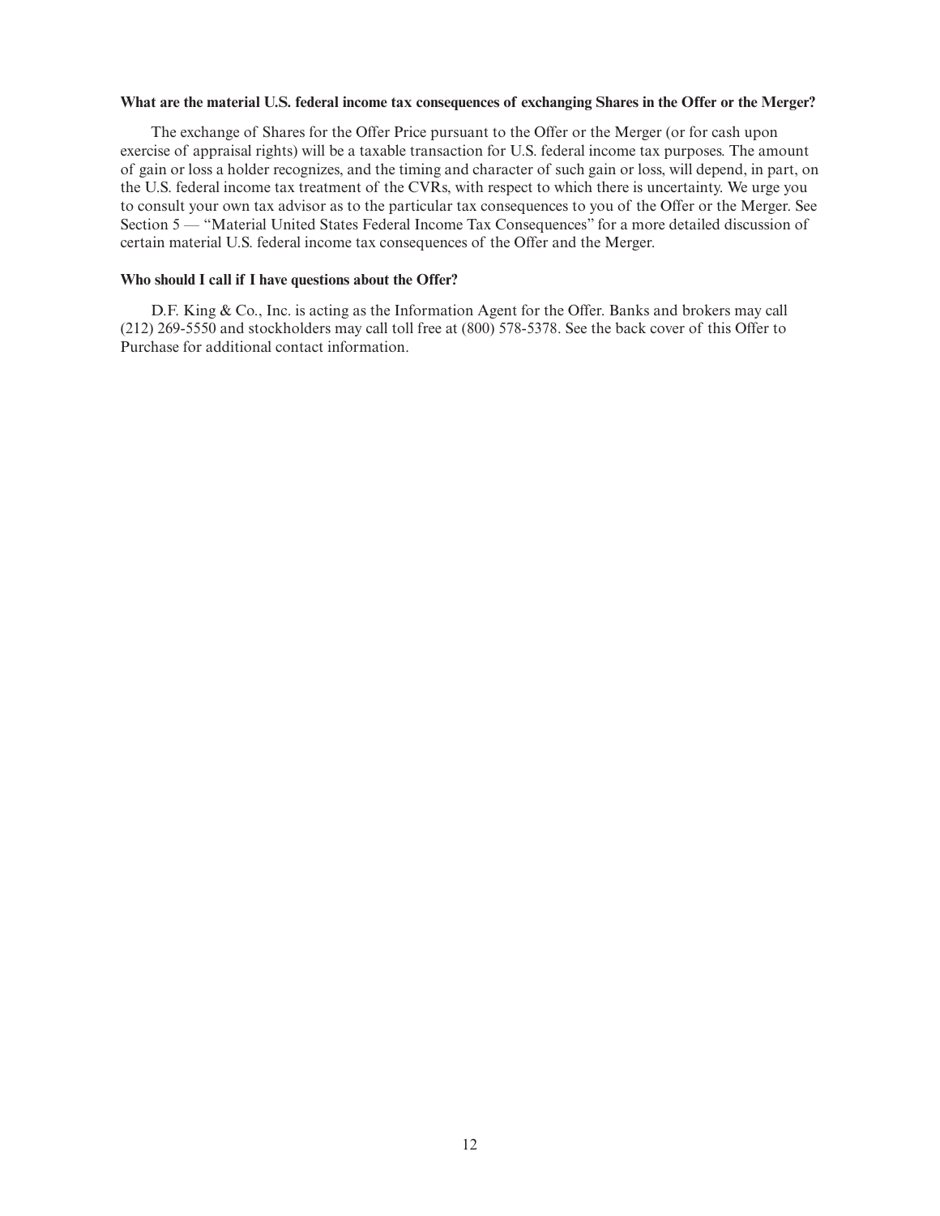**What are the material U.S. federal income tax consequences of exchanging Shares in the Offer or the Merger?**

The exchange of Shares for the Offer Price pursuant to the Offer or the Merger (or for cash upon exercise of appraisal rights) will be a taxable transaction for U.S. federal income tax purposes. The amount of gain or loss a holder recognizes, and the timing and character of such gain or loss, will depend, in part, on the U.S. federal income tax treatment of the CVRs, with respect to which there is uncertainty. We urge you to consult your own tax advisor as to the particular tax consequences to you of the Offer or the Merger. See Section 5 — "Material United States Federal Income Tax Consequences" for a more detailed discussion of certain material U.S. federal income tax consequences of the Offer and the Merger.

**Who should I call if I have questions about the Offer?**

D.F. King & Co., Inc. is acting as the Information Agent for the Offer. Banks and brokers may call (212) 269-5550 and stockholders may call toll free at (800) 578-5378. See the back cover of this Offer to Purchase for additional contact information.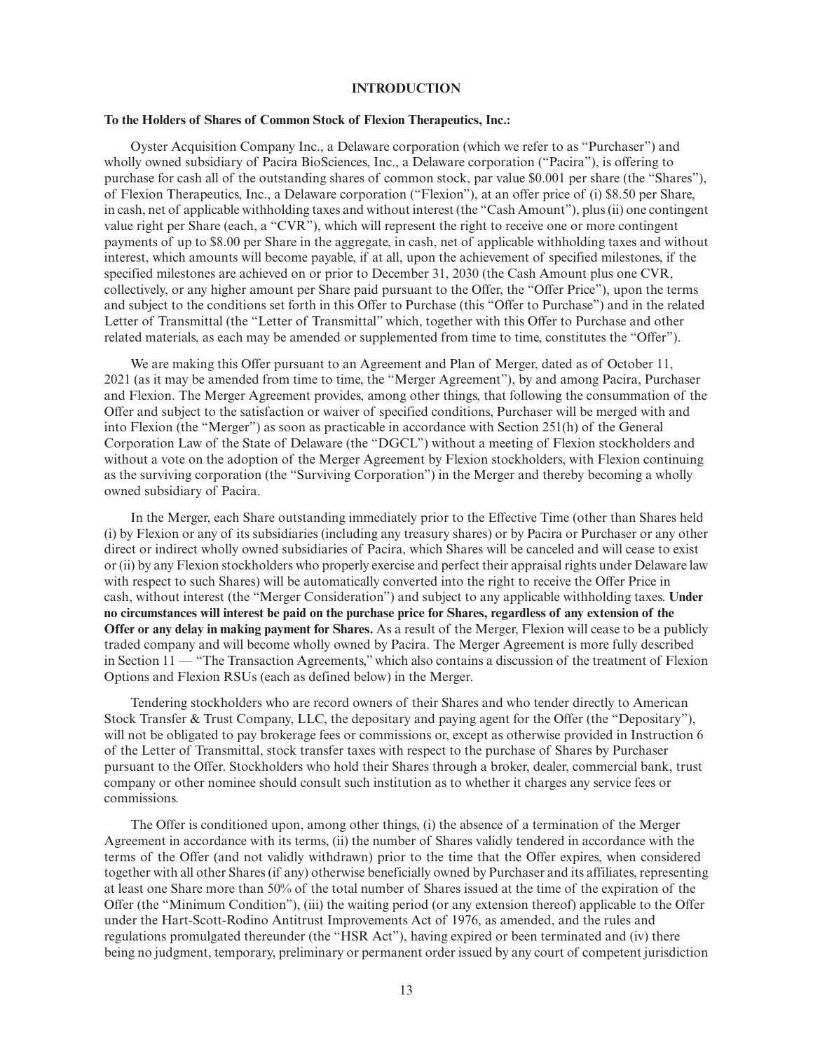# INTRODUCTION

**To the Holders of Shares of Common Stock of Flexion Therapeutics, Inc.:**

Oyster Acquisition Company Inc., a Delaware corporation (which we refer to as "Purchaser") and wholly owned subsidiary of Pacira BioSciences, Inc., a Delaware corporation ("Pacira"), is offering to purchase for cash all of the outstanding shares of common stock, par value $0.001 per share (the "Shares"), of Flexion Therapeutics, Inc., a Delaware corporation ("Flexion"), at an offer price of (i) $8.50 per Share, in cash, net of applicable withholding taxes and without interest (the "Cash Amount"), plus (ii) one contingent value right per Share (each, a "CVR"), which will represent the right to receive one or more contingent payments of up to $8.00 per Share in the aggregate, in cash, net of applicable withholding taxes and without interest, which amounts will become payable, if at all, upon the achievement of specified milestones, if the specified milestones are achieved on or prior to December 31, 2030 (the Cash Amount plus one CVR, collectively, or any higher amount per Share paid pursuant to the Offer, the "Offer Price"), upon the terms and subject to the conditions set forth in this Offer to Purchase (this "Offer to Purchase") and in the related Letter of Transmittal (the "Letter of Transmittal" which, together with this Offer to Purchase and other related materials, as each may be amended or supplemented from time to time, constitutes the "Offer").

We are making this Offer pursuant to an Agreement and Plan of Merger, dated as of October 11, 2021 (as it may be amended from time to time, the "Merger Agreement"), by and among Pacira, Purchaser and Flexion. The Merger Agreement provides, among other things, that following the consummation of the Offer and subject to the satisfaction or waiver of specified conditions, Purchaser will be merged with and into Flexion (the "Merger") as soon as practicable in accordance with Section 251(h) of the General Corporation Law of the State of Delaware (the "DGCL") without a meeting of Flexion stockholders and without a vote on the adoption of the Merger Agreement by Flexion stockholders, with Flexion continuing as the surviving corporation (the "Surviving Corporation") in the Merger and thereby becoming a wholly owned subsidiary of Pacira.

In the Merger, each Share outstanding immediately prior to the Effective Time (other than Shares held (i) by Flexion or any of its subsidiaries (including any treasury shares) or by Pacira or Purchaser or any other direct or indirect wholly owned subsidiaries of Pacira, which Shares will be canceled and will cease to exist or (ii) by any Flexion stockholders who properly exercise and perfect their appraisal rights under Delaware law with respect to such Shares) will be automatically converted into the right to receive the Offer Price in cash, without interest (the "Merger Consideration") and subject to any applicable withholding taxes. **Under no circumstances will interest be paid on the purchase price for Shares, regardless of any extension of the Offer or any delay in making payment for Shares.** As a result of the Merger, Flexion will cease to be a publicly traded company and will become wholly owned by Pacira. The Merger Agreement is more fully described in Section 11 — "The Transaction Agreements," which also contains a discussion of the treatment of Flexion Options and Flexion RSUs (each as defined below) in the Merger.

Tendering stockholders who are record owners of their Shares and who tender directly to American Stock Transfer & Trust Company, LLC, the depositary and paying agent for the Offer (the "Depositary"), will not be obligated to pay brokerage fees or commissions or, except as otherwise provided in Instruction 6 of the Letter of Transmittal, stock transfer taxes with respect to the purchase of Shares by Purchaser pursuant to the Offer. Stockholders who hold their Shares through a broker, dealer, commercial bank, trust company or other nominee should consult such institution as to whether it charges any service fees or commissions.

The Offer is conditioned upon, among other things, (i) the absence of a termination of the Merger Agreement in accordance with its terms, (ii) the number of Shares validly tendered in accordance with the terms of the Offer (and not validly withdrawn) prior to the time that the Offer expires, when considered together with all other Shares (if any) otherwise beneficially owned by Purchaser and its affiliates, representing at least one Share more than 50% of the total number of Shares issued at the time of the expiration of the Offer (the "Minimum Condition"), (iii) the waiting period (or any extension thereof) applicable to the Offer under the Hart-Scott-Rodino Antitrust Improvements Act of 1976, as amended, and the rules and regulations promulgated thereunder (the "HSR Act"), having expired or been terminated and (iv) there being no judgment, temporary, preliminary or permanent order issued by any court of competent jurisdiction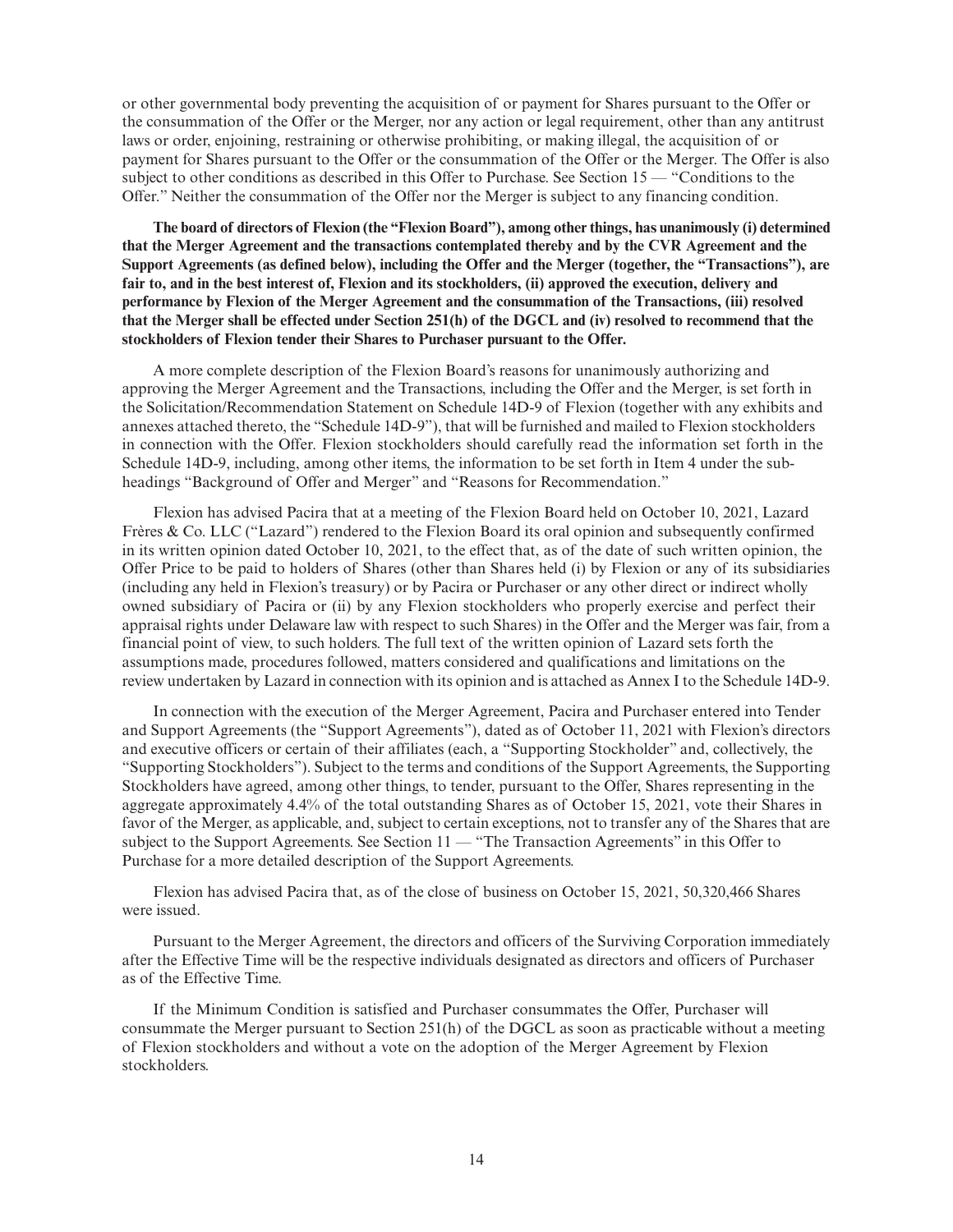or other governmental body preventing the acquisition of or payment for Shares pursuant to the Offer or the consummation of the Offer or the Merger, nor any action or legal requirement, other than any antitrust laws or order, enjoining, restraining or otherwise prohibiting, or making illegal, the acquisition of or payment for Shares pursuant to the Offer or the consummation of the Offer or the Merger. The Offer is also subject to other conditions as described in this Offer to Purchase. See Section 15 — "Conditions to the Offer." Neither the consummation of the Offer nor the Merger is subject to any financing condition.

**The board of directors of Flexion (the "Flexion Board"), among other things, has unanimously (i) determined that the Merger Agreement and the transactions contemplated thereby and by the CVR Agreement and the Support Agreements (as defined below), including the Offer and the Merger (together, the "Transactions"), are fair to, and in the best interest of, Flexion and its stockholders, (ii) approved the execution, delivery and performance by Flexion of the Merger Agreement and the consummation of the Transactions, (iii) resolved that the Merger shall be effected under Section 251(h) of the DGCL and (iv) resolved to recommend that the stockholders of Flexion tender their Shares to Purchaser pursuant to the Offer.**

A more complete description of the Flexion Board's reasons for unanimously authorizing and approving the Merger Agreement and the Transactions, including the Offer and the Merger, is set forth in the Solicitation/Recommendation Statement on Schedule 14D-9 of Flexion (together with any exhibits and annexes attached thereto, the "Schedule 14D-9"), that will be furnished and mailed to Flexion stockholders in connection with the Offer. Flexion stockholders should carefully read the information set forth in the Schedule 14D-9, including, among other items, the information to be set forth in Item 4 under the sub-headings "Background of Offer and Merger" and "Reasons for Recommendation."

Flexion has advised Pacira that at a meeting of the Flexion Board held on October 10, 2021, Lazard Frères & Co. LLC ("Lazard") rendered to the Flexion Board its oral opinion and subsequently confirmed in its written opinion dated October 10, 2021, to the effect that, as of the date of such written opinion, the Offer Price to be paid to holders of Shares (other than Shares held (i) by Flexion or any of its subsidiaries (including any held in Flexion's treasury) or by Pacira or Purchaser or any other direct or indirect wholly owned subsidiary of Pacira or (ii) by any Flexion stockholders who properly exercise and perfect their appraisal rights under Delaware law with respect to such Shares) in the Offer and the Merger was fair, from a financial point of view, to such holders. The full text of the written opinion of Lazard sets forth the assumptions made, procedures followed, matters considered and qualifications and limitations on the review undertaken by Lazard in connection with its opinion and is attached as Annex I to the Schedule 14D-9.

In connection with the execution of the Merger Agreement, Pacira and Purchaser entered into Tender and Support Agreements (the "Support Agreements"), dated as of October 11, 2021 with Flexion's directors and executive officers or certain of their affiliates (each, a "Supporting Stockholder" and, collectively, the "Supporting Stockholders"). Subject to the terms and conditions of the Support Agreements, the Supporting Stockholders have agreed, among other things, to tender, pursuant to the Offer, Shares representing in the aggregate approximately 4.4% of the total outstanding Shares as of October 15, 2021, vote their Shares in favor of the Merger, as applicable, and, subject to certain exceptions, not to transfer any of the Shares that are subject to the Support Agreements. See Section 11 — "The Transaction Agreements" in this Offer to Purchase for a more detailed description of the Support Agreements.

Flexion has advised Pacira that, as of the close of business on October 15, 2021, 50,320,466 Shares were issued.

Pursuant to the Merger Agreement, the directors and officers of the Surviving Corporation immediately after the Effective Time will be the respective individuals designated as directors and officers of Purchaser as of the Effective Time.

If the Minimum Condition is satisfied and Purchaser consummates the Offer, Purchaser will consummate the Merger pursuant to Section 251(h) of the DGCL as soon as practicable without a meeting of Flexion stockholders and without a vote on the adoption of the Merger Agreement by Flexion stockholders.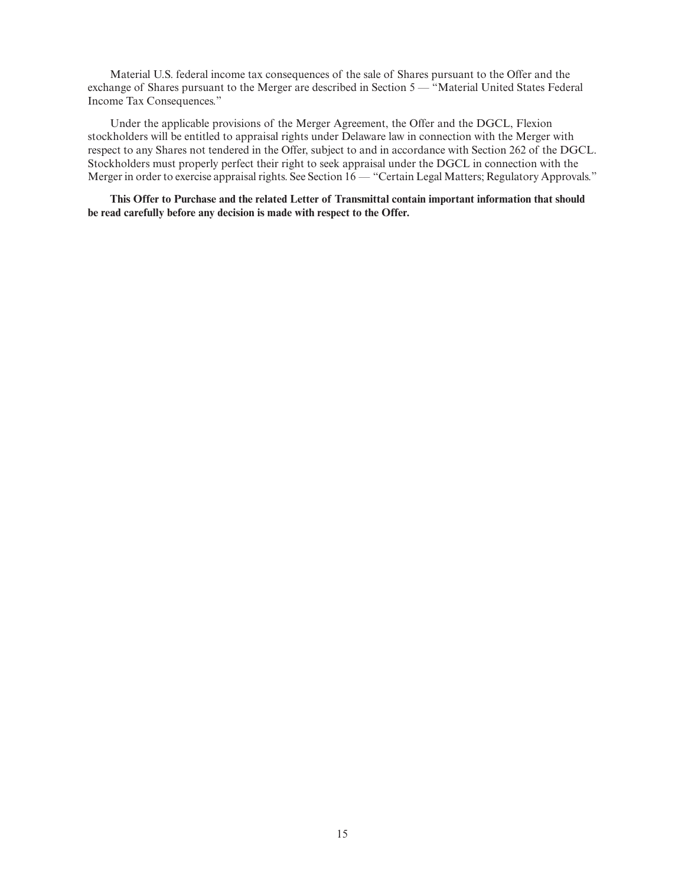Material U.S. federal income tax consequences of the sale of Shares pursuant to the Offer and the exchange of Shares pursuant to the Merger are described in Section 5 — "Material United States Federal Income Tax Consequences."

Under the applicable provisions of the Merger Agreement, the Offer and the DGCL, Flexion stockholders will be entitled to appraisal rights under Delaware law in connection with the Merger with respect to any Shares not tendered in the Offer, subject to and in accordance with Section 262 of the DGCL. Stockholders must properly perfect their right to seek appraisal under the DGCL in connection with the Merger in order to exercise appraisal rights. See Section 16 — "Certain Legal Matters; Regulatory Approvals."

**This Offer to Purchase and the related Letter of Transmittal contain important information that should be read carefully before any decision is made with respect to the Offer.**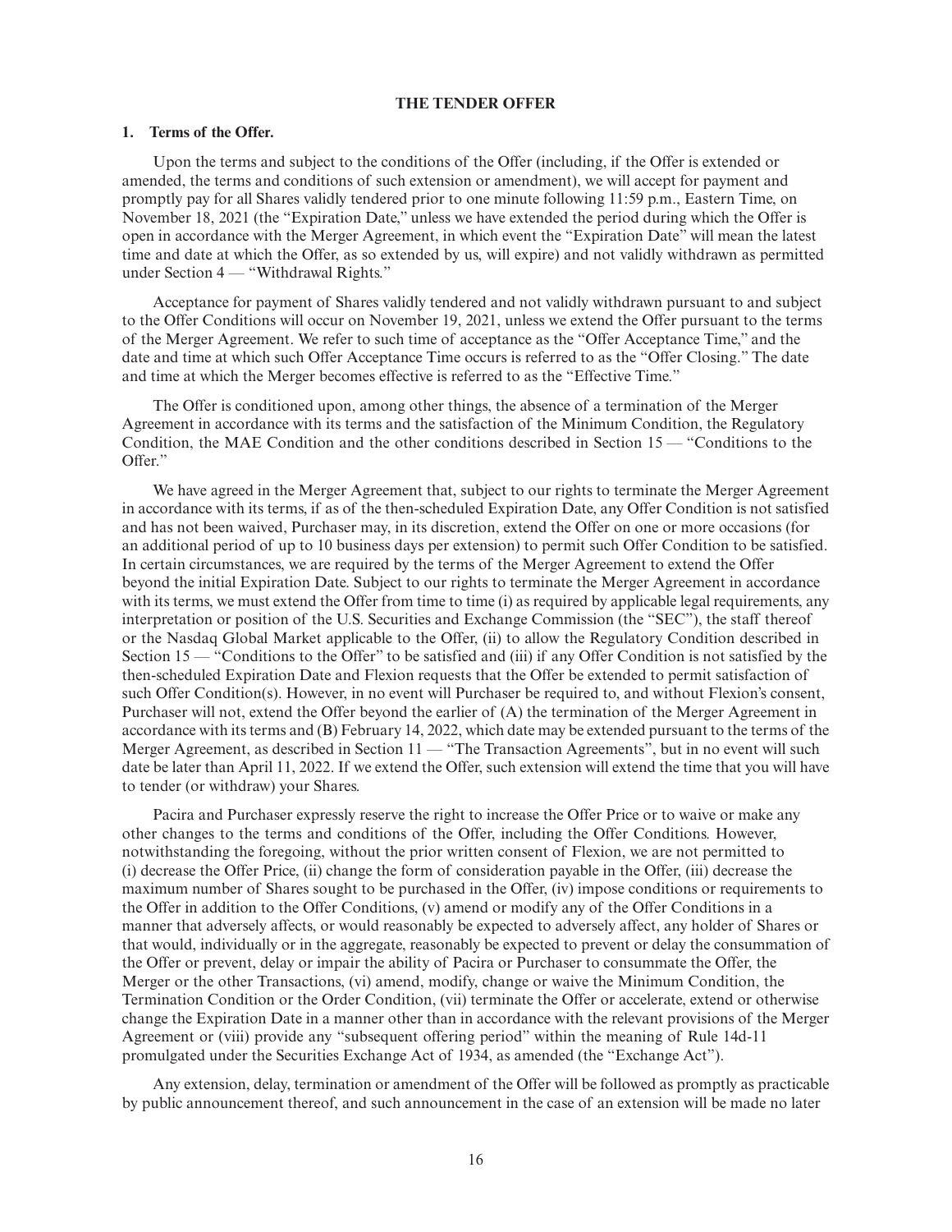## THE TENDER OFFER

### 1. Terms of the Offer.

Upon the terms and subject to the conditions of the Offer (including, if the Offer is extended or amended, the terms and conditions of such extension or amendment), we will accept for payment and promptly pay for all Shares validly tendered prior to one minute following 11:59 p.m., Eastern Time, on November 18, 2021 (the "Expiration Date," unless we have extended the period during which the Offer is open in accordance with the Merger Agreement, in which event the "Expiration Date" will mean the latest time and date at which the Offer, as so extended by us, will expire) and not validly withdrawn as permitted under Section 4 — "Withdrawal Rights."

Acceptance for payment of Shares validly tendered and not validly withdrawn pursuant to and subject to the Offer Conditions will occur on November 19, 2021, unless we extend the Offer pursuant to the terms of the Merger Agreement. We refer to such time of acceptance as the "Offer Acceptance Time," and the date and time at which such Offer Acceptance Time occurs is referred to as the "Offer Closing." The date and time at which the Merger becomes effective is referred to as the "Effective Time."

The Offer is conditioned upon, among other things, the absence of a termination of the Merger Agreement in accordance with its terms and the satisfaction of the Minimum Condition, the Regulatory Condition, the MAE Condition and the other conditions described in Section 15 — "Conditions to the Offer."

We have agreed in the Merger Agreement that, subject to our rights to terminate the Merger Agreement in accordance with its terms, if as of the then-scheduled Expiration Date, any Offer Condition is not satisfied and has not been waived, Purchaser may, in its discretion, extend the Offer on one or more occasions (for an additional period of up to 10 business days per extension) to permit such Offer Condition to be satisfied. In certain circumstances, we are required by the terms of the Merger Agreement to extend the Offer beyond the initial Expiration Date. Subject to our rights to terminate the Merger Agreement in accordance with its terms, we must extend the Offer from time to time (i) as required by applicable legal requirements, any interpretation or position of the U.S. Securities and Exchange Commission (the "SEC"), the staff thereof or the Nasdaq Global Market applicable to the Offer, (ii) to allow the Regulatory Condition described in Section 15 — "Conditions to the Offer" to be satisfied and (iii) if any Offer Condition is not satisfied by the then-scheduled Expiration Date and Flexion requests that the Offer be extended to permit satisfaction of such Offer Condition(s). However, in no event will Purchaser be required to, and without Flexion's consent, Purchaser will not, extend the Offer beyond the earlier of (A) the termination of the Merger Agreement in accordance with its terms and (B) February 14, 2022, which date may be extended pursuant to the terms of the Merger Agreement, as described in Section 11 — "The Transaction Agreements", but in no event will such date be later than April 11, 2022. If we extend the Offer, such extension will extend the time that you will have to tender (or withdraw) your Shares.

Pacira and Purchaser expressly reserve the right to increase the Offer Price or to waive or make any other changes to the terms and conditions of the Offer, including the Offer Conditions. However, notwithstanding the foregoing, without the prior written consent of Flexion, we are not permitted to (i) decrease the Offer Price, (ii) change the form of consideration payable in the Offer, (iii) decrease the maximum number of Shares sought to be purchased in the Offer, (iv) impose conditions or requirements to the Offer in addition to the Offer Conditions, (v) amend or modify any of the Offer Conditions in a manner that adversely affects, or would reasonably be expected to adversely affect, any holder of Shares or that would, individually or in the aggregate, reasonably be expected to prevent or delay the consummation of the Offer or prevent, delay or impair the ability of Pacira or Purchaser to consummate the Offer, the Merger or the other Transactions, (vi) amend, modify, change or waive the Minimum Condition, the Termination Condition or the Order Condition, (vii) terminate the Offer or accelerate, extend or otherwise change the Expiration Date in a manner other than in accordance with the relevant provisions of the Merger Agreement or (viii) provide any "subsequent offering period" within the meaning of Rule 14d-11 promulgated under the Securities Exchange Act of 1934, as amended (the "Exchange Act").

Any extension, delay, termination or amendment of the Offer will be followed as promptly as practicable by public announcement thereof, and such announcement in the case of an extension will be made no later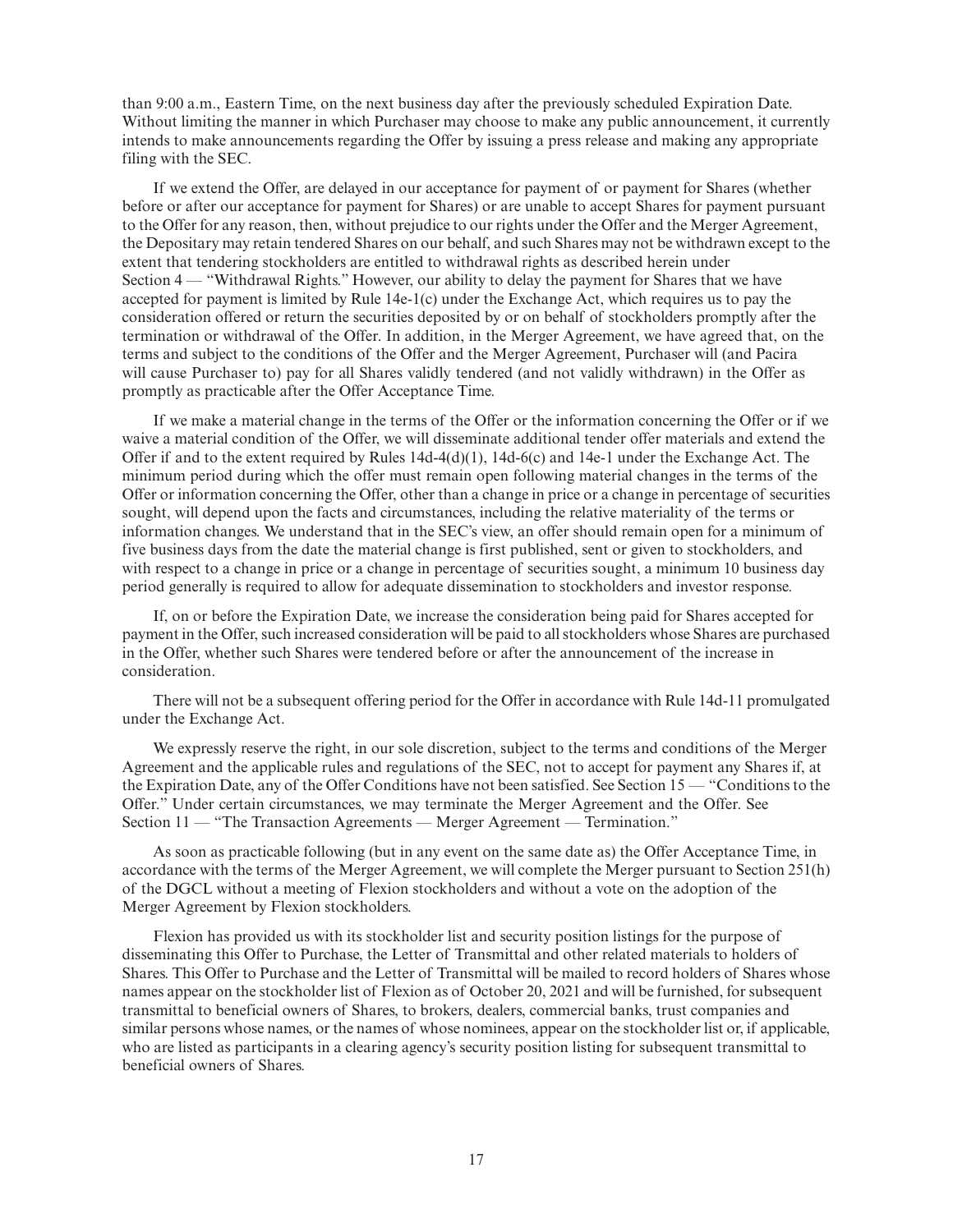than 9:00 a.m., Eastern Time, on the next business day after the previously scheduled Expiration Date. Without limiting the manner in which Purchaser may choose to make any public announcement, it currently intends to make announcements regarding the Offer by issuing a press release and making any appropriate filing with the SEC.

If we extend the Offer, are delayed in our acceptance for payment of or payment for Shares (whether before or after our acceptance for payment for Shares) or are unable to accept Shares for payment pursuant to the Offer for any reason, then, without prejudice to our rights under the Offer and the Merger Agreement, the Depositary may retain tendered Shares on our behalf, and such Shares may not be withdrawn except to the extent that tendering stockholders are entitled to withdrawal rights as described herein under Section 4 — "Withdrawal Rights." However, our ability to delay the payment for Shares that we have accepted for payment is limited by Rule 14e-1(c) under the Exchange Act, which requires us to pay the consideration offered or return the securities deposited by or on behalf of stockholders promptly after the termination or withdrawal of the Offer. In addition, in the Merger Agreement, we have agreed that, on the terms and subject to the conditions of the Offer and the Merger Agreement, Purchaser will (and Pacira will cause Purchaser to) pay for all Shares validly tendered (and not validly withdrawn) in the Offer as promptly as practicable after the Offer Acceptance Time.

If we make a material change in the terms of the Offer or the information concerning the Offer or if we waive a material condition of the Offer, we will disseminate additional tender offer materials and extend the Offer if and to the extent required by Rules 14d-4(d)(1), 14d-6(c) and 14e-1 under the Exchange Act. The minimum period during which the offer must remain open following material changes in the terms of the Offer or information concerning the Offer, other than a change in price or a change in percentage of securities sought, will depend upon the facts and circumstances, including the relative materiality of the terms or information changes. We understand that in the SEC's view, an offer should remain open for a minimum of five business days from the date the material change is first published, sent or given to stockholders, and with respect to a change in price or a change in percentage of securities sought, a minimum 10 business day period generally is required to allow for adequate dissemination to stockholders and investor response.

If, on or before the Expiration Date, we increase the consideration being paid for Shares accepted for payment in the Offer, such increased consideration will be paid to all stockholders whose Shares are purchased in the Offer, whether such Shares were tendered before or after the announcement of the increase in consideration.

There will not be a subsequent offering period for the Offer in accordance with Rule 14d-11 promulgated under the Exchange Act.

We expressly reserve the right, in our sole discretion, subject to the terms and conditions of the Merger Agreement and the applicable rules and regulations of the SEC, not to accept for payment any Shares if, at the Expiration Date, any of the Offer Conditions have not been satisfied. See Section 15 — "Conditions to the Offer." Under certain circumstances, we may terminate the Merger Agreement and the Offer. See Section 11 — "The Transaction Agreements — Merger Agreement — Termination."

As soon as practicable following (but in any event on the same date as) the Offer Acceptance Time, in accordance with the terms of the Merger Agreement, we will complete the Merger pursuant to Section 251(h) of the DGCL without a meeting of Flexion stockholders and without a vote on the adoption of the Merger Agreement by Flexion stockholders.

Flexion has provided us with its stockholder list and security position listings for the purpose of disseminating this Offer to Purchase, the Letter of Transmittal and other related materials to holders of Shares. This Offer to Purchase and the Letter of Transmittal will be mailed to record holders of Shares whose names appear on the stockholder list of Flexion as of October 20, 2021 and will be furnished, for subsequent transmittal to beneficial owners of Shares, to brokers, dealers, commercial banks, trust companies and similar persons whose names, or the names of whose nominees, appear on the stockholder list or, if applicable, who are listed as participants in a clearing agency's security position listing for subsequent transmittal to beneficial owners of Shares.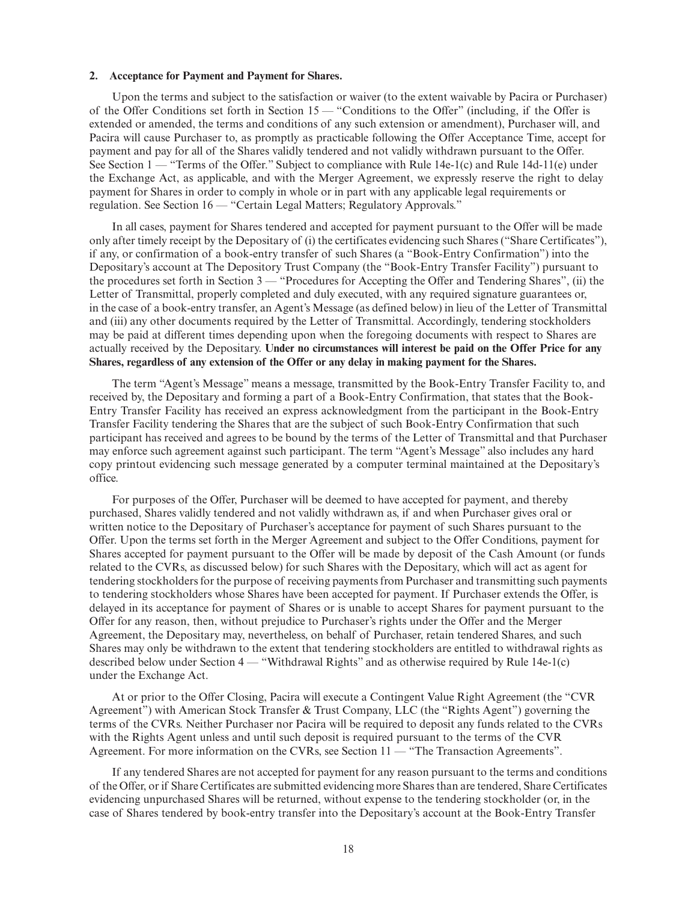### 2. Acceptance for Payment and Payment for Shares.

Upon the terms and subject to the satisfaction or waiver (to the extent waivable by Pacira or Purchaser) of the Offer Conditions set forth in Section 15 — "Conditions to the Offer" (including, if the Offer is extended or amended, the terms and conditions of any such extension or amendment), Purchaser will, and Pacira will cause Purchaser to, as promptly as practicable following the Offer Acceptance Time, accept for payment and pay for all of the Shares validly tendered and not validly withdrawn pursuant to the Offer. See Section 1 — "Terms of the Offer." Subject to compliance with Rule 14e-1(c) and Rule 14d-11(e) under the Exchange Act, as applicable, and with the Merger Agreement, we expressly reserve the right to delay payment for Shares in order to comply in whole or in part with any applicable legal requirements or regulation. See Section 16 — "Certain Legal Matters; Regulatory Approvals."

In all cases, payment for Shares tendered and accepted for payment pursuant to the Offer will be made only after timely receipt by the Depositary of (i) the certificates evidencing such Shares ("Share Certificates"), if any, or confirmation of a book-entry transfer of such Shares (a "Book-Entry Confirmation") into the Depositary's account at The Depository Trust Company (the "Book-Entry Transfer Facility") pursuant to the procedures set forth in Section 3 — "Procedures for Accepting the Offer and Tendering Shares", (ii) the Letter of Transmittal, properly completed and duly executed, with any required signature guarantees or, in the case of a book-entry transfer, an Agent's Message (as defined below) in lieu of the Letter of Transmittal and (iii) any other documents required by the Letter of Transmittal. Accordingly, tendering stockholders may be paid at different times depending upon when the foregoing documents with respect to Shares are actually received by the Depositary. **Under no circumstances will interest be paid on the Offer Price for any Shares, regardless of any extension of the Offer or any delay in making payment for the Shares.**

The term "Agent's Message" means a message, transmitted by the Book-Entry Transfer Facility to, and received by, the Depositary and forming a part of a Book-Entry Confirmation, that states that the Book-Entry Transfer Facility has received an express acknowledgment from the participant in the Book-Entry Transfer Facility tendering the Shares that are the subject of such Book-Entry Confirmation that such participant has received and agrees to be bound by the terms of the Letter of Transmittal and that Purchaser may enforce such agreement against such participant. The term "Agent's Message" also includes any hard copy printout evidencing such message generated by a computer terminal maintained at the Depositary's office.

For purposes of the Offer, Purchaser will be deemed to have accepted for payment, and thereby purchased, Shares validly tendered and not validly withdrawn as, if and when Purchaser gives oral or written notice to the Depositary of Purchaser's acceptance for payment of such Shares pursuant to the Offer. Upon the terms set forth in the Merger Agreement and subject to the Offer Conditions, payment for Shares accepted for payment pursuant to the Offer will be made by deposit of the Cash Amount (or funds related to the CVRs, as discussed below) for such Shares with the Depositary, which will act as agent for tendering stockholders for the purpose of receiving payments from Purchaser and transmitting such payments to tendering stockholders whose Shares have been accepted for payment. If Purchaser extends the Offer, is delayed in its acceptance for payment of Shares or is unable to accept Shares for payment pursuant to the Offer for any reason, then, without prejudice to Purchaser's rights under the Offer and the Merger Agreement, the Depositary may, nevertheless, on behalf of Purchaser, retain tendered Shares, and such Shares may only be withdrawn to the extent that tendering stockholders are entitled to withdrawal rights as described below under Section 4 — "Withdrawal Rights" and as otherwise required by Rule 14e-1(c) under the Exchange Act.

At or prior to the Offer Closing, Pacira will execute a Contingent Value Right Agreement (the "CVR Agreement") with American Stock Transfer & Trust Company, LLC (the "Rights Agent") governing the terms of the CVRs. Neither Purchaser nor Pacira will be required to deposit any funds related to the CVRs with the Rights Agent unless and until such deposit is required pursuant to the terms of the CVR Agreement. For more information on the CVRs, see Section 11 — "The Transaction Agreements".

If any tendered Shares are not accepted for payment for any reason pursuant to the terms and conditions of the Offer, or if Share Certificates are submitted evidencing more Shares than are tendered, Share Certificates evidencing unpurchased Shares will be returned, without expense to the tendering stockholder (or, in the case of Shares tendered by book-entry transfer into the Depositary's account at the Book-Entry Transfer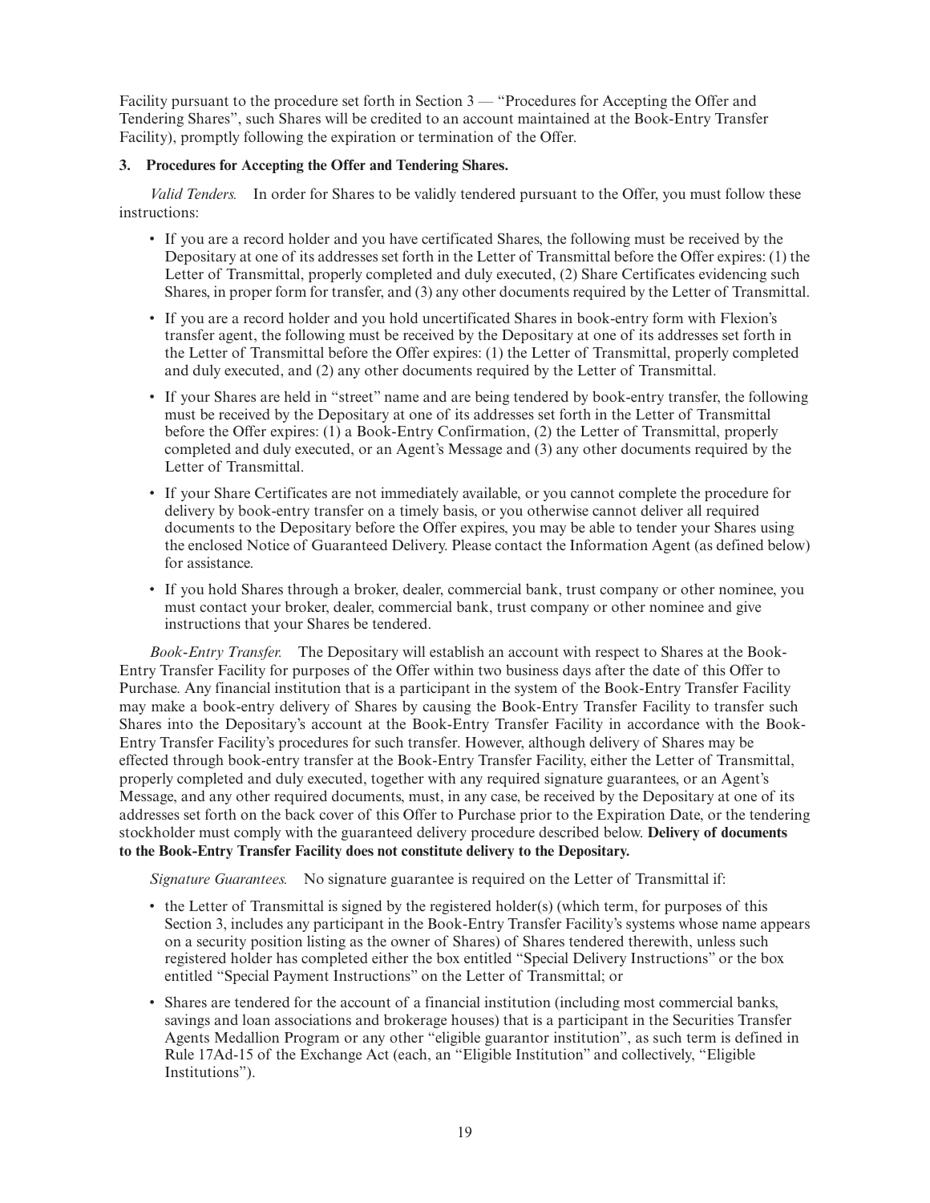Facility pursuant to the procedure set forth in Section 3 — "Procedures for Accepting the Offer and Tendering Shares", such Shares will be credited to an account maintained at the Book-Entry Transfer Facility), promptly following the expiration or termination of the Offer.

### 3. Procedures for Accepting the Offer and Tendering Shares.

*Valid Tenders.* In order for Shares to be validly tendered pursuant to the Offer, you must follow these instructions:

- If you are a record holder and you have certificated Shares, the following must be received by the Depositary at one of its addresses set forth in the Letter of Transmittal before the Offer expires: (1) the Letter of Transmittal, properly completed and duly executed, (2) Share Certificates evidencing such Shares, in proper form for transfer, and (3) any other documents required by the Letter of Transmittal.
- If you are a record holder and you hold uncertificated Shares in book-entry form with Flexion's transfer agent, the following must be received by the Depositary at one of its addresses set forth in the Letter of Transmittal before the Offer expires: (1) the Letter of Transmittal, properly completed and duly executed, and (2) any other documents required by the Letter of Transmittal.
- If your Shares are held in "street" name and are being tendered by book-entry transfer, the following must be received by the Depositary at one of its addresses set forth in the Letter of Transmittal before the Offer expires: (1) a Book-Entry Confirmation, (2) the Letter of Transmittal, properly completed and duly executed, or an Agent's Message and (3) any other documents required by the Letter of Transmittal.
- If your Share Certificates are not immediately available, or you cannot complete the procedure for delivery by book-entry transfer on a timely basis, or you otherwise cannot deliver all required documents to the Depositary before the Offer expires, you may be able to tender your Shares using the enclosed Notice of Guaranteed Delivery. Please contact the Information Agent (as defined below) for assistance.
- If you hold Shares through a broker, dealer, commercial bank, trust company or other nominee, you must contact your broker, dealer, commercial bank, trust company or other nominee and give instructions that your Shares be tendered.

*Book-Entry Transfer.* The Depositary will establish an account with respect to Shares at the Book-Entry Transfer Facility for purposes of the Offer within two business days after the date of this Offer to Purchase. Any financial institution that is a participant in the system of the Book-Entry Transfer Facility may make a book-entry delivery of Shares by causing the Book-Entry Transfer Facility to transfer such Shares into the Depositary's account at the Book-Entry Transfer Facility in accordance with the Book-Entry Transfer Facility's procedures for such transfer. However, although delivery of Shares may be effected through book-entry transfer at the Book-Entry Transfer Facility, either the Letter of Transmittal, properly completed and duly executed, together with any required signature guarantees, or an Agent's Message, and any other required documents, must, in any case, be received by the Depositary at one of its addresses set forth on the back cover of this Offer to Purchase prior to the Expiration Date, or the tendering stockholder must comply with the guaranteed delivery procedure described below. **Delivery of documents to the Book-Entry Transfer Facility does not constitute delivery to the Depositary.**

*Signature Guarantees.* No signature guarantee is required on the Letter of Transmittal if:

- the Letter of Transmittal is signed by the registered holder(s) (which term, for purposes of this Section 3, includes any participant in the Book-Entry Transfer Facility's systems whose name appears on a security position listing as the owner of Shares) of Shares tendered therewith, unless such registered holder has completed either the box entitled "Special Delivery Instructions" or the box entitled "Special Payment Instructions" on the Letter of Transmittal; or
- Shares are tendered for the account of a financial institution (including most commercial banks, savings and loan associations and brokerage houses) that is a participant in the Securities Transfer Agents Medallion Program or any other "eligible guarantor institution", as such term is defined in Rule 17Ad-15 of the Exchange Act (each, an "Eligible Institution" and collectively, "Eligible Institutions").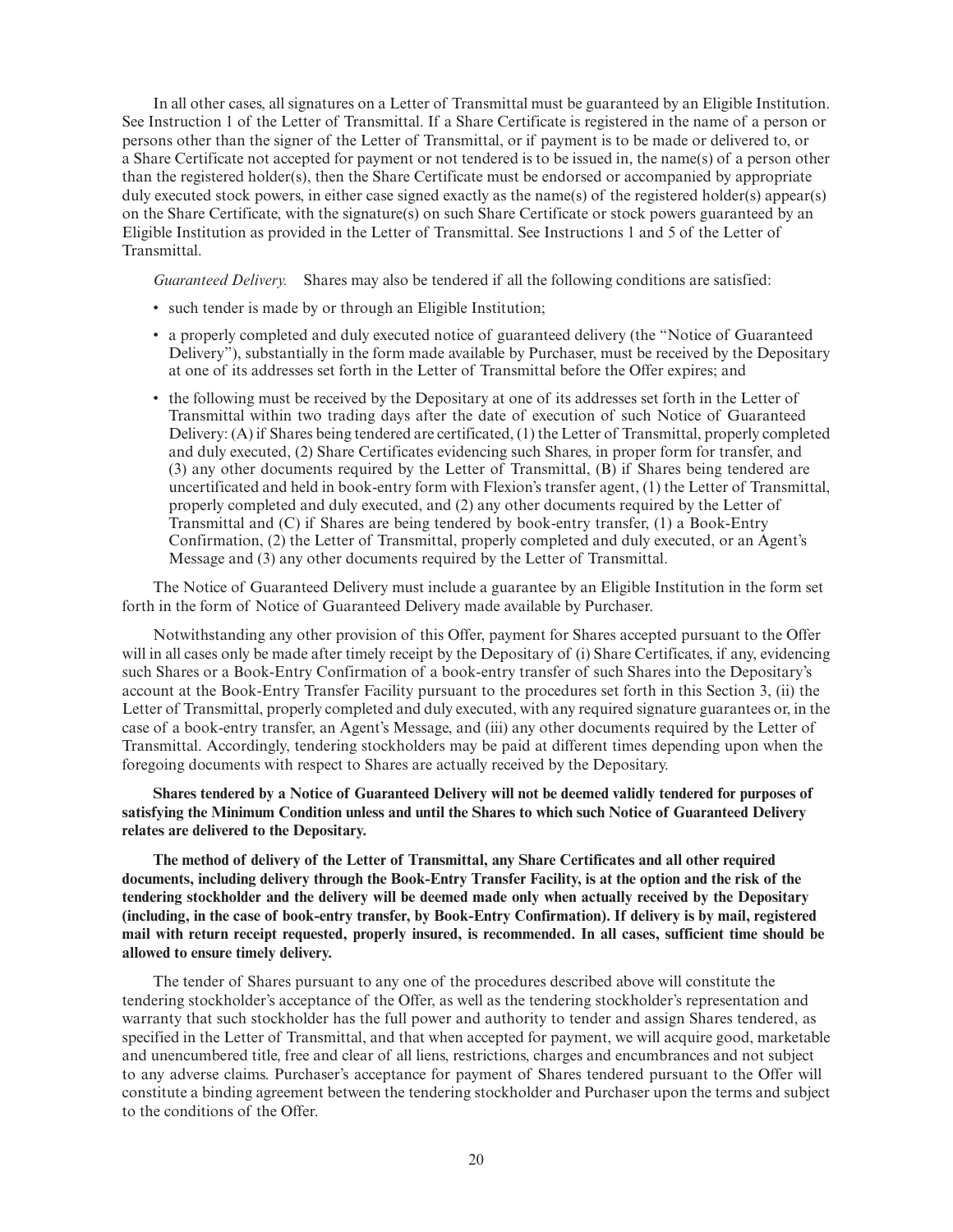In all other cases, all signatures on a Letter of Transmittal must be guaranteed by an Eligible Institution. See Instruction 1 of the Letter of Transmittal. If a Share Certificate is registered in the name of a person or persons other than the signer of the Letter of Transmittal, or if payment is to be made or delivered to, or a Share Certificate not accepted for payment or not tendered is to be issued in, the name(s) of a person other than the registered holder(s), then the Share Certificate must be endorsed or accompanied by appropriate duly executed stock powers, in either case signed exactly as the name(s) of the registered holder(s) appear(s) on the Share Certificate, with the signature(s) on such Share Certificate or stock powers guaranteed by an Eligible Institution as provided in the Letter of Transmittal. See Instructions 1 and 5 of the Letter of Transmittal.

*Guaranteed Delivery.* Shares may also be tendered if all the following conditions are satisfied:

- such tender is made by or through an Eligible Institution;
- a properly completed and duly executed notice of guaranteed delivery (the "Notice of Guaranteed Delivery"), substantially in the form made available by Purchaser, must be received by the Depositary at one of its addresses set forth in the Letter of Transmittal before the Offer expires; and
- the following must be received by the Depositary at one of its addresses set forth in the Letter of Transmittal within two trading days after the date of execution of such Notice of Guaranteed Delivery: (A) if Shares being tendered are certificated, (1) the Letter of Transmittal, properly completed and duly executed, (2) Share Certificates evidencing such Shares, in proper form for transfer, and (3) any other documents required by the Letter of Transmittal, (B) if Shares being tendered are uncertificated and held in book-entry form with Flexion's transfer agent, (1) the Letter of Transmittal, properly completed and duly executed, and (2) any other documents required by the Letter of Transmittal and (C) if Shares are being tendered by book-entry transfer, (1) a Book-Entry Confirmation, (2) the Letter of Transmittal, properly completed and duly executed, or an Agent's Message and (3) any other documents required by the Letter of Transmittal.

The Notice of Guaranteed Delivery must include a guarantee by an Eligible Institution in the form set forth in the form of Notice of Guaranteed Delivery made available by Purchaser.

Notwithstanding any other provision of this Offer, payment for Shares accepted pursuant to the Offer will in all cases only be made after timely receipt by the Depositary of (i) Share Certificates, if any, evidencing such Shares or a Book-Entry Confirmation of a book-entry transfer of such Shares into the Depositary's account at the Book-Entry Transfer Facility pursuant to the procedures set forth in this Section 3, (ii) the Letter of Transmittal, properly completed and duly executed, with any required signature guarantees or, in the case of a book-entry transfer, an Agent's Message, and (iii) any other documents required by the Letter of Transmittal. Accordingly, tendering stockholders may be paid at different times depending upon when the foregoing documents with respect to Shares are actually received by the Depositary.

**Shares tendered by a Notice of Guaranteed Delivery will not be deemed validly tendered for purposes of satisfying the Minimum Condition unless and until the Shares to which such Notice of Guaranteed Delivery relates are delivered to the Depositary.**

**The method of delivery of the Letter of Transmittal, any Share Certificates and all other required documents, including delivery through the Book-Entry Transfer Facility, is at the option and the risk of the tendering stockholder and the delivery will be deemed made only when actually received by the Depositary (including, in the case of book-entry transfer, by Book-Entry Confirmation). If delivery is by mail, registered mail with return receipt requested, properly insured, is recommended. In all cases, sufficient time should be allowed to ensure timely delivery.**

The tender of Shares pursuant to any one of the procedures described above will constitute the tendering stockholder's acceptance of the Offer, as well as the tendering stockholder's representation and warranty that such stockholder has the full power and authority to tender and assign Shares tendered, as specified in the Letter of Transmittal, and that when accepted for payment, we will acquire good, marketable and unencumbered title, free and clear of all liens, restrictions, charges and encumbrances and not subject to any adverse claims. Purchaser's acceptance for payment of Shares tendered pursuant to the Offer will constitute a binding agreement between the tendering stockholder and Purchaser upon the terms and subject to the conditions of the Offer.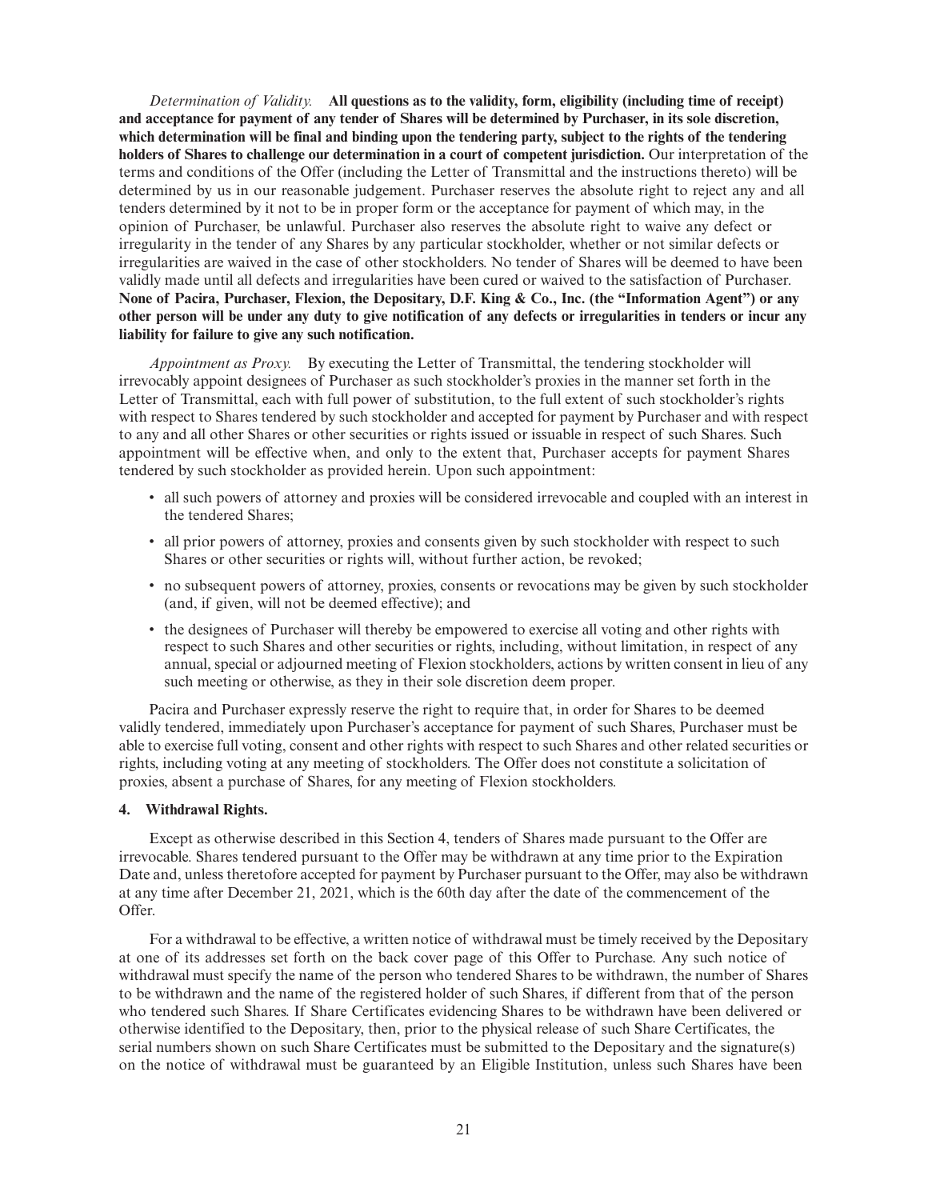*Determination of Validity.* **All questions as to the validity, form, eligibility (including time of receipt) and acceptance for payment of any tender of Shares will be determined by Purchaser, in its sole discretion, which determination will be final and binding upon the tendering party, subject to the rights of the tendering holders of Shares to challenge our determination in a court of competent jurisdiction.** Our interpretation of the terms and conditions of the Offer (including the Letter of Transmittal and the instructions thereto) will be determined by us in our reasonable judgement. Purchaser reserves the absolute right to reject any and all tenders determined by it not to be in proper form or the acceptance for payment of which may, in the opinion of Purchaser, be unlawful. Purchaser also reserves the absolute right to waive any defect or irregularity in the tender of any Shares by any particular stockholder, whether or not similar defects or irregularities are waived in the case of other stockholders. No tender of Shares will be deemed to have been validly made until all defects and irregularities have been cured or waived to the satisfaction of Purchaser. **None of Pacira, Purchaser, Flexion, the Depositary, D.F. King & Co., Inc. (the "Information Agent") or any other person will be under any duty to give notification of any defects or irregularities in tenders or incur any liability for failure to give any such notification.**

*Appointment as Proxy.* By executing the Letter of Transmittal, the tendering stockholder will irrevocably appoint designees of Purchaser as such stockholder's proxies in the manner set forth in the Letter of Transmittal, each with full power of substitution, to the full extent of such stockholder's rights with respect to Shares tendered by such stockholder and accepted for payment by Purchaser and with respect to any and all other Shares or other securities or rights issued or issuable in respect of such Shares. Such appointment will be effective when, and only to the extent that, Purchaser accepts for payment Shares tendered by such stockholder as provided herein. Upon such appointment:

- all such powers of attorney and proxies will be considered irrevocable and coupled with an interest in the tendered Shares;
- all prior powers of attorney, proxies and consents given by such stockholder with respect to such Shares or other securities or rights will, without further action, be revoked;
- no subsequent powers of attorney, proxies, consents or revocations may be given by such stockholder (and, if given, will not be deemed effective); and
- the designees of Purchaser will thereby be empowered to exercise all voting and other rights with respect to such Shares and other securities or rights, including, without limitation, in respect of any annual, special or adjourned meeting of Flexion stockholders, actions by written consent in lieu of any such meeting or otherwise, as they in their sole discretion deem proper.

Pacira and Purchaser expressly reserve the right to require that, in order for Shares to be deemed validly tendered, immediately upon Purchaser's acceptance for payment of such Shares, Purchaser must be able to exercise full voting, consent and other rights with respect to such Shares and other related securities or rights, including voting at any meeting of stockholders. The Offer does not constitute a solicitation of proxies, absent a purchase of Shares, for any meeting of Flexion stockholders.

**4. Withdrawal Rights.**

Except as otherwise described in this Section 4, tenders of Shares made pursuant to the Offer are irrevocable. Shares tendered pursuant to the Offer may be withdrawn at any time prior to the Expiration Date and, unless theretofore accepted for payment by Purchaser pursuant to the Offer, may also be withdrawn at any time after December 21, 2021, which is the 60th day after the date of the commencement of the Offer.

For a withdrawal to be effective, a written notice of withdrawal must be timely received by the Depositary at one of its addresses set forth on the back cover page of this Offer to Purchase. Any such notice of withdrawal must specify the name of the person who tendered Shares to be withdrawn, the number of Shares to be withdrawn and the name of the registered holder of such Shares, if different from that of the person who tendered such Shares. If Share Certificates evidencing Shares to be withdrawn have been delivered or otherwise identified to the Depositary, then, prior to the physical release of such Share Certificates, the serial numbers shown on such Share Certificates must be submitted to the Depositary and the signature(s) on the notice of withdrawal must be guaranteed by an Eligible Institution, unless such Shares have been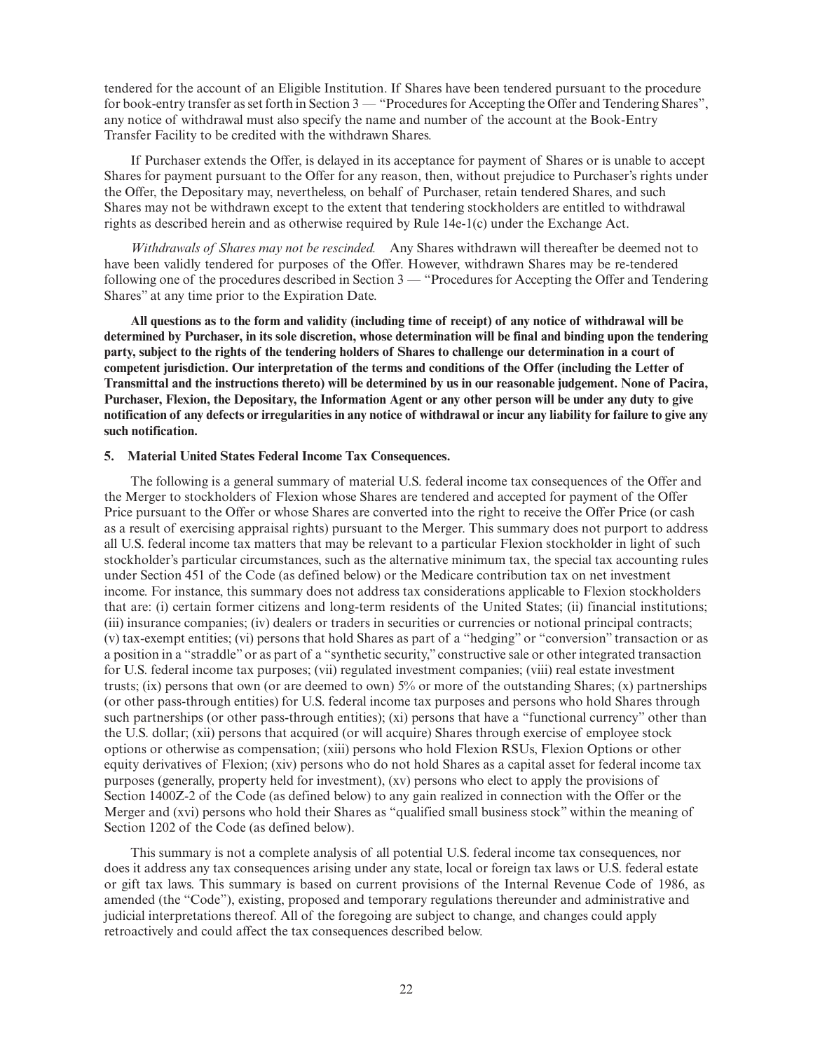tendered for the account of an Eligible Institution. If Shares have been tendered pursuant to the procedure for book-entry transfer as set forth in Section 3 — "Procedures for Accepting the Offer and Tendering Shares", any notice of withdrawal must also specify the name and number of the account at the Book-Entry Transfer Facility to be credited with the withdrawn Shares.

If Purchaser extends the Offer, is delayed in its acceptance for payment of Shares or is unable to accept Shares for payment pursuant to the Offer for any reason, then, without prejudice to Purchaser's rights under the Offer, the Depositary may, nevertheless, on behalf of Purchaser, retain tendered Shares, and such Shares may not be withdrawn except to the extent that tendering stockholders are entitled to withdrawal rights as described herein and as otherwise required by Rule 14e-1(c) under the Exchange Act.

*Withdrawals of Shares may not be rescinded.* Any Shares withdrawn will thereafter be deemed not to have been validly tendered for purposes of the Offer. However, withdrawn Shares may be re-tendered following one of the procedures described in Section 3 — "Procedures for Accepting the Offer and Tendering Shares" at any time prior to the Expiration Date.

**All questions as to the form and validity (including time of receipt) of any notice of withdrawal will be determined by Purchaser, in its sole discretion, whose determination will be final and binding upon the tendering party, subject to the rights of the tendering holders of Shares to challenge our determination in a court of competent jurisdiction. Our interpretation of the terms and conditions of the Offer (including the Letter of Transmittal and the instructions thereto) will be determined by us in our reasonable judgement. None of Pacira, Purchaser, Flexion, the Depositary, the Information Agent or any other person will be under any duty to give notification of any defects or irregularities in any notice of withdrawal or incur any liability for failure to give any such notification.**

### 5. Material United States Federal Income Tax Consequences.

The following is a general summary of material U.S. federal income tax consequences of the Offer and the Merger to stockholders of Flexion whose Shares are tendered and accepted for payment of the Offer Price pursuant to the Offer or whose Shares are converted into the right to receive the Offer Price (or cash as a result of exercising appraisal rights) pursuant to the Merger. This summary does not purport to address all U.S. federal income tax matters that may be relevant to a particular Flexion stockholder in light of such stockholder's particular circumstances, such as the alternative minimum tax, the special tax accounting rules under Section 451 of the Code (as defined below) or the Medicare contribution tax on net investment income. For instance, this summary does not address tax considerations applicable to Flexion stockholders that are: (i) certain former citizens and long-term residents of the United States; (ii) financial institutions; (iii) insurance companies; (iv) dealers or traders in securities or currencies or notional principal contracts; (v) tax-exempt entities; (vi) persons that hold Shares as part of a "hedging" or "conversion" transaction or as a position in a "straddle" or as part of a "synthetic security," constructive sale or other integrated transaction for U.S. federal income tax purposes; (vii) regulated investment companies; (viii) real estate investment trusts; (ix) persons that own (or are deemed to own) 5% or more of the outstanding Shares; (x) partnerships (or other pass-through entities) for U.S. federal income tax purposes and persons who hold Shares through such partnerships (or other pass-through entities); (xi) persons that have a "functional currency" other than the U.S. dollar; (xii) persons that acquired (or will acquire) Shares through exercise of employee stock options or otherwise as compensation; (xiii) persons who hold Flexion RSUs, Flexion Options or other equity derivatives of Flexion; (xiv) persons who do not hold Shares as a capital asset for federal income tax purposes (generally, property held for investment), (xv) persons who elect to apply the provisions of Section 1400Z-2 of the Code (as defined below) to any gain realized in connection with the Offer or the Merger and (xvi) persons who hold their Shares as "qualified small business stock" within the meaning of Section 1202 of the Code (as defined below).

This summary is not a complete analysis of all potential U.S. federal income tax consequences, nor does it address any tax consequences arising under any state, local or foreign tax laws or U.S. federal estate or gift tax laws. This summary is based on current provisions of the Internal Revenue Code of 1986, as amended (the "Code"), existing, proposed and temporary regulations thereunder and administrative and judicial interpretations thereof. All of the foregoing are subject to change, and changes could apply retroactively and could affect the tax consequences described below.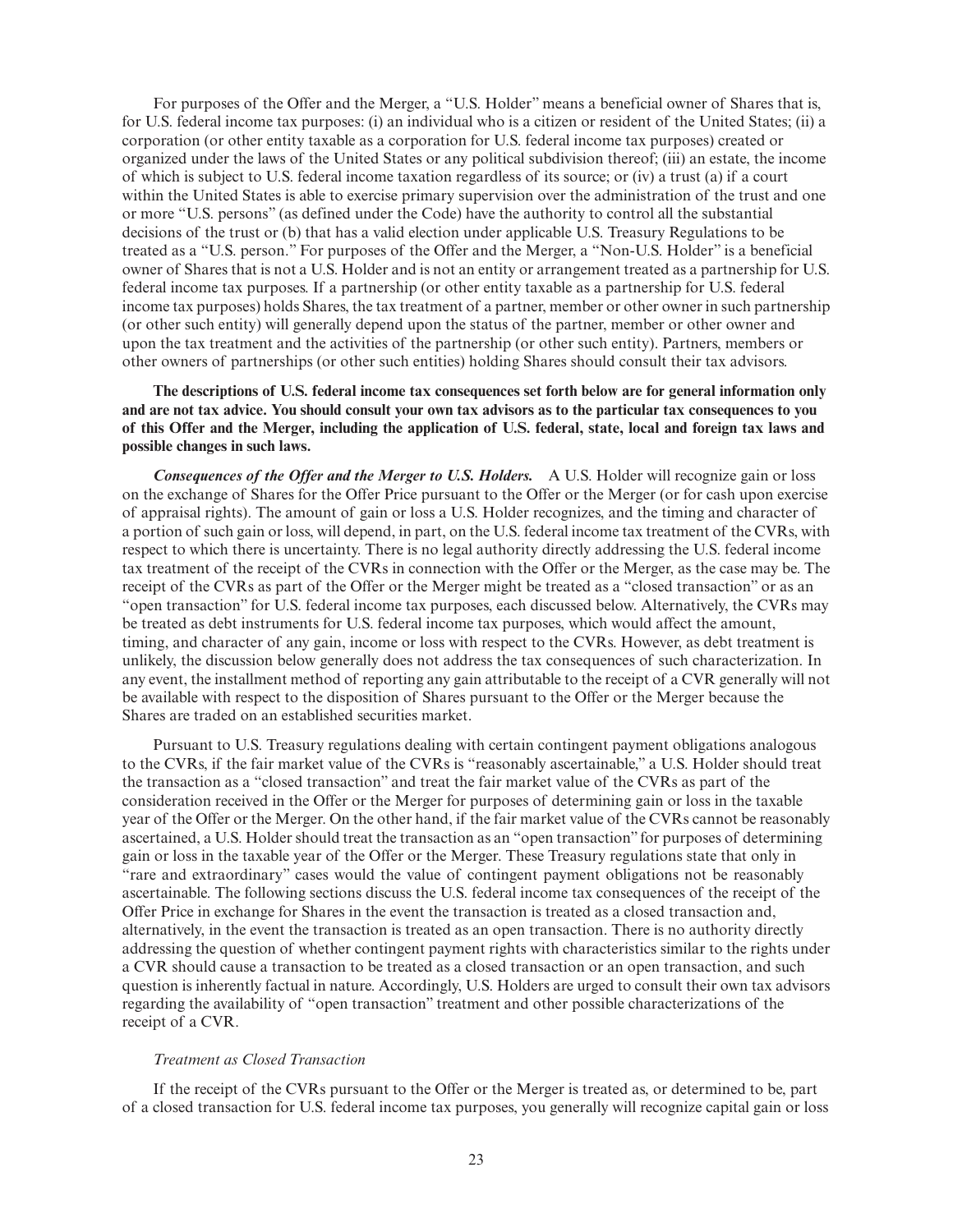For purposes of the Offer and the Merger, a "U.S. Holder" means a beneficial owner of Shares that is, for U.S. federal income tax purposes: (i) an individual who is a citizen or resident of the United States; (ii) a corporation (or other entity taxable as a corporation for U.S. federal income tax purposes) created or organized under the laws of the United States or any political subdivision thereof; (iii) an estate, the income of which is subject to U.S. federal income taxation regardless of its source; or (iv) a trust (a) if a court within the United States is able to exercise primary supervision over the administration of the trust and one or more "U.S. persons" (as defined under the Code) have the authority to control all the substantial decisions of the trust or (b) that has a valid election under applicable U.S. Treasury Regulations to be treated as a "U.S. person." For purposes of the Offer and the Merger, a "Non-U.S. Holder" is a beneficial owner of Shares that is not a U.S. Holder and is not an entity or arrangement treated as a partnership for U.S. federal income tax purposes. If a partnership (or other entity taxable as a partnership for U.S. federal income tax purposes) holds Shares, the tax treatment of a partner, member or other owner in such partnership (or other such entity) will generally depend upon the status of the partner, member or other owner and upon the tax treatment and the activities of the partnership (or other such entity). Partners, members or other owners of partnerships (or other such entities) holding Shares should consult their tax advisors.

**The descriptions of U.S. federal income tax consequences set forth below are for general information only and are not tax advice. You should consult your own tax advisors as to the particular tax consequences to you of this Offer and the Merger, including the application of U.S. federal, state, local and foreign tax laws and possible changes in such laws.**

***Consequences of the Offer and the Merger to U.S. Holders.*** A U.S. Holder will recognize gain or loss on the exchange of Shares for the Offer Price pursuant to the Offer or the Merger (or for cash upon exercise of appraisal rights). The amount of gain or loss a U.S. Holder recognizes, and the timing and character of a portion of such gain or loss, will depend, in part, on the U.S. federal income tax treatment of the CVRs, with respect to which there is uncertainty. There is no legal authority directly addressing the U.S. federal income tax treatment of the receipt of the CVRs in connection with the Offer or the Merger, as the case may be. The receipt of the CVRs as part of the Offer or the Merger might be treated as a "closed transaction" or as an "open transaction" for U.S. federal income tax purposes, each discussed below. Alternatively, the CVRs may be treated as debt instruments for U.S. federal income tax purposes, which would affect the amount, timing, and character of any gain, income or loss with respect to the CVRs. However, as debt treatment is unlikely, the discussion below generally does not address the tax consequences of such characterization. In any event, the installment method of reporting any gain attributable to the receipt of a CVR generally will not be available with respect to the disposition of Shares pursuant to the Offer or the Merger because the Shares are traded on an established securities market.

Pursuant to U.S. Treasury regulations dealing with certain contingent payment obligations analogous to the CVRs, if the fair market value of the CVRs is "reasonably ascertainable," a U.S. Holder should treat the transaction as a "closed transaction" and treat the fair market value of the CVRs as part of the consideration received in the Offer or the Merger for purposes of determining gain or loss in the taxable year of the Offer or the Merger. On the other hand, if the fair market value of the CVRs cannot be reasonably ascertained, a U.S. Holder should treat the transaction as an "open transaction" for purposes of determining gain or loss in the taxable year of the Offer or the Merger. These Treasury regulations state that only in "rare and extraordinary" cases would the value of contingent payment obligations not be reasonably ascertainable. The following sections discuss the U.S. federal income tax consequences of the receipt of the Offer Price in exchange for Shares in the event the transaction is treated as a closed transaction and, alternatively, in the event the transaction is treated as an open transaction. There is no authority directly addressing the question of whether contingent payment rights with characteristics similar to the rights under a CVR should cause a transaction to be treated as a closed transaction or an open transaction, and such question is inherently factual in nature. Accordingly, U.S. Holders are urged to consult their own tax advisors regarding the availability of "open transaction" treatment and other possible characterizations of the receipt of a CVR.

*Treatment as Closed Transaction*

If the receipt of the CVRs pursuant to the Offer or the Merger is treated as, or determined to be, part of a closed transaction for U.S. federal income tax purposes, you generally will recognize capital gain or loss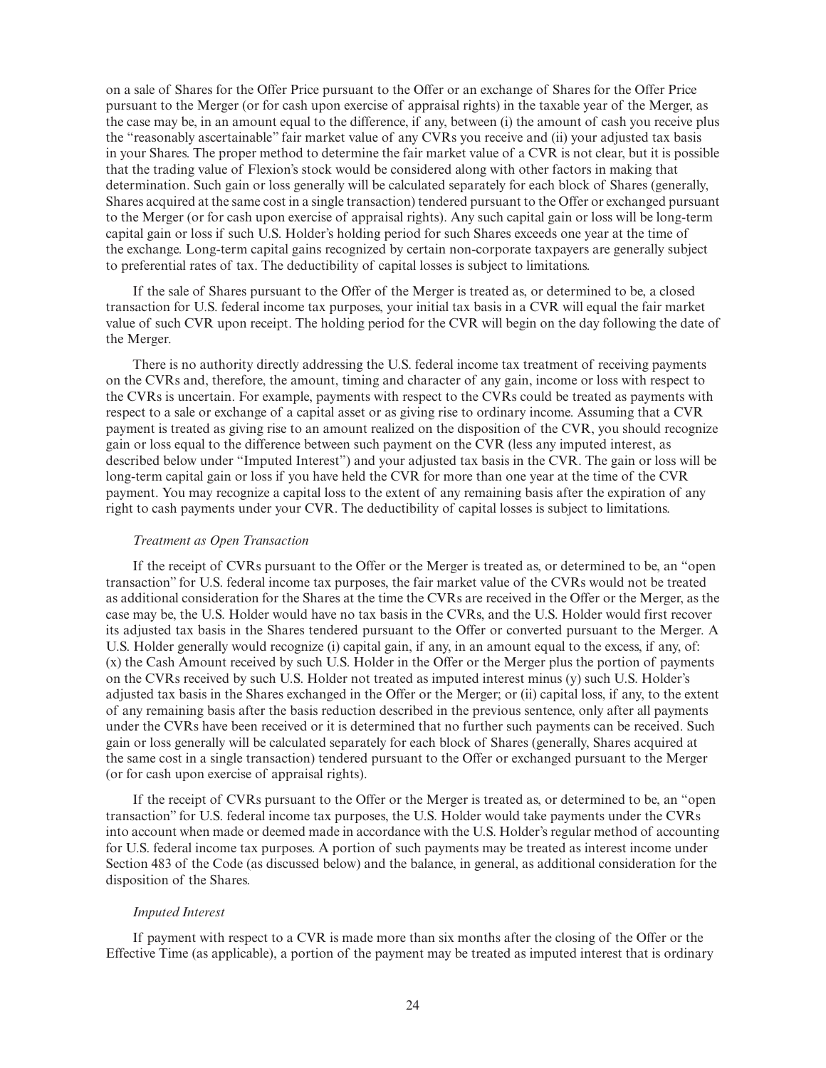on a sale of Shares for the Offer Price pursuant to the Offer or an exchange of Shares for the Offer Price pursuant to the Merger (or for cash upon exercise of appraisal rights) in the taxable year of the Merger, as the case may be, in an amount equal to the difference, if any, between (i) the amount of cash you receive plus the "reasonably ascertainable" fair market value of any CVRs you receive and (ii) your adjusted tax basis in your Shares. The proper method to determine the fair market value of a CVR is not clear, but it is possible that the trading value of Flexion's stock would be considered along with other factors in making that determination. Such gain or loss generally will be calculated separately for each block of Shares (generally, Shares acquired at the same cost in a single transaction) tendered pursuant to the Offer or exchanged pursuant to the Merger (or for cash upon exercise of appraisal rights). Any such capital gain or loss will be long-term capital gain or loss if such U.S. Holder's holding period for such Shares exceeds one year at the time of the exchange. Long-term capital gains recognized by certain non-corporate taxpayers are generally subject to preferential rates of tax. The deductibility of capital losses is subject to limitations.

If the sale of Shares pursuant to the Offer of the Merger is treated as, or determined to be, a closed transaction for U.S. federal income tax purposes, your initial tax basis in a CVR will equal the fair market value of such CVR upon receipt. The holding period for the CVR will begin on the day following the date of the Merger.

There is no authority directly addressing the U.S. federal income tax treatment of receiving payments on the CVRs and, therefore, the amount, timing and character of any gain, income or loss with respect to the CVRs is uncertain. For example, payments with respect to the CVRs could be treated as payments with respect to a sale or exchange of a capital asset or as giving rise to ordinary income. Assuming that a CVR payment is treated as giving rise to an amount realized on the disposition of the CVR, you should recognize gain or loss equal to the difference between such payment on the CVR (less any imputed interest, as described below under "Imputed Interest") and your adjusted tax basis in the CVR. The gain or loss will be long-term capital gain or loss if you have held the CVR for more than one year at the time of the CVR payment. You may recognize a capital loss to the extent of any remaining basis after the expiration of any right to cash payments under your CVR. The deductibility of capital losses is subject to limitations.

*Treatment as Open Transaction*

If the receipt of CVRs pursuant to the Offer or the Merger is treated as, or determined to be, an "open transaction" for U.S. federal income tax purposes, the fair market value of the CVRs would not be treated as additional consideration for the Shares at the time the CVRs are received in the Offer or the Merger, as the case may be, the U.S. Holder would have no tax basis in the CVRs, and the U.S. Holder would first recover its adjusted tax basis in the Shares tendered pursuant to the Offer or converted pursuant to the Merger. A U.S. Holder generally would recognize (i) capital gain, if any, in an amount equal to the excess, if any, of: (x) the Cash Amount received by such U.S. Holder in the Offer or the Merger plus the portion of payments on the CVRs received by such U.S. Holder not treated as imputed interest minus (y) such U.S. Holder's adjusted tax basis in the Shares exchanged in the Offer or the Merger; or (ii) capital loss, if any, to the extent of any remaining basis after the basis reduction described in the previous sentence, only after all payments under the CVRs have been received or it is determined that no further such payments can be received. Such gain or loss generally will be calculated separately for each block of Shares (generally, Shares acquired at the same cost in a single transaction) tendered pursuant to the Offer or exchanged pursuant to the Merger (or for cash upon exercise of appraisal rights).

If the receipt of CVRs pursuant to the Offer or the Merger is treated as, or determined to be, an "open transaction" for U.S. federal income tax purposes, the U.S. Holder would take payments under the CVRs into account when made or deemed made in accordance with the U.S. Holder's regular method of accounting for U.S. federal income tax purposes. A portion of such payments may be treated as interest income under Section 483 of the Code (as discussed below) and the balance, in general, as additional consideration for the disposition of the Shares.

*Imputed Interest*

If payment with respect to a CVR is made more than six months after the closing of the Offer or the Effective Time (as applicable), a portion of the payment may be treated as imputed interest that is ordinary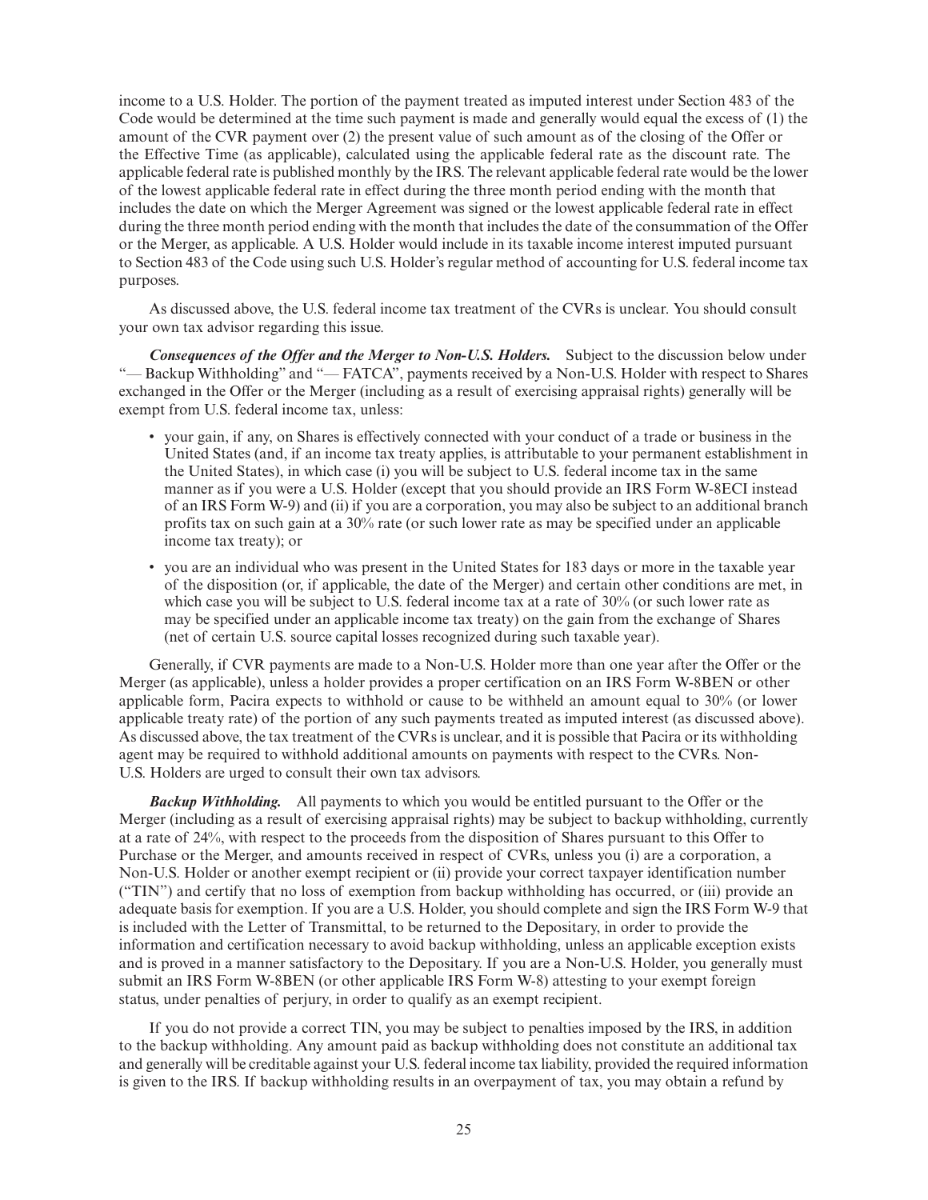income to a U.S. Holder. The portion of the payment treated as imputed interest under Section 483 of the Code would be determined at the time such payment is made and generally would equal the excess of (1) the amount of the CVR payment over (2) the present value of such amount as of the closing of the Offer or the Effective Time (as applicable), calculated using the applicable federal rate as the discount rate. The applicable federal rate is published monthly by the IRS. The relevant applicable federal rate would be the lower of the lowest applicable federal rate in effect during the three month period ending with the month that includes the date on which the Merger Agreement was signed or the lowest applicable federal rate in effect during the three month period ending with the month that includes the date of the consummation of the Offer or the Merger, as applicable. A U.S. Holder would include in its taxable income interest imputed pursuant to Section 483 of the Code using such U.S. Holder's regular method of accounting for U.S. federal income tax purposes.

As discussed above, the U.S. federal income tax treatment of the CVRs is unclear. You should consult your own tax advisor regarding this issue.

***Consequences of the Offer and the Merger to Non-U.S. Holders.*** Subject to the discussion below under "— Backup Withholding" and "— FATCA", payments received by a Non-U.S. Holder with respect to Shares exchanged in the Offer or the Merger (including as a result of exercising appraisal rights) generally will be exempt from U.S. federal income tax, unless:

- your gain, if any, on Shares is effectively connected with your conduct of a trade or business in the United States (and, if an income tax treaty applies, is attributable to your permanent establishment in the United States), in which case (i) you will be subject to U.S. federal income tax in the same manner as if you were a U.S. Holder (except that you should provide an IRS Form W-8ECI instead of an IRS Form W-9) and (ii) if you are a corporation, you may also be subject to an additional branch profits tax on such gain at a 30% rate (or such lower rate as may be specified under an applicable income tax treaty); or
- you are an individual who was present in the United States for 183 days or more in the taxable year of the disposition (or, if applicable, the date of the Merger) and certain other conditions are met, in which case you will be subject to U.S. federal income tax at a rate of 30% (or such lower rate as may be specified under an applicable income tax treaty) on the gain from the exchange of Shares (net of certain U.S. source capital losses recognized during such taxable year).

Generally, if CVR payments are made to a Non-U.S. Holder more than one year after the Offer or the Merger (as applicable), unless a holder provides a proper certification on an IRS Form W-8BEN or other applicable form, Pacira expects to withhold or cause to be withheld an amount equal to 30% (or lower applicable treaty rate) of the portion of any such payments treated as imputed interest (as discussed above). As discussed above, the tax treatment of the CVRs is unclear, and it is possible that Pacira or its withholding agent may be required to withhold additional amounts on payments with respect to the CVRs. Non-U.S. Holders are urged to consult their own tax advisors.

***Backup Withholding.*** All payments to which you would be entitled pursuant to the Offer or the Merger (including as a result of exercising appraisal rights) may be subject to backup withholding, currently at a rate of 24%, with respect to the proceeds from the disposition of Shares pursuant to this Offer to Purchase or the Merger, and amounts received in respect of CVRs, unless you (i) are a corporation, a Non-U.S. Holder or another exempt recipient or (ii) provide your correct taxpayer identification number ("TIN") and certify that no loss of exemption from backup withholding has occurred, or (iii) provide an adequate basis for exemption. If you are a U.S. Holder, you should complete and sign the IRS Form W-9 that is included with the Letter of Transmittal, to be returned to the Depositary, in order to provide the information and certification necessary to avoid backup withholding, unless an applicable exception exists and is proved in a manner satisfactory to the Depositary. If you are a Non-U.S. Holder, you generally must submit an IRS Form W-8BEN (or other applicable IRS Form W-8) attesting to your exempt foreign status, under penalties of perjury, in order to qualify as an exempt recipient.

If you do not provide a correct TIN, you may be subject to penalties imposed by the IRS, in addition to the backup withholding. Any amount paid as backup withholding does not constitute an additional tax and generally will be creditable against your U.S. federal income tax liability, provided the required information is given to the IRS. If backup withholding results in an overpayment of tax, you may obtain a refund by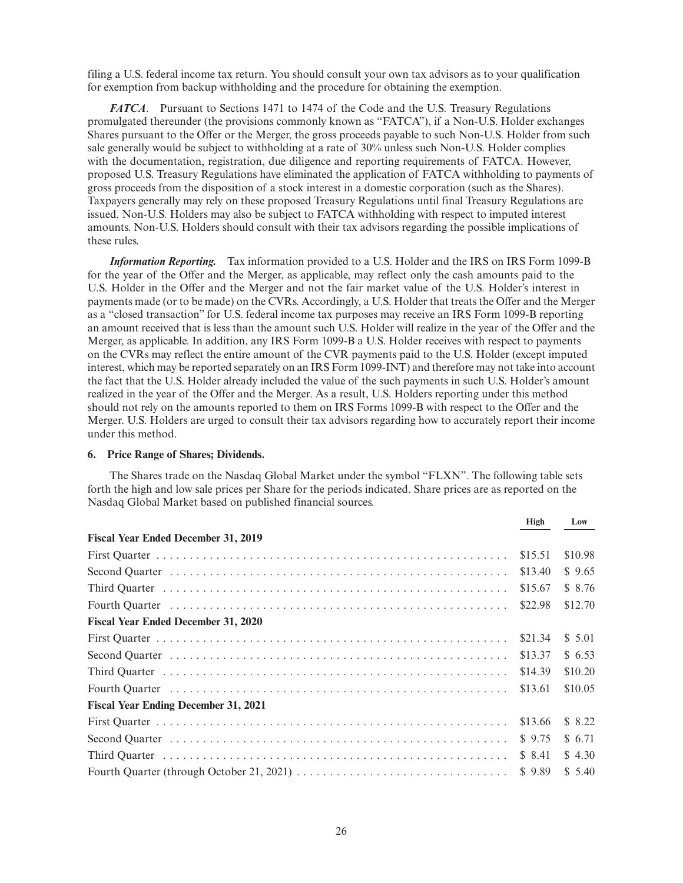filing a U.S. federal income tax return. You should consult your own tax advisors as to your qualification for exemption from backup withholding and the procedure for obtaining the exemption.

***FATCA***. Pursuant to Sections 1471 to 1474 of the Code and the U.S. Treasury Regulations promulgated thereunder (the provisions commonly known as "FATCA"), if a Non-U.S. Holder exchanges Shares pursuant to the Offer or the Merger, the gross proceeds payable to such Non-U.S. Holder from such sale generally would be subject to withholding at a rate of 30% unless such Non-U.S. Holder complies with the documentation, registration, due diligence and reporting requirements of FATCA. However, proposed U.S. Treasury Regulations have eliminated the application of FATCA withholding to payments of gross proceeds from the disposition of a stock interest in a domestic corporation (such as the Shares). Taxpayers generally may rely on these proposed Treasury Regulations until final Treasury Regulations are issued. Non-U.S. Holders may also be subject to FATCA withholding with respect to imputed interest amounts. Non-U.S. Holders should consult with their tax advisors regarding the possible implications of these rules.

***Information Reporting.*** Tax information provided to a U.S. Holder and the IRS on IRS Form 1099-B for the year of the Offer and the Merger, as applicable, may reflect only the cash amounts paid to the U.S. Holder in the Offer and the Merger and not the fair market value of the U.S. Holder's interest in payments made (or to be made) on the CVRs. Accordingly, a U.S. Holder that treats the Offer and the Merger as a "closed transaction" for U.S. federal income tax purposes may receive an IRS Form 1099-B reporting an amount received that is less than the amount such U.S. Holder will realize in the year of the Offer and the Merger, as applicable. In addition, any IRS Form 1099-B a U.S. Holder receives with respect to payments on the CVRs may reflect the entire amount of the CVR payments paid to the U.S. Holder (except imputed interest, which may be reported separately on an IRS Form 1099-INT) and therefore may not take into account the fact that the U.S. Holder already included the value of the such payments in such U.S. Holder's amount realized in the year of the Offer and the Merger. As a result, U.S. Holders reporting under this method should not rely on the amounts reported to them on IRS Forms 1099-B with respect to the Offer and the Merger. U.S. Holders are urged to consult their tax advisors regarding how to accurately report their income under this method.

**6. Price Range of Shares; Dividends.**

The Shares trade on the Nasdaq Global Market under the symbol "FLXN". The following table sets forth the high and low sale prices per Share for the periods indicated. Share prices are as reported on the Nasdaq Global Market based on published financial sources.

| | High | Low |
|---|---|---|
| **Fiscal Year Ended December 31, 2019** | | |
| First Quarter | $15.51 | $10.98 |
| Second Quarter | $13.40 | $ 9.65 |
| Third Quarter | $15.67 | $ 8.76 |
| Fourth Quarter | $22.98 | $12.70 |
| **Fiscal Year Ended December 31, 2020** | | |
| First Quarter | $21.34 | $ 5.01 |
| Second Quarter | $13.37 | $ 6.53 |
| Third Quarter | $14.39 | $10.20 |
| Fourth Quarter | $13.61 | $10.05 |
| **Fiscal Year Ending December 31, 2021** | | |
| First Quarter | $13.66 | $ 8.22 |
| Second Quarter | $ 9.75 | $ 6.71 |
| Third Quarter | $ 8.41 | $ 4.30 |
| Fourth Quarter (through October 21, 2021) | $ 9.89 | $ 5.40 |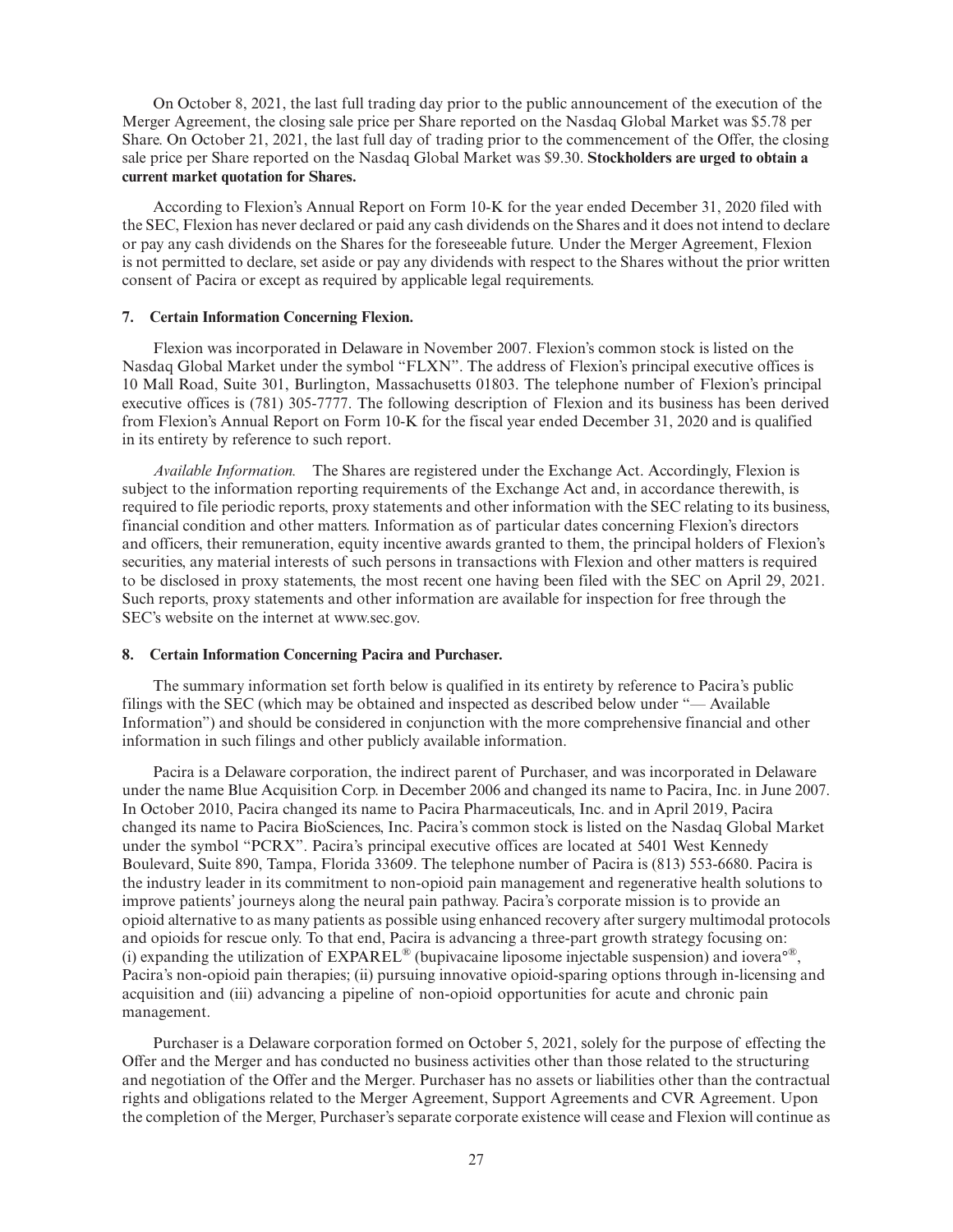On October 8, 2021, the last full trading day prior to the public announcement of the execution of the Merger Agreement, the closing sale price per Share reported on the Nasdaq Global Market was $5.78 per Share. On October 21, 2021, the last full day of trading prior to the commencement of the Offer, the closing sale price per Share reported on the Nasdaq Global Market was $9.30. **Stockholders are urged to obtain a current market quotation for Shares.**

According to Flexion's Annual Report on Form 10-K for the year ended December 31, 2020 filed with the SEC, Flexion has never declared or paid any cash dividends on the Shares and it does not intend to declare or pay any cash dividends on the Shares for the foreseeable future. Under the Merger Agreement, Flexion is not permitted to declare, set aside or pay any dividends with respect to the Shares without the prior written consent of Pacira or except as required by applicable legal requirements.

### 7. Certain Information Concerning Flexion.

Flexion was incorporated in Delaware in November 2007. Flexion's common stock is listed on the Nasdaq Global Market under the symbol "FLXN". The address of Flexion's principal executive offices is 10 Mall Road, Suite 301, Burlington, Massachusetts 01803. The telephone number of Flexion's principal executive offices is (781) 305-7777. The following description of Flexion and its business has been derived from Flexion's Annual Report on Form 10-K for the fiscal year ended December 31, 2020 and is qualified in its entirety by reference to such report.

*Available Information.* The Shares are registered under the Exchange Act. Accordingly, Flexion is subject to the information reporting requirements of the Exchange Act and, in accordance therewith, is required to file periodic reports, proxy statements and other information with the SEC relating to its business, financial condition and other matters. Information as of particular dates concerning Flexion's directors and officers, their remuneration, equity incentive awards granted to them, the principal holders of Flexion's securities, any material interests of such persons in transactions with Flexion and other matters is required to be disclosed in proxy statements, the most recent one having been filed with the SEC on April 29, 2021. Such reports, proxy statements and other information are available for inspection for free through the SEC's website on the internet at www.sec.gov.

### 8. Certain Information Concerning Pacira and Purchaser.

The summary information set forth below is qualified in its entirety by reference to Pacira's public filings with the SEC (which may be obtained and inspected as described below under "— Available Information") and should be considered in conjunction with the more comprehensive financial and other information in such filings and other publicly available information.

Pacira is a Delaware corporation, the indirect parent of Purchaser, and was incorporated in Delaware under the name Blue Acquisition Corp. in December 2006 and changed its name to Pacira, Inc. in June 2007. In October 2010, Pacira changed its name to Pacira Pharmaceuticals, Inc. and in April 2019, Pacira changed its name to Pacira BioSciences, Inc. Pacira's common stock is listed on the Nasdaq Global Market under the symbol "PCRX". Pacira's principal executive offices are located at 5401 West Kennedy Boulevard, Suite 890, Tampa, Florida 33609. The telephone number of Pacira is (813) 553-6680. Pacira is the industry leader in its commitment to non-opioid pain management and regenerative health solutions to improve patients' journeys along the neural pain pathway. Pacira's corporate mission is to provide an opioid alternative to as many patients as possible using enhanced recovery after surgery multimodal protocols and opioids for rescue only. To that end, Pacira is advancing a three-part growth strategy focusing on: (i) expanding the utilization of EXPAREL® (bupivacaine liposome injectable suspension) and iovera°®, Pacira's non-opioid pain therapies; (ii) pursuing innovative opioid-sparing options through in-licensing and acquisition and (iii) advancing a pipeline of non-opioid opportunities for acute and chronic pain management.

Purchaser is a Delaware corporation formed on October 5, 2021, solely for the purpose of effecting the Offer and the Merger and has conducted no business activities other than those related to the structuring and negotiation of the Offer and the Merger. Purchaser has no assets or liabilities other than the contractual rights and obligations related to the Merger Agreement, Support Agreements and CVR Agreement. Upon the completion of the Merger, Purchaser's separate corporate existence will cease and Flexion will continue as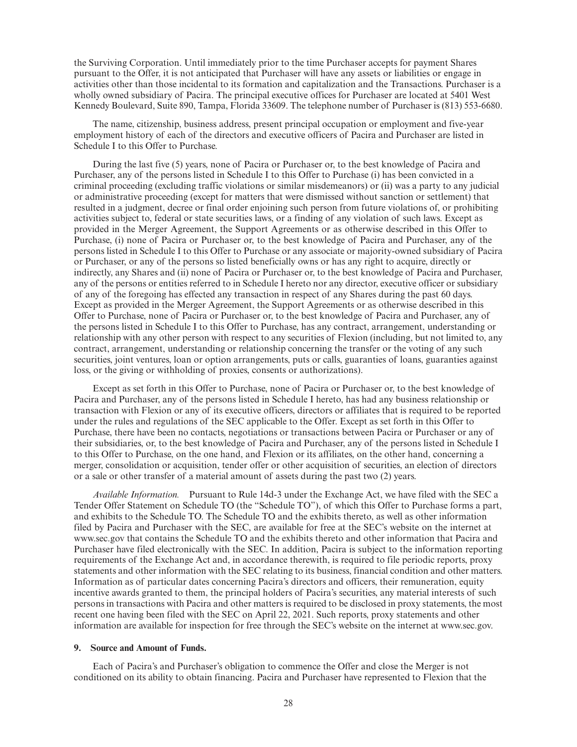the Surviving Corporation. Until immediately prior to the time Purchaser accepts for payment Shares pursuant to the Offer, it is not anticipated that Purchaser will have any assets or liabilities or engage in activities other than those incidental to its formation and capitalization and the Transactions. Purchaser is a wholly owned subsidiary of Pacira. The principal executive offices for Purchaser are located at 5401 West Kennedy Boulevard, Suite 890, Tampa, Florida 33609. The telephone number of Purchaser is (813) 553-6680.

The name, citizenship, business address, present principal occupation or employment and five-year employment history of each of the directors and executive officers of Pacira and Purchaser are listed in Schedule I to this Offer to Purchase.

During the last five (5) years, none of Pacira or Purchaser or, to the best knowledge of Pacira and Purchaser, any of the persons listed in Schedule I to this Offer to Purchase (i) has been convicted in a criminal proceeding (excluding traffic violations or similar misdemeanors) or (ii) was a party to any judicial or administrative proceeding (except for matters that were dismissed without sanction or settlement) that resulted in a judgment, decree or final order enjoining such person from future violations of, or prohibiting activities subject to, federal or state securities laws, or a finding of any violation of such laws. Except as provided in the Merger Agreement, the Support Agreements or as otherwise described in this Offer to Purchase, (i) none of Pacira or Purchaser or, to the best knowledge of Pacira and Purchaser, any of the persons listed in Schedule I to this Offer to Purchase or any associate or majority-owned subsidiary of Pacira or Purchaser, or any of the persons so listed beneficially owns or has any right to acquire, directly or indirectly, any Shares and (ii) none of Pacira or Purchaser or, to the best knowledge of Pacira and Purchaser, any of the persons or entities referred to in Schedule I hereto nor any director, executive officer or subsidiary of any of the foregoing has effected any transaction in respect of any Shares during the past 60 days. Except as provided in the Merger Agreement, the Support Agreements or as otherwise described in this Offer to Purchase, none of Pacira or Purchaser or, to the best knowledge of Pacira and Purchaser, any of the persons listed in Schedule I to this Offer to Purchase, has any contract, arrangement, understanding or relationship with any other person with respect to any securities of Flexion (including, but not limited to, any contract, arrangement, understanding or relationship concerning the transfer or the voting of any such securities, joint ventures, loan or option arrangements, puts or calls, guaranties of loans, guaranties against loss, or the giving or withholding of proxies, consents or authorizations).

Except as set forth in this Offer to Purchase, none of Pacira or Purchaser or, to the best knowledge of Pacira and Purchaser, any of the persons listed in Schedule I hereto, has had any business relationship or transaction with Flexion or any of its executive officers, directors or affiliates that is required to be reported under the rules and regulations of the SEC applicable to the Offer. Except as set forth in this Offer to Purchase, there have been no contacts, negotiations or transactions between Pacira or Purchaser or any of their subsidiaries, or, to the best knowledge of Pacira and Purchaser, any of the persons listed in Schedule I to this Offer to Purchase, on the one hand, and Flexion or its affiliates, on the other hand, concerning a merger, consolidation or acquisition, tender offer or other acquisition of securities, an election of directors or a sale or other transfer of a material amount of assets during the past two (2) years.

*Available Information.* Pursuant to Rule 14d-3 under the Exchange Act, we have filed with the SEC a Tender Offer Statement on Schedule TO (the "Schedule TO"), of which this Offer to Purchase forms a part, and exhibits to the Schedule TO. The Schedule TO and the exhibits thereto, as well as other information filed by Pacira and Purchaser with the SEC, are available for free at the SEC's website on the internet at www.sec.gov that contains the Schedule TO and the exhibits thereto and other information that Pacira and Purchaser have filed electronically with the SEC. In addition, Pacira is subject to the information reporting requirements of the Exchange Act and, in accordance therewith, is required to file periodic reports, proxy statements and other information with the SEC relating to its business, financial condition and other matters. Information as of particular dates concerning Pacira's directors and officers, their remuneration, equity incentive awards granted to them, the principal holders of Pacira's securities, any material interests of such persons in transactions with Pacira and other matters is required to be disclosed in proxy statements, the most recent one having been filed with the SEC on April 22, 2021. Such reports, proxy statements and other information are available for inspection for free through the SEC's website on the internet at www.sec.gov.

**9. Source and Amount of Funds.**

Each of Pacira's and Purchaser's obligation to commence the Offer and close the Merger is not conditioned on its ability to obtain financing. Pacira and Purchaser have represented to Flexion that the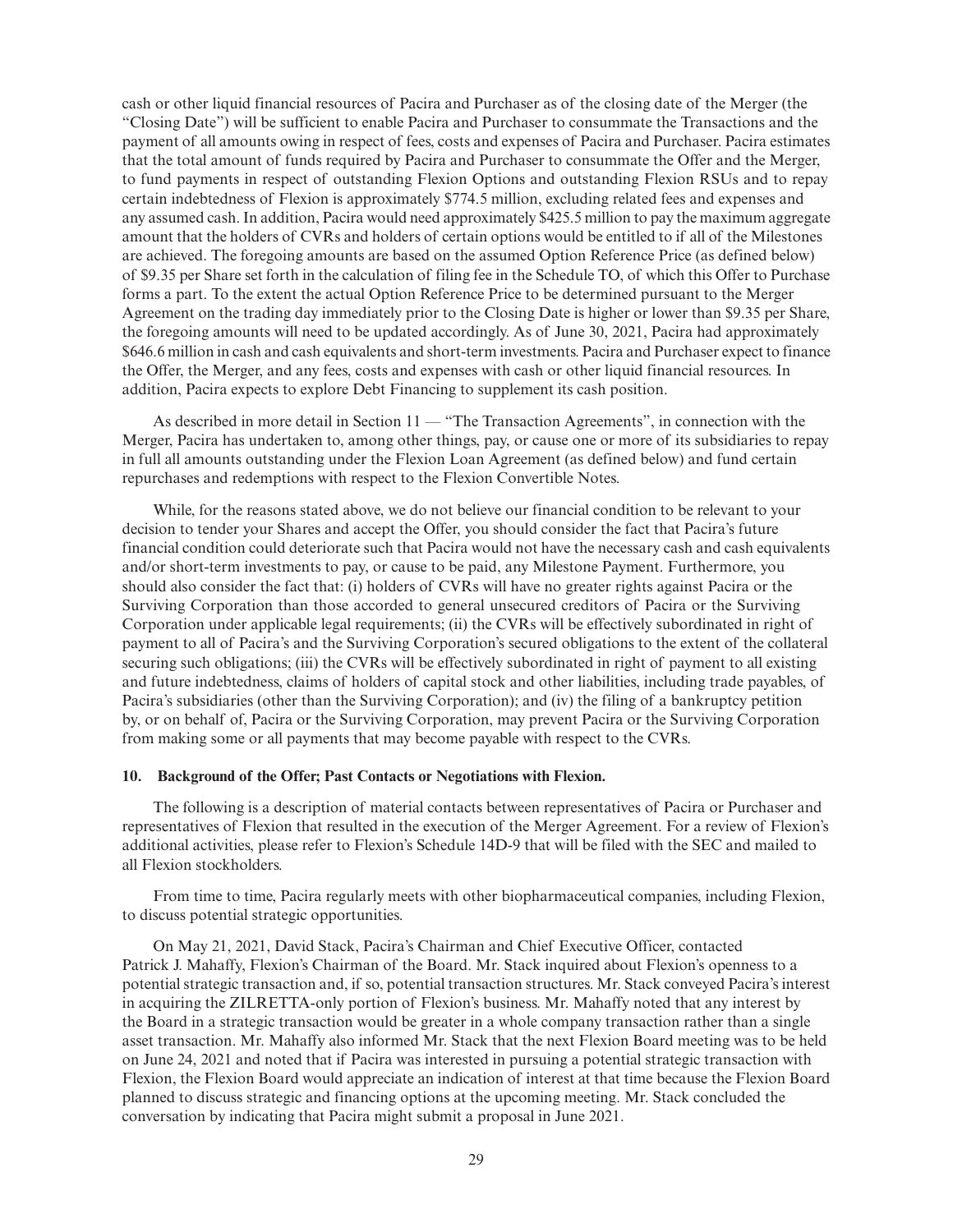cash or other liquid financial resources of Pacira and Purchaser as of the closing date of the Merger (the "Closing Date") will be sufficient to enable Pacira and Purchaser to consummate the Transactions and the payment of all amounts owing in respect of fees, costs and expenses of Pacira and Purchaser. Pacira estimates that the total amount of funds required by Pacira and Purchaser to consummate the Offer and the Merger, to fund payments in respect of outstanding Flexion Options and outstanding Flexion RSUs and to repay certain indebtedness of Flexion is approximately $774.5 million, excluding related fees and expenses and any assumed cash. In addition, Pacira would need approximately $425.5 million to pay the maximum aggregate amount that the holders of CVRs and holders of certain options would be entitled to if all of the Milestones are achieved. The foregoing amounts are based on the assumed Option Reference Price (as defined below) of $9.35 per Share set forth in the calculation of filing fee in the Schedule TO, of which this Offer to Purchase forms a part. To the extent the actual Option Reference Price to be determined pursuant to the Merger Agreement on the trading day immediately prior to the Closing Date is higher or lower than $9.35 per Share, the foregoing amounts will need to be updated accordingly. As of June 30, 2021, Pacira had approximately $646.6 million in cash and cash equivalents and short-term investments. Pacira and Purchaser expect to finance the Offer, the Merger, and any fees, costs and expenses with cash or other liquid financial resources. In addition, Pacira expects to explore Debt Financing to supplement its cash position.

As described in more detail in Section 11 — "The Transaction Agreements", in connection with the Merger, Pacira has undertaken to, among other things, pay, or cause one or more of its subsidiaries to repay in full all amounts outstanding under the Flexion Loan Agreement (as defined below) and fund certain repurchases and redemptions with respect to the Flexion Convertible Notes.

While, for the reasons stated above, we do not believe our financial condition to be relevant to your decision to tender your Shares and accept the Offer, you should consider the fact that Pacira's future financial condition could deteriorate such that Pacira would not have the necessary cash and cash equivalents and/or short-term investments to pay, or cause to be paid, any Milestone Payment. Furthermore, you should also consider the fact that: (i) holders of CVRs will have no greater rights against Pacira or the Surviving Corporation than those accorded to general unsecured creditors of Pacira or the Surviving Corporation under applicable legal requirements; (ii) the CVRs will be effectively subordinated in right of payment to all of Pacira's and the Surviving Corporation's secured obligations to the extent of the collateral securing such obligations; (iii) the CVRs will be effectively subordinated in right of payment to all existing and future indebtedness, claims of holders of capital stock and other liabilities, including trade payables, of Pacira's subsidiaries (other than the Surviving Corporation); and (iv) the filing of a bankruptcy petition by, or on behalf of, Pacira or the Surviving Corporation, may prevent Pacira or the Surviving Corporation from making some or all payments that may become payable with respect to the CVRs.

### 10. Background of the Offer; Past Contacts or Negotiations with Flexion.

The following is a description of material contacts between representatives of Pacira or Purchaser and representatives of Flexion that resulted in the execution of the Merger Agreement. For a review of Flexion's additional activities, please refer to Flexion's Schedule 14D-9 that will be filed with the SEC and mailed to all Flexion stockholders.

From time to time, Pacira regularly meets with other biopharmaceutical companies, including Flexion, to discuss potential strategic opportunities.

On May 21, 2021, David Stack, Pacira's Chairman and Chief Executive Officer, contacted Patrick J. Mahaffy, Flexion's Chairman of the Board. Mr. Stack inquired about Flexion's openness to a potential strategic transaction and, if so, potential transaction structures. Mr. Stack conveyed Pacira's interest in acquiring the ZILRETTA-only portion of Flexion's business. Mr. Mahaffy noted that any interest by the Board in a strategic transaction would be greater in a whole company transaction rather than a single asset transaction. Mr. Mahaffy also informed Mr. Stack that the next Flexion Board meeting was to be held on June 24, 2021 and noted that if Pacira was interested in pursuing a potential strategic transaction with Flexion, the Flexion Board would appreciate an indication of interest at that time because the Flexion Board planned to discuss strategic and financing options at the upcoming meeting. Mr. Stack concluded the conversation by indicating that Pacira might submit a proposal in June 2021.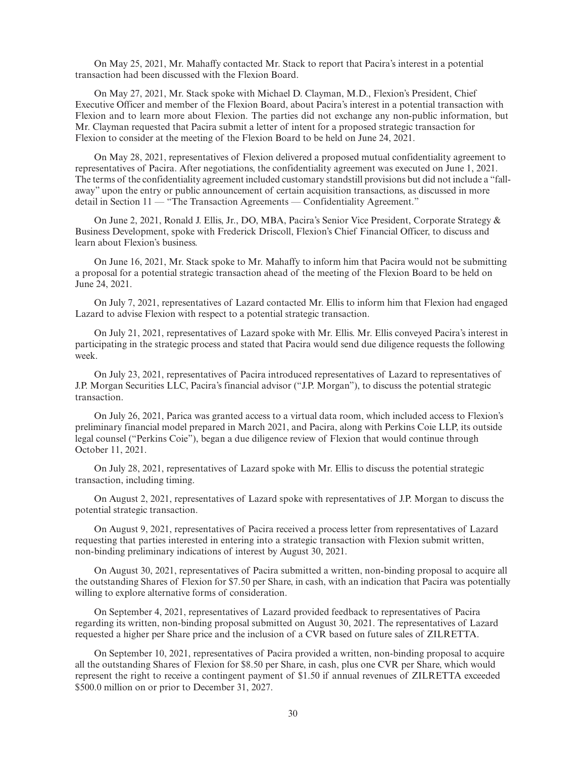On May 25, 2021, Mr. Mahaffy contacted Mr. Stack to report that Pacira's interest in a potential transaction had been discussed with the Flexion Board.

On May 27, 2021, Mr. Stack spoke with Michael D. Clayman, M.D., Flexion's President, Chief Executive Officer and member of the Flexion Board, about Pacira's interest in a potential transaction with Flexion and to learn more about Flexion. The parties did not exchange any non-public information, but Mr. Clayman requested that Pacira submit a letter of intent for a proposed strategic transaction for Flexion to consider at the meeting of the Flexion Board to be held on June 24, 2021.

On May 28, 2021, representatives of Flexion delivered a proposed mutual confidentiality agreement to representatives of Pacira. After negotiations, the confidentiality agreement was executed on June 1, 2021. The terms of the confidentiality agreement included customary standstill provisions but did not include a "fall-away" upon the entry or public announcement of certain acquisition transactions, as discussed in more detail in Section 11 — "The Transaction Agreements — Confidentiality Agreement."

On June 2, 2021, Ronald J. Ellis, Jr., DO, MBA, Pacira's Senior Vice President, Corporate Strategy & Business Development, spoke with Frederick Driscoll, Flexion's Chief Financial Officer, to discuss and learn about Flexion's business.

On June 16, 2021, Mr. Stack spoke to Mr. Mahaffy to inform him that Pacira would not be submitting a proposal for a potential strategic transaction ahead of the meeting of the Flexion Board to be held on June 24, 2021.

On July 7, 2021, representatives of Lazard contacted Mr. Ellis to inform him that Flexion had engaged Lazard to advise Flexion with respect to a potential strategic transaction.

On July 21, 2021, representatives of Lazard spoke with Mr. Ellis. Mr. Ellis conveyed Pacira's interest in participating in the strategic process and stated that Pacira would send due diligence requests the following week.

On July 23, 2021, representatives of Pacira introduced representatives of Lazard to representatives of J.P. Morgan Securities LLC, Pacira's financial advisor ("J.P. Morgan"), to discuss the potential strategic transaction.

On July 26, 2021, Parica was granted access to a virtual data room, which included access to Flexion's preliminary financial model prepared in March 2021, and Pacira, along with Perkins Coie LLP, its outside legal counsel ("Perkins Coie"), began a due diligence review of Flexion that would continue through October 11, 2021.

On July 28, 2021, representatives of Lazard spoke with Mr. Ellis to discuss the potential strategic transaction, including timing.

On August 2, 2021, representatives of Lazard spoke with representatives of J.P. Morgan to discuss the potential strategic transaction.

On August 9, 2021, representatives of Pacira received a process letter from representatives of Lazard requesting that parties interested in entering into a strategic transaction with Flexion submit written, non-binding preliminary indications of interest by August 30, 2021.

On August 30, 2021, representatives of Pacira submitted a written, non-binding proposal to acquire all the outstanding Shares of Flexion for $7.50 per Share, in cash, with an indication that Pacira was potentially willing to explore alternative forms of consideration.

On September 4, 2021, representatives of Lazard provided feedback to representatives of Pacira regarding its written, non-binding proposal submitted on August 30, 2021. The representatives of Lazard requested a higher per Share price and the inclusion of a CVR based on future sales of ZILRETTA.

On September 10, 2021, representatives of Pacira provided a written, non-binding proposal to acquire all the outstanding Shares of Flexion for $8.50 per Share, in cash, plus one CVR per Share, which would represent the right to receive a contingent payment of $1.50 if annual revenues of ZILRETTA exceeded $500.0 million on or prior to December 31, 2027.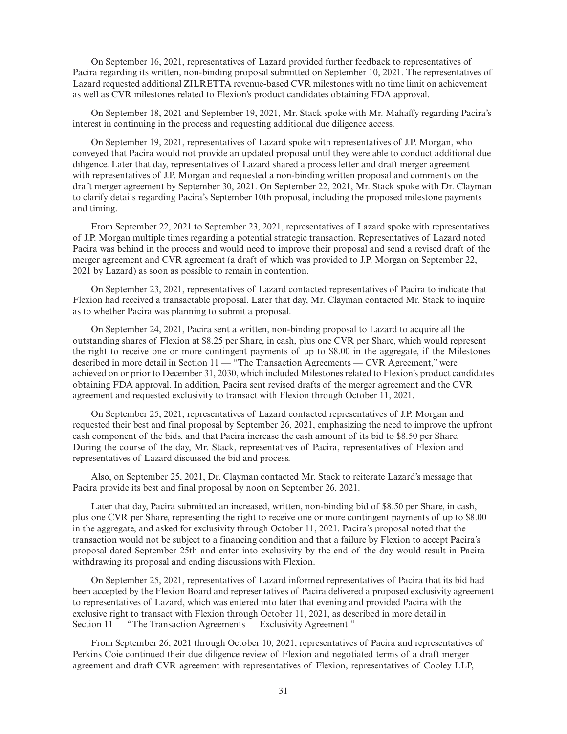On September 16, 2021, representatives of Lazard provided further feedback to representatives of Pacira regarding its written, non-binding proposal submitted on September 10, 2021. The representatives of Lazard requested additional ZILRETTA revenue-based CVR milestones with no time limit on achievement as well as CVR milestones related to Flexion's product candidates obtaining FDA approval.

On September 18, 2021 and September 19, 2021, Mr. Stack spoke with Mr. Mahaffy regarding Pacira's interest in continuing in the process and requesting additional due diligence access.

On September 19, 2021, representatives of Lazard spoke with representatives of J.P. Morgan, who conveyed that Pacira would not provide an updated proposal until they were able to conduct additional due diligence. Later that day, representatives of Lazard shared a process letter and draft merger agreement with representatives of J.P. Morgan and requested a non-binding written proposal and comments on the draft merger agreement by September 30, 2021. On September 22, 2021, Mr. Stack spoke with Dr. Clayman to clarify details regarding Pacira's September 10th proposal, including the proposed milestone payments and timing.

From September 22, 2021 to September 23, 2021, representatives of Lazard spoke with representatives of J.P. Morgan multiple times regarding a potential strategic transaction. Representatives of Lazard noted Pacira was behind in the process and would need to improve their proposal and send a revised draft of the merger agreement and CVR agreement (a draft of which was provided to J.P. Morgan on September 22, 2021 by Lazard) as soon as possible to remain in contention.

On September 23, 2021, representatives of Lazard contacted representatives of Pacira to indicate that Flexion had received a transactable proposal. Later that day, Mr. Clayman contacted Mr. Stack to inquire as to whether Pacira was planning to submit a proposal.

On September 24, 2021, Pacira sent a written, non-binding proposal to Lazard to acquire all the outstanding shares of Flexion at $8.25 per Share, in cash, plus one CVR per Share, which would represent the right to receive one or more contingent payments of up to $8.00 in the aggregate, if the Milestones described in more detail in Section 11 — "The Transaction Agreements — CVR Agreement," were achieved on or prior to December 31, 2030, which included Milestones related to Flexion's product candidates obtaining FDA approval. In addition, Pacira sent revised drafts of the merger agreement and the CVR agreement and requested exclusivity to transact with Flexion through October 11, 2021.

On September 25, 2021, representatives of Lazard contacted representatives of J.P. Morgan and requested their best and final proposal by September 26, 2021, emphasizing the need to improve the upfront cash component of the bids, and that Pacira increase the cash amount of its bid to $8.50 per Share. During the course of the day, Mr. Stack, representatives of Pacira, representatives of Flexion and representatives of Lazard discussed the bid and process.

Also, on September 25, 2021, Dr. Clayman contacted Mr. Stack to reiterate Lazard's message that Pacira provide its best and final proposal by noon on September 26, 2021.

Later that day, Pacira submitted an increased, written, non-binding bid of $8.50 per Share, in cash, plus one CVR per Share, representing the right to receive one or more contingent payments of up to $8.00 in the aggregate, and asked for exclusivity through October 11, 2021. Pacira's proposal noted that the transaction would not be subject to a financing condition and that a failure by Flexion to accept Pacira's proposal dated September 25th and enter into exclusivity by the end of the day would result in Pacira withdrawing its proposal and ending discussions with Flexion.

On September 25, 2021, representatives of Lazard informed representatives of Pacira that its bid had been accepted by the Flexion Board and representatives of Pacira delivered a proposed exclusivity agreement to representatives of Lazard, which was entered into later that evening and provided Pacira with the exclusive right to transact with Flexion through October 11, 2021, as described in more detail in Section 11 — "The Transaction Agreements — Exclusivity Agreement."

From September 26, 2021 through October 10, 2021, representatives of Pacira and representatives of Perkins Coie continued their due diligence review of Flexion and negotiated terms of a draft merger agreement and draft CVR agreement with representatives of Flexion, representatives of Cooley LLP,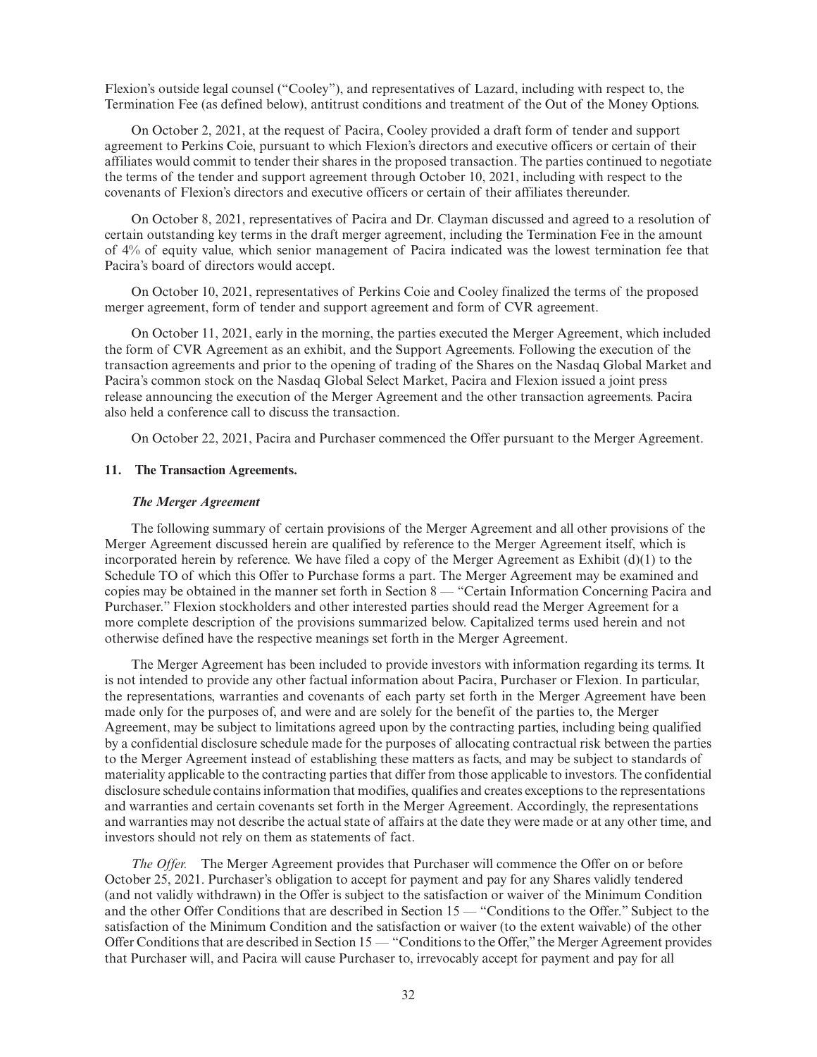Flexion's outside legal counsel ("Cooley"), and representatives of Lazard, including with respect to, the Termination Fee (as defined below), antitrust conditions and treatment of the Out of the Money Options.

On October 2, 2021, at the request of Pacira, Cooley provided a draft form of tender and support agreement to Perkins Coie, pursuant to which Flexion's directors and executive officers or certain of their affiliates would commit to tender their shares in the proposed transaction. The parties continued to negotiate the terms of the tender and support agreement through October 10, 2021, including with respect to the covenants of Flexion's directors and executive officers or certain of their affiliates thereunder.

On October 8, 2021, representatives of Pacira and Dr. Clayman discussed and agreed to a resolution of certain outstanding key terms in the draft merger agreement, including the Termination Fee in the amount of 4% of equity value, which senior management of Pacira indicated was the lowest termination fee that Pacira's board of directors would accept.

On October 10, 2021, representatives of Perkins Coie and Cooley finalized the terms of the proposed merger agreement, form of tender and support agreement and form of CVR agreement.

On October 11, 2021, early in the morning, the parties executed the Merger Agreement, which included the form of CVR Agreement as an exhibit, and the Support Agreements. Following the execution of the transaction agreements and prior to the opening of trading of the Shares on the Nasdaq Global Market and Pacira's common stock on the Nasdaq Global Select Market, Pacira and Flexion issued a joint press release announcing the execution of the Merger Agreement and the other transaction agreements. Pacira also held a conference call to discuss the transaction.

On October 22, 2021, Pacira and Purchaser commenced the Offer pursuant to the Merger Agreement.

## 11. The Transaction Agreements.

### *The Merger Agreement*

The following summary of certain provisions of the Merger Agreement and all other provisions of the Merger Agreement discussed herein are qualified by reference to the Merger Agreement itself, which is incorporated herein by reference. We have filed a copy of the Merger Agreement as Exhibit (d)(1) to the Schedule TO of which this Offer to Purchase forms a part. The Merger Agreement may be examined and copies may be obtained in the manner set forth in Section 8 — "Certain Information Concerning Pacira and Purchaser." Flexion stockholders and other interested parties should read the Merger Agreement for a more complete description of the provisions summarized below. Capitalized terms used herein and not otherwise defined have the respective meanings set forth in the Merger Agreement.

The Merger Agreement has been included to provide investors with information regarding its terms. It is not intended to provide any other factual information about Pacira, Purchaser or Flexion. In particular, the representations, warranties and covenants of each party set forth in the Merger Agreement have been made only for the purposes of, and were and are solely for the benefit of the parties to, the Merger Agreement, may be subject to limitations agreed upon by the contracting parties, including being qualified by a confidential disclosure schedule made for the purposes of allocating contractual risk between the parties to the Merger Agreement instead of establishing these matters as facts, and may be subject to standards of materiality applicable to the contracting parties that differ from those applicable to investors. The confidential disclosure schedule contains information that modifies, qualifies and creates exceptions to the representations and warranties and certain covenants set forth in the Merger Agreement. Accordingly, the representations and warranties may not describe the actual state of affairs at the date they were made or at any other time, and investors should not rely on them as statements of fact.

*The Offer.* The Merger Agreement provides that Purchaser will commence the Offer on or before October 25, 2021. Purchaser's obligation to accept for payment and pay for any Shares validly tendered (and not validly withdrawn) in the Offer is subject to the satisfaction or waiver of the Minimum Condition and the other Offer Conditions that are described in Section 15 — "Conditions to the Offer." Subject to the satisfaction of the Minimum Condition and the satisfaction or waiver (to the extent waivable) of the other Offer Conditions that are described in Section 15 — "Conditions to the Offer," the Merger Agreement provides that Purchaser will, and Pacira will cause Purchaser to, irrevocably accept for payment and pay for all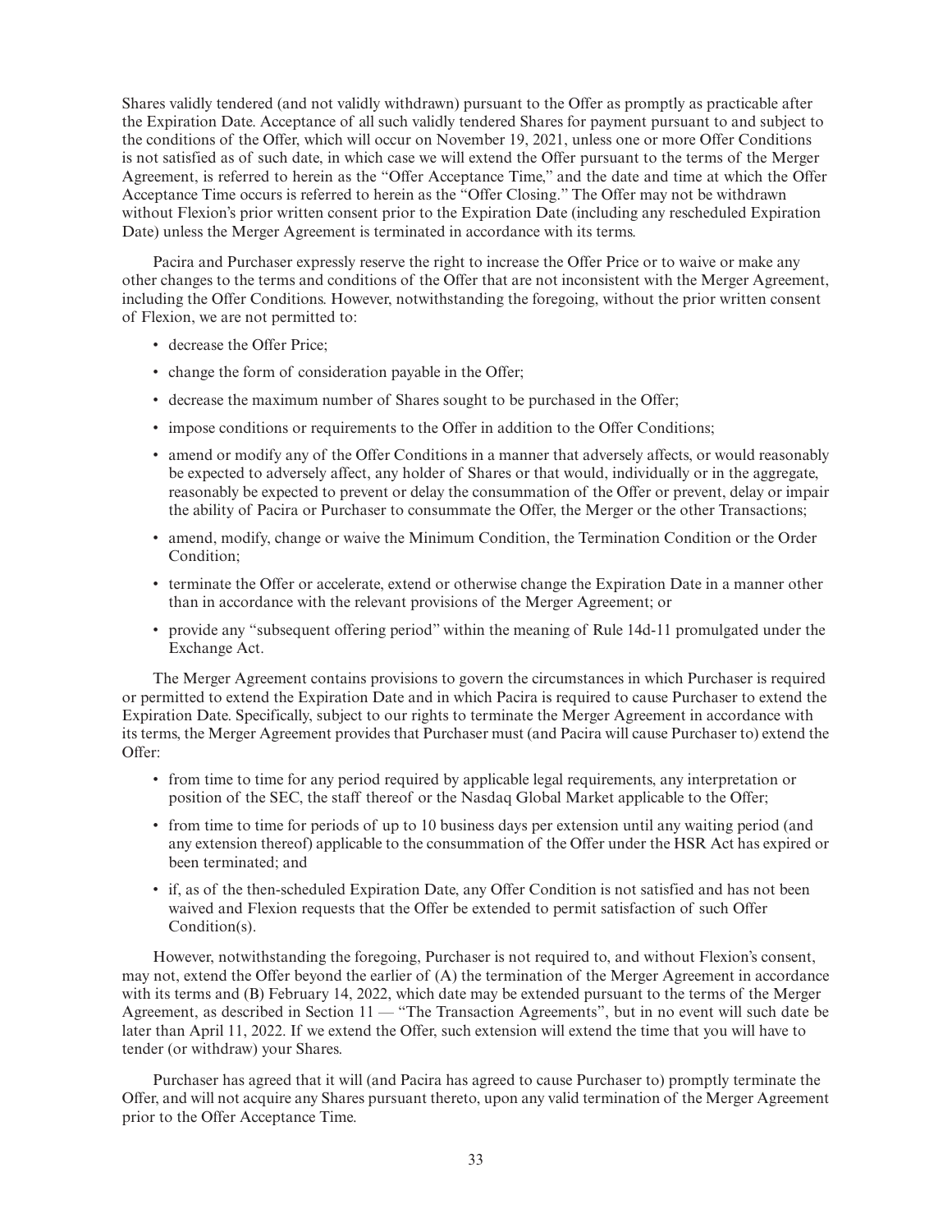Shares validly tendered (and not validly withdrawn) pursuant to the Offer as promptly as practicable after the Expiration Date. Acceptance of all such validly tendered Shares for payment pursuant to and subject to the conditions of the Offer, which will occur on November 19, 2021, unless one or more Offer Conditions is not satisfied as of such date, in which case we will extend the Offer pursuant to the terms of the Merger Agreement, is referred to herein as the "Offer Acceptance Time," and the date and time at which the Offer Acceptance Time occurs is referred to herein as the "Offer Closing." The Offer may not be withdrawn without Flexion's prior written consent prior to the Expiration Date (including any rescheduled Expiration Date) unless the Merger Agreement is terminated in accordance with its terms.

Pacira and Purchaser expressly reserve the right to increase the Offer Price or to waive or make any other changes to the terms and conditions of the Offer that are not inconsistent with the Merger Agreement, including the Offer Conditions. However, notwithstanding the foregoing, without the prior written consent of Flexion, we are not permitted to:

- decrease the Offer Price;
- change the form of consideration payable in the Offer;
- decrease the maximum number of Shares sought to be purchased in the Offer;
- impose conditions or requirements to the Offer in addition to the Offer Conditions;
- amend or modify any of the Offer Conditions in a manner that adversely affects, or would reasonably be expected to adversely affect, any holder of Shares or that would, individually or in the aggregate, reasonably be expected to prevent or delay the consummation of the Offer or prevent, delay or impair the ability of Pacira or Purchaser to consummate the Offer, the Merger or the other Transactions;
- amend, modify, change or waive the Minimum Condition, the Termination Condition or the Order Condition;
- terminate the Offer or accelerate, extend or otherwise change the Expiration Date in a manner other than in accordance with the relevant provisions of the Merger Agreement; or
- provide any "subsequent offering period" within the meaning of Rule 14d-11 promulgated under the Exchange Act.

The Merger Agreement contains provisions to govern the circumstances in which Purchaser is required or permitted to extend the Expiration Date and in which Pacira is required to cause Purchaser to extend the Expiration Date. Specifically, subject to our rights to terminate the Merger Agreement in accordance with its terms, the Merger Agreement provides that Purchaser must (and Pacira will cause Purchaser to) extend the Offer:

- from time to time for any period required by applicable legal requirements, any interpretation or position of the SEC, the staff thereof or the Nasdaq Global Market applicable to the Offer;
- from time to time for periods of up to 10 business days per extension until any waiting period (and any extension thereof) applicable to the consummation of the Offer under the HSR Act has expired or been terminated; and
- if, as of the then-scheduled Expiration Date, any Offer Condition is not satisfied and has not been waived and Flexion requests that the Offer be extended to permit satisfaction of such Offer Condition(s).

However, notwithstanding the foregoing, Purchaser is not required to, and without Flexion's consent, may not, extend the Offer beyond the earlier of (A) the termination of the Merger Agreement in accordance with its terms and (B) February 14, 2022, which date may be extended pursuant to the terms of the Merger Agreement, as described in Section 11 — "The Transaction Agreements", but in no event will such date be later than April 11, 2022. If we extend the Offer, such extension will extend the time that you will have to tender (or withdraw) your Shares.

Purchaser has agreed that it will (and Pacira has agreed to cause Purchaser to) promptly terminate the Offer, and will not acquire any Shares pursuant thereto, upon any valid termination of the Merger Agreement prior to the Offer Acceptance Time.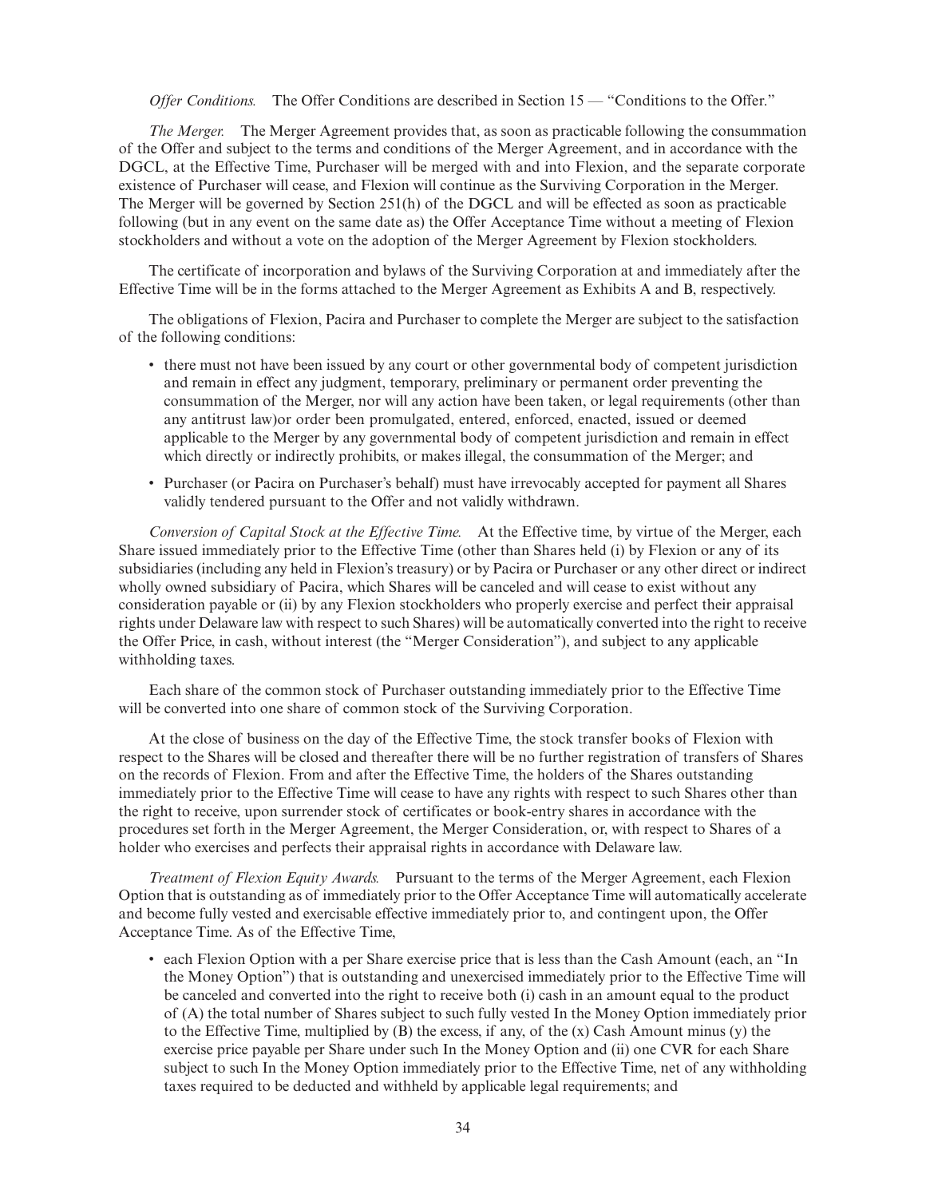*Offer Conditions.* The Offer Conditions are described in Section 15 — "Conditions to the Offer."

*The Merger.* The Merger Agreement provides that, as soon as practicable following the consummation of the Offer and subject to the terms and conditions of the Merger Agreement, and in accordance with the DGCL, at the Effective Time, Purchaser will be merged with and into Flexion, and the separate corporate existence of Purchaser will cease, and Flexion will continue as the Surviving Corporation in the Merger. The Merger will be governed by Section 251(h) of the DGCL and will be effected as soon as practicable following (but in any event on the same date as) the Offer Acceptance Time without a meeting of Flexion stockholders and without a vote on the adoption of the Merger Agreement by Flexion stockholders.

The certificate of incorporation and bylaws of the Surviving Corporation at and immediately after the Effective Time will be in the forms attached to the Merger Agreement as Exhibits A and B, respectively.

The obligations of Flexion, Pacira and Purchaser to complete the Merger are subject to the satisfaction of the following conditions:

- there must not have been issued by any court or other governmental body of competent jurisdiction and remain in effect any judgment, temporary, preliminary or permanent order preventing the consummation of the Merger, nor will any action have been taken, or legal requirements (other than any antitrust law)or order been promulgated, entered, enforced, enacted, issued or deemed applicable to the Merger by any governmental body of competent jurisdiction and remain in effect which directly or indirectly prohibits, or makes illegal, the consummation of the Merger; and
- Purchaser (or Pacira on Purchaser's behalf) must have irrevocably accepted for payment all Shares validly tendered pursuant to the Offer and not validly withdrawn.

*Conversion of Capital Stock at the Effective Time.* At the Effective time, by virtue of the Merger, each Share issued immediately prior to the Effective Time (other than Shares held (i) by Flexion or any of its subsidiaries (including any held in Flexion's treasury) or by Pacira or Purchaser or any other direct or indirect wholly owned subsidiary of Pacira, which Shares will be canceled and will cease to exist without any consideration payable or (ii) by any Flexion stockholders who properly exercise and perfect their appraisal rights under Delaware law with respect to such Shares) will be automatically converted into the right to receive the Offer Price, in cash, without interest (the "Merger Consideration"), and subject to any applicable withholding taxes.

Each share of the common stock of Purchaser outstanding immediately prior to the Effective Time will be converted into one share of common stock of the Surviving Corporation.

At the close of business on the day of the Effective Time, the stock transfer books of Flexion with respect to the Shares will be closed and thereafter there will be no further registration of transfers of Shares on the records of Flexion. From and after the Effective Time, the holders of the Shares outstanding immediately prior to the Effective Time will cease to have any rights with respect to such Shares other than the right to receive, upon surrender stock of certificates or book-entry shares in accordance with the procedures set forth in the Merger Agreement, the Merger Consideration, or, with respect to Shares of a holder who exercises and perfects their appraisal rights in accordance with Delaware law.

*Treatment of Flexion Equity Awards.* Pursuant to the terms of the Merger Agreement, each Flexion Option that is outstanding as of immediately prior to the Offer Acceptance Time will automatically accelerate and become fully vested and exercisable effective immediately prior to, and contingent upon, the Offer Acceptance Time. As of the Effective Time,

- each Flexion Option with a per Share exercise price that is less than the Cash Amount (each, an "In the Money Option") that is outstanding and unexercised immediately prior to the Effective Time will be canceled and converted into the right to receive both (i) cash in an amount equal to the product of (A) the total number of Shares subject to such fully vested In the Money Option immediately prior to the Effective Time, multiplied by (B) the excess, if any, of the (x) Cash Amount minus (y) the exercise price payable per Share under such In the Money Option and (ii) one CVR for each Share subject to such In the Money Option immediately prior to the Effective Time, net of any withholding taxes required to be deducted and withheld by applicable legal requirements; and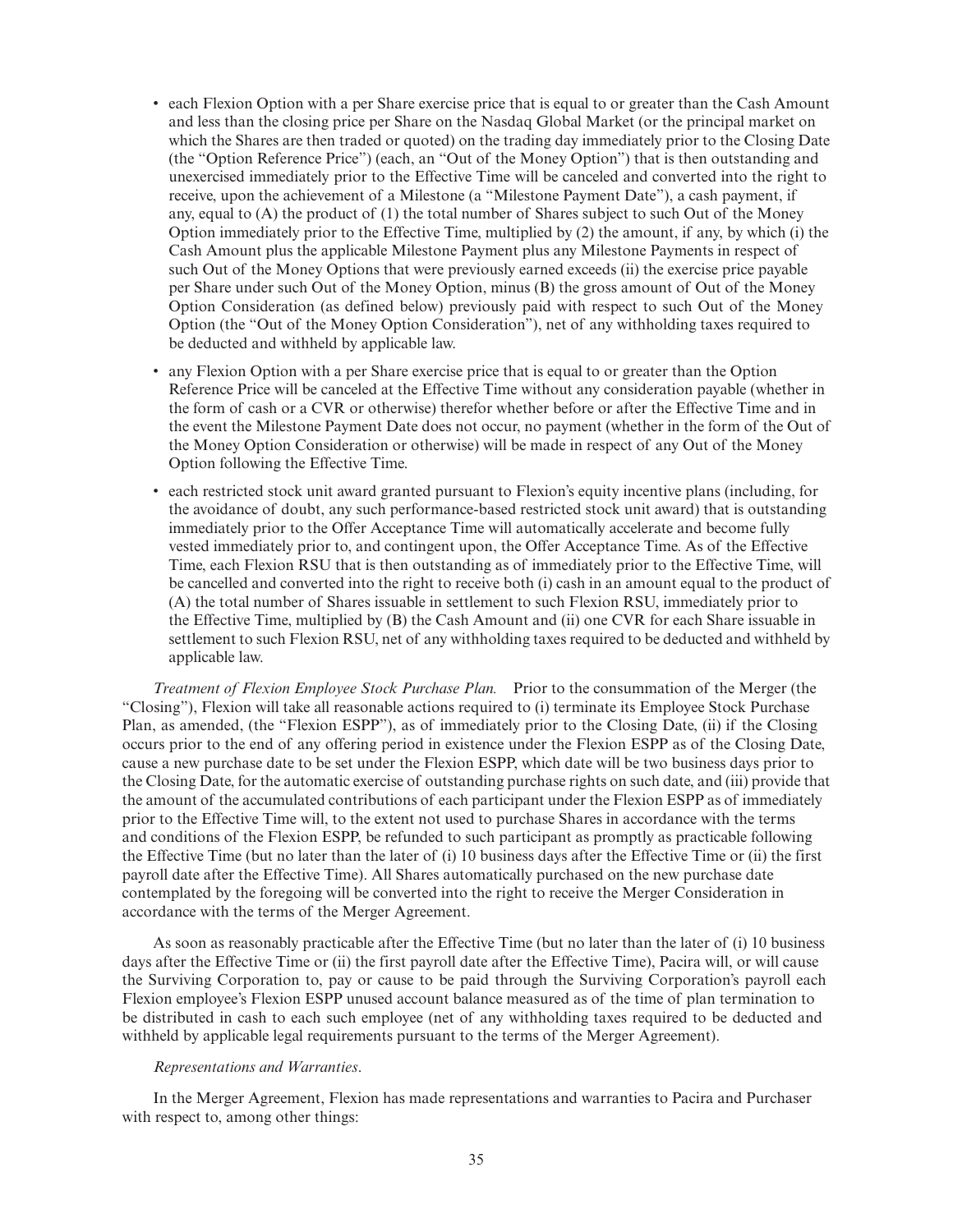- each Flexion Option with a per Share exercise price that is equal to or greater than the Cash Amount and less than the closing price per Share on the Nasdaq Global Market (or the principal market on which the Shares are then traded or quoted) on the trading day immediately prior to the Closing Date (the "Option Reference Price") (each, an "Out of the Money Option") that is then outstanding and unexercised immediately prior to the Effective Time will be canceled and converted into the right to receive, upon the achievement of a Milestone (a "Milestone Payment Date"), a cash payment, if any, equal to (A) the product of (1) the total number of Shares subject to such Out of the Money Option immediately prior to the Effective Time, multiplied by (2) the amount, if any, by which (i) the Cash Amount plus the applicable Milestone Payment plus any Milestone Payments in respect of such Out of the Money Options that were previously earned exceeds (ii) the exercise price payable per Share under such Out of the Money Option, minus (B) the gross amount of Out of the Money Option Consideration (as defined below) previously paid with respect to such Out of the Money Option (the "Out of the Money Option Consideration"), net of any withholding taxes required to be deducted and withheld by applicable law.
- any Flexion Option with a per Share exercise price that is equal to or greater than the Option Reference Price will be canceled at the Effective Time without any consideration payable (whether in the form of cash or a CVR or otherwise) therefor whether before or after the Effective Time and in the event the Milestone Payment Date does not occur, no payment (whether in the form of the Out of the Money Option Consideration or otherwise) will be made in respect of any Out of the Money Option following the Effective Time.
- each restricted stock unit award granted pursuant to Flexion's equity incentive plans (including, for the avoidance of doubt, any such performance-based restricted stock unit award) that is outstanding immediately prior to the Offer Acceptance Time will automatically accelerate and become fully vested immediately prior to, and contingent upon, the Offer Acceptance Time. As of the Effective Time, each Flexion RSU that is then outstanding as of immediately prior to the Effective Time, will be cancelled and converted into the right to receive both (i) cash in an amount equal to the product of (A) the total number of Shares issuable in settlement to such Flexion RSU, immediately prior to the Effective Time, multiplied by (B) the Cash Amount and (ii) one CVR for each Share issuable in settlement to such Flexion RSU, net of any withholding taxes required to be deducted and withheld by applicable law.

*Treatment of Flexion Employee Stock Purchase Plan.* Prior to the consummation of the Merger (the "Closing"), Flexion will take all reasonable actions required to (i) terminate its Employee Stock Purchase Plan, as amended, (the "Flexion ESPP"), as of immediately prior to the Closing Date, (ii) if the Closing occurs prior to the end of any offering period in existence under the Flexion ESPP as of the Closing Date, cause a new purchase date to be set under the Flexion ESPP, which date will be two business days prior to the Closing Date, for the automatic exercise of outstanding purchase rights on such date, and (iii) provide that the amount of the accumulated contributions of each participant under the Flexion ESPP as of immediately prior to the Effective Time will, to the extent not used to purchase Shares in accordance with the terms and conditions of the Flexion ESPP, be refunded to such participant as promptly as practicable following the Effective Time (but no later than the later of (i) 10 business days after the Effective Time or (ii) the first payroll date after the Effective Time). All Shares automatically purchased on the new purchase date contemplated by the foregoing will be converted into the right to receive the Merger Consideration in accordance with the terms of the Merger Agreement.

As soon as reasonably practicable after the Effective Time (but no later than the later of (i) 10 business days after the Effective Time or (ii) the first payroll date after the Effective Time), Pacira will, or will cause the Surviving Corporation to, pay or cause to be paid through the Surviving Corporation's payroll each Flexion employee's Flexion ESPP unused account balance measured as of the time of plan termination to be distributed in cash to each such employee (net of any withholding taxes required to be deducted and withheld by applicable legal requirements pursuant to the terms of the Merger Agreement).

*Representations and Warranties.*

In the Merger Agreement, Flexion has made representations and warranties to Pacira and Purchaser with respect to, among other things: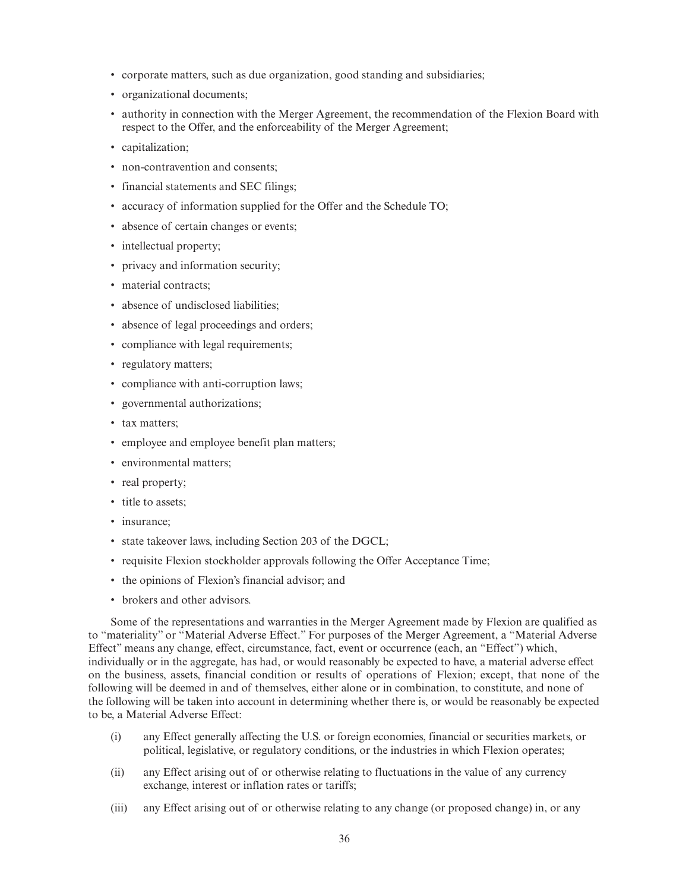- corporate matters, such as due organization, good standing and subsidiaries;
- organizational documents;
- authority in connection with the Merger Agreement, the recommendation of the Flexion Board with respect to the Offer, and the enforceability of the Merger Agreement;
- capitalization;
- non-contravention and consents;
- financial statements and SEC filings;
- accuracy of information supplied for the Offer and the Schedule TO;
- absence of certain changes or events;
- intellectual property;
- privacy and information security;
- material contracts;
- absence of undisclosed liabilities;
- absence of legal proceedings and orders;
- compliance with legal requirements;
- regulatory matters;
- compliance with anti-corruption laws;
- governmental authorizations;
- tax matters;
- employee and employee benefit plan matters;
- environmental matters;
- real property;
- title to assets;
- insurance;
- state takeover laws, including Section 203 of the DGCL;
- requisite Flexion stockholder approvals following the Offer Acceptance Time;
- the opinions of Flexion's financial advisor; and
- brokers and other advisors.

Some of the representations and warranties in the Merger Agreement made by Flexion are qualified as to "materiality" or "Material Adverse Effect." For purposes of the Merger Agreement, a "Material Adverse Effect" means any change, effect, circumstance, fact, event or occurrence (each, an "Effect") which, individually or in the aggregate, has had, or would reasonably be expected to have, a material adverse effect on the business, assets, financial condition or results of operations of Flexion; except, that none of the following will be deemed in and of themselves, either alone or in combination, to constitute, and none of the following will be taken into account in determining whether there is, or would be reasonably be expected to be, a Material Adverse Effect:

(i) any Effect generally affecting the U.S. or foreign economies, financial or securities markets, or political, legislative, or regulatory conditions, or the industries in which Flexion operates;

(ii) any Effect arising out of or otherwise relating to fluctuations in the value of any currency exchange, interest or inflation rates or tariffs;

(iii) any Effect arising out of or otherwise relating to any change (or proposed change) in, or any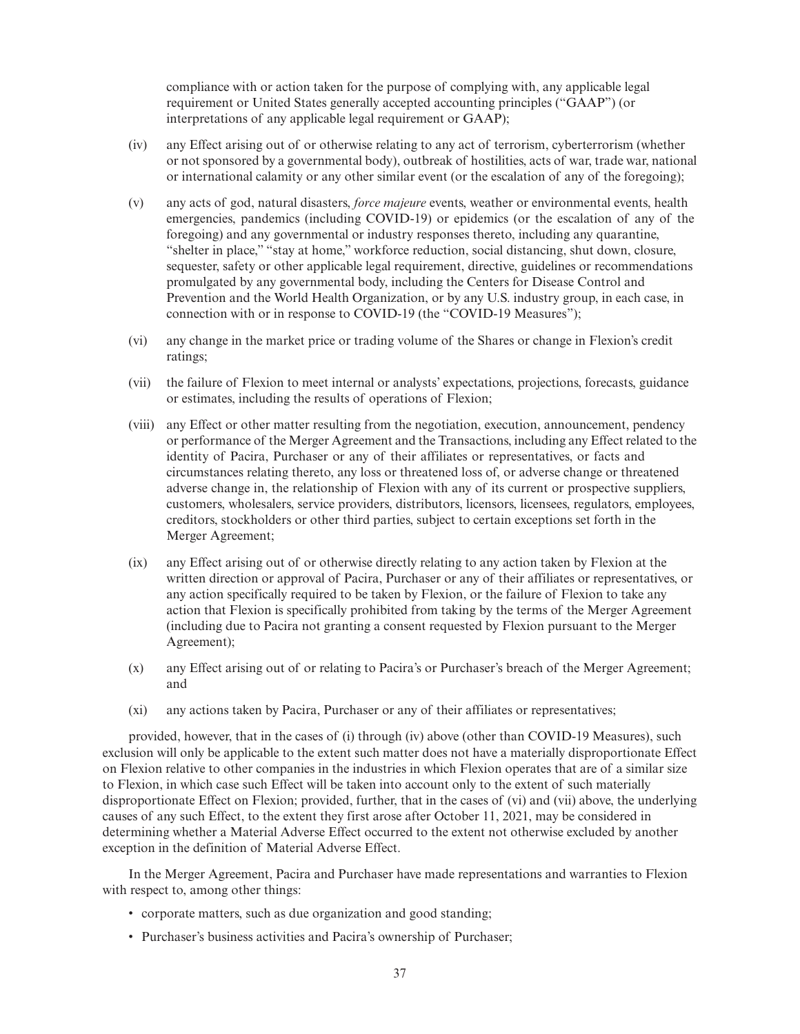compliance with or action taken for the purpose of complying with, any applicable legal requirement or United States generally accepted accounting principles ("GAAP") (or interpretations of any applicable legal requirement or GAAP);

(iv) any Effect arising out of or otherwise relating to any act of terrorism, cyberterrorism (whether or not sponsored by a governmental body), outbreak of hostilities, acts of war, trade war, national or international calamity or any other similar event (or the escalation of any of the foregoing);

(v) any acts of god, natural disasters, *force majeure* events, weather or environmental events, health emergencies, pandemics (including COVID-19) or epidemics (or the escalation of any of the foregoing) and any governmental or industry responses thereto, including any quarantine, "shelter in place," "stay at home," workforce reduction, social distancing, shut down, closure, sequester, safety or other applicable legal requirement, directive, guidelines or recommendations promulgated by any governmental body, including the Centers for Disease Control and Prevention and the World Health Organization, or by any U.S. industry group, in each case, in connection with or in response to COVID-19 (the "COVID-19 Measures");

(vi) any change in the market price or trading volume of the Shares or change in Flexion's credit ratings;

(vii) the failure of Flexion to meet internal or analysts' expectations, projections, forecasts, guidance or estimates, including the results of operations of Flexion;

(viii) any Effect or other matter resulting from the negotiation, execution, announcement, pendency or performance of the Merger Agreement and the Transactions, including any Effect related to the identity of Pacira, Purchaser or any of their affiliates or representatives, or facts and circumstances relating thereto, any loss or threatened loss of, or adverse change or threatened adverse change in, the relationship of Flexion with any of its current or prospective suppliers, customers, wholesalers, service providers, distributors, licensors, licensees, regulators, employees, creditors, stockholders or other third parties, subject to certain exceptions set forth in the Merger Agreement;

(ix) any Effect arising out of or otherwise directly relating to any action taken by Flexion at the written direction or approval of Pacira, Purchaser or any of their affiliates or representatives, or any action specifically required to be taken by Flexion, or the failure of Flexion to take any action that Flexion is specifically prohibited from taking by the terms of the Merger Agreement (including due to Pacira not granting a consent requested by Flexion pursuant to the Merger Agreement);

(x) any Effect arising out of or relating to Pacira's or Purchaser's breach of the Merger Agreement; and

(xi) any actions taken by Pacira, Purchaser or any of their affiliates or representatives;

provided, however, that in the cases of (i) through (iv) above (other than COVID-19 Measures), such exclusion will only be applicable to the extent such matter does not have a materially disproportionate Effect on Flexion relative to other companies in the industries in which Flexion operates that are of a similar size to Flexion, in which case such Effect will be taken into account only to the extent of such materially disproportionate Effect on Flexion; provided, further, that in the cases of (vi) and (vii) above, the underlying causes of any such Effect, to the extent they first arose after October 11, 2021, may be considered in determining whether a Material Adverse Effect occurred to the extent not otherwise excluded by another exception in the definition of Material Adverse Effect.

In the Merger Agreement, Pacira and Purchaser have made representations and warranties to Flexion with respect to, among other things:

- corporate matters, such as due organization and good standing;
- Purchaser's business activities and Pacira's ownership of Purchaser;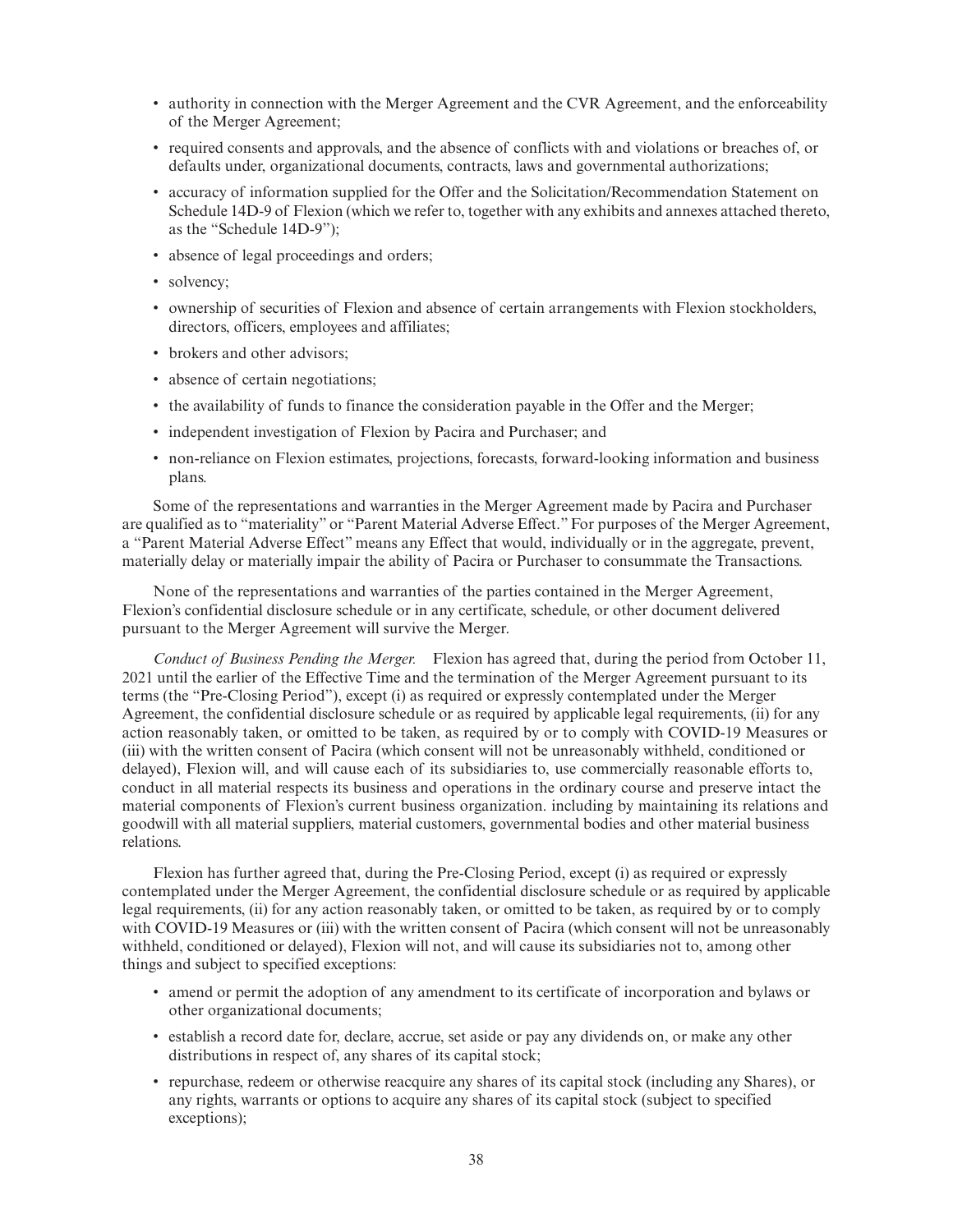- authority in connection with the Merger Agreement and the CVR Agreement, and the enforceability of the Merger Agreement;
- required consents and approvals, and the absence of conflicts with and violations or breaches of, or defaults under, organizational documents, contracts, laws and governmental authorizations;
- accuracy of information supplied for the Offer and the Solicitation/Recommendation Statement on Schedule 14D-9 of Flexion (which we refer to, together with any exhibits and annexes attached thereto, as the "Schedule 14D-9");
- absence of legal proceedings and orders;
- solvency;
- ownership of securities of Flexion and absence of certain arrangements with Flexion stockholders, directors, officers, employees and affiliates;
- brokers and other advisors;
- absence of certain negotiations;
- the availability of funds to finance the consideration payable in the Offer and the Merger;
- independent investigation of Flexion by Pacira and Purchaser; and
- non-reliance on Flexion estimates, projections, forecasts, forward-looking information and business plans.

Some of the representations and warranties in the Merger Agreement made by Pacira and Purchaser are qualified as to "materiality" or "Parent Material Adverse Effect." For purposes of the Merger Agreement, a "Parent Material Adverse Effect" means any Effect that would, individually or in the aggregate, prevent, materially delay or materially impair the ability of Pacira or Purchaser to consummate the Transactions.

None of the representations and warranties of the parties contained in the Merger Agreement, Flexion's confidential disclosure schedule or in any certificate, schedule, or other document delivered pursuant to the Merger Agreement will survive the Merger.

*Conduct of Business Pending the Merger.* Flexion has agreed that, during the period from October 11, 2021 until the earlier of the Effective Time and the termination of the Merger Agreement pursuant to its terms (the "Pre-Closing Period"), except (i) as required or expressly contemplated under the Merger Agreement, the confidential disclosure schedule or as required by applicable legal requirements, (ii) for any action reasonably taken, or omitted to be taken, as required by or to comply with COVID-19 Measures or (iii) with the written consent of Pacira (which consent will not be unreasonably withheld, conditioned or delayed), Flexion will, and will cause each of its subsidiaries to, use commercially reasonable efforts to, conduct in all material respects its business and operations in the ordinary course and preserve intact the material components of Flexion's current business organization. including by maintaining its relations and goodwill with all material suppliers, material customers, governmental bodies and other material business relations.

Flexion has further agreed that, during the Pre-Closing Period, except (i) as required or expressly contemplated under the Merger Agreement, the confidential disclosure schedule or as required by applicable legal requirements, (ii) for any action reasonably taken, or omitted to be taken, as required by or to comply with COVID-19 Measures or (iii) with the written consent of Pacira (which consent will not be unreasonably withheld, conditioned or delayed), Flexion will not, and will cause its subsidiaries not to, among other things and subject to specified exceptions:

- amend or permit the adoption of any amendment to its certificate of incorporation and bylaws or other organizational documents;
- establish a record date for, declare, accrue, set aside or pay any dividends on, or make any other distributions in respect of, any shares of its capital stock;
- repurchase, redeem or otherwise reacquire any shares of its capital stock (including any Shares), or any rights, warrants or options to acquire any shares of its capital stock (subject to specified exceptions);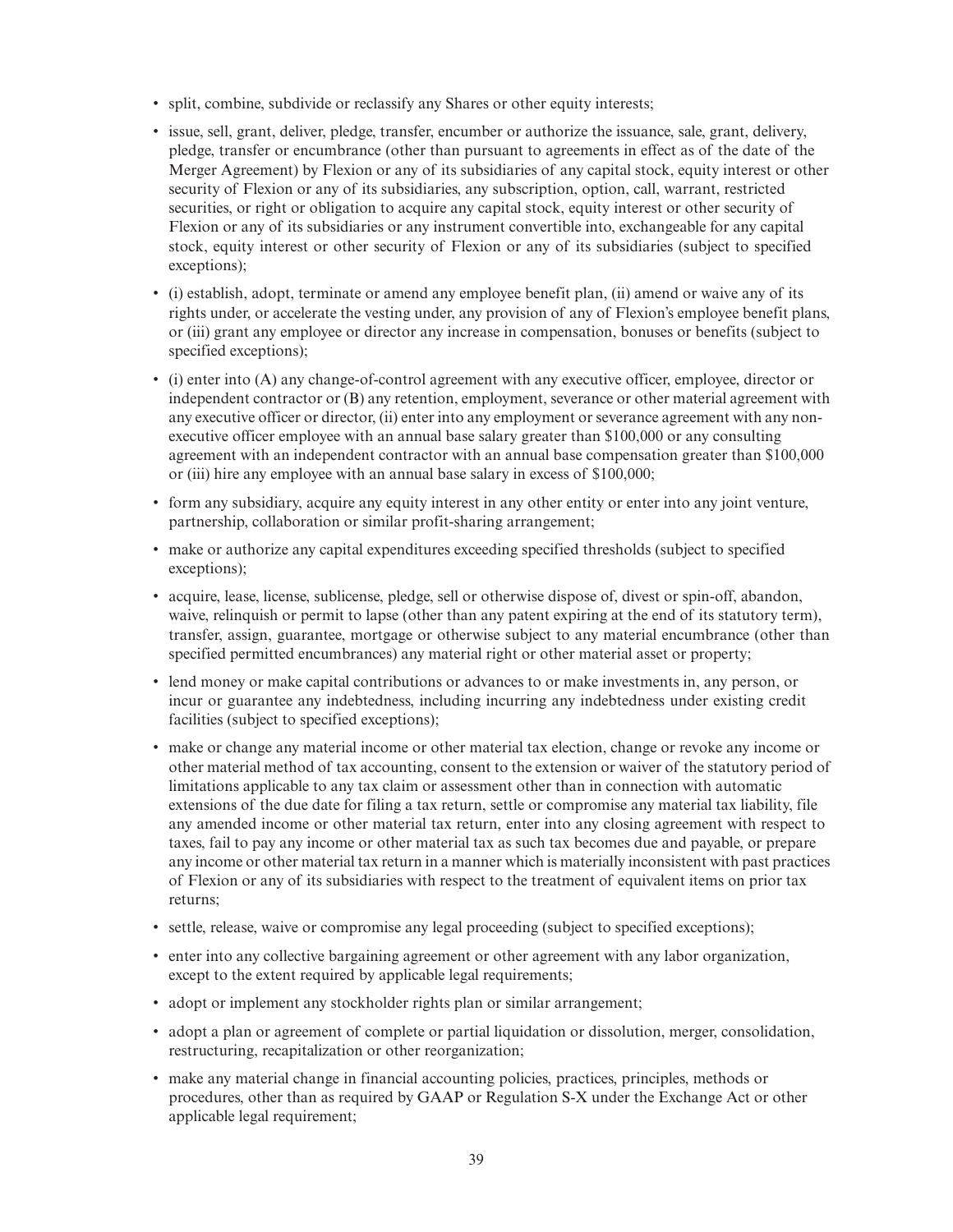- split, combine, subdivide or reclassify any Shares or other equity interests;
- issue, sell, grant, deliver, pledge, transfer, encumber or authorize the issuance, sale, grant, delivery, pledge, transfer or encumbrance (other than pursuant to agreements in effect as of the date of the Merger Agreement) by Flexion or any of its subsidiaries of any capital stock, equity interest or other security of Flexion or any of its subsidiaries, any subscription, option, call, warrant, restricted securities, or right or obligation to acquire any capital stock, equity interest or other security of Flexion or any of its subsidiaries or any instrument convertible into, exchangeable for any capital stock, equity interest or other security of Flexion or any of its subsidiaries (subject to specified exceptions);
- (i) establish, adopt, terminate or amend any employee benefit plan, (ii) amend or waive any of its rights under, or accelerate the vesting under, any provision of any of Flexion's employee benefit plans, or (iii) grant any employee or director any increase in compensation, bonuses or benefits (subject to specified exceptions);
- (i) enter into (A) any change-of-control agreement with any executive officer, employee, director or independent contractor or (B) any retention, employment, severance or other material agreement with any executive officer or director, (ii) enter into any employment or severance agreement with any non-executive officer employee with an annual base salary greater than $100,000 or any consulting agreement with an independent contractor with an annual base compensation greater than $100,000 or (iii) hire any employee with an annual base salary in excess of $100,000;
- form any subsidiary, acquire any equity interest in any other entity or enter into any joint venture, partnership, collaboration or similar profit-sharing arrangement;
- make or authorize any capital expenditures exceeding specified thresholds (subject to specified exceptions);
- acquire, lease, license, sublicense, pledge, sell or otherwise dispose of, divest or spin-off, abandon, waive, relinquish or permit to lapse (other than any patent expiring at the end of its statutory term), transfer, assign, guarantee, mortgage or otherwise subject to any material encumbrance (other than specified permitted encumbrances) any material right or other material asset or property;
- lend money or make capital contributions or advances to or make investments in, any person, or incur or guarantee any indebtedness, including incurring any indebtedness under existing credit facilities (subject to specified exceptions);
- make or change any material income or other material tax election, change or revoke any income or other material method of tax accounting, consent to the extension or waiver of the statutory period of limitations applicable to any tax claim or assessment other than in connection with automatic extensions of the due date for filing a tax return, settle or compromise any material tax liability, file any amended income or other material tax return, enter into any closing agreement with respect to taxes, fail to pay any income or other material tax as such tax becomes due and payable, or prepare any income or other material tax return in a manner which is materially inconsistent with past practices of Flexion or any of its subsidiaries with respect to the treatment of equivalent items on prior tax returns;
- settle, release, waive or compromise any legal proceeding (subject to specified exceptions);
- enter into any collective bargaining agreement or other agreement with any labor organization, except to the extent required by applicable legal requirements;
- adopt or implement any stockholder rights plan or similar arrangement;
- adopt a plan or agreement of complete or partial liquidation or dissolution, merger, consolidation, restructuring, recapitalization or other reorganization;
- make any material change in financial accounting policies, practices, principles, methods or procedures, other than as required by GAAP or Regulation S-X under the Exchange Act or other applicable legal requirement;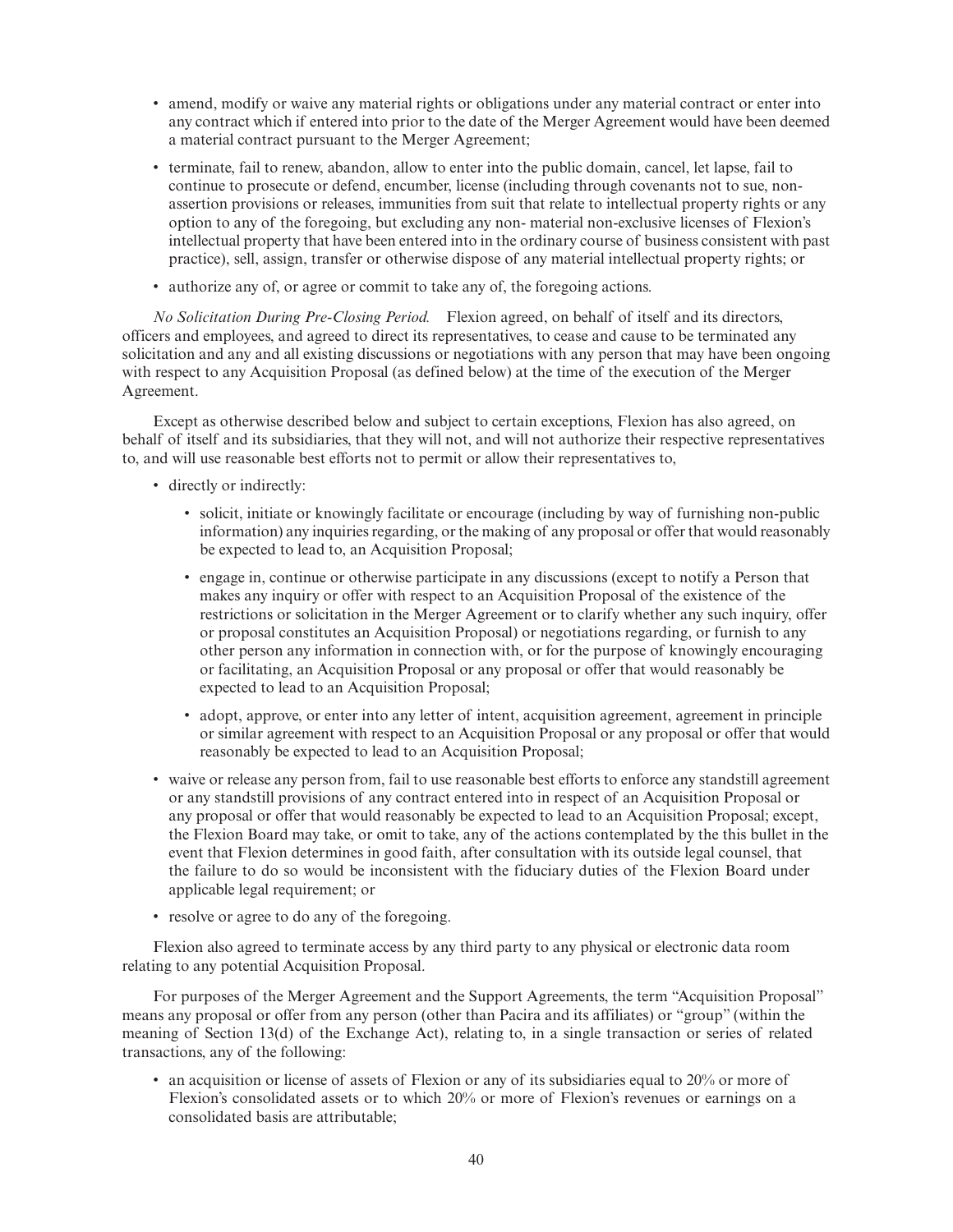- amend, modify or waive any material rights or obligations under any material contract or enter into any contract which if entered into prior to the date of the Merger Agreement would have been deemed a material contract pursuant to the Merger Agreement;
- terminate, fail to renew, abandon, allow to enter into the public domain, cancel, let lapse, fail to continue to prosecute or defend, encumber, license (including through covenants not to sue, non-assertion provisions or releases, immunities from suit that relate to intellectual property rights or any option to any of the foregoing, but excluding any non- material non-exclusive licenses of Flexion's intellectual property that have been entered into in the ordinary course of business consistent with past practice), sell, assign, transfer or otherwise dispose of any material intellectual property rights; or
- authorize any of, or agree or commit to take any of, the foregoing actions.

*No Solicitation During Pre-Closing Period.* Flexion agreed, on behalf of itself and its directors, officers and employees, and agreed to direct its representatives, to cease and cause to be terminated any solicitation and any and all existing discussions or negotiations with any person that may have been ongoing with respect to any Acquisition Proposal (as defined below) at the time of the execution of the Merger Agreement.

Except as otherwise described below and subject to certain exceptions, Flexion has also agreed, on behalf of itself and its subsidiaries, that they will not, and will not authorize their respective representatives to, and will use reasonable best efforts not to permit or allow their representatives to,

- directly or indirectly:
  - solicit, initiate or knowingly facilitate or encourage (including by way of furnishing non-public information) any inquiries regarding, or the making of any proposal or offer that would reasonably be expected to lead to, an Acquisition Proposal;
  - engage in, continue or otherwise participate in any discussions (except to notify a Person that makes any inquiry or offer with respect to an Acquisition Proposal of the existence of the restrictions or solicitation in the Merger Agreement or to clarify whether any such inquiry, offer or proposal constitutes an Acquisition Proposal) or negotiations regarding, or furnish to any other person any information in connection with, or for the purpose of knowingly encouraging or facilitating, an Acquisition Proposal or any proposal or offer that would reasonably be expected to lead to an Acquisition Proposal;
  - adopt, approve, or enter into any letter of intent, acquisition agreement, agreement in principle or similar agreement with respect to an Acquisition Proposal or any proposal or offer that would reasonably be expected to lead to an Acquisition Proposal;
- waive or release any person from, fail to use reasonable best efforts to enforce any standstill agreement or any standstill provisions of any contract entered into in respect of an Acquisition Proposal or any proposal or offer that would reasonably be expected to lead to an Acquisition Proposal; except, the Flexion Board may take, or omit to take, any of the actions contemplated by the this bullet in the event that Flexion determines in good faith, after consultation with its outside legal counsel, that the failure to do so would be inconsistent with the fiduciary duties of the Flexion Board under applicable legal requirement; or
- resolve or agree to do any of the foregoing.

Flexion also agreed to terminate access by any third party to any physical or electronic data room relating to any potential Acquisition Proposal.

For purposes of the Merger Agreement and the Support Agreements, the term "Acquisition Proposal" means any proposal or offer from any person (other than Pacira and its affiliates) or "group" (within the meaning of Section 13(d) of the Exchange Act), relating to, in a single transaction or series of related transactions, any of the following:

- an acquisition or license of assets of Flexion or any of its subsidiaries equal to 20% or more of Flexion's consolidated assets or to which 20% or more of Flexion's revenues or earnings on a consolidated basis are attributable;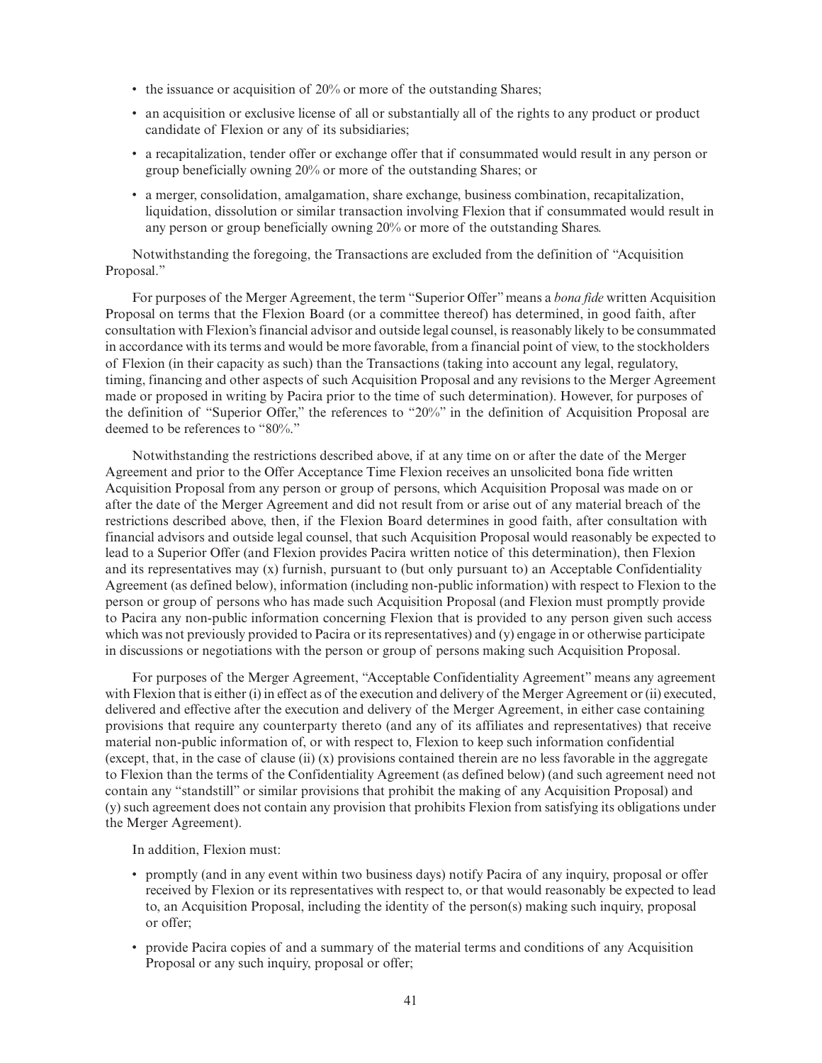- the issuance or acquisition of 20% or more of the outstanding Shares;
- an acquisition or exclusive license of all or substantially all of the rights to any product or product candidate of Flexion or any of its subsidiaries;
- a recapitalization, tender offer or exchange offer that if consummated would result in any person or group beneficially owning 20% or more of the outstanding Shares; or
- a merger, consolidation, amalgamation, share exchange, business combination, recapitalization, liquidation, dissolution or similar transaction involving Flexion that if consummated would result in any person or group beneficially owning 20% or more of the outstanding Shares.

Notwithstanding the foregoing, the Transactions are excluded from the definition of "Acquisition Proposal."

For purposes of the Merger Agreement, the term "Superior Offer" means a *bona fide* written Acquisition Proposal on terms that the Flexion Board (or a committee thereof) has determined, in good faith, after consultation with Flexion's financial advisor and outside legal counsel, is reasonably likely to be consummated in accordance with its terms and would be more favorable, from a financial point of view, to the stockholders of Flexion (in their capacity as such) than the Transactions (taking into account any legal, regulatory, timing, financing and other aspects of such Acquisition Proposal and any revisions to the Merger Agreement made or proposed in writing by Pacira prior to the time of such determination). However, for purposes of the definition of "Superior Offer," the references to "20%" in the definition of Acquisition Proposal are deemed to be references to "80%."

Notwithstanding the restrictions described above, if at any time on or after the date of the Merger Agreement and prior to the Offer Acceptance Time Flexion receives an unsolicited bona fide written Acquisition Proposal from any person or group of persons, which Acquisition Proposal was made on or after the date of the Merger Agreement and did not result from or arise out of any material breach of the restrictions described above, then, if the Flexion Board determines in good faith, after consultation with financial advisors and outside legal counsel, that such Acquisition Proposal would reasonably be expected to lead to a Superior Offer (and Flexion provides Pacira written notice of this determination), then Flexion and its representatives may (x) furnish, pursuant to (but only pursuant to) an Acceptable Confidentiality Agreement (as defined below), information (including non-public information) with respect to Flexion to the person or group of persons who has made such Acquisition Proposal (and Flexion must promptly provide to Pacira any non-public information concerning Flexion that is provided to any person given such access which was not previously provided to Pacira or its representatives) and (y) engage in or otherwise participate in discussions or negotiations with the person or group of persons making such Acquisition Proposal.

For purposes of the Merger Agreement, "Acceptable Confidentiality Agreement" means any agreement with Flexion that is either (i) in effect as of the execution and delivery of the Merger Agreement or (ii) executed, delivered and effective after the execution and delivery of the Merger Agreement, in either case containing provisions that require any counterparty thereto (and any of its affiliates and representatives) that receive material non-public information of, or with respect to, Flexion to keep such information confidential (except, that, in the case of clause (ii) (x) provisions contained therein are no less favorable in the aggregate to Flexion than the terms of the Confidentiality Agreement (as defined below) (and such agreement need not contain any "standstill" or similar provisions that prohibit the making of any Acquisition Proposal) and (y) such agreement does not contain any provision that prohibits Flexion from satisfying its obligations under the Merger Agreement).

In addition, Flexion must:

- promptly (and in any event within two business days) notify Pacira of any inquiry, proposal or offer received by Flexion or its representatives with respect to, or that would reasonably be expected to lead to, an Acquisition Proposal, including the identity of the person(s) making such inquiry, proposal or offer;
- provide Pacira copies of and a summary of the material terms and conditions of any Acquisition Proposal or any such inquiry, proposal or offer;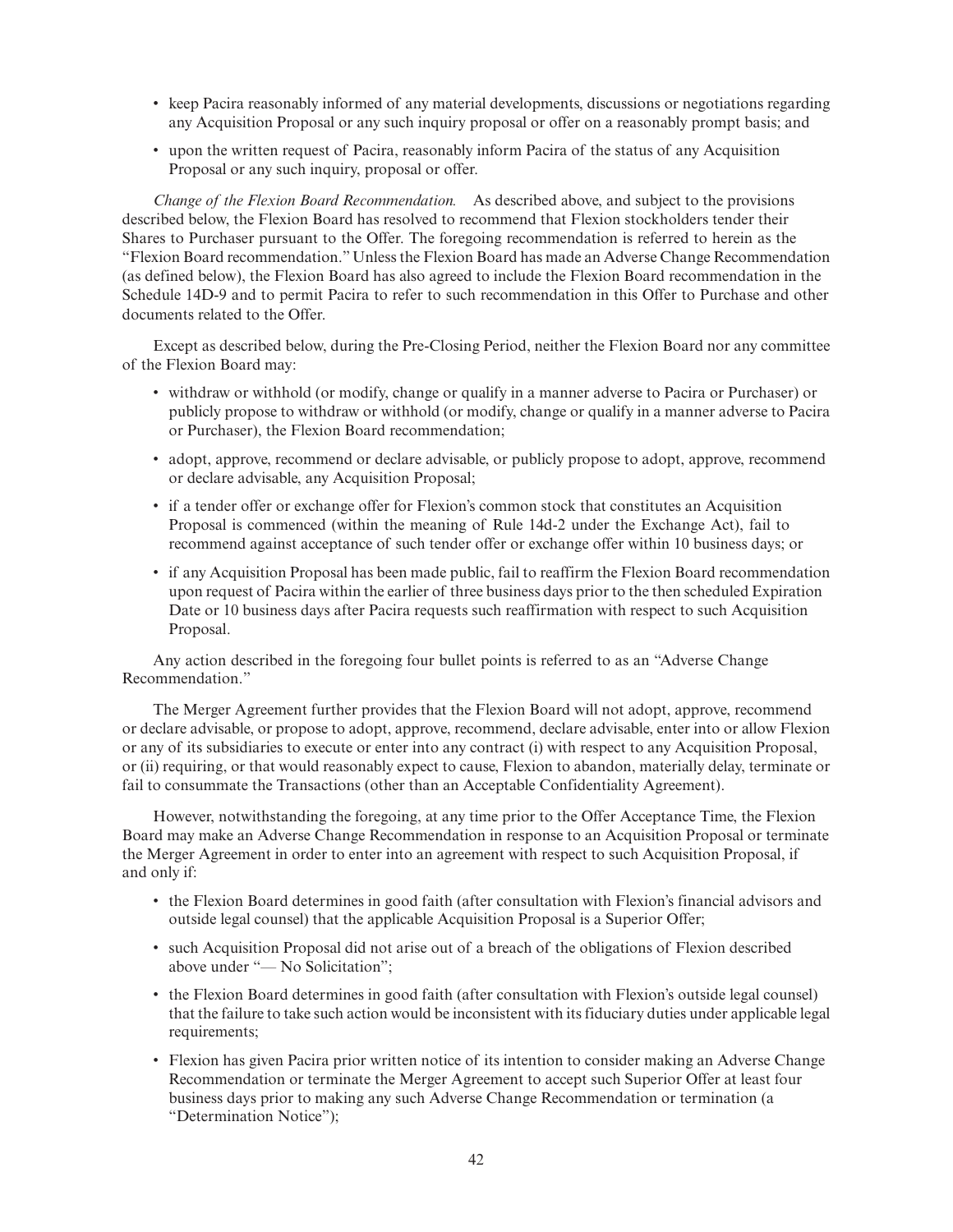- keep Pacira reasonably informed of any material developments, discussions or negotiations regarding any Acquisition Proposal or any such inquiry proposal or offer on a reasonably prompt basis; and
- upon the written request of Pacira, reasonably inform Pacira of the status of any Acquisition Proposal or any such inquiry, proposal or offer.

*Change of the Flexion Board Recommendation.* As described above, and subject to the provisions described below, the Flexion Board has resolved to recommend that Flexion stockholders tender their Shares to Purchaser pursuant to the Offer. The foregoing recommendation is referred to herein as the "Flexion Board recommendation." Unless the Flexion Board has made an Adverse Change Recommendation (as defined below), the Flexion Board has also agreed to include the Flexion Board recommendation in the Schedule 14D-9 and to permit Pacira to refer to such recommendation in this Offer to Purchase and other documents related to the Offer.

Except as described below, during the Pre-Closing Period, neither the Flexion Board nor any committee of the Flexion Board may:

- withdraw or withhold (or modify, change or qualify in a manner adverse to Pacira or Purchaser) or publicly propose to withdraw or withhold (or modify, change or qualify in a manner adverse to Pacira or Purchaser), the Flexion Board recommendation;
- adopt, approve, recommend or declare advisable, or publicly propose to adopt, approve, recommend or declare advisable, any Acquisition Proposal;
- if a tender offer or exchange offer for Flexion's common stock that constitutes an Acquisition Proposal is commenced (within the meaning of Rule 14d-2 under the Exchange Act), fail to recommend against acceptance of such tender offer or exchange offer within 10 business days; or
- if any Acquisition Proposal has been made public, fail to reaffirm the Flexion Board recommendation upon request of Pacira within the earlier of three business days prior to the then scheduled Expiration Date or 10 business days after Pacira requests such reaffirmation with respect to such Acquisition Proposal.

Any action described in the foregoing four bullet points is referred to as an "Adverse Change Recommendation."

The Merger Agreement further provides that the Flexion Board will not adopt, approve, recommend or declare advisable, or propose to adopt, approve, recommend, declare advisable, enter into or allow Flexion or any of its subsidiaries to execute or enter into any contract (i) with respect to any Acquisition Proposal, or (ii) requiring, or that would reasonably expect to cause, Flexion to abandon, materially delay, terminate or fail to consummate the Transactions (other than an Acceptable Confidentiality Agreement).

However, notwithstanding the foregoing, at any time prior to the Offer Acceptance Time, the Flexion Board may make an Adverse Change Recommendation in response to an Acquisition Proposal or terminate the Merger Agreement in order to enter into an agreement with respect to such Acquisition Proposal, if and only if:

- the Flexion Board determines in good faith (after consultation with Flexion's financial advisors and outside legal counsel) that the applicable Acquisition Proposal is a Superior Offer;
- such Acquisition Proposal did not arise out of a breach of the obligations of Flexion described above under "— No Solicitation";
- the Flexion Board determines in good faith (after consultation with Flexion's outside legal counsel) that the failure to take such action would be inconsistent with its fiduciary duties under applicable legal requirements;
- Flexion has given Pacira prior written notice of its intention to consider making an Adverse Change Recommendation or terminate the Merger Agreement to accept such Superior Offer at least four business days prior to making any such Adverse Change Recommendation or termination (a "Determination Notice");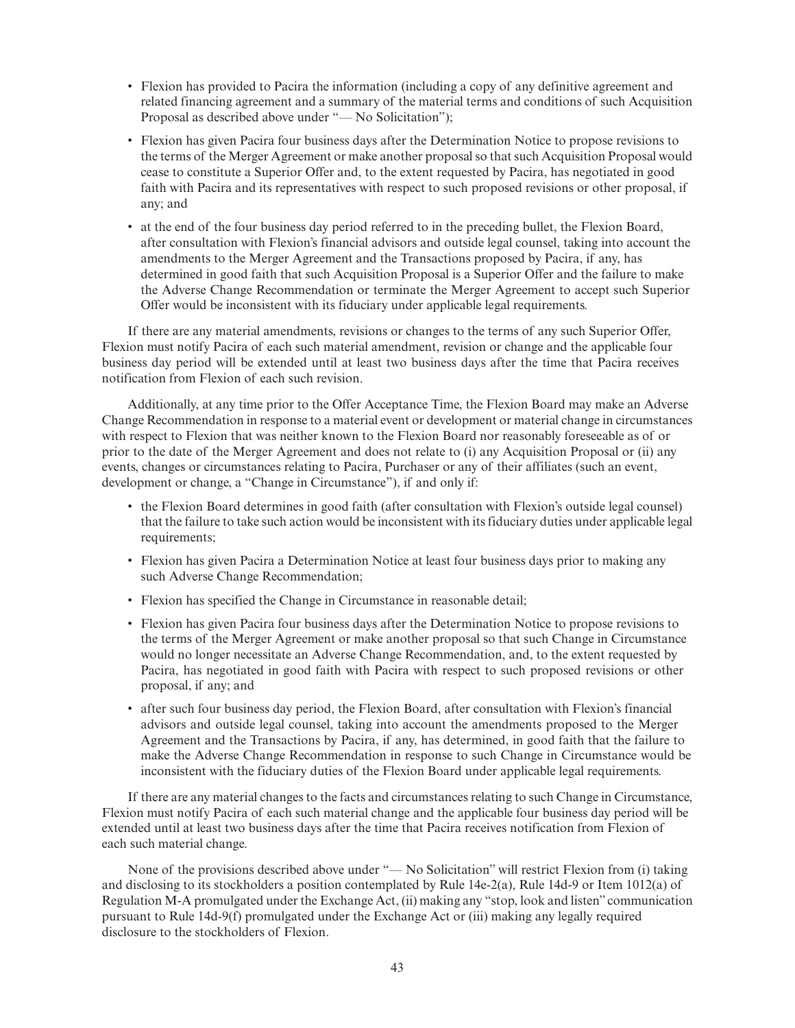- Flexion has provided to Pacira the information (including a copy of any definitive agreement and related financing agreement and a summary of the material terms and conditions of such Acquisition Proposal as described above under "— No Solicitation");
- Flexion has given Pacira four business days after the Determination Notice to propose revisions to the terms of the Merger Agreement or make another proposal so that such Acquisition Proposal would cease to constitute a Superior Offer and, to the extent requested by Pacira, has negotiated in good faith with Pacira and its representatives with respect to such proposed revisions or other proposal, if any; and
- at the end of the four business day period referred to in the preceding bullet, the Flexion Board, after consultation with Flexion's financial advisors and outside legal counsel, taking into account the amendments to the Merger Agreement and the Transactions proposed by Pacira, if any, has determined in good faith that such Acquisition Proposal is a Superior Offer and the failure to make the Adverse Change Recommendation or terminate the Merger Agreement to accept such Superior Offer would be inconsistent with its fiduciary under applicable legal requirements.

If there are any material amendments, revisions or changes to the terms of any such Superior Offer, Flexion must notify Pacira of each such material amendment, revision or change and the applicable four business day period will be extended until at least two business days after the time that Pacira receives notification from Flexion of each such revision.

Additionally, at any time prior to the Offer Acceptance Time, the Flexion Board may make an Adverse Change Recommendation in response to a material event or development or material change in circumstances with respect to Flexion that was neither known to the Flexion Board nor reasonably foreseeable as of or prior to the date of the Merger Agreement and does not relate to (i) any Acquisition Proposal or (ii) any events, changes or circumstances relating to Pacira, Purchaser or any of their affiliates (such an event, development or change, a "Change in Circumstance"), if and only if:

- the Flexion Board determines in good faith (after consultation with Flexion's outside legal counsel) that the failure to take such action would be inconsistent with its fiduciary duties under applicable legal requirements;
- Flexion has given Pacira a Determination Notice at least four business days prior to making any such Adverse Change Recommendation;
- Flexion has specified the Change in Circumstance in reasonable detail;
- Flexion has given Pacira four business days after the Determination Notice to propose revisions to the terms of the Merger Agreement or make another proposal so that such Change in Circumstance would no longer necessitate an Adverse Change Recommendation, and, to the extent requested by Pacira, has negotiated in good faith with Pacira with respect to such proposed revisions or other proposal, if any; and
- after such four business day period, the Flexion Board, after consultation with Flexion's financial advisors and outside legal counsel, taking into account the amendments proposed to the Merger Agreement and the Transactions by Pacira, if any, has determined, in good faith that the failure to make the Adverse Change Recommendation in response to such Change in Circumstance would be inconsistent with the fiduciary duties of the Flexion Board under applicable legal requirements.

If there are any material changes to the facts and circumstances relating to such Change in Circumstance, Flexion must notify Pacira of each such material change and the applicable four business day period will be extended until at least two business days after the time that Pacira receives notification from Flexion of each such material change.

None of the provisions described above under "— No Solicitation" will restrict Flexion from (i) taking and disclosing to its stockholders a position contemplated by Rule 14e-2(a), Rule 14d-9 or Item 1012(a) of Regulation M-A promulgated under the Exchange Act, (ii) making any "stop, look and listen" communication pursuant to Rule 14d-9(f) promulgated under the Exchange Act or (iii) making any legally required disclosure to the stockholders of Flexion.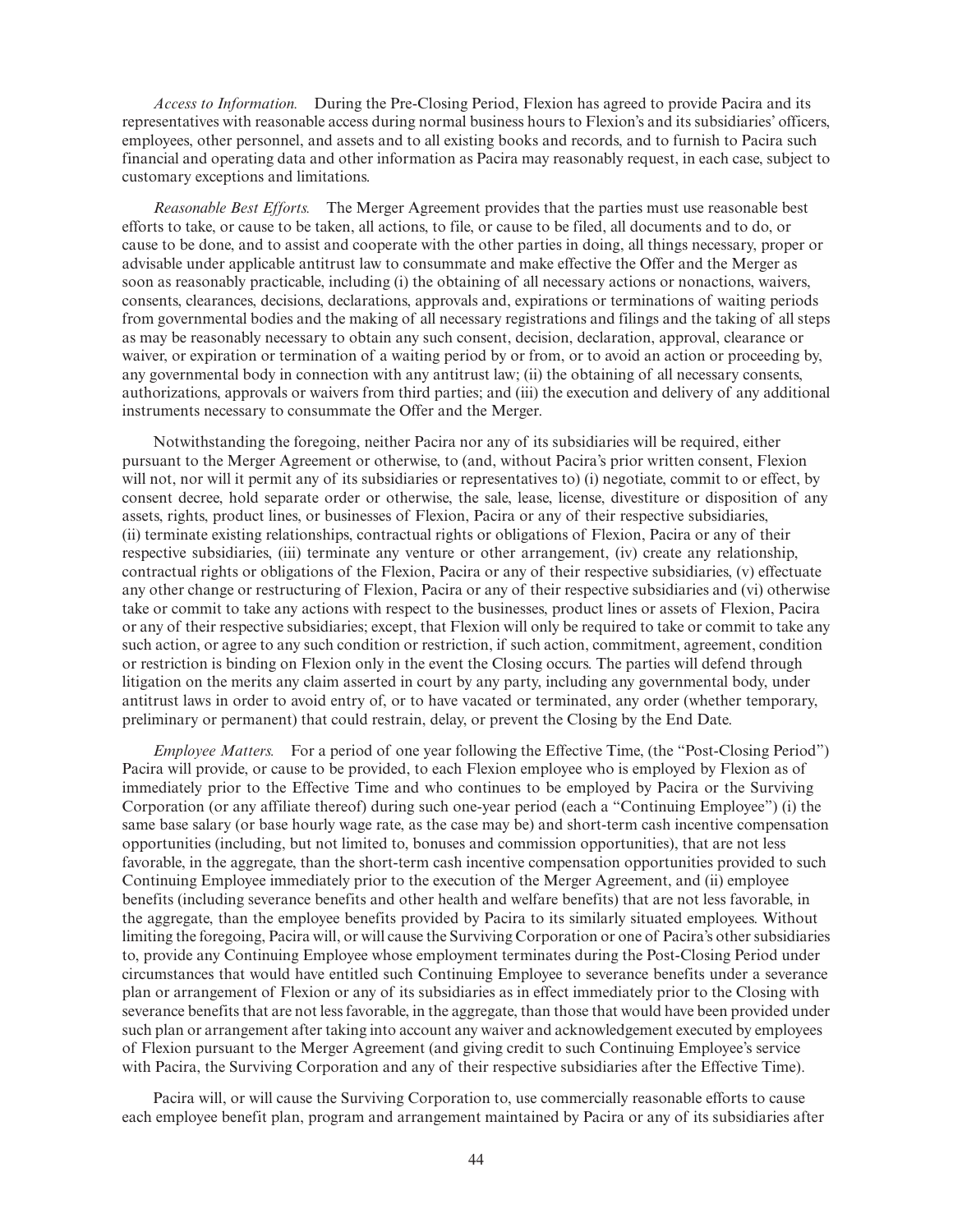*Access to Information.* During the Pre-Closing Period, Flexion has agreed to provide Pacira and its representatives with reasonable access during normal business hours to Flexion's and its subsidiaries' officers, employees, other personnel, and assets and to all existing books and records, and to furnish to Pacira such financial and operating data and other information as Pacira may reasonably request, in each case, subject to customary exceptions and limitations.

*Reasonable Best Efforts.* The Merger Agreement provides that the parties must use reasonable best efforts to take, or cause to be taken, all actions, to file, or cause to be filed, all documents and to do, or cause to be done, and to assist and cooperate with the other parties in doing, all things necessary, proper or advisable under applicable antitrust law to consummate and make effective the Offer and the Merger as soon as reasonably practicable, including (i) the obtaining of all necessary actions or nonactions, waivers, consents, clearances, decisions, declarations, approvals and, expirations or terminations of waiting periods from governmental bodies and the making of all necessary registrations and filings and the taking of all steps as may be reasonably necessary to obtain any such consent, decision, declaration, approval, clearance or waiver, or expiration or termination of a waiting period by or from, or to avoid an action or proceeding by, any governmental body in connection with any antitrust law; (ii) the obtaining of all necessary consents, authorizations, approvals or waivers from third parties; and (iii) the execution and delivery of any additional instruments necessary to consummate the Offer and the Merger.

Notwithstanding the foregoing, neither Pacira nor any of its subsidiaries will be required, either pursuant to the Merger Agreement or otherwise, to (and, without Pacira's prior written consent, Flexion will not, nor will it permit any of its subsidiaries or representatives to) (i) negotiate, commit to or effect, by consent decree, hold separate order or otherwise, the sale, lease, license, divestiture or disposition of any assets, rights, product lines, or businesses of Flexion, Pacira or any of their respective subsidiaries, (ii) terminate existing relationships, contractual rights or obligations of Flexion, Pacira or any of their respective subsidiaries, (iii) terminate any venture or other arrangement, (iv) create any relationship, contractual rights or obligations of the Flexion, Pacira or any of their respective subsidiaries, (v) effectuate any other change or restructuring of Flexion, Pacira or any of their respective subsidiaries and (vi) otherwise take or commit to take any actions with respect to the businesses, product lines or assets of Flexion, Pacira or any of their respective subsidiaries; except, that Flexion will only be required to take or commit to take any such action, or agree to any such condition or restriction, if such action, commitment, agreement, condition or restriction is binding on Flexion only in the event the Closing occurs. The parties will defend through litigation on the merits any claim asserted in court by any party, including any governmental body, under antitrust laws in order to avoid entry of, or to have vacated or terminated, any order (whether temporary, preliminary or permanent) that could restrain, delay, or prevent the Closing by the End Date.

*Employee Matters.* For a period of one year following the Effective Time, (the "Post-Closing Period") Pacira will provide, or cause to be provided, to each Flexion employee who is employed by Flexion as of immediately prior to the Effective Time and who continues to be employed by Pacira or the Surviving Corporation (or any affiliate thereof) during such one-year period (each a "Continuing Employee") (i) the same base salary (or base hourly wage rate, as the case may be) and short-term cash incentive compensation opportunities (including, but not limited to, bonuses and commission opportunities), that are not less favorable, in the aggregate, than the short-term cash incentive compensation opportunities provided to such Continuing Employee immediately prior to the execution of the Merger Agreement, and (ii) employee benefits (including severance benefits and other health and welfare benefits) that are not less favorable, in the aggregate, than the employee benefits provided by Pacira to its similarly situated employees. Without limiting the foregoing, Pacira will, or will cause the Surviving Corporation or one of Pacira's other subsidiaries to, provide any Continuing Employee whose employment terminates during the Post-Closing Period under circumstances that would have entitled such Continuing Employee to severance benefits under a severance plan or arrangement of Flexion or any of its subsidiaries as in effect immediately prior to the Closing with severance benefits that are not less favorable, in the aggregate, than those that would have been provided under such plan or arrangement after taking into account any waiver and acknowledgement executed by employees of Flexion pursuant to the Merger Agreement (and giving credit to such Continuing Employee's service with Pacira, the Surviving Corporation and any of their respective subsidiaries after the Effective Time).

Pacira will, or will cause the Surviving Corporation to, use commercially reasonable efforts to cause each employee benefit plan, program and arrangement maintained by Pacira or any of its subsidiaries after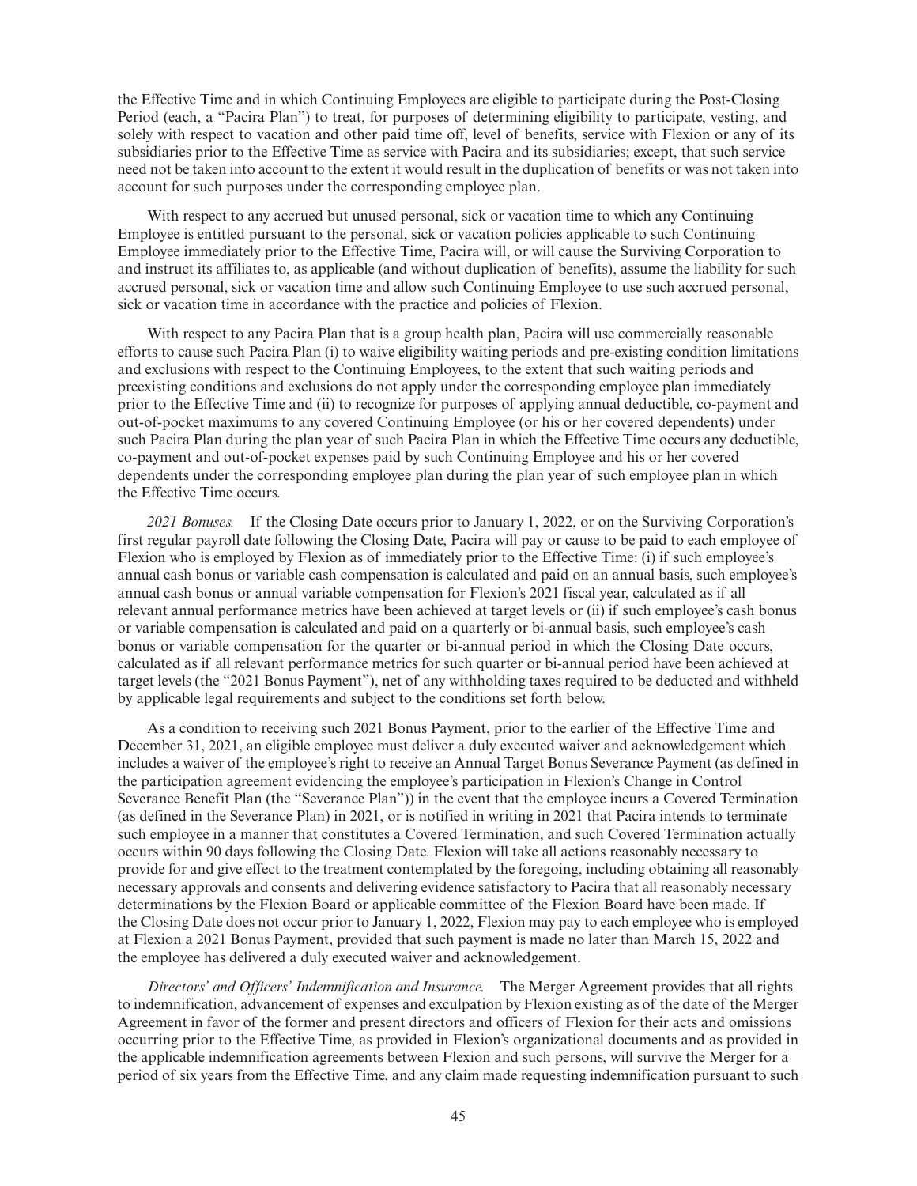the Effective Time and in which Continuing Employees are eligible to participate during the Post-Closing Period (each, a "Pacira Plan") to treat, for purposes of determining eligibility to participate, vesting, and solely with respect to vacation and other paid time off, level of benefits, service with Flexion or any of its subsidiaries prior to the Effective Time as service with Pacira and its subsidiaries; except, that such service need not be taken into account to the extent it would result in the duplication of benefits or was not taken into account for such purposes under the corresponding employee plan.

With respect to any accrued but unused personal, sick or vacation time to which any Continuing Employee is entitled pursuant to the personal, sick or vacation policies applicable to such Continuing Employee immediately prior to the Effective Time, Pacira will, or will cause the Surviving Corporation to and instruct its affiliates to, as applicable (and without duplication of benefits), assume the liability for such accrued personal, sick or vacation time and allow such Continuing Employee to use such accrued personal, sick or vacation time in accordance with the practice and policies of Flexion.

With respect to any Pacira Plan that is a group health plan, Pacira will use commercially reasonable efforts to cause such Pacira Plan (i) to waive eligibility waiting periods and pre-existing condition limitations and exclusions with respect to the Continuing Employees, to the extent that such waiting periods and preexisting conditions and exclusions do not apply under the corresponding employee plan immediately prior to the Effective Time and (ii) to recognize for purposes of applying annual deductible, co-payment and out-of-pocket maximums to any covered Continuing Employee (or his or her covered dependents) under such Pacira Plan during the plan year of such Pacira Plan in which the Effective Time occurs any deductible, co-payment and out-of-pocket expenses paid by such Continuing Employee and his or her covered dependents under the corresponding employee plan during the plan year of such employee plan in which the Effective Time occurs.

*2021 Bonuses.* If the Closing Date occurs prior to January 1, 2022, or on the Surviving Corporation's first regular payroll date following the Closing Date, Pacira will pay or cause to be paid to each employee of Flexion who is employed by Flexion as of immediately prior to the Effective Time: (i) if such employee's annual cash bonus or variable cash compensation is calculated and paid on an annual basis, such employee's annual cash bonus or annual variable compensation for Flexion's 2021 fiscal year, calculated as if all relevant annual performance metrics have been achieved at target levels or (ii) if such employee's cash bonus or variable compensation is calculated and paid on a quarterly or bi-annual basis, such employee's cash bonus or variable compensation for the quarter or bi-annual period in which the Closing Date occurs, calculated as if all relevant performance metrics for such quarter or bi-annual period have been achieved at target levels (the "2021 Bonus Payment"), net of any withholding taxes required to be deducted and withheld by applicable legal requirements and subject to the conditions set forth below.

As a condition to receiving such 2021 Bonus Payment, prior to the earlier of the Effective Time and December 31, 2021, an eligible employee must deliver a duly executed waiver and acknowledgement which includes a waiver of the employee's right to receive an Annual Target Bonus Severance Payment (as defined in the participation agreement evidencing the employee's participation in Flexion's Change in Control Severance Benefit Plan (the "Severance Plan")) in the event that the employee incurs a Covered Termination (as defined in the Severance Plan) in 2021, or is notified in writing in 2021 that Pacira intends to terminate such employee in a manner that constitutes a Covered Termination, and such Covered Termination actually occurs within 90 days following the Closing Date. Flexion will take all actions reasonably necessary to provide for and give effect to the treatment contemplated by the foregoing, including obtaining all reasonably necessary approvals and consents and delivering evidence satisfactory to Pacira that all reasonably necessary determinations by the Flexion Board or applicable committee of the Flexion Board have been made. If the Closing Date does not occur prior to January 1, 2022, Flexion may pay to each employee who is employed at Flexion a 2021 Bonus Payment, provided that such payment is made no later than March 15, 2022 and the employee has delivered a duly executed waiver and acknowledgement.

*Directors' and Officers' Indemnification and Insurance.* The Merger Agreement provides that all rights to indemnification, advancement of expenses and exculpation by Flexion existing as of the date of the Merger Agreement in favor of the former and present directors and officers of Flexion for their acts and omissions occurring prior to the Effective Time, as provided in Flexion's organizational documents and as provided in the applicable indemnification agreements between Flexion and such persons, will survive the Merger for a period of six years from the Effective Time, and any claim made requesting indemnification pursuant to such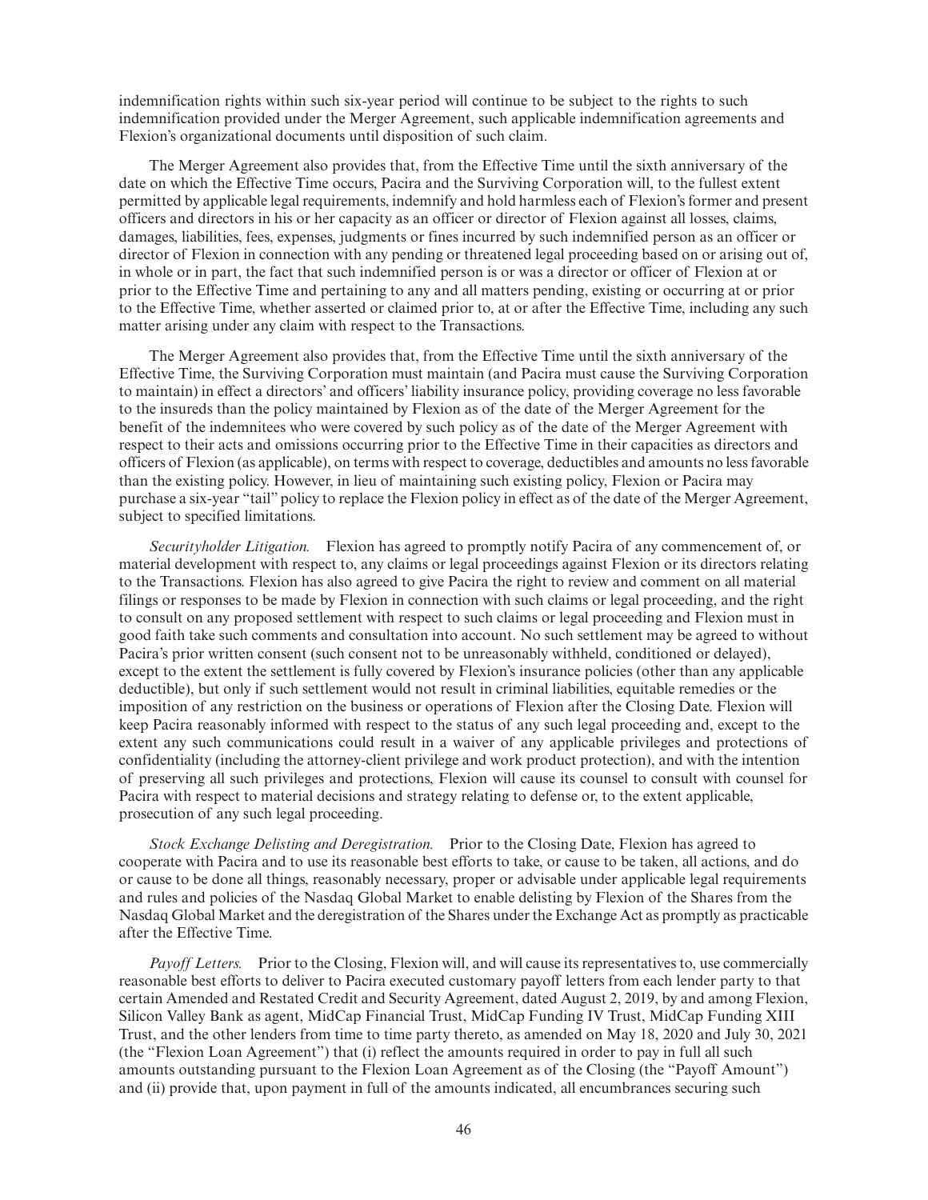indemnification rights within such six-year period will continue to be subject to the rights to such indemnification provided under the Merger Agreement, such applicable indemnification agreements and Flexion's organizational documents until disposition of such claim.

The Merger Agreement also provides that, from the Effective Time until the sixth anniversary of the date on which the Effective Time occurs, Pacira and the Surviving Corporation will, to the fullest extent permitted by applicable legal requirements, indemnify and hold harmless each of Flexion's former and present officers and directors in his or her capacity as an officer or director of Flexion against all losses, claims, damages, liabilities, fees, expenses, judgments or fines incurred by such indemnified person as an officer or director of Flexion in connection with any pending or threatened legal proceeding based on or arising out of, in whole or in part, the fact that such indemnified person is or was a director or officer of Flexion at or prior to the Effective Time and pertaining to any and all matters pending, existing or occurring at or prior to the Effective Time, whether asserted or claimed prior to, at or after the Effective Time, including any such matter arising under any claim with respect to the Transactions.

The Merger Agreement also provides that, from the Effective Time until the sixth anniversary of the Effective Time, the Surviving Corporation must maintain (and Pacira must cause the Surviving Corporation to maintain) in effect a directors' and officers' liability insurance policy, providing coverage no less favorable to the insureds than the policy maintained by Flexion as of the date of the Merger Agreement for the benefit of the indemnitees who were covered by such policy as of the date of the Merger Agreement with respect to their acts and omissions occurring prior to the Effective Time in their capacities as directors and officers of Flexion (as applicable), on terms with respect to coverage, deductibles and amounts no less favorable than the existing policy. However, in lieu of maintaining such existing policy, Flexion or Pacira may purchase a six-year "tail" policy to replace the Flexion policy in effect as of the date of the Merger Agreement, subject to specified limitations.

*Securityholder Litigation.* Flexion has agreed to promptly notify Pacira of any commencement of, or material development with respect to, any claims or legal proceedings against Flexion or its directors relating to the Transactions. Flexion has also agreed to give Pacira the right to review and comment on all material filings or responses to be made by Flexion in connection with such claims or legal proceeding, and the right to consult on any proposed settlement with respect to such claims or legal proceeding and Flexion must in good faith take such comments and consultation into account. No such settlement may be agreed to without Pacira's prior written consent (such consent not to be unreasonably withheld, conditioned or delayed), except to the extent the settlement is fully covered by Flexion's insurance policies (other than any applicable deductible), but only if such settlement would not result in criminal liabilities, equitable remedies or the imposition of any restriction on the business or operations of Flexion after the Closing Date. Flexion will keep Pacira reasonably informed with respect to the status of any such legal proceeding and, except to the extent any such communications could result in a waiver of any applicable privileges and protections of confidentiality (including the attorney-client privilege and work product protection), and with the intention of preserving all such privileges and protections, Flexion will cause its counsel to consult with counsel for Pacira with respect to material decisions and strategy relating to defense or, to the extent applicable, prosecution of any such legal proceeding.

*Stock Exchange Delisting and Deregistration.* Prior to the Closing Date, Flexion has agreed to cooperate with Pacira and to use its reasonable best efforts to take, or cause to be taken, all actions, and do or cause to be done all things, reasonably necessary, proper or advisable under applicable legal requirements and rules and policies of the Nasdaq Global Market to enable delisting by Flexion of the Shares from the Nasdaq Global Market and the deregistration of the Shares under the Exchange Act as promptly as practicable after the Effective Time.

*Payoff Letters.* Prior to the Closing, Flexion will, and will cause its representatives to, use commercially reasonable best efforts to deliver to Pacira executed customary payoff letters from each lender party to that certain Amended and Restated Credit and Security Agreement, dated August 2, 2019, by and among Flexion, Silicon Valley Bank as agent, MidCap Financial Trust, MidCap Funding IV Trust, MidCap Funding XIII Trust, and the other lenders from time to time party thereto, as amended on May 18, 2020 and July 30, 2021 (the "Flexion Loan Agreement") that (i) reflect the amounts required in order to pay in full all such amounts outstanding pursuant to the Flexion Loan Agreement as of the Closing (the "Payoff Amount") and (ii) provide that, upon payment in full of the amounts indicated, all encumbrances securing such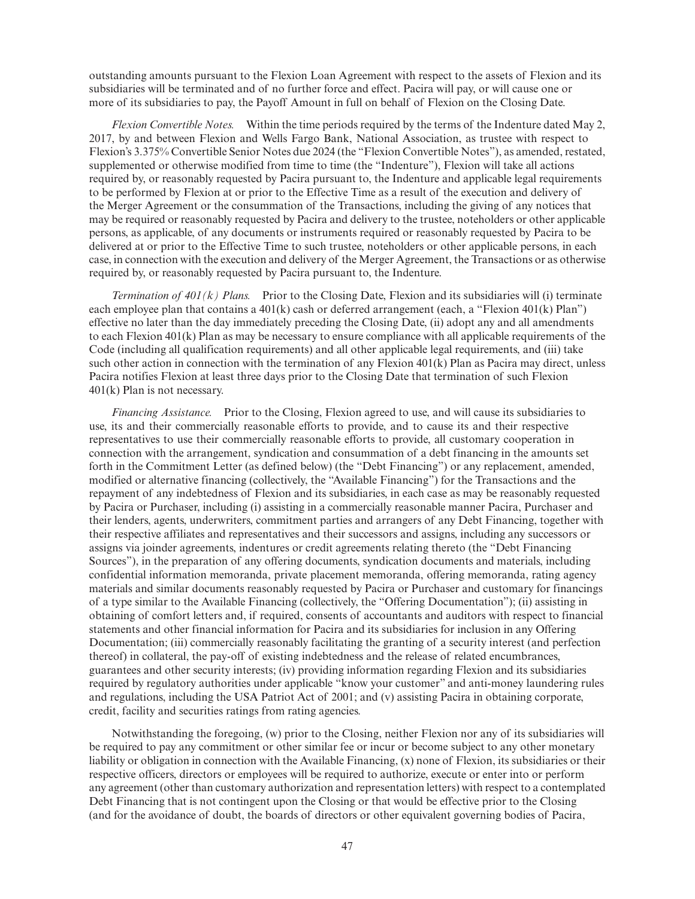outstanding amounts pursuant to the Flexion Loan Agreement with respect to the assets of Flexion and its subsidiaries will be terminated and of no further force and effect. Pacira will pay, or will cause one or more of its subsidiaries to pay, the Payoff Amount in full on behalf of Flexion on the Closing Date.

*Flexion Convertible Notes.* Within the time periods required by the terms of the Indenture dated May 2, 2017, by and between Flexion and Wells Fargo Bank, National Association, as trustee with respect to Flexion's 3.375% Convertible Senior Notes due 2024 (the "Flexion Convertible Notes"), as amended, restated, supplemented or otherwise modified from time to time (the "Indenture"), Flexion will take all actions required by, or reasonably requested by Pacira pursuant to, the Indenture and applicable legal requirements to be performed by Flexion at or prior to the Effective Time as a result of the execution and delivery of the Merger Agreement or the consummation of the Transactions, including the giving of any notices that may be required or reasonably requested by Pacira and delivery to the trustee, noteholders or other applicable persons, as applicable, of any documents or instruments required or reasonably requested by Pacira to be delivered at or prior to the Effective Time to such trustee, noteholders or other applicable persons, in each case, in connection with the execution and delivery of the Merger Agreement, the Transactions or as otherwise required by, or reasonably requested by Pacira pursuant to, the Indenture.

*Termination of 401(k) Plans.* Prior to the Closing Date, Flexion and its subsidiaries will (i) terminate each employee plan that contains a 401(k) cash or deferred arrangement (each, a "Flexion 401(k) Plan") effective no later than the day immediately preceding the Closing Date, (ii) adopt any and all amendments to each Flexion 401(k) Plan as may be necessary to ensure compliance with all applicable requirements of the Code (including all qualification requirements) and all other applicable legal requirements, and (iii) take such other action in connection with the termination of any Flexion 401(k) Plan as Pacira may direct, unless Pacira notifies Flexion at least three days prior to the Closing Date that termination of such Flexion 401(k) Plan is not necessary.

*Financing Assistance.* Prior to the Closing, Flexion agreed to use, and will cause its subsidiaries to use, its and their commercially reasonable efforts to provide, and to cause its and their respective representatives to use their commercially reasonable efforts to provide, all customary cooperation in connection with the arrangement, syndication and consummation of a debt financing in the amounts set forth in the Commitment Letter (as defined below) (the "Debt Financing") or any replacement, amended, modified or alternative financing (collectively, the "Available Financing") for the Transactions and the repayment of any indebtedness of Flexion and its subsidiaries, in each case as may be reasonably requested by Pacira or Purchaser, including (i) assisting in a commercially reasonable manner Pacira, Purchaser and their lenders, agents, underwriters, commitment parties and arrangers of any Debt Financing, together with their respective affiliates and representatives and their successors and assigns, including any successors or assigns via joinder agreements, indentures or credit agreements relating thereto (the "Debt Financing Sources"), in the preparation of any offering documents, syndication documents and materials, including confidential information memoranda, private placement memoranda, offering memoranda, rating agency materials and similar documents reasonably requested by Pacira or Purchaser and customary for financings of a type similar to the Available Financing (collectively, the "Offering Documentation"); (ii) assisting in obtaining of comfort letters and, if required, consents of accountants and auditors with respect to financial statements and other financial information for Pacira and its subsidiaries for inclusion in any Offering Documentation; (iii) commercially reasonably facilitating the granting of a security interest (and perfection thereof) in collateral, the pay-off of existing indebtedness and the release of related encumbrances, guarantees and other security interests; (iv) providing information regarding Flexion and its subsidiaries required by regulatory authorities under applicable "know your customer" and anti-money laundering rules and regulations, including the USA Patriot Act of 2001; and (v) assisting Pacira in obtaining corporate, credit, facility and securities ratings from rating agencies.

Notwithstanding the foregoing, (w) prior to the Closing, neither Flexion nor any of its subsidiaries will be required to pay any commitment or other similar fee or incur or become subject to any other monetary liability or obligation in connection with the Available Financing, (x) none of Flexion, its subsidiaries or their respective officers, directors or employees will be required to authorize, execute or enter into or perform any agreement (other than customary authorization and representation letters) with respect to a contemplated Debt Financing that is not contingent upon the Closing or that would be effective prior to the Closing (and for the avoidance of doubt, the boards of directors or other equivalent governing bodies of Pacira,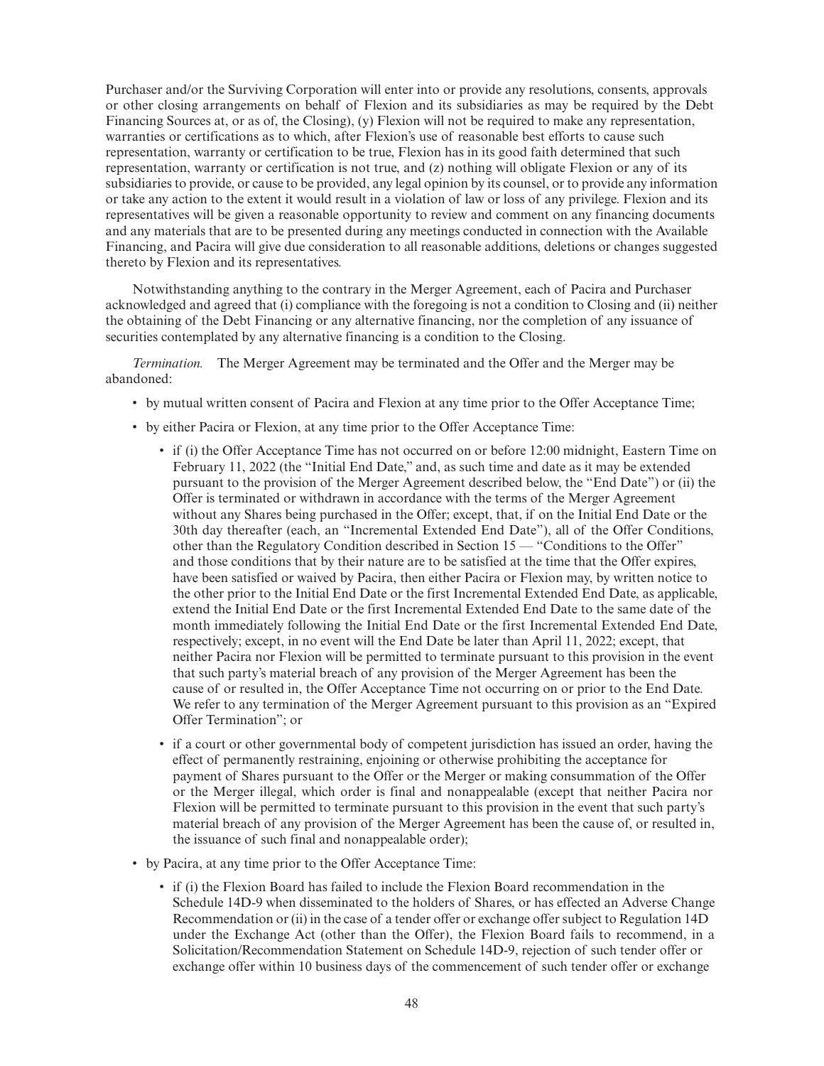Purchaser and/or the Surviving Corporation will enter into or provide any resolutions, consents, approvals or other closing arrangements on behalf of Flexion and its subsidiaries as may be required by the Debt Financing Sources at, or as of, the Closing), (y) Flexion will not be required to make any representation, warranties or certifications as to which, after Flexion's use of reasonable best efforts to cause such representation, warranty or certification to be true, Flexion has in its good faith determined that such representation, warranty or certification is not true, and (z) nothing will obligate Flexion or any of its subsidiaries to provide, or cause to be provided, any legal opinion by its counsel, or to provide any information or take any action to the extent it would result in a violation of law or loss of any privilege. Flexion and its representatives will be given a reasonable opportunity to review and comment on any financing documents and any materials that are to be presented during any meetings conducted in connection with the Available Financing, and Pacira will give due consideration to all reasonable additions, deletions or changes suggested thereto by Flexion and its representatives.

Notwithstanding anything to the contrary in the Merger Agreement, each of Pacira and Purchaser acknowledged and agreed that (i) compliance with the foregoing is not a condition to Closing and (ii) neither the obtaining of the Debt Financing or any alternative financing, nor the completion of any issuance of securities contemplated by any alternative financing is a condition to the Closing.

*Termination.* The Merger Agreement may be terminated and the Offer and the Merger may be abandoned:

- by mutual written consent of Pacira and Flexion at any time prior to the Offer Acceptance Time;
- by either Pacira or Flexion, at any time prior to the Offer Acceptance Time:
  - if (i) the Offer Acceptance Time has not occurred on or before 12:00 midnight, Eastern Time on February 11, 2022 (the "Initial End Date," and, as such time and date as it may be extended pursuant to the provision of the Merger Agreement described below, the "End Date") or (ii) the Offer is terminated or withdrawn in accordance with the terms of the Merger Agreement without any Shares being purchased in the Offer; except, that, if on the Initial End Date or the 30th day thereafter (each, an "Incremental Extended End Date"), all of the Offer Conditions, other than the Regulatory Condition described in Section 15 — "Conditions to the Offer" and those conditions that by their nature are to be satisfied at the time that the Offer expires, have been satisfied or waived by Pacira, then either Pacira or Flexion may, by written notice to the other prior to the Initial End Date or the first Incremental Extended End Date, as applicable, extend the Initial End Date or the first Incremental Extended End Date to the same date of the month immediately following the Initial End Date or the first Incremental Extended End Date, respectively; except, in no event will the End Date be later than April 11, 2022; except, that neither Pacira nor Flexion will be permitted to terminate pursuant to this provision in the event that such party's material breach of any provision of the Merger Agreement has been the cause of or resulted in, the Offer Acceptance Time not occurring on or prior to the End Date. We refer to any termination of the Merger Agreement pursuant to this provision as an "Expired Offer Termination"; or
  - if a court or other governmental body of competent jurisdiction has issued an order, having the effect of permanently restraining, enjoining or otherwise prohibiting the acceptance for payment of Shares pursuant to the Offer or the Merger or making consummation of the Offer or the Merger illegal, which order is final and nonappealable (except that neither Pacira nor Flexion will be permitted to terminate pursuant to this provision in the event that such party's material breach of any provision of the Merger Agreement has been the cause of, or resulted in, the issuance of such final and nonappealable order);
- by Pacira, at any time prior to the Offer Acceptance Time:
  - if (i) the Flexion Board has failed to include the Flexion Board recommendation in the Schedule 14D-9 when disseminated to the holders of Shares, or has effected an Adverse Change Recommendation or (ii) in the case of a tender offer or exchange offer subject to Regulation 14D under the Exchange Act (other than the Offer), the Flexion Board fails to recommend, in a Solicitation/Recommendation Statement on Schedule 14D-9, rejection of such tender offer or exchange offer within 10 business days of the commencement of such tender offer or exchange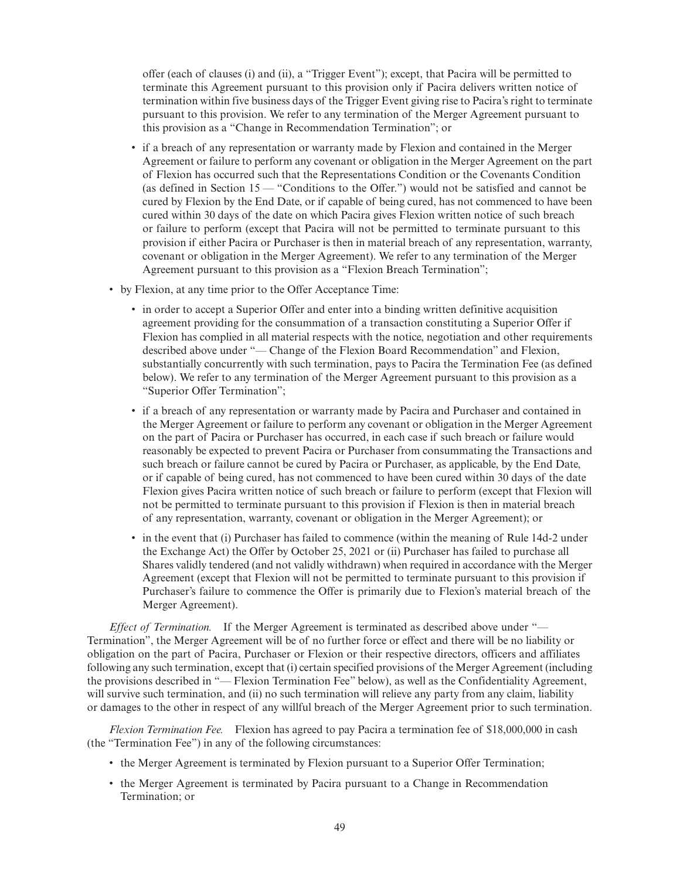offer (each of clauses (i) and (ii), a "Trigger Event"); except, that Pacira will be permitted to terminate this Agreement pursuant to this provision only if Pacira delivers written notice of termination within five business days of the Trigger Event giving rise to Pacira's right to terminate pursuant to this provision. We refer to any termination of the Merger Agreement pursuant to this provision as a "Change in Recommendation Termination"; or

  - if a breach of any representation or warranty made by Flexion and contained in the Merger Agreement or failure to perform any covenant or obligation in the Merger Agreement on the part of Flexion has occurred such that the Representations Condition or the Covenants Condition (as defined in Section 15 — "Conditions to the Offer.") would not be satisfied and cannot be cured by Flexion by the End Date, or if capable of being cured, has not commenced to have been cured within 30 days of the date on which Pacira gives Flexion written notice of such breach or failure to perform (except that Pacira will not be permitted to terminate pursuant to this provision if either Pacira or Purchaser is then in material breach of any representation, warranty, covenant or obligation in the Merger Agreement). We refer to any termination of the Merger Agreement pursuant to this provision as a "Flexion Breach Termination";

- by Flexion, at any time prior to the Offer Acceptance Time:
  - in order to accept a Superior Offer and enter into a binding written definitive acquisition agreement providing for the consummation of a transaction constituting a Superior Offer if Flexion has complied in all material respects with the notice, negotiation and other requirements described above under "— Change of the Flexion Board Recommendation" and Flexion, substantially concurrently with such termination, pays to Pacira the Termination Fee (as defined below). We refer to any termination of the Merger Agreement pursuant to this provision as a "Superior Offer Termination";
  - if a breach of any representation or warranty made by Pacira and Purchaser and contained in the Merger Agreement or failure to perform any covenant or obligation in the Merger Agreement on the part of Pacira or Purchaser has occurred, in each case if such breach or failure would reasonably be expected to prevent Pacira or Purchaser from consummating the Transactions and such breach or failure cannot be cured by Pacira or Purchaser, as applicable, by the End Date, or if capable of being cured, has not commenced to have been cured within 30 days of the date Flexion gives Pacira written notice of such breach or failure to perform (except that Flexion will not be permitted to terminate pursuant to this provision if Flexion is then in material breach of any representation, warranty, covenant or obligation in the Merger Agreement); or
  - in the event that (i) Purchaser has failed to commence (within the meaning of Rule 14d-2 under the Exchange Act) the Offer by October 25, 2021 or (ii) Purchaser has failed to purchase all Shares validly tendered (and not validly withdrawn) when required in accordance with the Merger Agreement (except that Flexion will not be permitted to terminate pursuant to this provision if Purchaser's failure to commence the Offer is primarily due to Flexion's material breach of the Merger Agreement).

*Effect of Termination.* If the Merger Agreement is terminated as described above under "— Termination", the Merger Agreement will be of no further force or effect and there will be no liability or obligation on the part of Pacira, Purchaser or Flexion or their respective directors, officers and affiliates following any such termination, except that (i) certain specified provisions of the Merger Agreement (including the provisions described in "— Flexion Termination Fee" below), as well as the Confidentiality Agreement, will survive such termination, and (ii) no such termination will relieve any party from any claim, liability or damages to the other in respect of any willful breach of the Merger Agreement prior to such termination.

*Flexion Termination Fee.* Flexion has agreed to pay Pacira a termination fee of $18,000,000 in cash (the "Termination Fee") in any of the following circumstances:

- the Merger Agreement is terminated by Flexion pursuant to a Superior Offer Termination;
- the Merger Agreement is terminated by Pacira pursuant to a Change in Recommendation Termination; or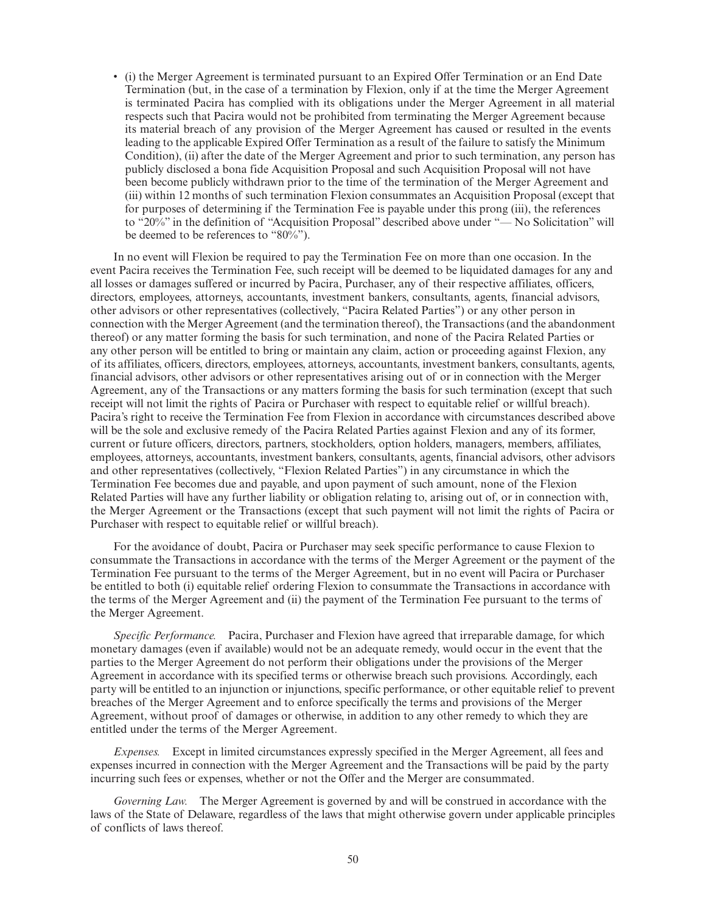- (i) the Merger Agreement is terminated pursuant to an Expired Offer Termination or an End Date Termination (but, in the case of a termination by Flexion, only if at the time the Merger Agreement is terminated Pacira has complied with its obligations under the Merger Agreement in all material respects such that Pacira would not be prohibited from terminating the Merger Agreement because its material breach of any provision of the Merger Agreement has caused or resulted in the events leading to the applicable Expired Offer Termination as a result of the failure to satisfy the Minimum Condition), (ii) after the date of the Merger Agreement and prior to such termination, any person has publicly disclosed a bona fide Acquisition Proposal and such Acquisition Proposal will not have been become publicly withdrawn prior to the time of the termination of the Merger Agreement and (iii) within 12 months of such termination Flexion consummates an Acquisition Proposal (except that for purposes of determining if the Termination Fee is payable under this prong (iii), the references to "20%" in the definition of "Acquisition Proposal" described above under "— No Solicitation" will be deemed to be references to "80%").

In no event will Flexion be required to pay the Termination Fee on more than one occasion. In the event Pacira receives the Termination Fee, such receipt will be deemed to be liquidated damages for any and all losses or damages suffered or incurred by Pacira, Purchaser, any of their respective affiliates, officers, directors, employees, attorneys, accountants, investment bankers, consultants, agents, financial advisors, other advisors or other representatives (collectively, "Pacira Related Parties") or any other person in connection with the Merger Agreement (and the termination thereof), the Transactions (and the abandonment thereof) or any matter forming the basis for such termination, and none of the Pacira Related Parties or any other person will be entitled to bring or maintain any claim, action or proceeding against Flexion, any of its affiliates, officers, directors, employees, attorneys, accountants, investment bankers, consultants, agents, financial advisors, other advisors or other representatives arising out of or in connection with the Merger Agreement, any of the Transactions or any matters forming the basis for such termination (except that such receipt will not limit the rights of Pacira or Purchaser with respect to equitable relief or willful breach). Pacira's right to receive the Termination Fee from Flexion in accordance with circumstances described above will be the sole and exclusive remedy of the Pacira Related Parties against Flexion and any of its former, current or future officers, directors, partners, stockholders, option holders, managers, members, affiliates, employees, attorneys, accountants, investment bankers, consultants, agents, financial advisors, other advisors and other representatives (collectively, "Flexion Related Parties") in any circumstance in which the Termination Fee becomes due and payable, and upon payment of such amount, none of the Flexion Related Parties will have any further liability or obligation relating to, arising out of, or in connection with, the Merger Agreement or the Transactions (except that such payment will not limit the rights of Pacira or Purchaser with respect to equitable relief or willful breach).

For the avoidance of doubt, Pacira or Purchaser may seek specific performance to cause Flexion to consummate the Transactions in accordance with the terms of the Merger Agreement or the payment of the Termination Fee pursuant to the terms of the Merger Agreement, but in no event will Pacira or Purchaser be entitled to both (i) equitable relief ordering Flexion to consummate the Transactions in accordance with the terms of the Merger Agreement and (ii) the payment of the Termination Fee pursuant to the terms of the Merger Agreement.

*Specific Performance.* Pacira, Purchaser and Flexion have agreed that irreparable damage, for which monetary damages (even if available) would not be an adequate remedy, would occur in the event that the parties to the Merger Agreement do not perform their obligations under the provisions of the Merger Agreement in accordance with its specified terms or otherwise breach such provisions. Accordingly, each party will be entitled to an injunction or injunctions, specific performance, or other equitable relief to prevent breaches of the Merger Agreement and to enforce specifically the terms and provisions of the Merger Agreement, without proof of damages or otherwise, in addition to any other remedy to which they are entitled under the terms of the Merger Agreement.

*Expenses.* Except in limited circumstances expressly specified in the Merger Agreement, all fees and expenses incurred in connection with the Merger Agreement and the Transactions will be paid by the party incurring such fees or expenses, whether or not the Offer and the Merger are consummated.

*Governing Law.* The Merger Agreement is governed by and will be construed in accordance with the laws of the State of Delaware, regardless of the laws that might otherwise govern under applicable principles of conflicts of laws thereof.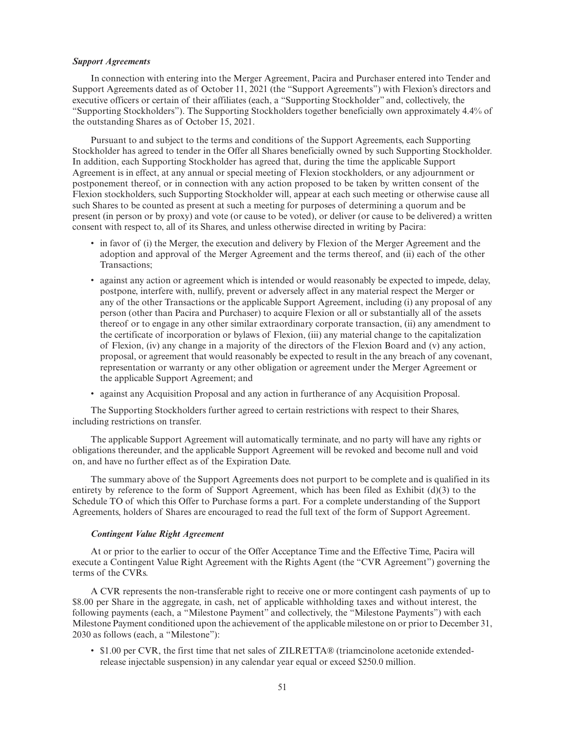***Support Agreements***

In connection with entering into the Merger Agreement, Pacira and Purchaser entered into Tender and Support Agreements dated as of October 11, 2021 (the "Support Agreements") with Flexion's directors and executive officers or certain of their affiliates (each, a "Supporting Stockholder" and, collectively, the "Supporting Stockholders"). The Supporting Stockholders together beneficially own approximately 4.4% of the outstanding Shares as of October 15, 2021.

Pursuant to and subject to the terms and conditions of the Support Agreements, each Supporting Stockholder has agreed to tender in the Offer all Shares beneficially owned by such Supporting Stockholder. In addition, each Supporting Stockholder has agreed that, during the time the applicable Support Agreement is in effect, at any annual or special meeting of Flexion stockholders, or any adjournment or postponement thereof, or in connection with any action proposed to be taken by written consent of the Flexion stockholders, such Supporting Stockholder will, appear at each such meeting or otherwise cause all such Shares to be counted as present at such a meeting for purposes of determining a quorum and be present (in person or by proxy) and vote (or cause to be voted), or deliver (or cause to be delivered) a written consent with respect to, all of its Shares, and unless otherwise directed in writing by Pacira:

- in favor of (i) the Merger, the execution and delivery by Flexion of the Merger Agreement and the adoption and approval of the Merger Agreement and the terms thereof, and (ii) each of the other Transactions;
- against any action or agreement which is intended or would reasonably be expected to impede, delay, postpone, interfere with, nullify, prevent or adversely affect in any material respect the Merger or any of the other Transactions or the applicable Support Agreement, including (i) any proposal of any person (other than Pacira and Purchaser) to acquire Flexion or all or substantially all of the assets thereof or to engage in any other similar extraordinary corporate transaction, (ii) any amendment to the certificate of incorporation or bylaws of Flexion, (iii) any material change to the capitalization of Flexion, (iv) any change in a majority of the directors of the Flexion Board and (v) any action, proposal, or agreement that would reasonably be expected to result in the any breach of any covenant, representation or warranty or any other obligation or agreement under the Merger Agreement or the applicable Support Agreement; and
- against any Acquisition Proposal and any action in furtherance of any Acquisition Proposal.

The Supporting Stockholders further agreed to certain restrictions with respect to their Shares, including restrictions on transfer.

The applicable Support Agreement will automatically terminate, and no party will have any rights or obligations thereunder, and the applicable Support Agreement will be revoked and become null and void on, and have no further effect as of the Expiration Date.

The summary above of the Support Agreements does not purport to be complete and is qualified in its entirety by reference to the form of Support Agreement, which has been filed as Exhibit (d)(3) to the Schedule TO of which this Offer to Purchase forms a part. For a complete understanding of the Support Agreements, holders of Shares are encouraged to read the full text of the form of Support Agreement.

***Contingent Value Right Agreement***

At or prior to the earlier to occur of the Offer Acceptance Time and the Effective Time, Pacira will execute a Contingent Value Right Agreement with the Rights Agent (the "CVR Agreement") governing the terms of the CVRs.

A CVR represents the non-transferable right to receive one or more contingent cash payments of up to $8.00 per Share in the aggregate, in cash, net of applicable withholding taxes and without interest, the following payments (each, a "Milestone Payment" and collectively, the "Milestone Payments") with each Milestone Payment conditioned upon the achievement of the applicable milestone on or prior to December 31, 2030 as follows (each, a "Milestone"):

- $1.00 per CVR, the first time that net sales of ZILRETTA® (triamcinolone acetonide extended-release injectable suspension) in any calendar year equal or exceed $250.0 million.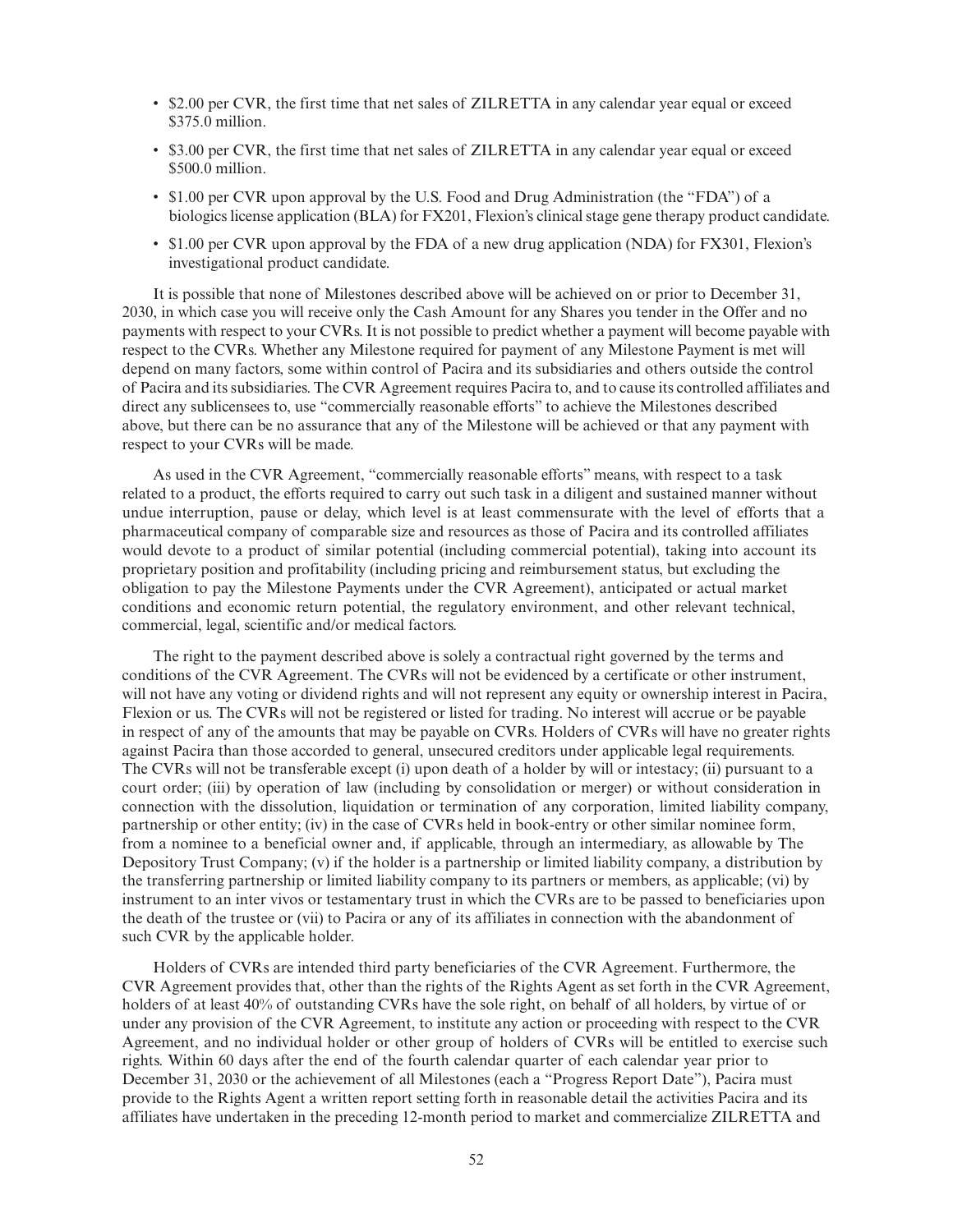- $2.00 per CVR, the first time that net sales of ZILRETTA in any calendar year equal or exceed $375.0 million.
- $3.00 per CVR, the first time that net sales of ZILRETTA in any calendar year equal or exceed $500.0 million.
- $1.00 per CVR upon approval by the U.S. Food and Drug Administration (the "FDA") of a biologics license application (BLA) for FX201, Flexion's clinical stage gene therapy product candidate.
- $1.00 per CVR upon approval by the FDA of a new drug application (NDA) for FX301, Flexion's investigational product candidate.

It is possible that none of Milestones described above will be achieved on or prior to December 31, 2030, in which case you will receive only the Cash Amount for any Shares you tender in the Offer and no payments with respect to your CVRs. It is not possible to predict whether a payment will become payable with respect to the CVRs. Whether any Milestone required for payment of any Milestone Payment is met will depend on many factors, some within control of Pacira and its subsidiaries and others outside the control of Pacira and its subsidiaries. The CVR Agreement requires Pacira to, and to cause its controlled affiliates and direct any sublicensees to, use "commercially reasonable efforts" to achieve the Milestones described above, but there can be no assurance that any of the Milestone will be achieved or that any payment with respect to your CVRs will be made.

As used in the CVR Agreement, "commercially reasonable efforts" means, with respect to a task related to a product, the efforts required to carry out such task in a diligent and sustained manner without undue interruption, pause or delay, which level is at least commensurate with the level of efforts that a pharmaceutical company of comparable size and resources as those of Pacira and its controlled affiliates would devote to a product of similar potential (including commercial potential), taking into account its proprietary position and profitability (including pricing and reimbursement status, but excluding the obligation to pay the Milestone Payments under the CVR Agreement), anticipated or actual market conditions and economic return potential, the regulatory environment, and other relevant technical, commercial, legal, scientific and/or medical factors.

The right to the payment described above is solely a contractual right governed by the terms and conditions of the CVR Agreement. The CVRs will not be evidenced by a certificate or other instrument, will not have any voting or dividend rights and will not represent any equity or ownership interest in Pacira, Flexion or us. The CVRs will not be registered or listed for trading. No interest will accrue or be payable in respect of any of the amounts that may be payable on CVRs. Holders of CVRs will have no greater rights against Pacira than those accorded to general, unsecured creditors under applicable legal requirements. The CVRs will not be transferable except (i) upon death of a holder by will or intestacy; (ii) pursuant to a court order; (iii) by operation of law (including by consolidation or merger) or without consideration in connection with the dissolution, liquidation or termination of any corporation, limited liability company, partnership or other entity; (iv) in the case of CVRs held in book-entry or other similar nominee form, from a nominee to a beneficial owner and, if applicable, through an intermediary, as allowable by The Depository Trust Company; (v) if the holder is a partnership or limited liability company, a distribution by the transferring partnership or limited liability company to its partners or members, as applicable; (vi) by instrument to an inter vivos or testamentary trust in which the CVRs are to be passed to beneficiaries upon the death of the trustee or (vii) to Pacira or any of its affiliates in connection with the abandonment of such CVR by the applicable holder.

Holders of CVRs are intended third party beneficiaries of the CVR Agreement. Furthermore, the CVR Agreement provides that, other than the rights of the Rights Agent as set forth in the CVR Agreement, holders of at least 40% of outstanding CVRs have the sole right, on behalf of all holders, by virtue of or under any provision of the CVR Agreement, to institute any action or proceeding with respect to the CVR Agreement, and no individual holder or other group of holders of CVRs will be entitled to exercise such rights. Within 60 days after the end of the fourth calendar quarter of each calendar year prior to December 31, 2030 or the achievement of all Milestones (each a "Progress Report Date"), Pacira must provide to the Rights Agent a written report setting forth in reasonable detail the activities Pacira and its affiliates have undertaken in the preceding 12-month period to market and commercialize ZILRETTA and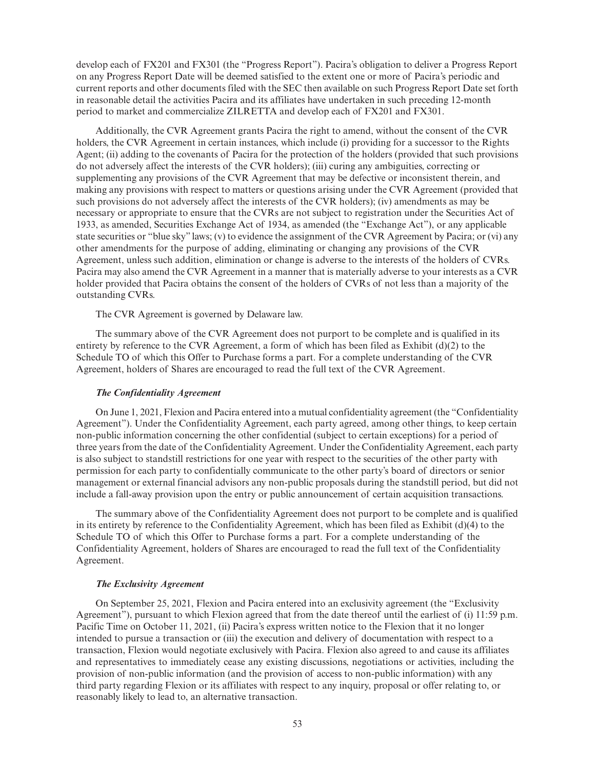develop each of FX201 and FX301 (the "Progress Report"). Pacira's obligation to deliver a Progress Report on any Progress Report Date will be deemed satisfied to the extent one or more of Pacira's periodic and current reports and other documents filed with the SEC then available on such Progress Report Date set forth in reasonable detail the activities Pacira and its affiliates have undertaken in such preceding 12-month period to market and commercialize ZILRETTA and develop each of FX201 and FX301.

Additionally, the CVR Agreement grants Pacira the right to amend, without the consent of the CVR holders, the CVR Agreement in certain instances, which include (i) providing for a successor to the Rights Agent; (ii) adding to the covenants of Pacira for the protection of the holders (provided that such provisions do not adversely affect the interests of the CVR holders); (iii) curing any ambiguities, correcting or supplementing any provisions of the CVR Agreement that may be defective or inconsistent therein, and making any provisions with respect to matters or questions arising under the CVR Agreement (provided that such provisions do not adversely affect the interests of the CVR holders); (iv) amendments as may be necessary or appropriate to ensure that the CVRs are not subject to registration under the Securities Act of 1933, as amended, Securities Exchange Act of 1934, as amended (the "Exchange Act"), or any applicable state securities or "blue sky" laws; (v) to evidence the assignment of the CVR Agreement by Pacira; or (vi) any other amendments for the purpose of adding, eliminating or changing any provisions of the CVR Agreement, unless such addition, elimination or change is adverse to the interests of the holders of CVRs. Pacira may also amend the CVR Agreement in a manner that is materially adverse to your interests as a CVR holder provided that Pacira obtains the consent of the holders of CVRs of not less than a majority of the outstanding CVRs.

The CVR Agreement is governed by Delaware law.

The summary above of the CVR Agreement does not purport to be complete and is qualified in its entirety by reference to the CVR Agreement, a form of which has been filed as Exhibit (d)(2) to the Schedule TO of which this Offer to Purchase forms a part. For a complete understanding of the CVR Agreement, holders of Shares are encouraged to read the full text of the CVR Agreement.

***The Confidentiality Agreement***

On June 1, 2021, Flexion and Pacira entered into a mutual confidentiality agreement (the "Confidentiality Agreement"). Under the Confidentiality Agreement, each party agreed, among other things, to keep certain non-public information concerning the other confidential (subject to certain exceptions) for a period of three years from the date of the Confidentiality Agreement. Under the Confidentiality Agreement, each party is also subject to standstill restrictions for one year with respect to the securities of the other party with permission for each party to confidentially communicate to the other party's board of directors or senior management or external financial advisors any non-public proposals during the standstill period, but did not include a fall-away provision upon the entry or public announcement of certain acquisition transactions.

The summary above of the Confidentiality Agreement does not purport to be complete and is qualified in its entirety by reference to the Confidentiality Agreement, which has been filed as Exhibit (d)(4) to the Schedule TO of which this Offer to Purchase forms a part. For a complete understanding of the Confidentiality Agreement, holders of Shares are encouraged to read the full text of the Confidentiality Agreement.

***The Exclusivity Agreement***

On September 25, 2021, Flexion and Pacira entered into an exclusivity agreement (the "Exclusivity Agreement"), pursuant to which Flexion agreed that from the date thereof until the earliest of (i) 11:59 p.m. Pacific Time on October 11, 2021, (ii) Pacira's express written notice to the Flexion that it no longer intended to pursue a transaction or (iii) the execution and delivery of documentation with respect to a transaction, Flexion would negotiate exclusively with Pacira. Flexion also agreed to and cause its affiliates and representatives to immediately cease any existing discussions, negotiations or activities, including the provision of non-public information (and the provision of access to non-public information) with any third party regarding Flexion or its affiliates with respect to any inquiry, proposal or offer relating to, or reasonably likely to lead to, an alternative transaction.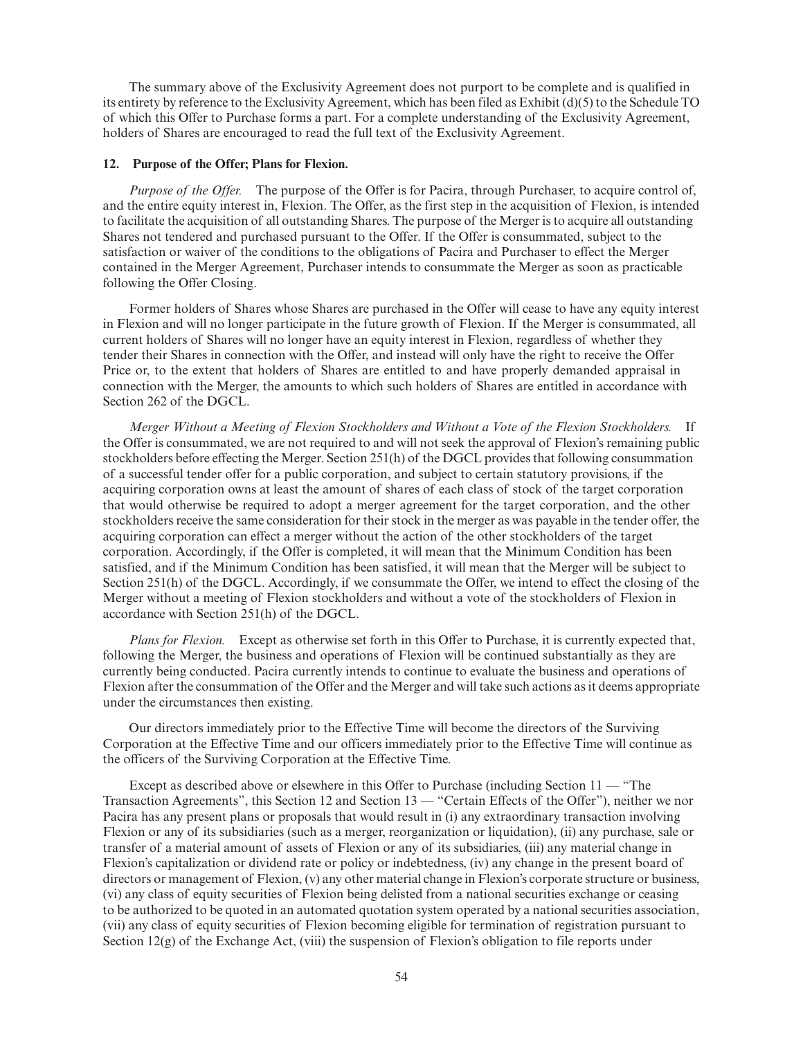The summary above of the Exclusivity Agreement does not purport to be complete and is qualified in its entirety by reference to the Exclusivity Agreement, which has been filed as Exhibit (d)(5) to the Schedule TO of which this Offer to Purchase forms a part. For a complete understanding of the Exclusivity Agreement, holders of Shares are encouraged to read the full text of the Exclusivity Agreement.

### 12. Purpose of the Offer; Plans for Flexion.

*Purpose of the Offer.* The purpose of the Offer is for Pacira, through Purchaser, to acquire control of, and the entire equity interest in, Flexion. The Offer, as the first step in the acquisition of Flexion, is intended to facilitate the acquisition of all outstanding Shares. The purpose of the Merger is to acquire all outstanding Shares not tendered and purchased pursuant to the Offer. If the Offer is consummated, subject to the satisfaction or waiver of the conditions to the obligations of Pacira and Purchaser to effect the Merger contained in the Merger Agreement, Purchaser intends to consummate the Merger as soon as practicable following the Offer Closing.

Former holders of Shares whose Shares are purchased in the Offer will cease to have any equity interest in Flexion and will no longer participate in the future growth of Flexion. If the Merger is consummated, all current holders of Shares will no longer have an equity interest in Flexion, regardless of whether they tender their Shares in connection with the Offer, and instead will only have the right to receive the Offer Price or, to the extent that holders of Shares are entitled to and have properly demanded appraisal in connection with the Merger, the amounts to which such holders of Shares are entitled in accordance with Section 262 of the DGCL.

*Merger Without a Meeting of Flexion Stockholders and Without a Vote of the Flexion Stockholders.* If the Offer is consummated, we are not required to and will not seek the approval of Flexion's remaining public stockholders before effecting the Merger. Section 251(h) of the DGCL provides that following consummation of a successful tender offer for a public corporation, and subject to certain statutory provisions, if the acquiring corporation owns at least the amount of shares of each class of stock of the target corporation that would otherwise be required to adopt a merger agreement for the target corporation, and the other stockholders receive the same consideration for their stock in the merger as was payable in the tender offer, the acquiring corporation can effect a merger without the action of the other stockholders of the target corporation. Accordingly, if the Offer is completed, it will mean that the Minimum Condition has been satisfied, and if the Minimum Condition has been satisfied, it will mean that the Merger will be subject to Section 251(h) of the DGCL. Accordingly, if we consummate the Offer, we intend to effect the closing of the Merger without a meeting of Flexion stockholders and without a vote of the stockholders of Flexion in accordance with Section 251(h) of the DGCL.

*Plans for Flexion.* Except as otherwise set forth in this Offer to Purchase, it is currently expected that, following the Merger, the business and operations of Flexion will be continued substantially as they are currently being conducted. Pacira currently intends to continue to evaluate the business and operations of Flexion after the consummation of the Offer and the Merger and will take such actions as it deems appropriate under the circumstances then existing.

Our directors immediately prior to the Effective Time will become the directors of the Surviving Corporation at the Effective Time and our officers immediately prior to the Effective Time will continue as the officers of the Surviving Corporation at the Effective Time.

Except as described above or elsewhere in this Offer to Purchase (including Section 11 — "The Transaction Agreements", this Section 12 and Section 13 — "Certain Effects of the Offer"), neither we nor Pacira has any present plans or proposals that would result in (i) any extraordinary transaction involving Flexion or any of its subsidiaries (such as a merger, reorganization or liquidation), (ii) any purchase, sale or transfer of a material amount of assets of Flexion or any of its subsidiaries, (iii) any material change in Flexion's capitalization or dividend rate or policy or indebtedness, (iv) any change in the present board of directors or management of Flexion, (v) any other material change in Flexion's corporate structure or business, (vi) any class of equity securities of Flexion being delisted from a national securities exchange or ceasing to be authorized to be quoted in an automated quotation system operated by a national securities association, (vii) any class of equity securities of Flexion becoming eligible for termination of registration pursuant to Section 12(g) of the Exchange Act, (viii) the suspension of Flexion's obligation to file reports under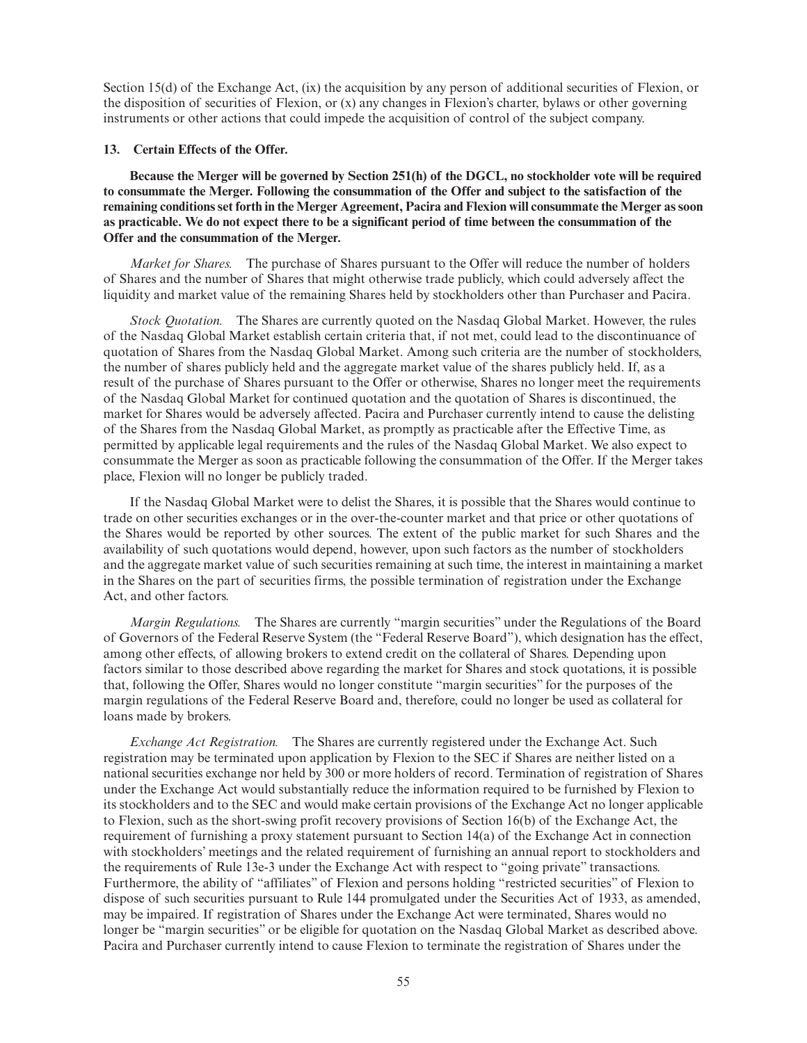Section 15(d) of the Exchange Act, (ix) the acquisition by any person of additional securities of Flexion, or the disposition of securities of Flexion, or (x) any changes in Flexion's charter, bylaws or other governing instruments or other actions that could impede the acquisition of control of the subject company.

### 13. Certain Effects of the Offer.

**Because the Merger will be governed by Section 251(h) of the DGCL, no stockholder vote will be required to consummate the Merger. Following the consummation of the Offer and subject to the satisfaction of the remaining conditions set forth in the Merger Agreement, Pacira and Flexion will consummate the Merger as soon as practicable. We do not expect there to be a significant period of time between the consummation of the Offer and the consummation of the Merger.**

*Market for Shares.* The purchase of Shares pursuant to the Offer will reduce the number of holders of Shares and the number of Shares that might otherwise trade publicly, which could adversely affect the liquidity and market value of the remaining Shares held by stockholders other than Purchaser and Pacira.

*Stock Quotation.* The Shares are currently quoted on the Nasdaq Global Market. However, the rules of the Nasdaq Global Market establish certain criteria that, if not met, could lead to the discontinuance of quotation of Shares from the Nasdaq Global Market. Among such criteria are the number of stockholders, the number of shares publicly held and the aggregate market value of the shares publicly held. If, as a result of the purchase of Shares pursuant to the Offer or otherwise, Shares no longer meet the requirements of the Nasdaq Global Market for continued quotation and the quotation of Shares is discontinued, the market for Shares would be adversely affected. Pacira and Purchaser currently intend to cause the delisting of the Shares from the Nasdaq Global Market, as promptly as practicable after the Effective Time, as permitted by applicable legal requirements and the rules of the Nasdaq Global Market. We also expect to consummate the Merger as soon as practicable following the consummation of the Offer. If the Merger takes place, Flexion will no longer be publicly traded.

If the Nasdaq Global Market were to delist the Shares, it is possible that the Shares would continue to trade on other securities exchanges or in the over-the-counter market and that price or other quotations of the Shares would be reported by other sources. The extent of the public market for such Shares and the availability of such quotations would depend, however, upon such factors as the number of stockholders and the aggregate market value of such securities remaining at such time, the interest in maintaining a market in the Shares on the part of securities firms, the possible termination of registration under the Exchange Act, and other factors.

*Margin Regulations.* The Shares are currently "margin securities" under the Regulations of the Board of Governors of the Federal Reserve System (the "Federal Reserve Board"), which designation has the effect, among other effects, of allowing brokers to extend credit on the collateral of Shares. Depending upon factors similar to those described above regarding the market for Shares and stock quotations, it is possible that, following the Offer, Shares would no longer constitute "margin securities" for the purposes of the margin regulations of the Federal Reserve Board and, therefore, could no longer be used as collateral for loans made by brokers.

*Exchange Act Registration.* The Shares are currently registered under the Exchange Act. Such registration may be terminated upon application by Flexion to the SEC if Shares are neither listed on a national securities exchange nor held by 300 or more holders of record. Termination of registration of Shares under the Exchange Act would substantially reduce the information required to be furnished by Flexion to its stockholders and to the SEC and would make certain provisions of the Exchange Act no longer applicable to Flexion, such as the short-swing profit recovery provisions of Section 16(b) of the Exchange Act, the requirement of furnishing a proxy statement pursuant to Section 14(a) of the Exchange Act in connection with stockholders' meetings and the related requirement of furnishing an annual report to stockholders and the requirements of Rule 13e-3 under the Exchange Act with respect to "going private" transactions. Furthermore, the ability of "affiliates" of Flexion and persons holding "restricted securities" of Flexion to dispose of such securities pursuant to Rule 144 promulgated under the Securities Act of 1933, as amended, may be impaired. If registration of Shares under the Exchange Act were terminated, Shares would no longer be "margin securities" or be eligible for quotation on the Nasdaq Global Market as described above. Pacira and Purchaser currently intend to cause Flexion to terminate the registration of Shares under the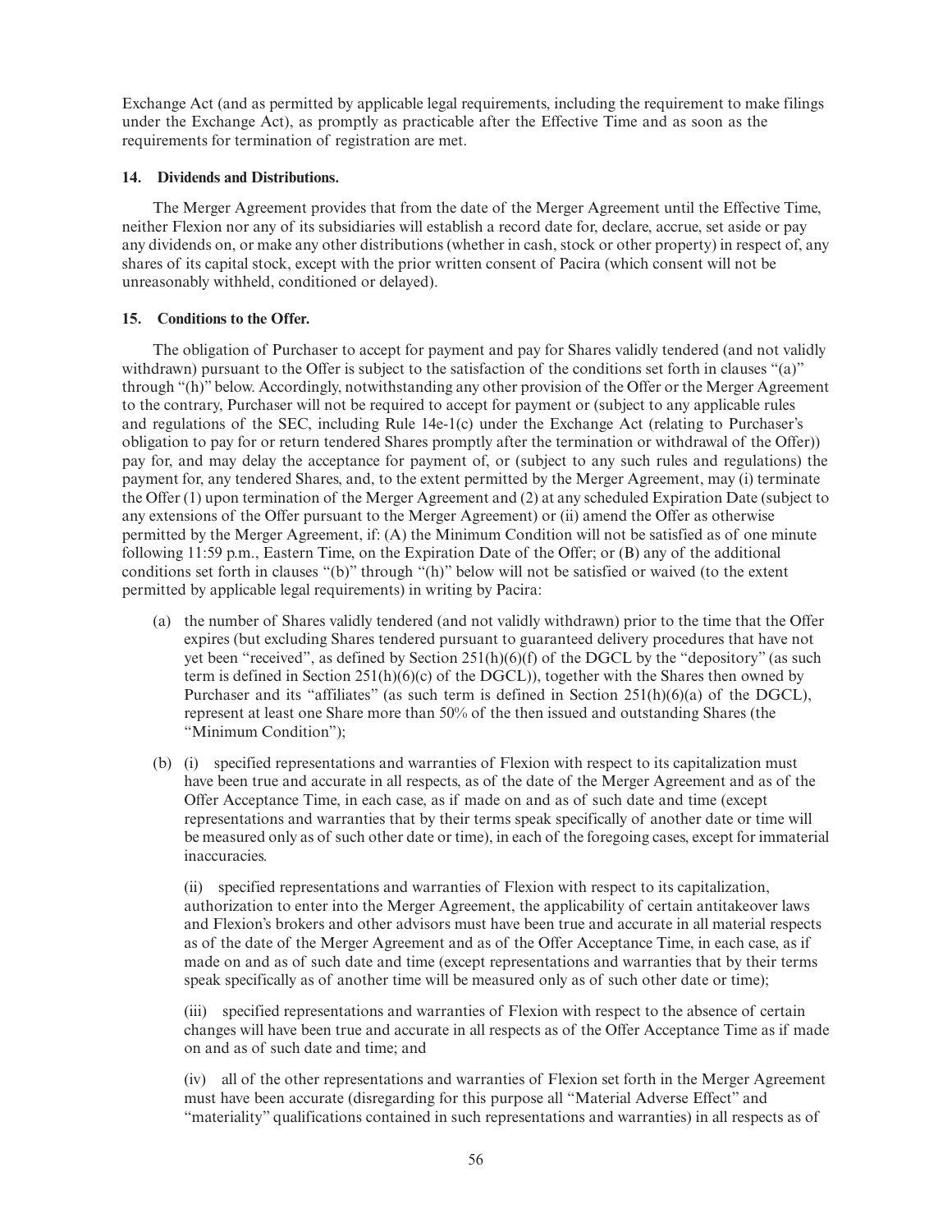Exchange Act (and as permitted by applicable legal requirements, including the requirement to make filings under the Exchange Act), as promptly as practicable after the Effective Time and as soon as the requirements for termination of registration are met.

### 14. Dividends and Distributions.

The Merger Agreement provides that from the date of the Merger Agreement until the Effective Time, neither Flexion nor any of its subsidiaries will establish a record date for, declare, accrue, set aside or pay any dividends on, or make any other distributions (whether in cash, stock or other property) in respect of, any shares of its capital stock, except with the prior written consent of Pacira (which consent will not be unreasonably withheld, conditioned or delayed).

### 15. Conditions to the Offer.

The obligation of Purchaser to accept for payment and pay for Shares validly tendered (and not validly withdrawn) pursuant to the Offer is subject to the satisfaction of the conditions set forth in clauses "(a)" through "(h)" below. Accordingly, notwithstanding any other provision of the Offer or the Merger Agreement to the contrary, Purchaser will not be required to accept for payment or (subject to any applicable rules and regulations of the SEC, including Rule 14e-1(c) under the Exchange Act (relating to Purchaser's obligation to pay for or return tendered Shares promptly after the termination or withdrawal of the Offer)) pay for, and may delay the acceptance for payment of, or (subject to any such rules and regulations) the payment for, any tendered Shares, and, to the extent permitted by the Merger Agreement, may (i) terminate the Offer (1) upon termination of the Merger Agreement and (2) at any scheduled Expiration Date (subject to any extensions of the Offer pursuant to the Merger Agreement) or (ii) amend the Offer as otherwise permitted by the Merger Agreement, if: (A) the Minimum Condition will not be satisfied as of one minute following 11:59 p.m., Eastern Time, on the Expiration Date of the Offer; or (B) any of the additional conditions set forth in clauses "(b)" through "(h)" below will not be satisfied or waived (to the extent permitted by applicable legal requirements) in writing by Pacira:

(a) the number of Shares validly tendered (and not validly withdrawn) prior to the time that the Offer expires (but excluding Shares tendered pursuant to guaranteed delivery procedures that have not yet been "received", as defined by Section 251(h)(6)(f) of the DGCL by the "depository" (as such term is defined in Section 251(h)(6)(c) of the DGCL)), together with the Shares then owned by Purchaser and its "affiliates" (as such term is defined in Section 251(h)(6)(a) of the DGCL), represent at least one Share more than 50% of the then issued and outstanding Shares (the "Minimum Condition");

(b) (i) specified representations and warranties of Flexion with respect to its capitalization must have been true and accurate in all respects, as of the date of the Merger Agreement and as of the Offer Acceptance Time, in each case, as if made on and as of such date and time (except representations and warranties that by their terms speak specifically of another date or time will be measured only as of such other date or time), in each of the foregoing cases, except for immaterial inaccuracies.

(ii) specified representations and warranties of Flexion with respect to its capitalization, authorization to enter into the Merger Agreement, the applicability of certain antitakeover laws and Flexion's brokers and other advisors must have been true and accurate in all material respects as of the date of the Merger Agreement and as of the Offer Acceptance Time, in each case, as if made on and as of such date and time (except representations and warranties that by their terms speak specifically as of another time will be measured only as of such other date or time);

(iii) specified representations and warranties of Flexion with respect to the absence of certain changes will have been true and accurate in all respects as of the Offer Acceptance Time as if made on and as of such date and time; and

(iv) all of the other representations and warranties of Flexion set forth in the Merger Agreement must have been accurate (disregarding for this purpose all "Material Adverse Effect" and "materiality" qualifications contained in such representations and warranties) in all respects as of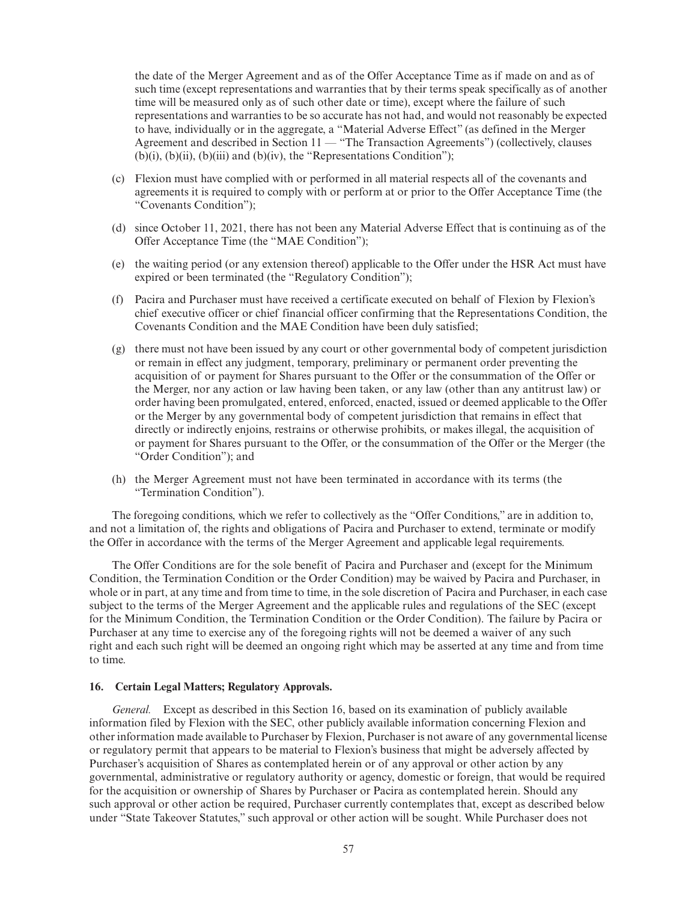the date of the Merger Agreement and as of the Offer Acceptance Time as if made on and as of such time (except representations and warranties that by their terms speak specifically as of another time will be measured only as of such other date or time), except where the failure of such representations and warranties to be so accurate has not had, and would not reasonably be expected to have, individually or in the aggregate, a "Material Adverse Effect" (as defined in the Merger Agreement and described in Section 11 — "The Transaction Agreements") (collectively, clauses (b)(i), (b)(ii), (b)(iii) and (b)(iv), the "Representations Condition");

(c) Flexion must have complied with or performed in all material respects all of the covenants and agreements it is required to comply with or perform at or prior to the Offer Acceptance Time (the "Covenants Condition");

(d) since October 11, 2021, there has not been any Material Adverse Effect that is continuing as of the Offer Acceptance Time (the "MAE Condition");

(e) the waiting period (or any extension thereof) applicable to the Offer under the HSR Act must have expired or been terminated (the "Regulatory Condition");

(f) Pacira and Purchaser must have received a certificate executed on behalf of Flexion by Flexion's chief executive officer or chief financial officer confirming that the Representations Condition, the Covenants Condition and the MAE Condition have been duly satisfied;

(g) there must not have been issued by any court or other governmental body of competent jurisdiction or remain in effect any judgment, temporary, preliminary or permanent order preventing the acquisition of or payment for Shares pursuant to the Offer or the consummation of the Offer or the Merger, nor any action or law having been taken, or any law (other than any antitrust law) or order having been promulgated, entered, enforced, enacted, issued or deemed applicable to the Offer or the Merger by any governmental body of competent jurisdiction that remains in effect that directly or indirectly enjoins, restrains or otherwise prohibits, or makes illegal, the acquisition of or payment for Shares pursuant to the Offer, or the consummation of the Offer or the Merger (the "Order Condition"); and

(h) the Merger Agreement must not have been terminated in accordance with its terms (the "Termination Condition").

The foregoing conditions, which we refer to collectively as the "Offer Conditions," are in addition to, and not a limitation of, the rights and obligations of Pacira and Purchaser to extend, terminate or modify the Offer in accordance with the terms of the Merger Agreement and applicable legal requirements.

The Offer Conditions are for the sole benefit of Pacira and Purchaser and (except for the Minimum Condition, the Termination Condition or the Order Condition) may be waived by Pacira and Purchaser, in whole or in part, at any time and from time to time, in the sole discretion of Pacira and Purchaser, in each case subject to the terms of the Merger Agreement and the applicable rules and regulations of the SEC (except for the Minimum Condition, the Termination Condition or the Order Condition). The failure by Pacira or Purchaser at any time to exercise any of the foregoing rights will not be deemed a waiver of any such right and each such right will be deemed an ongoing right which may be asserted at any time and from time to time.

### 16. Certain Legal Matters; Regulatory Approvals.

*General.* Except as described in this Section 16, based on its examination of publicly available information filed by Flexion with the SEC, other publicly available information concerning Flexion and other information made available to Purchaser by Flexion, Purchaser is not aware of any governmental license or regulatory permit that appears to be material to Flexion's business that might be adversely affected by Purchaser's acquisition of Shares as contemplated herein or of any approval or other action by any governmental, administrative or regulatory authority or agency, domestic or foreign, that would be required for the acquisition or ownership of Shares by Purchaser or Pacira as contemplated herein. Should any such approval or other action be required, Purchaser currently contemplates that, except as described below under "State Takeover Statutes," such approval or other action will be sought. While Purchaser does not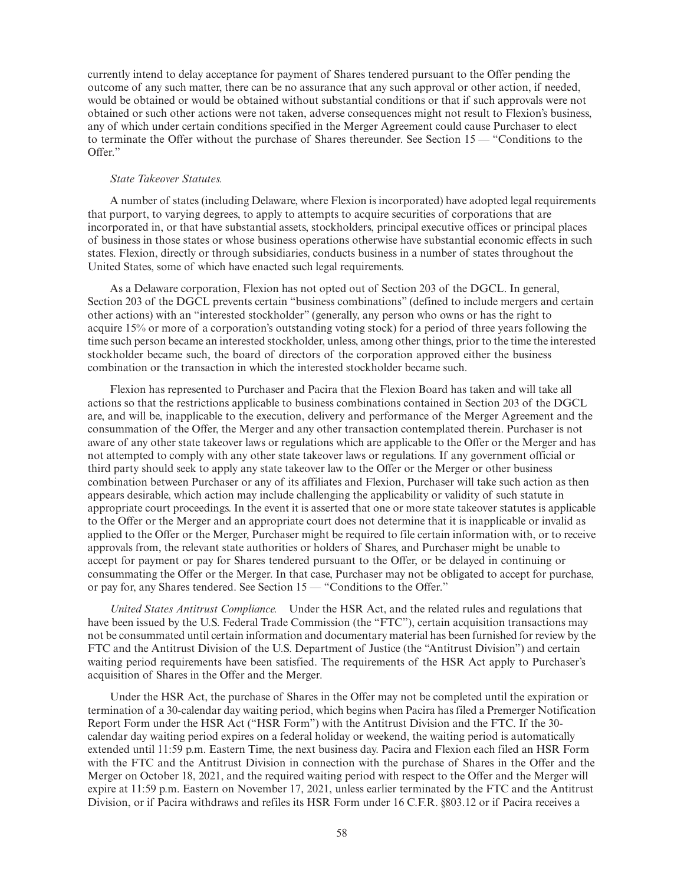currently intend to delay acceptance for payment of Shares tendered pursuant to the Offer pending the outcome of any such matter, there can be no assurance that any such approval or other action, if needed, would be obtained or would be obtained without substantial conditions or that if such approvals were not obtained or such other actions were not taken, adverse consequences might not result to Flexion's business, any of which under certain conditions specified in the Merger Agreement could cause Purchaser to elect to terminate the Offer without the purchase of Shares thereunder. See Section 15 — "Conditions to the Offer."

*State Takeover Statutes.*

A number of states (including Delaware, where Flexion is incorporated) have adopted legal requirements that purport, to varying degrees, to apply to attempts to acquire securities of corporations that are incorporated in, or that have substantial assets, stockholders, principal executive offices or principal places of business in those states or whose business operations otherwise have substantial economic effects in such states. Flexion, directly or through subsidiaries, conducts business in a number of states throughout the United States, some of which have enacted such legal requirements.

As a Delaware corporation, Flexion has not opted out of Section 203 of the DGCL. In general, Section 203 of the DGCL prevents certain "business combinations" (defined to include mergers and certain other actions) with an "interested stockholder" (generally, any person who owns or has the right to acquire 15% or more of a corporation's outstanding voting stock) for a period of three years following the time such person became an interested stockholder, unless, among other things, prior to the time the interested stockholder became such, the board of directors of the corporation approved either the business combination or the transaction in which the interested stockholder became such.

Flexion has represented to Purchaser and Pacira that the Flexion Board has taken and will take all actions so that the restrictions applicable to business combinations contained in Section 203 of the DGCL are, and will be, inapplicable to the execution, delivery and performance of the Merger Agreement and the consummation of the Offer, the Merger and any other transaction contemplated therein. Purchaser is not aware of any other state takeover laws or regulations which are applicable to the Offer or the Merger and has not attempted to comply with any other state takeover laws or regulations. If any government official or third party should seek to apply any state takeover law to the Offer or the Merger or other business combination between Purchaser or any of its affiliates and Flexion, Purchaser will take such action as then appears desirable, which action may include challenging the applicability or validity of such statute in appropriate court proceedings. In the event it is asserted that one or more state takeover statutes is applicable to the Offer or the Merger and an appropriate court does not determine that it is inapplicable or invalid as applied to the Offer or the Merger, Purchaser might be required to file certain information with, or to receive approvals from, the relevant state authorities or holders of Shares, and Purchaser might be unable to accept for payment or pay for Shares tendered pursuant to the Offer, or be delayed in continuing or consummating the Offer or the Merger. In that case, Purchaser may not be obligated to accept for purchase, or pay for, any Shares tendered. See Section 15 — "Conditions to the Offer."

*United States Antitrust Compliance.* Under the HSR Act, and the related rules and regulations that have been issued by the U.S. Federal Trade Commission (the "FTC"), certain acquisition transactions may not be consummated until certain information and documentary material has been furnished for review by the FTC and the Antitrust Division of the U.S. Department of Justice (the "Antitrust Division") and certain waiting period requirements have been satisfied. The requirements of the HSR Act apply to Purchaser's acquisition of Shares in the Offer and the Merger.

Under the HSR Act, the purchase of Shares in the Offer may not be completed until the expiration or termination of a 30-calendar day waiting period, which begins when Pacira has filed a Premerger Notification Report Form under the HSR Act ("HSR Form") with the Antitrust Division and the FTC. If the 30-calendar day waiting period expires on a federal holiday or weekend, the waiting period is automatically extended until 11:59 p.m. Eastern Time, the next business day. Pacira and Flexion each filed an HSR Form with the FTC and the Antitrust Division in connection with the purchase of Shares in the Offer and the Merger on October 18, 2021, and the required waiting period with respect to the Offer and the Merger will expire at 11:59 p.m. Eastern on November 17, 2021, unless earlier terminated by the FTC and the Antitrust Division, or if Pacira withdraws and refiles its HSR Form under 16 C.F.R. §803.12 or if Pacira receives a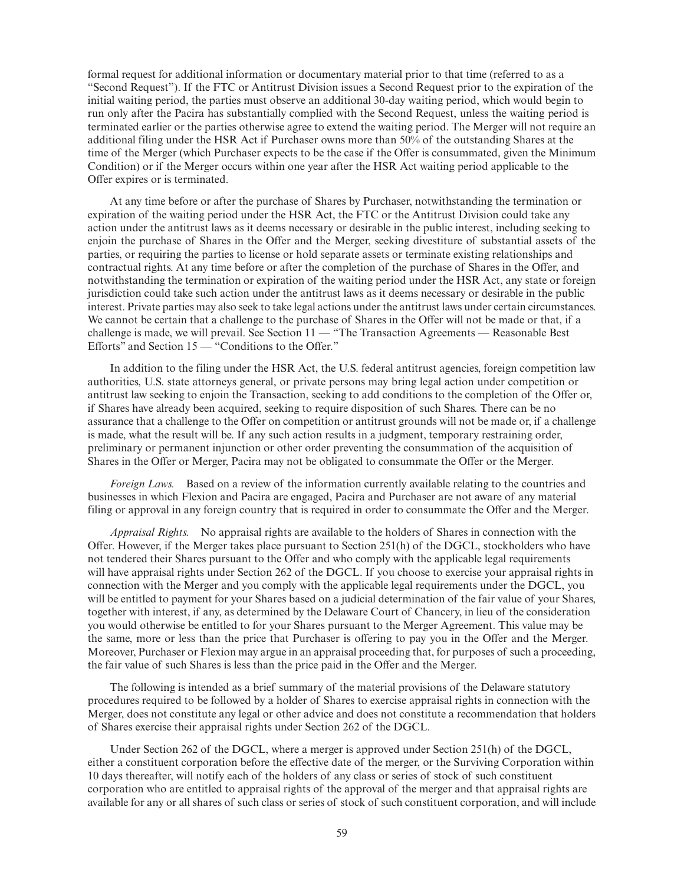formal request for additional information or documentary material prior to that time (referred to as a "Second Request"). If the FTC or Antitrust Division issues a Second Request prior to the expiration of the initial waiting period, the parties must observe an additional 30-day waiting period, which would begin to run only after the Pacira has substantially complied with the Second Request, unless the waiting period is terminated earlier or the parties otherwise agree to extend the waiting period. The Merger will not require an additional filing under the HSR Act if Purchaser owns more than 50% of the outstanding Shares at the time of the Merger (which Purchaser expects to be the case if the Offer is consummated, given the Minimum Condition) or if the Merger occurs within one year after the HSR Act waiting period applicable to the Offer expires or is terminated.

At any time before or after the purchase of Shares by Purchaser, notwithstanding the termination or expiration of the waiting period under the HSR Act, the FTC or the Antitrust Division could take any action under the antitrust laws as it deems necessary or desirable in the public interest, including seeking to enjoin the purchase of Shares in the Offer and the Merger, seeking divestiture of substantial assets of the parties, or requiring the parties to license or hold separate assets or terminate existing relationships and contractual rights. At any time before or after the completion of the purchase of Shares in the Offer, and notwithstanding the termination or expiration of the waiting period under the HSR Act, any state or foreign jurisdiction could take such action under the antitrust laws as it deems necessary or desirable in the public interest. Private parties may also seek to take legal actions under the antitrust laws under certain circumstances. We cannot be certain that a challenge to the purchase of Shares in the Offer will not be made or that, if a challenge is made, we will prevail. See Section 11 — "The Transaction Agreements — Reasonable Best Efforts" and Section 15 — "Conditions to the Offer."

In addition to the filing under the HSR Act, the U.S. federal antitrust agencies, foreign competition law authorities, U.S. state attorneys general, or private persons may bring legal action under competition or antitrust law seeking to enjoin the Transaction, seeking to add conditions to the completion of the Offer or, if Shares have already been acquired, seeking to require disposition of such Shares. There can be no assurance that a challenge to the Offer on competition or antitrust grounds will not be made or, if a challenge is made, what the result will be. If any such action results in a judgment, temporary restraining order, preliminary or permanent injunction or other order preventing the consummation of the acquisition of Shares in the Offer or Merger, Pacira may not be obligated to consummate the Offer or the Merger.

*Foreign Laws.* Based on a review of the information currently available relating to the countries and businesses in which Flexion and Pacira are engaged, Pacira and Purchaser are not aware of any material filing or approval in any foreign country that is required in order to consummate the Offer and the Merger.

*Appraisal Rights.* No appraisal rights are available to the holders of Shares in connection with the Offer. However, if the Merger takes place pursuant to Section 251(h) of the DGCL, stockholders who have not tendered their Shares pursuant to the Offer and who comply with the applicable legal requirements will have appraisal rights under Section 262 of the DGCL. If you choose to exercise your appraisal rights in connection with the Merger and you comply with the applicable legal requirements under the DGCL, you will be entitled to payment for your Shares based on a judicial determination of the fair value of your Shares, together with interest, if any, as determined by the Delaware Court of Chancery, in lieu of the consideration you would otherwise be entitled to for your Shares pursuant to the Merger Agreement. This value may be the same, more or less than the price that Purchaser is offering to pay you in the Offer and the Merger. Moreover, Purchaser or Flexion may argue in an appraisal proceeding that, for purposes of such a proceeding, the fair value of such Shares is less than the price paid in the Offer and the Merger.

The following is intended as a brief summary of the material provisions of the Delaware statutory procedures required to be followed by a holder of Shares to exercise appraisal rights in connection with the Merger, does not constitute any legal or other advice and does not constitute a recommendation that holders of Shares exercise their appraisal rights under Section 262 of the DGCL.

Under Section 262 of the DGCL, where a merger is approved under Section 251(h) of the DGCL, either a constituent corporation before the effective date of the merger, or the Surviving Corporation within 10 days thereafter, will notify each of the holders of any class or series of stock of such constituent corporation who are entitled to appraisal rights of the approval of the merger and that appraisal rights are available for any or all shares of such class or series of stock of such constituent corporation, and will include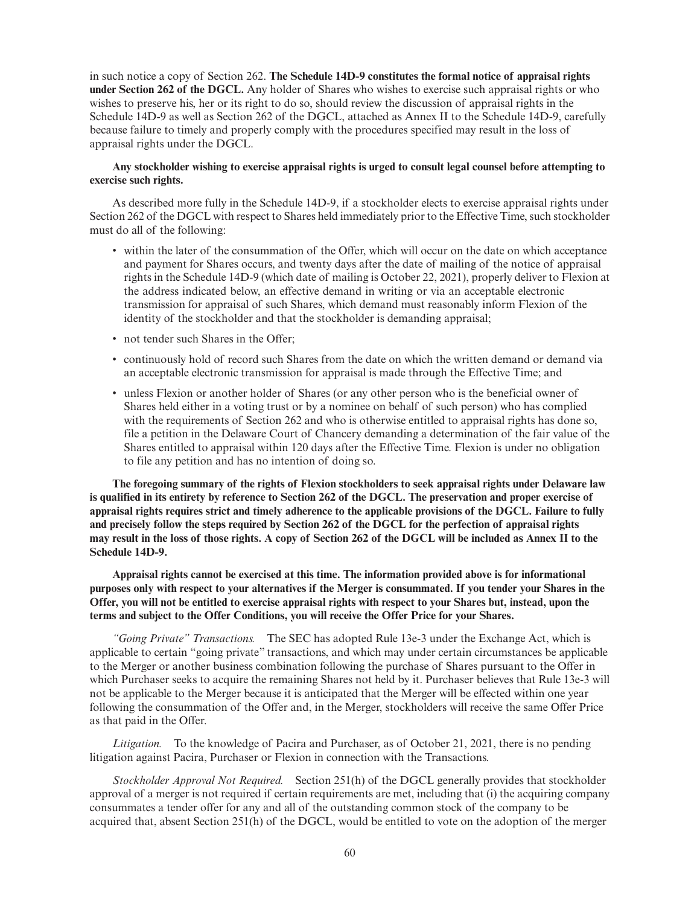in such notice a copy of Section 262. **The Schedule 14D-9 constitutes the formal notice of appraisal rights under Section 262 of the DGCL.** Any holder of Shares who wishes to exercise such appraisal rights or who wishes to preserve his, her or its right to do so, should review the discussion of appraisal rights in the Schedule 14D-9 as well as Section 262 of the DGCL, attached as Annex II to the Schedule 14D-9, carefully because failure to timely and properly comply with the procedures specified may result in the loss of appraisal rights under the DGCL.

**Any stockholder wishing to exercise appraisal rights is urged to consult legal counsel before attempting to exercise such rights.**

As described more fully in the Schedule 14D-9, if a stockholder elects to exercise appraisal rights under Section 262 of the DGCL with respect to Shares held immediately prior to the Effective Time, such stockholder must do all of the following:

- within the later of the consummation of the Offer, which will occur on the date on which acceptance and payment for Shares occurs, and twenty days after the date of mailing of the notice of appraisal rights in the Schedule 14D-9 (which date of mailing is October 22, 2021), properly deliver to Flexion at the address indicated below, an effective demand in writing or via an acceptable electronic transmission for appraisal of such Shares, which demand must reasonably inform Flexion of the identity of the stockholder and that the stockholder is demanding appraisal;
- not tender such Shares in the Offer;
- continuously hold of record such Shares from the date on which the written demand or demand via an acceptable electronic transmission for appraisal is made through the Effective Time; and
- unless Flexion or another holder of Shares (or any other person who is the beneficial owner of Shares held either in a voting trust or by a nominee on behalf of such person) who has complied with the requirements of Section 262 and who is otherwise entitled to appraisal rights has done so, file a petition in the Delaware Court of Chancery demanding a determination of the fair value of the Shares entitled to appraisal within 120 days after the Effective Time. Flexion is under no obligation to file any petition and has no intention of doing so.

**The foregoing summary of the rights of Flexion stockholders to seek appraisal rights under Delaware law is qualified in its entirety by reference to Section 262 of the DGCL. The preservation and proper exercise of appraisal rights requires strict and timely adherence to the applicable provisions of the DGCL. Failure to fully and precisely follow the steps required by Section 262 of the DGCL for the perfection of appraisal rights may result in the loss of those rights. A copy of Section 262 of the DGCL will be included as Annex II to the Schedule 14D-9.**

**Appraisal rights cannot be exercised at this time. The information provided above is for informational purposes only with respect to your alternatives if the Merger is consummated. If you tender your Shares in the Offer, you will not be entitled to exercise appraisal rights with respect to your Shares but, instead, upon the terms and subject to the Offer Conditions, you will receive the Offer Price for your Shares.**

*"Going Private" Transactions.* The SEC has adopted Rule 13e-3 under the Exchange Act, which is applicable to certain "going private" transactions, and which may under certain circumstances be applicable to the Merger or another business combination following the purchase of Shares pursuant to the Offer in which Purchaser seeks to acquire the remaining Shares not held by it. Purchaser believes that Rule 13e-3 will not be applicable to the Merger because it is anticipated that the Merger will be effected within one year following the consummation of the Offer and, in the Merger, stockholders will receive the same Offer Price as that paid in the Offer.

*Litigation.* To the knowledge of Pacira and Purchaser, as of October 21, 2021, there is no pending litigation against Pacira, Purchaser or Flexion in connection with the Transactions.

*Stockholder Approval Not Required.* Section 251(h) of the DGCL generally provides that stockholder approval of a merger is not required if certain requirements are met, including that (i) the acquiring company consummates a tender offer for any and all of the outstanding common stock of the company to be acquired that, absent Section 251(h) of the DGCL, would be entitled to vote on the adoption of the merger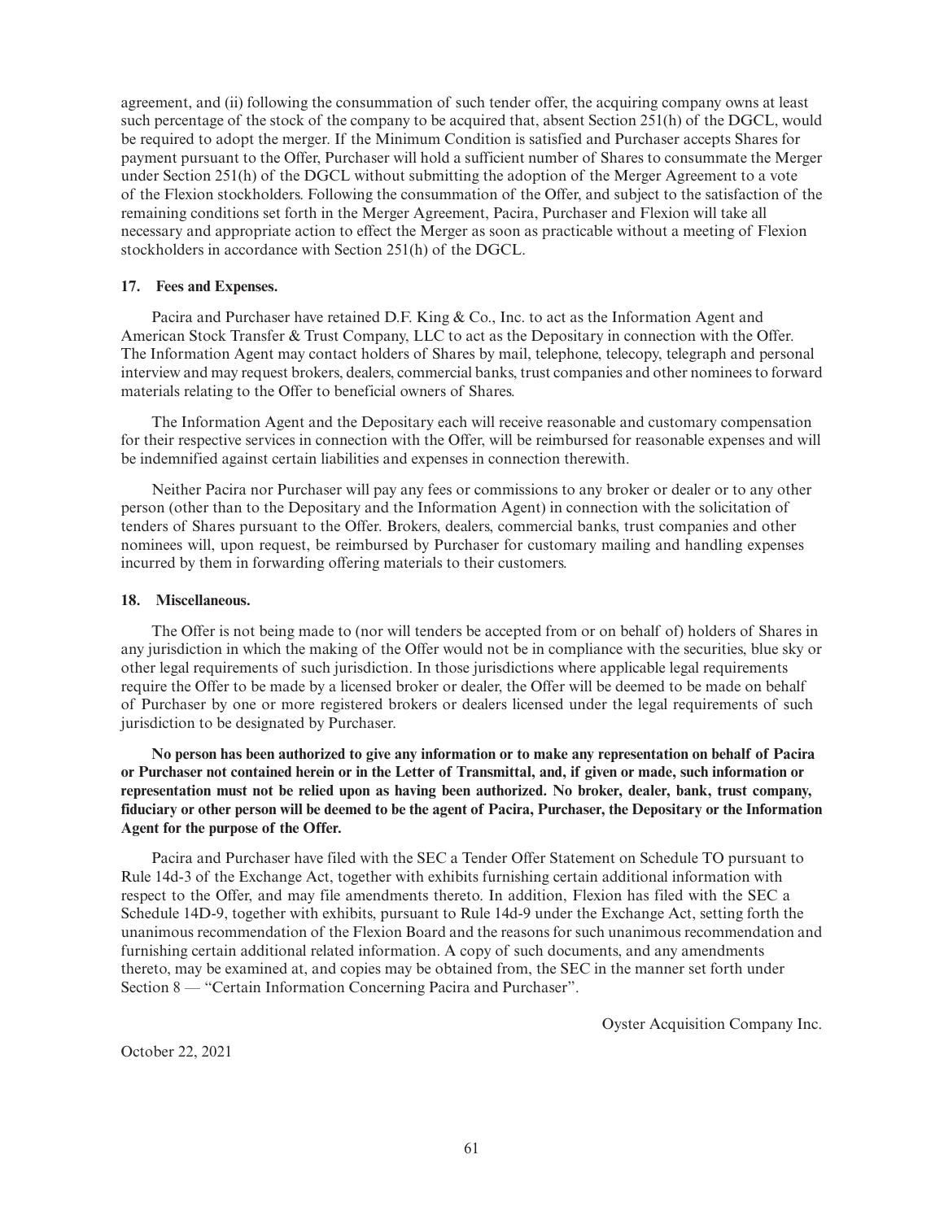agreement, and (ii) following the consummation of such tender offer, the acquiring company owns at least such percentage of the stock of the company to be acquired that, absent Section 251(h) of the DGCL, would be required to adopt the merger. If the Minimum Condition is satisfied and Purchaser accepts Shares for payment pursuant to the Offer, Purchaser will hold a sufficient number of Shares to consummate the Merger under Section 251(h) of the DGCL without submitting the adoption of the Merger Agreement to a vote of the Flexion stockholders. Following the consummation of the Offer, and subject to the satisfaction of the remaining conditions set forth in the Merger Agreement, Pacira, Purchaser and Flexion will take all necessary and appropriate action to effect the Merger as soon as practicable without a meeting of Flexion stockholders in accordance with Section 251(h) of the DGCL.

### 17. Fees and Expenses.

Pacira and Purchaser have retained D.F. King & Co., Inc. to act as the Information Agent and American Stock Transfer & Trust Company, LLC to act as the Depositary in connection with the Offer. The Information Agent may contact holders of Shares by mail, telephone, telecopy, telegraph and personal interview and may request brokers, dealers, commercial banks, trust companies and other nominees to forward materials relating to the Offer to beneficial owners of Shares.

The Information Agent and the Depositary each will receive reasonable and customary compensation for their respective services in connection with the Offer, will be reimbursed for reasonable expenses and will be indemnified against certain liabilities and expenses in connection therewith.

Neither Pacira nor Purchaser will pay any fees or commissions to any broker or dealer or to any other person (other than to the Depositary and the Information Agent) in connection with the solicitation of tenders of Shares pursuant to the Offer. Brokers, dealers, commercial banks, trust companies and other nominees will, upon request, be reimbursed by Purchaser for customary mailing and handling expenses incurred by them in forwarding offering materials to their customers.

### 18. Miscellaneous.

The Offer is not being made to (nor will tenders be accepted from or on behalf of) holders of Shares in any jurisdiction in which the making of the Offer would not be in compliance with the securities, blue sky or other legal requirements of such jurisdiction. In those jurisdictions where applicable legal requirements require the Offer to be made by a licensed broker or dealer, the Offer will be deemed to be made on behalf of Purchaser by one or more registered brokers or dealers licensed under the legal requirements of such jurisdiction to be designated by Purchaser.

**No person has been authorized to give any information or to make any representation on behalf of Pacira or Purchaser not contained herein or in the Letter of Transmittal, and, if given or made, such information or representation must not be relied upon as having been authorized. No broker, dealer, bank, trust company, fiduciary or other person will be deemed to be the agent of Pacira, Purchaser, the Depositary or the Information Agent for the purpose of the Offer.**

Pacira and Purchaser have filed with the SEC a Tender Offer Statement on Schedule TO pursuant to Rule 14d-3 of the Exchange Act, together with exhibits furnishing certain additional information with respect to the Offer, and may file amendments thereto. In addition, Flexion has filed with the SEC a Schedule 14D-9, together with exhibits, pursuant to Rule 14d-9 under the Exchange Act, setting forth the unanimous recommendation of the Flexion Board and the reasons for such unanimous recommendation and furnishing certain additional related information. A copy of such documents, and any amendments thereto, may be examined at, and copies may be obtained from, the SEC in the manner set forth under Section 8 — "Certain Information Concerning Pacira and Purchaser".

Oyster Acquisition Company Inc.

October 22, 2021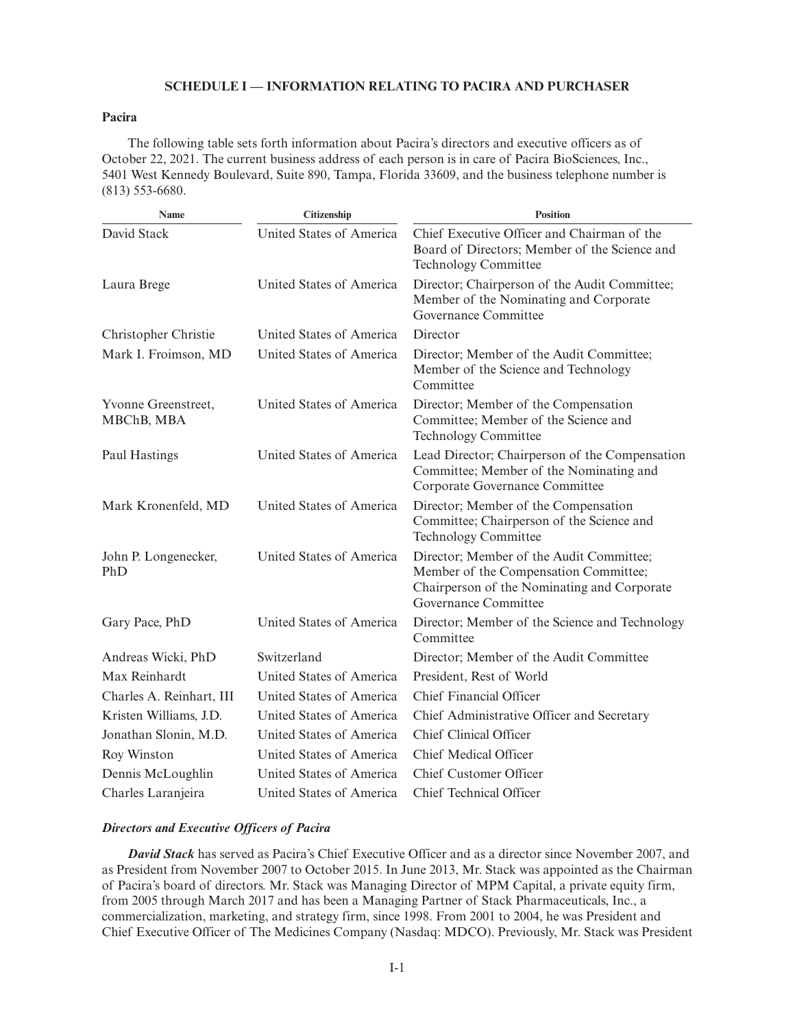## SCHEDULE I — INFORMATION RELATING TO PACIRA AND PURCHASER

### Pacira

The following table sets forth information about Pacira's directors and executive officers as of October 22, 2021. The current business address of each person is in care of Pacira BioSciences, Inc., 5401 West Kennedy Boulevard, Suite 890, Tampa, Florida 33609, and the business telephone number is (813) 553-6680.

| Name | Citizenship | Position |
|---|---|---|
| David Stack | United States of America | Chief Executive Officer and Chairman of the Board of Directors; Member of the Science and Technology Committee |
| Laura Brege | United States of America | Director; Chairperson of the Audit Committee; Member of the Nominating and Corporate Governance Committee |
| Christopher Christie | United States of America | Director |
| Mark I. Froimson, MD | United States of America | Director; Member of the Audit Committee; Member of the Science and Technology Committee |
| Yvonne Greenstreet, MBChB, MBA | United States of America | Director; Member of the Compensation Committee; Member of the Science and Technology Committee |
| Paul Hastings | United States of America | Lead Director; Chairperson of the Compensation Committee; Member of the Nominating and Corporate Governance Committee |
| Mark Kronenfeld, MD | United States of America | Director; Member of the Compensation Committee; Chairperson of the Science and Technology Committee |
| John P. Longenecker, PhD | United States of America | Director; Member of the Audit Committee; Member of the Compensation Committee; Chairperson of the Nominating and Corporate Governance Committee |
| Gary Pace, PhD | United States of America | Director; Member of the Science and Technology Committee |
| Andreas Wicki, PhD | Switzerland | Director; Member of the Audit Committee |
| Max Reinhardt | United States of America | President, Rest of World |
| Charles A. Reinhart, III | United States of America | Chief Financial Officer |
| Kristen Williams, J.D. | United States of America | Chief Administrative Officer and Secretary |
| Jonathan Slonin, M.D. | United States of America | Chief Clinical Officer |
| Roy Winston | United States of America | Chief Medical Officer |
| Dennis McLoughlin | United States of America | Chief Customer Officer |
| Charles Laranjeira | United States of America | Chief Technical Officer |

### *Directors and Executive Officers of Pacira*

***David Stack*** has served as Pacira's Chief Executive Officer and as a director since November 2007, and as President from November 2007 to October 2015. In June 2013, Mr. Stack was appointed as the Chairman of Pacira's board of directors. Mr. Stack was Managing Director of MPM Capital, a private equity firm, from 2005 through March 2017 and has been a Managing Partner of Stack Pharmaceuticals, Inc., a commercialization, marketing, and strategy firm, since 1998. From 2001 to 2004, he was President and Chief Executive Officer of The Medicines Company (Nasdaq: MDCO). Previously, Mr. Stack was President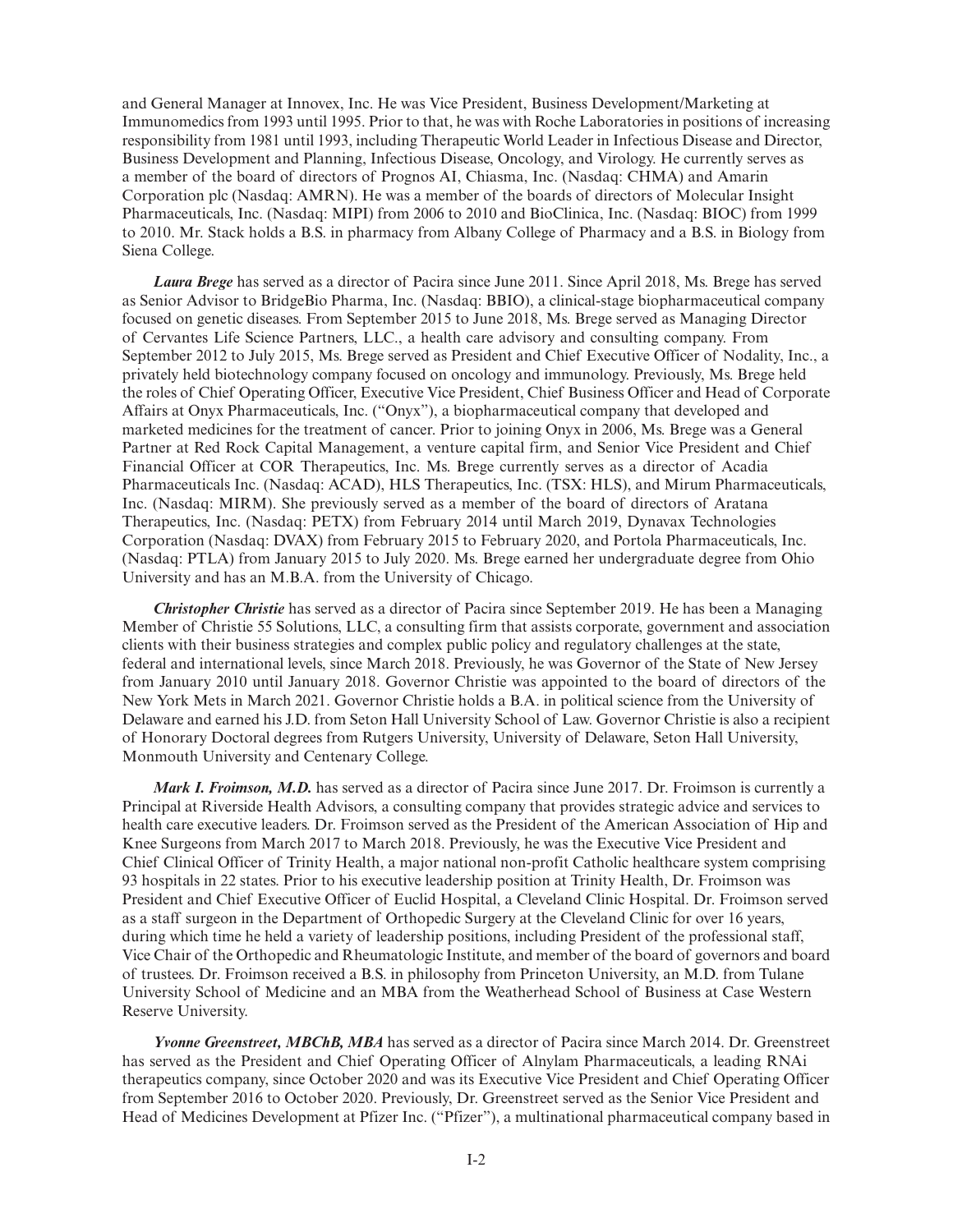and General Manager at Innovex, Inc. He was Vice President, Business Development/Marketing at Immunomedics from 1993 until 1995. Prior to that, he was with Roche Laboratories in positions of increasing responsibility from 1981 until 1993, including Therapeutic World Leader in Infectious Disease and Director, Business Development and Planning, Infectious Disease, Oncology, and Virology. He currently serves as a member of the board of directors of Prognos AI, Chiasma, Inc. (Nasdaq: CHMA) and Amarin Corporation plc (Nasdaq: AMRN). He was a member of the boards of directors of Molecular Insight Pharmaceuticals, Inc. (Nasdaq: MIPI) from 2006 to 2010 and BioClinica, Inc. (Nasdaq: BIOC) from 1999 to 2010. Mr. Stack holds a B.S. in pharmacy from Albany College of Pharmacy and a B.S. in Biology from Siena College.

***Laura Brege*** has served as a director of Pacira since June 2011. Since April 2018, Ms. Brege has served as Senior Advisor to BridgeBio Pharma, Inc. (Nasdaq: BBIO), a clinical-stage biopharmaceutical company focused on genetic diseases. From September 2015 to June 2018, Ms. Brege served as Managing Director of Cervantes Life Science Partners, LLC., a health care advisory and consulting company. From September 2012 to July 2015, Ms. Brege served as President and Chief Executive Officer of Nodality, Inc., a privately held biotechnology company focused on oncology and immunology. Previously, Ms. Brege held the roles of Chief Operating Officer, Executive Vice President, Chief Business Officer and Head of Corporate Affairs at Onyx Pharmaceuticals, Inc. ("Onyx"), a biopharmaceutical company that developed and marketed medicines for the treatment of cancer. Prior to joining Onyx in 2006, Ms. Brege was a General Partner at Red Rock Capital Management, a venture capital firm, and Senior Vice President and Chief Financial Officer at COR Therapeutics, Inc. Ms. Brege currently serves as a director of Acadia Pharmaceuticals Inc. (Nasdaq: ACAD), HLS Therapeutics, Inc. (TSX: HLS), and Mirum Pharmaceuticals, Inc. (Nasdaq: MIRM). She previously served as a member of the board of directors of Aratana Therapeutics, Inc. (Nasdaq: PETX) from February 2014 until March 2019, Dynavax Technologies Corporation (Nasdaq: DVAX) from February 2015 to February 2020, and Portola Pharmaceuticals, Inc. (Nasdaq: PTLA) from January 2015 to July 2020. Ms. Brege earned her undergraduate degree from Ohio University and has an M.B.A. from the University of Chicago.

***Christopher Christie*** has served as a director of Pacira since September 2019. He has been a Managing Member of Christie 55 Solutions, LLC, a consulting firm that assists corporate, government and association clients with their business strategies and complex public policy and regulatory challenges at the state, federal and international levels, since March 2018. Previously, he was Governor of the State of New Jersey from January 2010 until January 2018. Governor Christie was appointed to the board of directors of the New York Mets in March 2021. Governor Christie holds a B.A. in political science from the University of Delaware and earned his J.D. from Seton Hall University School of Law. Governor Christie is also a recipient of Honorary Doctoral degrees from Rutgers University, University of Delaware, Seton Hall University, Monmouth University and Centenary College.

***Mark I. Froimson, M.D.*** has served as a director of Pacira since June 2017. Dr. Froimson is currently a Principal at Riverside Health Advisors, a consulting company that provides strategic advice and services to health care executive leaders. Dr. Froimson served as the President of the American Association of Hip and Knee Surgeons from March 2017 to March 2018. Previously, he was the Executive Vice President and Chief Clinical Officer of Trinity Health, a major national non-profit Catholic healthcare system comprising 93 hospitals in 22 states. Prior to his executive leadership position at Trinity Health, Dr. Froimson was President and Chief Executive Officer of Euclid Hospital, a Cleveland Clinic Hospital. Dr. Froimson served as a staff surgeon in the Department of Orthopedic Surgery at the Cleveland Clinic for over 16 years, during which time he held a variety of leadership positions, including President of the professional staff, Vice Chair of the Orthopedic and Rheumatologic Institute, and member of the board of governors and board of trustees. Dr. Froimson received a B.S. in philosophy from Princeton University, an M.D. from Tulane University School of Medicine and an MBA from the Weatherhead School of Business at Case Western Reserve University.

***Yvonne Greenstreet, MBChB, MBA*** has served as a director of Pacira since March 2014. Dr. Greenstreet has served as the President and Chief Operating Officer of Alnylam Pharmaceuticals, a leading RNAi therapeutics company, since October 2020 and was its Executive Vice President and Chief Operating Officer from September 2016 to October 2020. Previously, Dr. Greenstreet served as the Senior Vice President and Head of Medicines Development at Pfizer Inc. ("Pfizer"), a multinational pharmaceutical company based in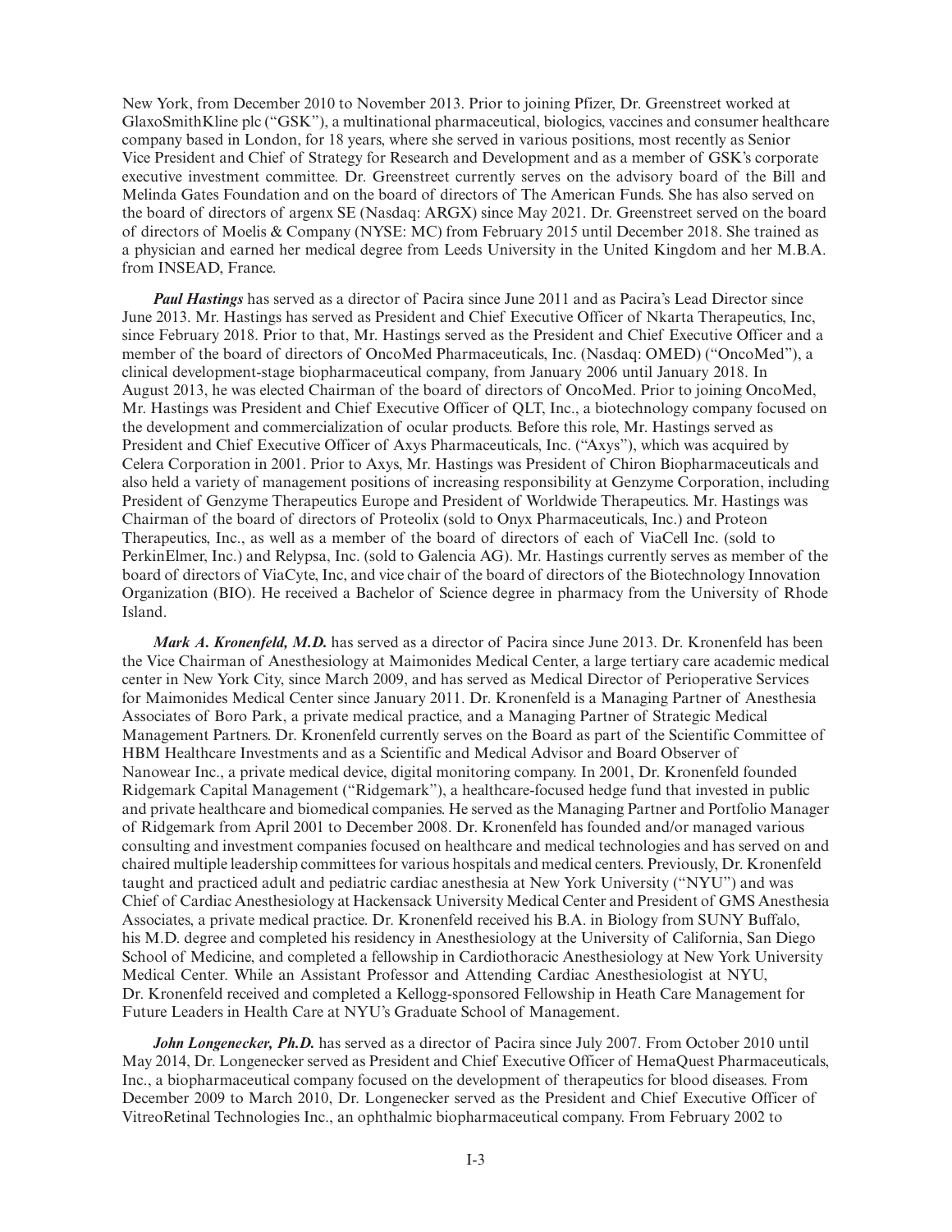New York, from December 2010 to November 2013. Prior to joining Pfizer, Dr. Greenstreet worked at GlaxoSmithKline plc ("GSK"), a multinational pharmaceutical, biologics, vaccines and consumer healthcare company based in London, for 18 years, where she served in various positions, most recently as Senior Vice President and Chief of Strategy for Research and Development and as a member of GSK's corporate executive investment committee. Dr. Greenstreet currently serves on the advisory board of the Bill and Melinda Gates Foundation and on the board of directors of The American Funds. She has also served on the board of directors of argenx SE (Nasdaq: ARGX) since May 2021. Dr. Greenstreet served on the board of directors of Moelis & Company (NYSE: MC) from February 2015 until December 2018. She trained as a physician and earned her medical degree from Leeds University in the United Kingdom and her M.B.A. from INSEAD, France.

***Paul Hastings*** has served as a director of Pacira since June 2011 and as Pacira's Lead Director since June 2013. Mr. Hastings has served as President and Chief Executive Officer of Nkarta Therapeutics, Inc, since February 2018. Prior to that, Mr. Hastings served as the President and Chief Executive Officer and a member of the board of directors of OncoMed Pharmaceuticals, Inc. (Nasdaq: OMED) ("OncoMed"), a clinical development-stage biopharmaceutical company, from January 2006 until January 2018. In August 2013, he was elected Chairman of the board of directors of OncoMed. Prior to joining OncoMed, Mr. Hastings was President and Chief Executive Officer of QLT, Inc., a biotechnology company focused on the development and commercialization of ocular products. Before this role, Mr. Hastings served as President and Chief Executive Officer of Axys Pharmaceuticals, Inc. ("Axys"), which was acquired by Celera Corporation in 2001. Prior to Axys, Mr. Hastings was President of Chiron Biopharmaceuticals and also held a variety of management positions of increasing responsibility at Genzyme Corporation, including President of Genzyme Therapeutics Europe and President of Worldwide Therapeutics. Mr. Hastings was Chairman of the board of directors of Proteolix (sold to Onyx Pharmaceuticals, Inc.) and Proteon Therapeutics, Inc., as well as a member of the board of directors of each of ViaCell Inc. (sold to PerkinElmer, Inc.) and Relypsa, Inc. (sold to Galencia AG). Mr. Hastings currently serves as member of the board of directors of ViaCyte, Inc, and vice chair of the board of directors of the Biotechnology Innovation Organization (BIO). He received a Bachelor of Science degree in pharmacy from the University of Rhode Island.

***Mark A. Kronenfeld, M.D.*** has served as a director of Pacira since June 2013. Dr. Kronenfeld has been the Vice Chairman of Anesthesiology at Maimonides Medical Center, a large tertiary care academic medical center in New York City, since March 2009, and has served as Medical Director of Perioperative Services for Maimonides Medical Center since January 2011. Dr. Kronenfeld is a Managing Partner of Anesthesia Associates of Boro Park, a private medical practice, and a Managing Partner of Strategic Medical Management Partners. Dr. Kronenfeld currently serves on the Board as part of the Scientific Committee of HBM Healthcare Investments and as a Scientific and Medical Advisor and Board Observer of Nanowear Inc., a private medical device, digital monitoring company. In 2001, Dr. Kronenfeld founded Ridgemark Capital Management ("Ridgemark"), a healthcare-focused hedge fund that invested in public and private healthcare and biomedical companies. He served as the Managing Partner and Portfolio Manager of Ridgemark from April 2001 to December 2008. Dr. Kronenfeld has founded and/or managed various consulting and investment companies focused on healthcare and medical technologies and has served on and chaired multiple leadership committees for various hospitals and medical centers. Previously, Dr. Kronenfeld taught and practiced adult and pediatric cardiac anesthesia at New York University ("NYU") and was Chief of Cardiac Anesthesiology at Hackensack University Medical Center and President of GMS Anesthesia Associates, a private medical practice. Dr. Kronenfeld received his B.A. in Biology from SUNY Buffalo, his M.D. degree and completed his residency in Anesthesiology at the University of California, San Diego School of Medicine, and completed a fellowship in Cardiothoracic Anesthesiology at New York University Medical Center. While an Assistant Professor and Attending Cardiac Anesthesiologist at NYU, Dr. Kronenfeld received and completed a Kellogg-sponsored Fellowship in Heath Care Management for Future Leaders in Health Care at NYU's Graduate School of Management.

***John Longenecker, Ph.D.*** has served as a director of Pacira since July 2007. From October 2010 until May 2014, Dr. Longenecker served as President and Chief Executive Officer of HemaQuest Pharmaceuticals, Inc., a biopharmaceutical company focused on the development of therapeutics for blood diseases. From December 2009 to March 2010, Dr. Longenecker served as the President and Chief Executive Officer of VitreoRetinal Technologies Inc., an ophthalmic biopharmaceutical company. From February 2002 to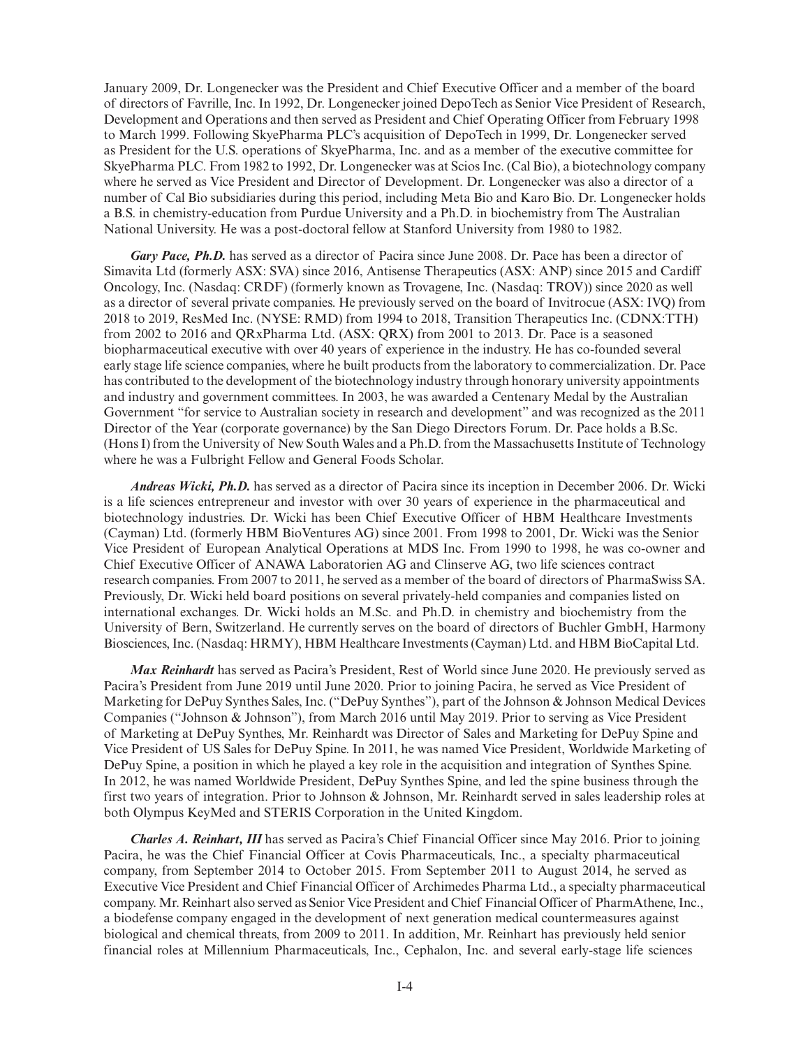January 2009, Dr. Longenecker was the President and Chief Executive Officer and a member of the board of directors of Favrille, Inc. In 1992, Dr. Longenecker joined DepoTech as Senior Vice President of Research, Development and Operations and then served as President and Chief Operating Officer from February 1998 to March 1999. Following SkyePharma PLC's acquisition of DepoTech in 1999, Dr. Longenecker served as President for the U.S. operations of SkyePharma, Inc. and as a member of the executive committee for SkyePharma PLC. From 1982 to 1992, Dr. Longenecker was at Scios Inc. (Cal Bio), a biotechnology company where he served as Vice President and Director of Development. Dr. Longenecker was also a director of a number of Cal Bio subsidiaries during this period, including Meta Bio and Karo Bio. Dr. Longenecker holds a B.S. in chemistry-education from Purdue University and a Ph.D. in biochemistry from The Australian National University. He was a post-doctoral fellow at Stanford University from 1980 to 1982.

***Gary Pace, Ph.D.*** has served as a director of Pacira since June 2008. Dr. Pace has been a director of Simavita Ltd (formerly ASX: SVA) since 2016, Antisense Therapeutics (ASX: ANP) since 2015 and Cardiff Oncology, Inc. (Nasdaq: CRDF) (formerly known as Trovagene, Inc. (Nasdaq: TROV)) since 2020 as well as a director of several private companies. He previously served on the board of Invitrocue (ASX: IVQ) from 2018 to 2019, ResMed Inc. (NYSE: RMD) from 1994 to 2018, Transition Therapeutics Inc. (CDNX:TTH) from 2002 to 2016 and QRxPharma Ltd. (ASX: QRX) from 2001 to 2013. Dr. Pace is a seasoned biopharmaceutical executive with over 40 years of experience in the industry. He has co-founded several early stage life science companies, where he built products from the laboratory to commercialization. Dr. Pace has contributed to the development of the biotechnology industry through honorary university appointments and industry and government committees. In 2003, he was awarded a Centenary Medal by the Australian Government "for service to Australian society in research and development" and was recognized as the 2011 Director of the Year (corporate governance) by the San Diego Directors Forum. Dr. Pace holds a B.Sc. (Hons I) from the University of New South Wales and a Ph.D. from the Massachusetts Institute of Technology where he was a Fulbright Fellow and General Foods Scholar.

***Andreas Wicki, Ph.D.*** has served as a director of Pacira since its inception in December 2006. Dr. Wicki is a life sciences entrepreneur and investor with over 30 years of experience in the pharmaceutical and biotechnology industries. Dr. Wicki has been Chief Executive Officer of HBM Healthcare Investments (Cayman) Ltd. (formerly HBM BioVentures AG) since 2001. From 1998 to 2001, Dr. Wicki was the Senior Vice President of European Analytical Operations at MDS Inc. From 1990 to 1998, he was co-owner and Chief Executive Officer of ANAWA Laboratorien AG and Clinserve AG, two life sciences contract research companies. From 2007 to 2011, he served as a member of the board of directors of PharmaSwiss SA. Previously, Dr. Wicki held board positions on several privately-held companies and companies listed on international exchanges. Dr. Wicki holds an M.Sc. and Ph.D. in chemistry and biochemistry from the University of Bern, Switzerland. He currently serves on the board of directors of Buchler GmbH, Harmony Biosciences, Inc. (Nasdaq: HRMY), HBM Healthcare Investments (Cayman) Ltd. and HBM BioCapital Ltd.

***Max Reinhardt*** has served as Pacira's President, Rest of World since June 2020. He previously served as Pacira's President from June 2019 until June 2020. Prior to joining Pacira, he served as Vice President of Marketing for DePuy Synthes Sales, Inc. ("DePuy Synthes"), part of the Johnson & Johnson Medical Devices Companies ("Johnson & Johnson"), from March 2016 until May 2019. Prior to serving as Vice President of Marketing at DePuy Synthes, Mr. Reinhardt was Director of Sales and Marketing for DePuy Spine and Vice President of US Sales for DePuy Spine. In 2011, he was named Vice President, Worldwide Marketing of DePuy Spine, a position in which he played a key role in the acquisition and integration of Synthes Spine. In 2012, he was named Worldwide President, DePuy Synthes Spine, and led the spine business through the first two years of integration. Prior to Johnson & Johnson, Mr. Reinhardt served in sales leadership roles at both Olympus KeyMed and STERIS Corporation in the United Kingdom.

***Charles A. Reinhart, III*** has served as Pacira's Chief Financial Officer since May 2016. Prior to joining Pacira, he was the Chief Financial Officer at Covis Pharmaceuticals, Inc., a specialty pharmaceutical company, from September 2014 to October 2015. From September 2011 to August 2014, he served as Executive Vice President and Chief Financial Officer of Archimedes Pharma Ltd., a specialty pharmaceutical company. Mr. Reinhart also served as Senior Vice President and Chief Financial Officer of PharmAthene, Inc., a biodefense company engaged in the development of next generation medical countermeasures against biological and chemical threats, from 2009 to 2011. In addition, Mr. Reinhart has previously held senior financial roles at Millennium Pharmaceuticals, Inc., Cephalon, Inc. and several early-stage life sciences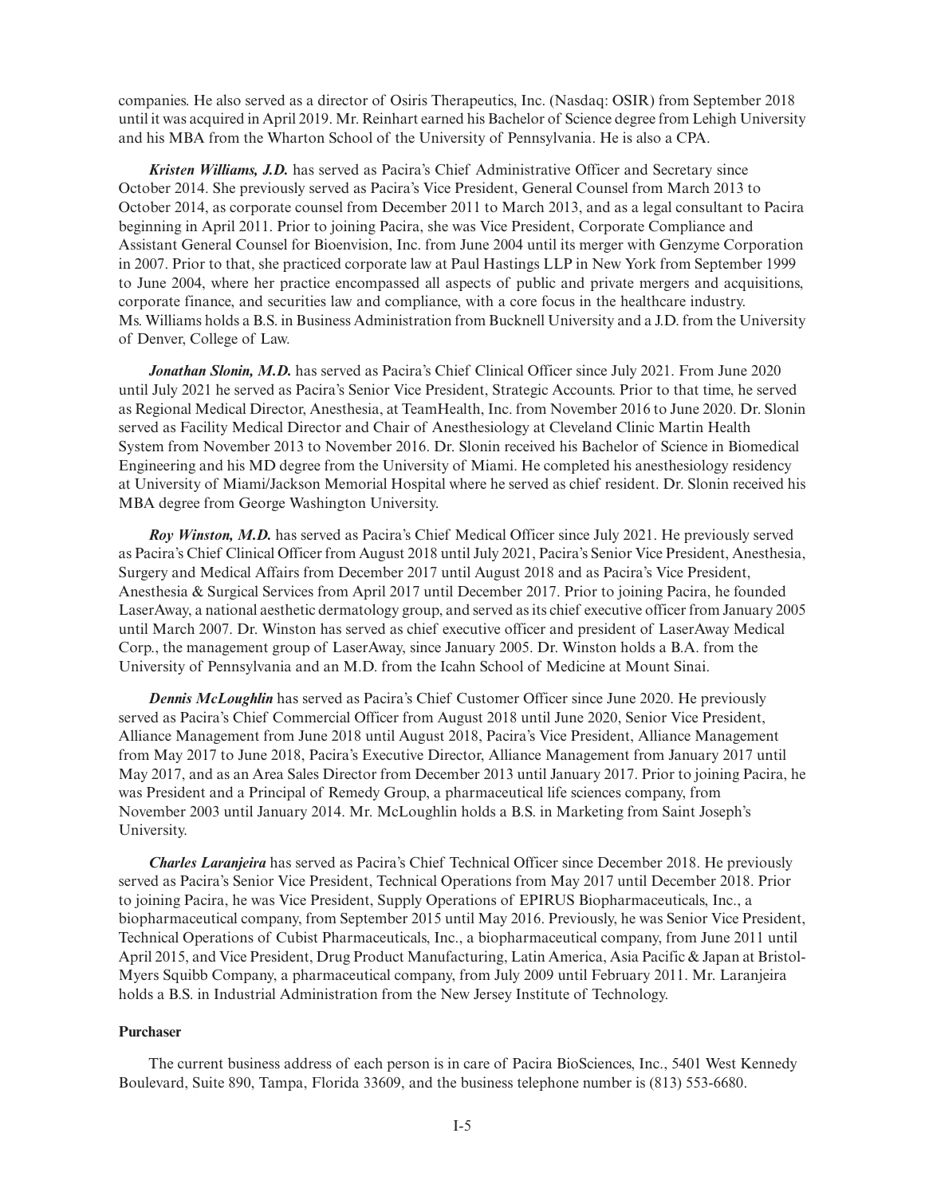companies. He also served as a director of Osiris Therapeutics, Inc. (Nasdaq: OSIR) from September 2018 until it was acquired in April 2019. Mr. Reinhart earned his Bachelor of Science degree from Lehigh University and his MBA from the Wharton School of the University of Pennsylvania. He is also a CPA.

***Kristen Williams, J.D.*** has served as Pacira's Chief Administrative Officer and Secretary since October 2014. She previously served as Pacira's Vice President, General Counsel from March 2013 to October 2014, as corporate counsel from December 2011 to March 2013, and as a legal consultant to Pacira beginning in April 2011. Prior to joining Pacira, she was Vice President, Corporate Compliance and Assistant General Counsel for Bioenvision, Inc. from June 2004 until its merger with Genzyme Corporation in 2007. Prior to that, she practiced corporate law at Paul Hastings LLP in New York from September 1999 to June 2004, where her practice encompassed all aspects of public and private mergers and acquisitions, corporate finance, and securities law and compliance, with a core focus in the healthcare industry. Ms. Williams holds a B.S. in Business Administration from Bucknell University and a J.D. from the University of Denver, College of Law.

***Jonathan Slonin, M.D.*** has served as Pacira's Chief Clinical Officer since July 2021. From June 2020 until July 2021 he served as Pacira's Senior Vice President, Strategic Accounts. Prior to that time, he served as Regional Medical Director, Anesthesia, at TeamHealth, Inc. from November 2016 to June 2020. Dr. Slonin served as Facility Medical Director and Chair of Anesthesiology at Cleveland Clinic Martin Health System from November 2013 to November 2016. Dr. Slonin received his Bachelor of Science in Biomedical Engineering and his MD degree from the University of Miami. He completed his anesthesiology residency at University of Miami/Jackson Memorial Hospital where he served as chief resident. Dr. Slonin received his MBA degree from George Washington University.

***Roy Winston, M.D.*** has served as Pacira's Chief Medical Officer since July 2021. He previously served as Pacira's Chief Clinical Officer from August 2018 until July 2021, Pacira's Senior Vice President, Anesthesia, Surgery and Medical Affairs from December 2017 until August 2018 and as Pacira's Vice President, Anesthesia & Surgical Services from April 2017 until December 2017. Prior to joining Pacira, he founded LaserAway, a national aesthetic dermatology group, and served as its chief executive officer from January 2005 until March 2007. Dr. Winston has served as chief executive officer and president of LaserAway Medical Corp., the management group of LaserAway, since January 2005. Dr. Winston holds a B.A. from the University of Pennsylvania and an M.D. from the Icahn School of Medicine at Mount Sinai.

***Dennis McLoughlin*** has served as Pacira's Chief Customer Officer since June 2020. He previously served as Pacira's Chief Commercial Officer from August 2018 until June 2020, Senior Vice President, Alliance Management from June 2018 until August 2018, Pacira's Vice President, Alliance Management from May 2017 to June 2018, Pacira's Executive Director, Alliance Management from January 2017 until May 2017, and as an Area Sales Director from December 2013 until January 2017. Prior to joining Pacira, he was President and a Principal of Remedy Group, a pharmaceutical life sciences company, from November 2003 until January 2014. Mr. McLoughlin holds a B.S. in Marketing from Saint Joseph's University.

***Charles Laranjeira*** has served as Pacira's Chief Technical Officer since December 2018. He previously served as Pacira's Senior Vice President, Technical Operations from May 2017 until December 2018. Prior to joining Pacira, he was Vice President, Supply Operations of EPIRUS Biopharmaceuticals, Inc., a biopharmaceutical company, from September 2015 until May 2016. Previously, he was Senior Vice President, Technical Operations of Cubist Pharmaceuticals, Inc., a biopharmaceutical company, from June 2011 until April 2015, and Vice President, Drug Product Manufacturing, Latin America, Asia Pacific & Japan at Bristol-Myers Squibb Company, a pharmaceutical company, from July 2009 until February 2011. Mr. Laranjeira holds a B.S. in Industrial Administration from the New Jersey Institute of Technology.

**Purchaser**

The current business address of each person is in care of Pacira BioSciences, Inc., 5401 West Kennedy Boulevard, Suite 890, Tampa, Florida 33609, and the business telephone number is (813) 553-6680.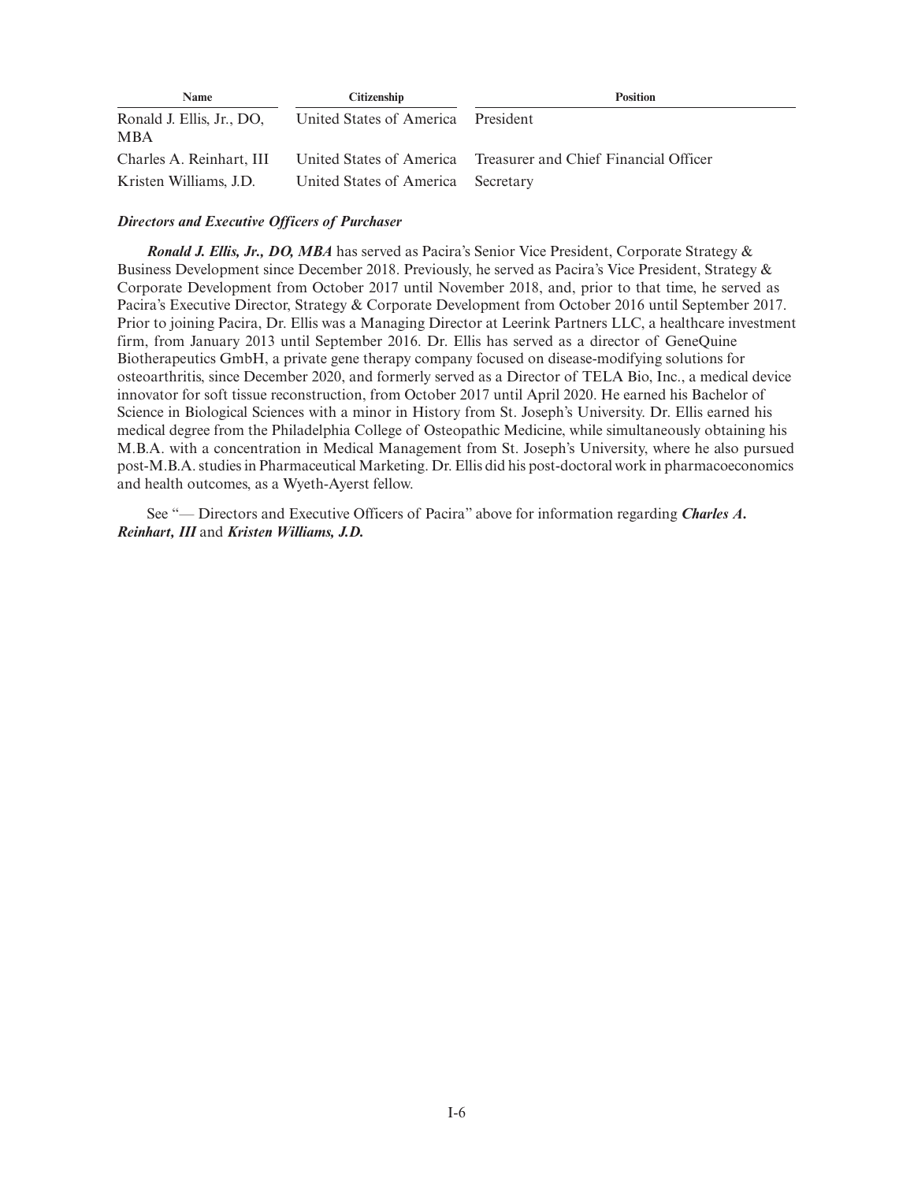| Name | Citizenship | Position |
| --- | --- | --- |
| Ronald J. Ellis, Jr., DO, MBA | United States of America | President |
| Charles A. Reinhart, III | United States of America | Treasurer and Chief Financial Officer |
| Kristen Williams, J.D. | United States of America | Secretary |

***Directors and Executive Officers of Purchaser***

***Ronald J. Ellis, Jr., DO, MBA*** has served as Pacira's Senior Vice President, Corporate Strategy & Business Development since December 2018. Previously, he served as Pacira's Vice President, Strategy & Corporate Development from October 2017 until November 2018, and, prior to that time, he served as Pacira's Executive Director, Strategy & Corporate Development from October 2016 until September 2017. Prior to joining Pacira, Dr. Ellis was a Managing Director at Leerink Partners LLC, a healthcare investment firm, from January 2013 until September 2016. Dr. Ellis has served as a director of GeneQuine Biotherapeutics GmbH, a private gene therapy company focused on disease-modifying solutions for osteoarthritis, since December 2020, and formerly served as a Director of TELA Bio, Inc., a medical device innovator for soft tissue reconstruction, from October 2017 until April 2020. He earned his Bachelor of Science in Biological Sciences with a minor in History from St. Joseph's University. Dr. Ellis earned his medical degree from the Philadelphia College of Osteopathic Medicine, while simultaneously obtaining his M.B.A. with a concentration in Medical Management from St. Joseph's University, where he also pursued post-M.B.A. studies in Pharmaceutical Marketing. Dr. Ellis did his post-doctoral work in pharmacoeconomics and health outcomes, as a Wyeth-Ayerst fellow.

See "— Directors and Executive Officers of Pacira" above for information regarding ***Charles A. Reinhart, III*** and ***Kristen Williams, J.D.***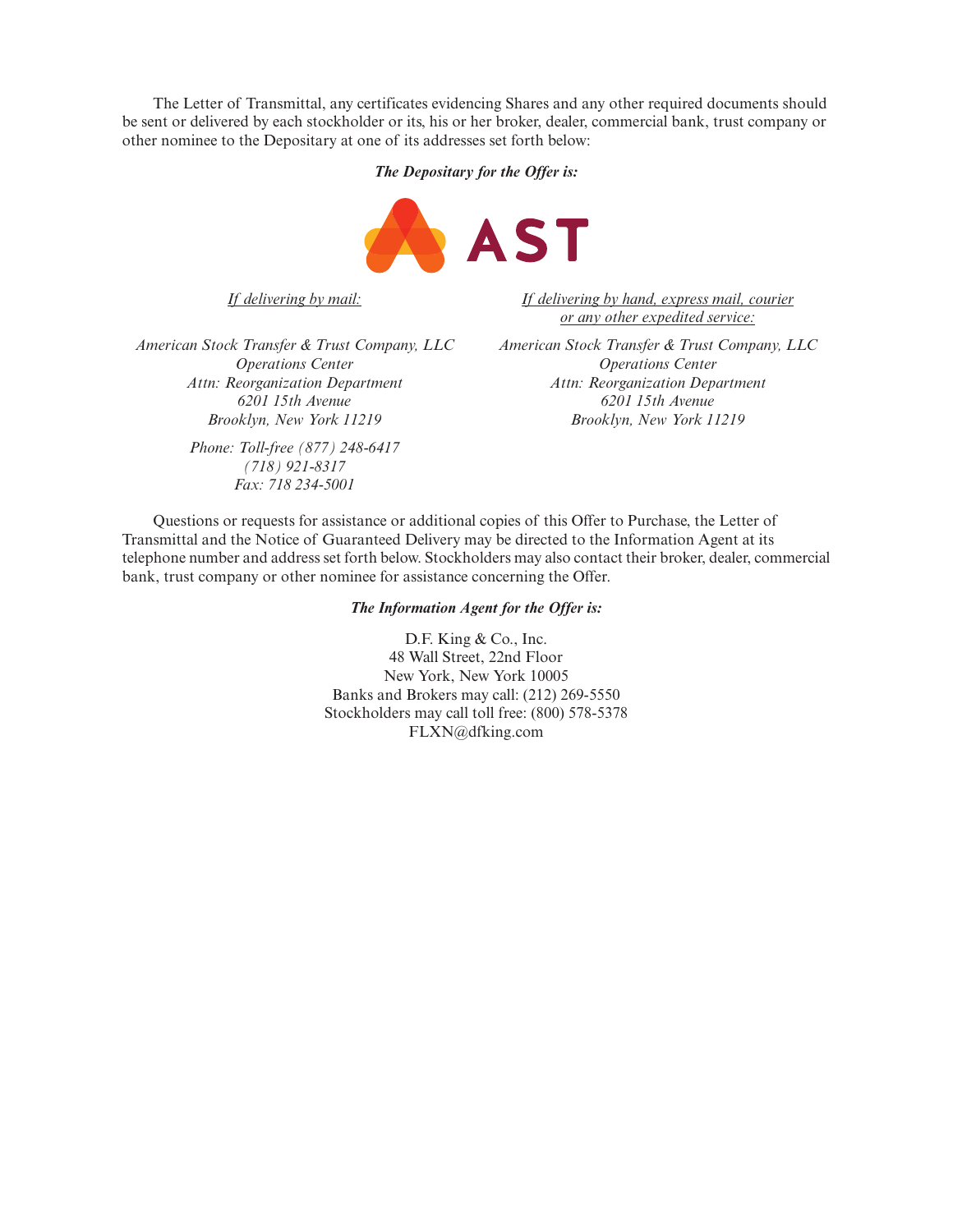The Letter of Transmittal, any certificates evidencing Shares and any other required documents should be sent or delivered by each stockholder or its, his or her broker, dealer, commercial bank, trust company or other nominee to the Depositary at one of its addresses set forth below:

***The Depositary for the Offer is:***

AST

*If delivering by mail:*

*American Stock Transfer & Trust Company, LLC*
*Operations Center*
*Attn: Reorganization Department*
*6201 15th Avenue*
*Brooklyn, New York 11219*

*Phone: Toll-free (877) 248-6417*
*(718) 921-8317*
*Fax: 718 234-5001*

*If delivering by hand, express mail, courier or any other expedited service:*

*American Stock Transfer & Trust Company, LLC*
*Operations Center*
*Attn: Reorganization Department*
*6201 15th Avenue*
*Brooklyn, New York 11219*

Questions or requests for assistance or additional copies of this Offer to Purchase, the Letter of Transmittal and the Notice of Guaranteed Delivery may be directed to the Information Agent at its telephone number and address set forth below. Stockholders may also contact their broker, dealer, commercial bank, trust company or other nominee for assistance concerning the Offer.

***The Information Agent for the Offer is:***

D.F. King & Co., Inc.
48 Wall Street, 22nd Floor
New York, New York 10005
Banks and Brokers may call: (212) 269-5550
Stockholders may call toll free: (800) 578-5378
FLXN@dfking.com